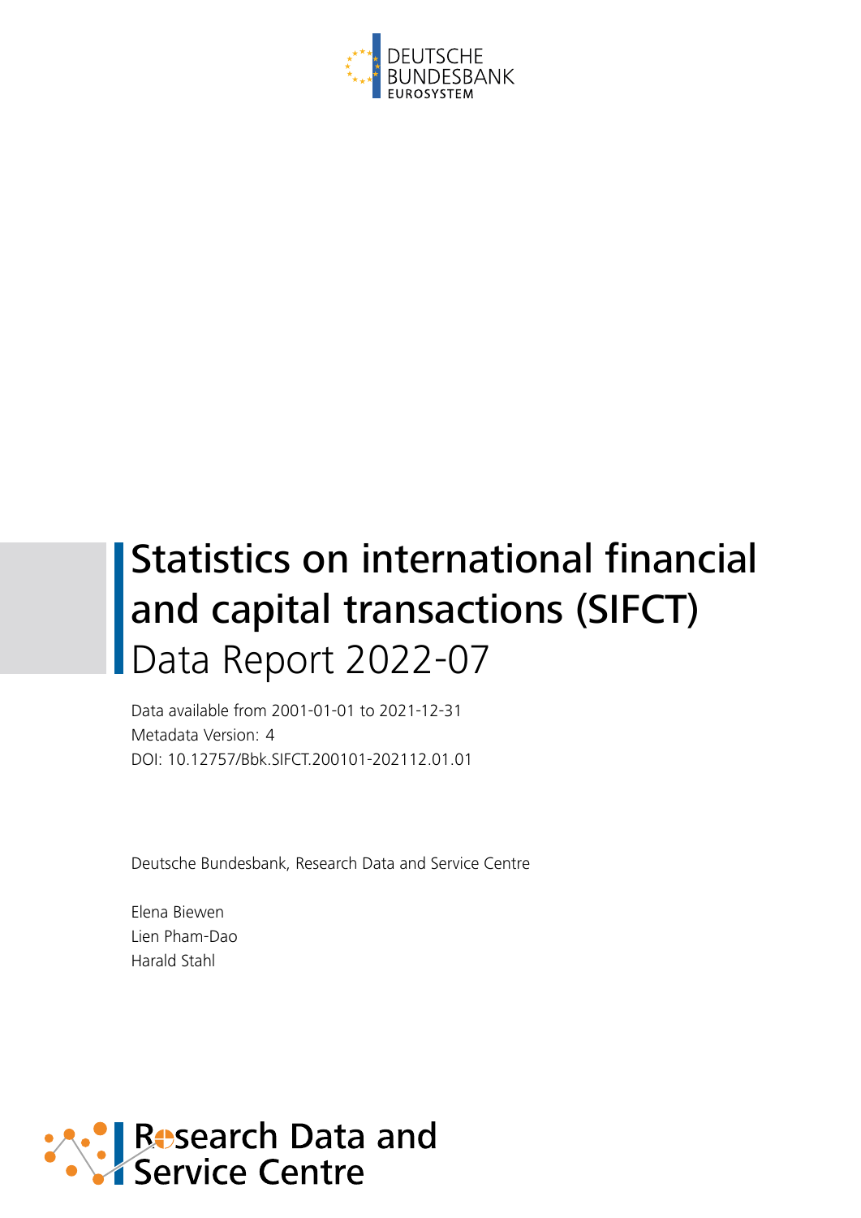DEUTSCHE BUNDESBANK
EUROSYSTEM

# Statistics on international financial and capital transactions (SIFCT)

## Data Report 2022-07

Data available from 2001-01-01 to 2021-12-31
Metadata Version: 4
DOI: 10.12757/Bbk.SIFCT.200101-202112.01.01

Deutsche Bundesbank, Research Data and Service Centre

Elena Biewen
Lien Pham-Dao
Harald Stahl

Research Data and Service Centre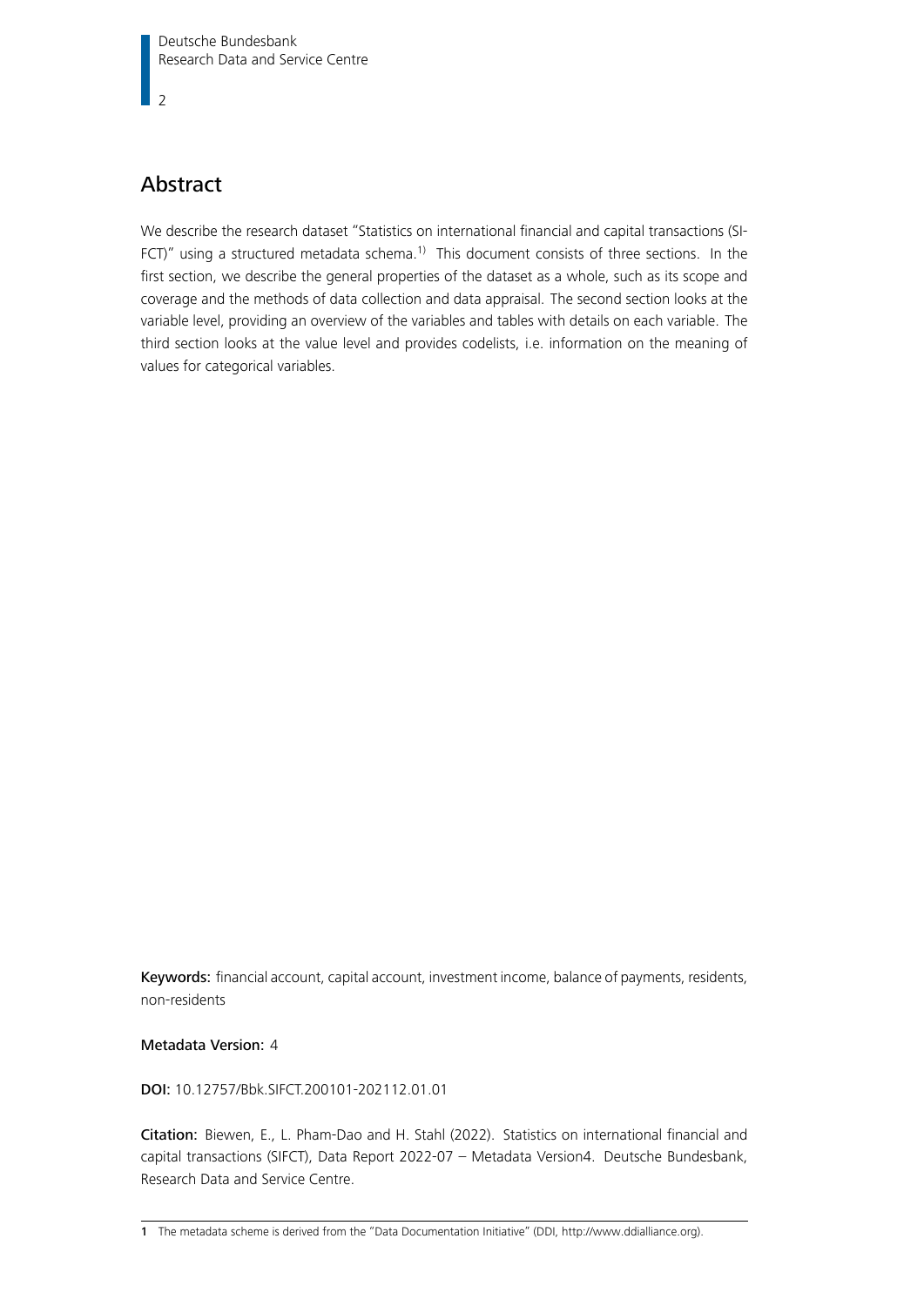## Abstract

We describe the research dataset "Statistics on international financial and capital transactions (SIFCT)" using a structured metadata schema.[1] This document consists of three sections. In the first section, we describe the general properties of the dataset as a whole, such as its scope and coverage and the methods of data collection and data appraisal. The second section looks at the variable level, providing an overview of the variables and tables with details on each variable. The third section looks at the value level and provides codelists, i.e. information on the meaning of values for categorical variables.

**Keywords:** financial account, capital account, investment income, balance of payments, residents, non-residents

**Metadata Version:** 4

**DOI:** 10.12757/Bbk.SIFCT.200101-202112.01.01

**Citation:** Biewen, E., L. Pham-Dao and H. Stahl (2022). Statistics on international financial and capital transactions (SIFCT), Data Report 2022-07 – Metadata Version4. Deutsche Bundesbank, Research Data and Service Centre.

---

1 The metadata scheme is derived from the "Data Documentation Initiative" (DDI, http://www.ddialliance.org).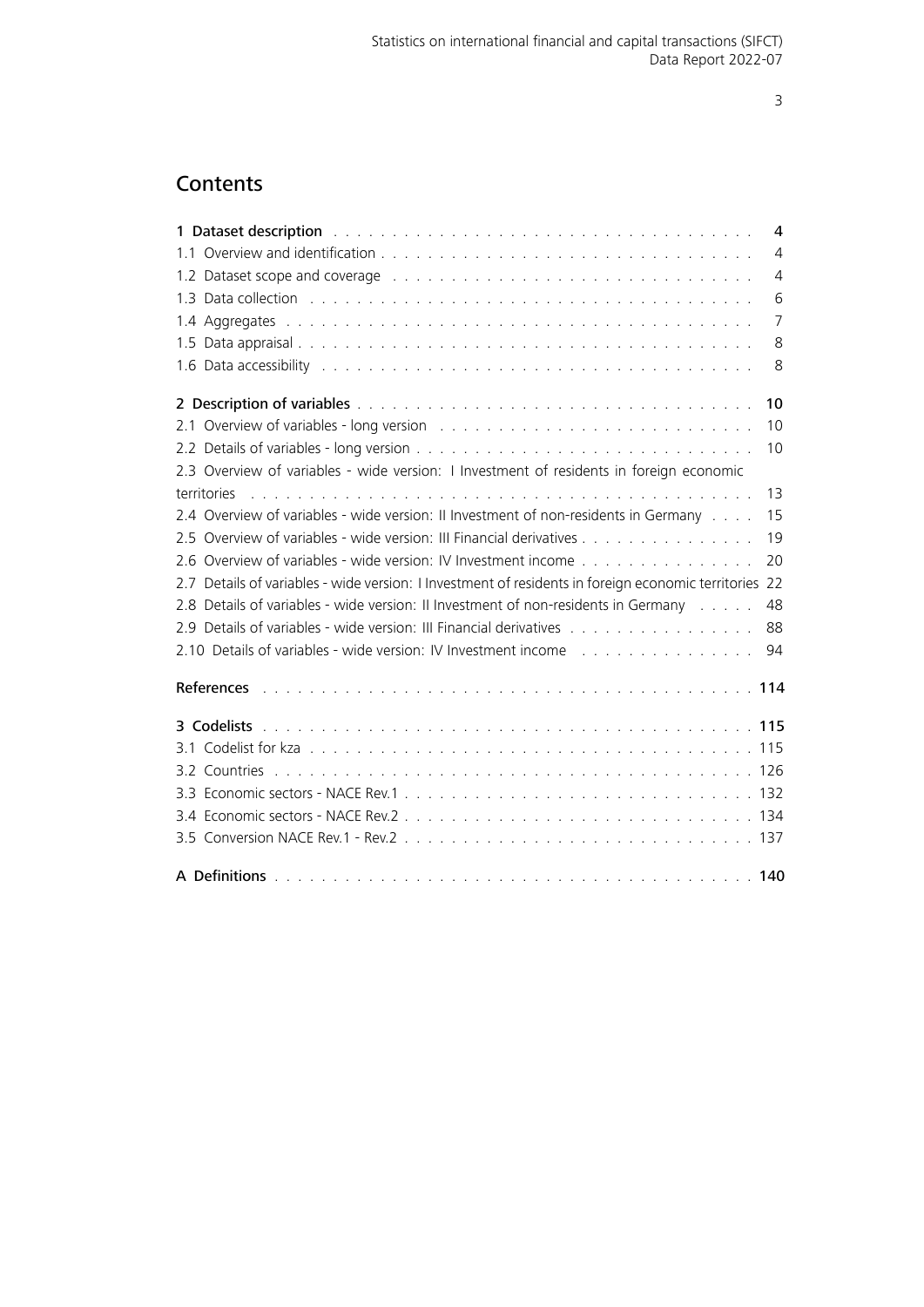# Contents

**1 Dataset description** . . . . . . . . . . . . . . . . . . . . . . . . . . . . . . . . . . . . **4**
- 1.1 Overview and identification . . . . . . . . . . . . . . . . . . . . . . . . . . . . . . . 4
- 1.2 Dataset scope and coverage . . . . . . . . . . . . . . . . . . . . . . . . . . . . . . . 4
- 1.3 Data collection . . . . . . . . . . . . . . . . . . . . . . . . . . . . . . . . . . . . . 6
- 1.4 Aggregates . . . . . . . . . . . . . . . . . . . . . . . . . . . . . . . . . . . . . . . 7
- 1.5 Data appraisal . . . . . . . . . . . . . . . . . . . . . . . . . . . . . . . . . . . . . 8
- 1.6 Data accessibility . . . . . . . . . . . . . . . . . . . . . . . . . . . . . . . . . . . . 8

**2 Description of variables** . . . . . . . . . . . . . . . . . . . . . . . . . . . . . . . . . . **10**
- 2.1 Overview of variables - long version . . . . . . . . . . . . . . . . . . . . . . . . . . 10
- 2.2 Details of variables - long version . . . . . . . . . . . . . . . . . . . . . . . . . . . 10
- 2.3 Overview of variables - wide version: I Investment of residents in foreign economic territories . . . . . . . . . . . . . . . . . . . . . . . . . . . . . . . . . . . . . . . . 13
- 2.4 Overview of variables - wide version: II Investment of non-residents in Germany . . . . 15
- 2.5 Overview of variables - wide version: III Financial derivatives . . . . . . . . . . . . . . 19
- 2.6 Overview of variables - wide version: IV Investment income . . . . . . . . . . . . . . . 20
- 2.7 Details of variables - wide version: I Investment of residents in foreign economic territories 22
- 2.8 Details of variables - wide version: II Investment of non-residents in Germany . . . . . 48
- 2.9 Details of variables - wide version: III Financial derivatives . . . . . . . . . . . . . . . 88
- 2.10 Details of variables - wide version: IV Investment income . . . . . . . . . . . . . . . 94

**References** . . . . . . . . . . . . . . . . . . . . . . . . . . . . . . . . . . . . . . . . . **114**

**3 Codelists** . . . . . . . . . . . . . . . . . . . . . . . . . . . . . . . . . . . . . . . . . **115**
- 3.1 Codelist for kza . . . . . . . . . . . . . . . . . . . . . . . . . . . . . . . . . . . . . 115
- 3.2 Countries . . . . . . . . . . . . . . . . . . . . . . . . . . . . . . . . . . . . . . . . 126
- 3.3 Economic sectors - NACE Rev.1 . . . . . . . . . . . . . . . . . . . . . . . . . . . . . 132
- 3.4 Economic sectors - NACE Rev.2 . . . . . . . . . . . . . . . . . . . . . . . . . . . . . 134
- 3.5 Conversion NACE Rev.1 - Rev.2 . . . . . . . . . . . . . . . . . . . . . . . . . . . . . 137

**A Definitions** . . . . . . . . . . . . . . . . . . . . . . . . . . . . . . . . . . . . . . . . **140**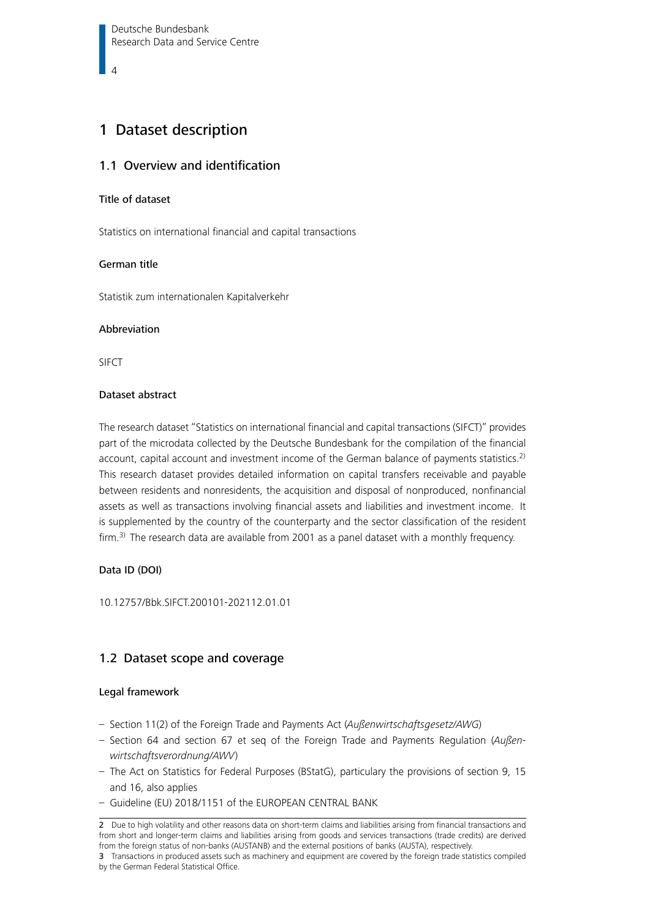# 1 Dataset description

## 1.1 Overview and identification

### Title of dataset

Statistics on international financial and capital transactions

### German title

Statistik zum internationalen Kapitalverkehr

### Abbreviation

SIFCT

### Dataset abstract

The research dataset "Statistics on international financial and capital transactions (SIFCT)" provides part of the microdata collected by the Deutsche Bundesbank for the compilation of the financial account, capital account and investment income of the German balance of payments statistics.[2] This research dataset provides detailed information on capital transfers receivable and payable between residents and nonresidents, the acquisition and disposal of nonproduced, nonfinancial assets as well as transactions involving financial assets and liabilities and investment income. It is supplemented by the country of the counterparty and the sector classification of the resident firm.[3] The research data are available from 2001 as a panel dataset with a monthly frequency.

### Data ID (DOI)

10.12757/Bbk.SIFCT.200101-202112.01.01

## 1.2 Dataset scope and coverage

### Legal framework

- Section 11(2) of the Foreign Trade and Payments Act (*Außenwirtschaftsgesetz/AWG*)
- Section 64 and section 67 et seq of the Foreign Trade and Payments Regulation (*Außenwirtschaftsverordnung/AWV*)
- The Act on Statistics for Federal Purposes (BStatG), particulary the provisions of section 9, 15 and 16, also applies
- Guideline (EU) 2018/1151 of the EUROPEAN CENTRAL BANK

---

2 Due to high volatility and other reasons data on short-term claims and liabilities arising from financial transactions and from short and longer-term claims and liabilities arising from goods and services transactions (trade credits) are derived from the foreign status of non-banks (AUSTANB) and the external positions of banks (AUSTA), respectively.

3 Transactions in produced assets such as machinery and equipment are covered by the foreign trade statistics compiled by the German Federal Statistical Office.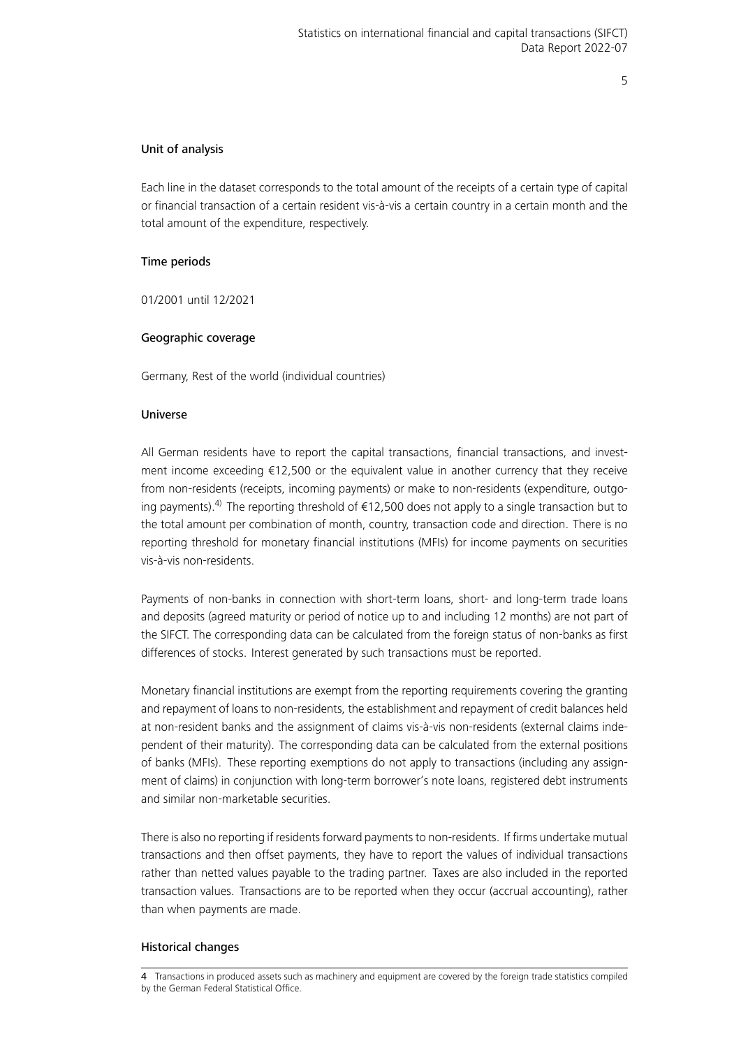### Unit of analysis

Each line in the dataset corresponds to the total amount of the receipts of a certain type of capital or financial transaction of a certain resident vis-à-vis a certain country in a certain month and the total amount of the expenditure, respectively.

### Time periods

01/2001 until 12/2021

### Geographic coverage

Germany, Rest of the world (individual countries)

### Universe

All German residents have to report the capital transactions, financial transactions, and investment income exceeding €12,500 or the equivalent value in another currency that they receive from non-residents (receipts, incoming payments) or make to non-residents (expenditure, outgoing payments).[4] The reporting threshold of €12,500 does not apply to a single transaction but to the total amount per combination of month, country, transaction code and direction. There is no reporting threshold for monetary financial institutions (MFIs) for income payments on securities vis-à-vis non-residents.

Payments of non-banks in connection with short-term loans, short- and long-term trade loans and deposits (agreed maturity or period of notice up to and including 12 months) are not part of the SIFCT. The corresponding data can be calculated from the foreign status of non-banks as first differences of stocks. Interest generated by such transactions must be reported.

Monetary financial institutions are exempt from the reporting requirements covering the granting and repayment of loans to non-residents, the establishment and repayment of credit balances held at non-resident banks and the assignment of claims vis-à-vis non-residents (external claims independent of their maturity). The corresponding data can be calculated from the external positions of banks (MFIs). These reporting exemptions do not apply to transactions (including any assignment of claims) in conjunction with long-term borrower's note loans, registered debt instruments and similar non-marketable securities.

There is also no reporting if residents forward payments to non-residents. If firms undertake mutual transactions and then offset payments, they have to report the values of individual transactions rather than netted values payable to the trading partner. Taxes are also included in the reported transaction values. Transactions are to be reported when they occur (accrual accounting), rather than when payments are made.

### Historical changes

4 Transactions in produced assets such as machinery and equipment are covered by the foreign trade statistics compiled by the German Federal Statistical Office.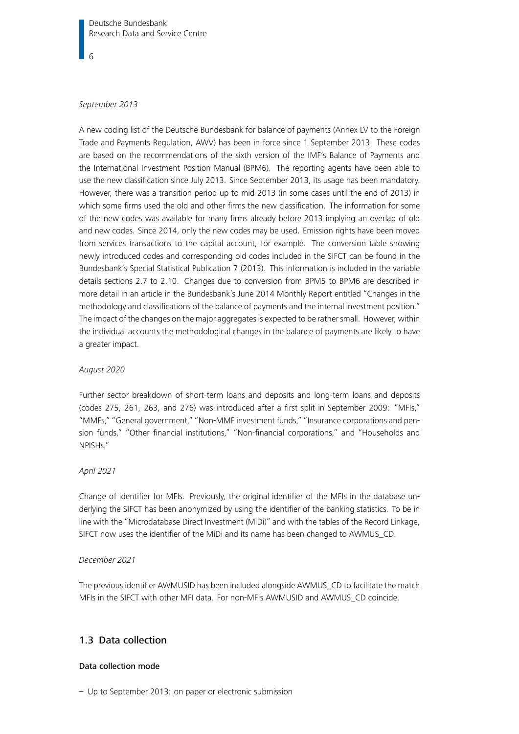*September 2013*

A new coding list of the Deutsche Bundesbank for balance of payments (Annex LV to the Foreign Trade and Payments Regulation, AWV) has been in force since 1 September 2013. These codes are based on the recommendations of the sixth version of the IMF's Balance of Payments and the International Investment Position Manual (BPM6). The reporting agents have been able to use the new classification since July 2013. Since September 2013, its usage has been mandatory. However, there was a transition period up to mid-2013 (in some cases until the end of 2013) in which some firms used the old and other firms the new classification. The information for some of the new codes was available for many firms already before 2013 implying an overlap of old and new codes. Since 2014, only the new codes may be used. Emission rights have been moved from services transactions to the capital account, for example. The conversion table showing newly introduced codes and corresponding old codes included in the SIFCT can be found in the Bundesbank's Special Statistical Publication 7 (2013). This information is included in the variable details sections 2.7 to 2.10. Changes due to conversion from BPM5 to BPM6 are described in more detail in an article in the Bundesbank's June 2014 Monthly Report entitled "Changes in the methodology and classifications of the balance of payments and the internal investment position." The impact of the changes on the major aggregates is expected to be rather small. However, within the individual accounts the methodological changes in the balance of payments are likely to have a greater impact.

*August 2020*

Further sector breakdown of short-term loans and deposits and long-term loans and deposits (codes 275, 261, 263, and 276) was introduced after a first split in September 2009: "MFIs," "MMFs," "General government," "Non-MMF investment funds," "Insurance corporations and pension funds," "Other financial institutions," "Non-financial corporations," and "Households and NPISHs."

*April 2021*

Change of identifier for MFIs. Previously, the original identifier of the MFIs in the database underlying the SIFCT has been anonymized by using the identifier of the banking statistics. To be in line with the "Microdatabase Direct Investment (MiDi)" and with the tables of the Record Linkage, SIFCT now uses the identifier of the MiDi and its name has been changed to AWMUS_CD.

*December 2021*

The previous identifier AWMUSID has been included alongside AWMUS_CD to facilitate the match MFIs in the SIFCT with other MFI data. For non-MFIs AWMUSID and AWMUS_CD coincide.

## 1.3 Data collection

**Data collection mode**

– Up to September 2013: on paper or electronic submission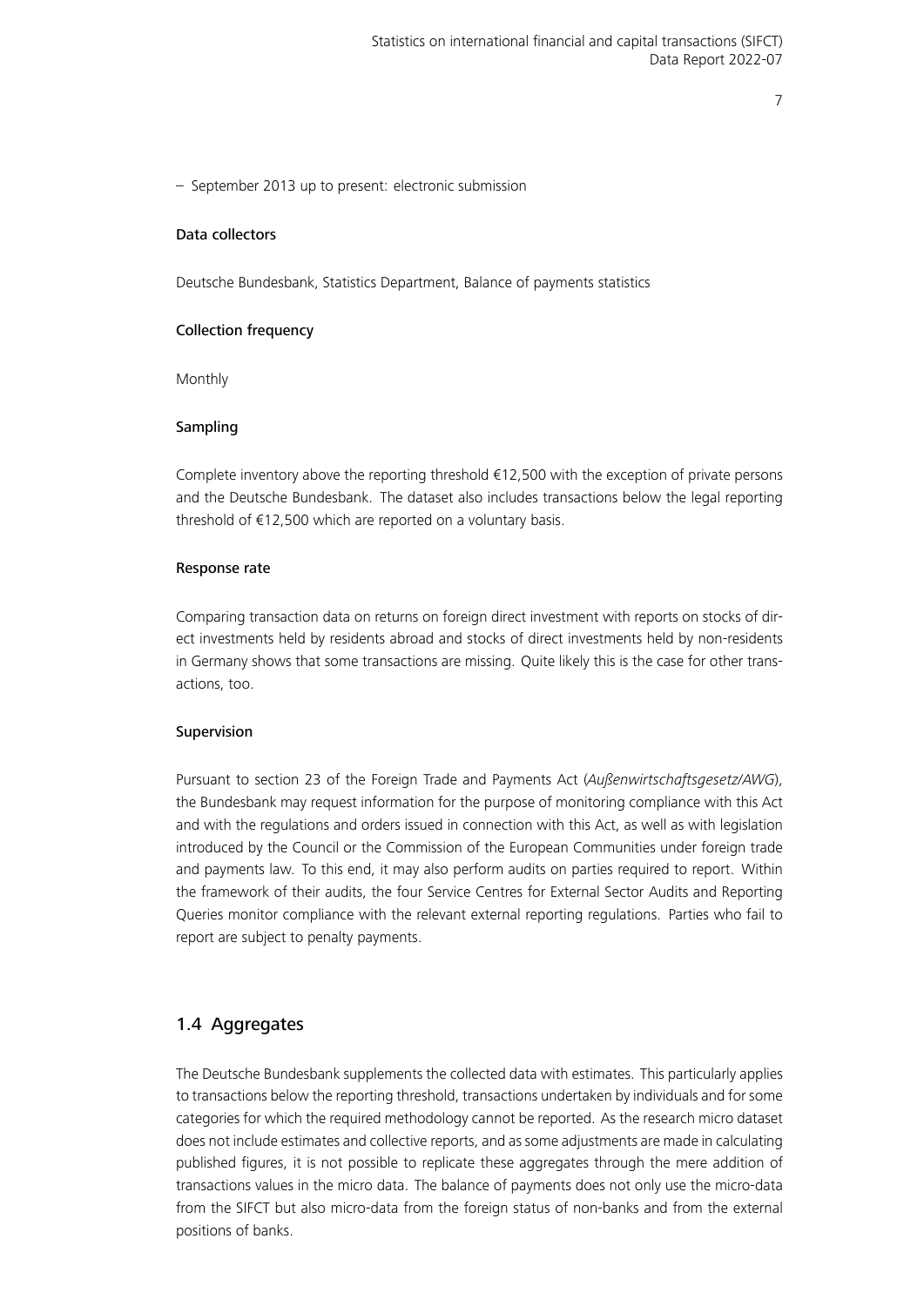– September 2013 up to present: electronic submission

#### Data collectors

Deutsche Bundesbank, Statistics Department, Balance of payments statistics

#### Collection frequency

Monthly

#### Sampling

Complete inventory above the reporting threshold €12,500 with the exception of private persons and the Deutsche Bundesbank. The dataset also includes transactions below the legal reporting threshold of €12,500 which are reported on a voluntary basis.

#### Response rate

Comparing transaction data on returns on foreign direct investment with reports on stocks of direct investments held by residents abroad and stocks of direct investments held by non-residents in Germany shows that some transactions are missing. Quite likely this is the case for other transactions, too.

#### Supervision

Pursuant to section 23 of the Foreign Trade and Payments Act (*Außenwirtschaftsgesetz/AWG*), the Bundesbank may request information for the purpose of monitoring compliance with this Act and with the regulations and orders issued in connection with this Act, as well as with legislation introduced by the Council or the Commission of the European Communities under foreign trade and payments law. To this end, it may also perform audits on parties required to report. Within the framework of their audits, the four Service Centres for External Sector Audits and Reporting Queries monitor compliance with the relevant external reporting regulations. Parties who fail to report are subject to penalty payments.

## 1.4 Aggregates

The Deutsche Bundesbank supplements the collected data with estimates. This particularly applies to transactions below the reporting threshold, transactions undertaken by individuals and for some categories for which the required methodology cannot be reported. As the research micro dataset does not include estimates and collective reports, and as some adjustments are made in calculating published figures, it is not possible to replicate these aggregates through the mere addition of transactions values in the micro data. The balance of payments does not only use the micro-data from the SIFCT but also micro-data from the foreign status of non-banks and from the external positions of banks.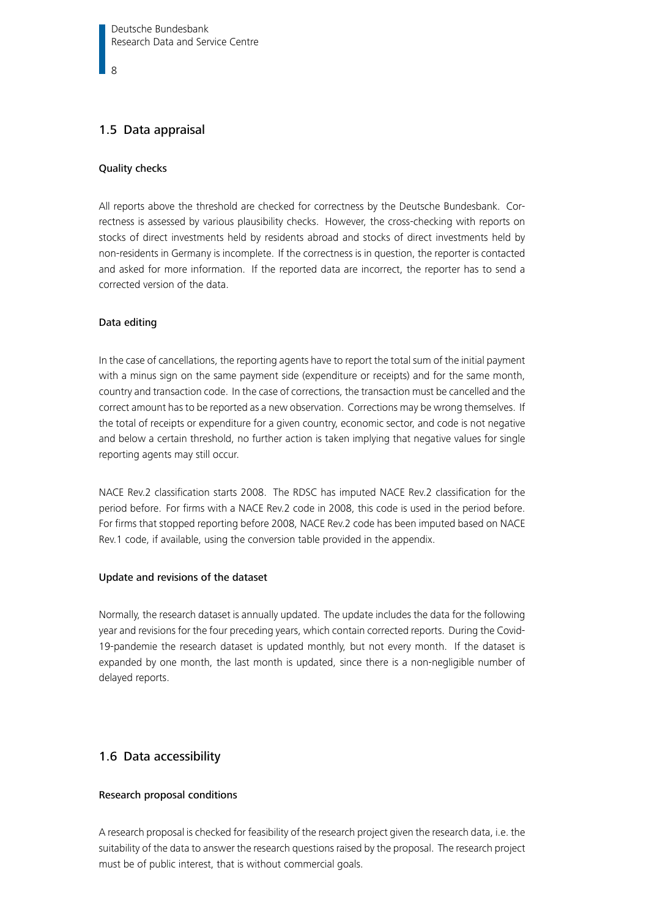## 1.5 Data appraisal

#### Quality checks

All reports above the threshold are checked for correctness by the Deutsche Bundesbank. Correctness is assessed by various plausibility checks. However, the cross-checking with reports on stocks of direct investments held by residents abroad and stocks of direct investments held by non-residents in Germany is incomplete. If the correctness is in question, the reporter is contacted and asked for more information. If the reported data are incorrect, the reporter has to send a corrected version of the data.

#### Data editing

In the case of cancellations, the reporting agents have to report the total sum of the initial payment with a minus sign on the same payment side (expenditure or receipts) and for the same month, country and transaction code. In the case of corrections, the transaction must be cancelled and the correct amount has to be reported as a new observation. Corrections may be wrong themselves. If the total of receipts or expenditure for a given country, economic sector, and code is not negative and below a certain threshold, no further action is taken implying that negative values for single reporting agents may still occur.

NACE Rev.2 classification starts 2008. The RDSC has imputed NACE Rev.2 classification for the period before. For firms with a NACE Rev.2 code in 2008, this code is used in the period before. For firms that stopped reporting before 2008, NACE Rev.2 code has been imputed based on NACE Rev.1 code, if available, using the conversion table provided in the appendix.

#### Update and revisions of the dataset

Normally, the research dataset is annually updated. The update includes the data for the following year and revisions for the four preceding years, which contain corrected reports. During the Covid-19-pandemie the research dataset is updated monthly, but not every month. If the dataset is expanded by one month, the last month is updated, since there is a non-negligible number of delayed reports.

## 1.6 Data accessibility

#### Research proposal conditions

A research proposal is checked for feasibility of the research project given the research data, i.e. the suitability of the data to answer the research questions raised by the proposal. The research project must be of public interest, that is without commercial goals.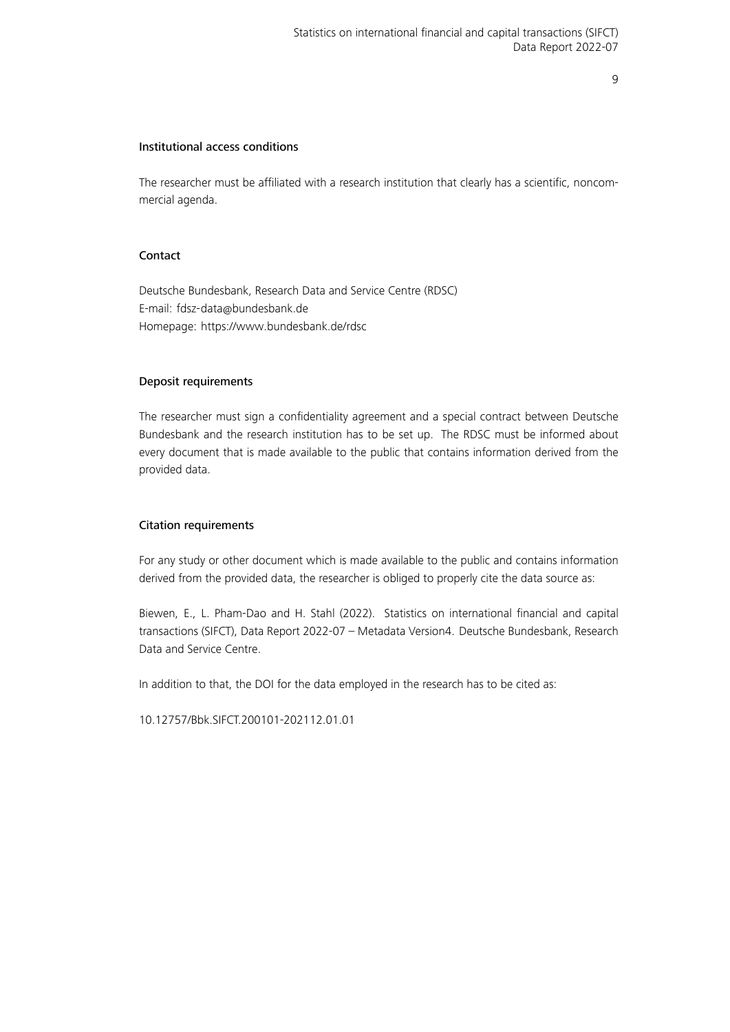### Institutional access conditions

The researcher must be affiliated with a research institution that clearly has a scientific, noncommercial agenda.

### Contact

Deutsche Bundesbank, Research Data and Service Centre (RDSC)
E-mail: fdsz-data@bundesbank.de
Homepage: https://www.bundesbank.de/rdsc

### Deposit requirements

The researcher must sign a confidentiality agreement and a special contract between Deutsche Bundesbank and the research institution has to be set up. The RDSC must be informed about every document that is made available to the public that contains information derived from the provided data.

### Citation requirements

For any study or other document which is made available to the public and contains information derived from the provided data, the researcher is obliged to properly cite the data source as:

Biewen, E., L. Pham-Dao and H. Stahl (2022). Statistics on international financial and capital transactions (SIFCT), Data Report 2022-07 – Metadata Version4. Deutsche Bundesbank, Research Data and Service Centre.

In addition to that, the DOI for the data employed in the research has to be cited as:

10.12757/Bbk.SIFCT.200101-202112.01.01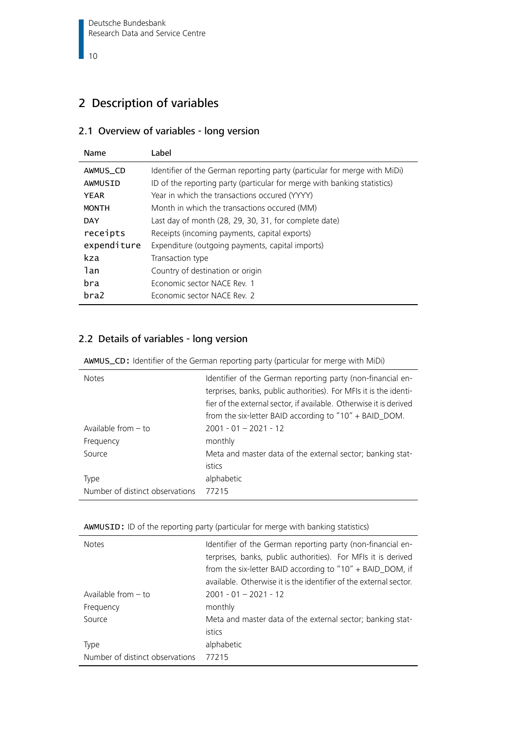# 2 Description of variables

## 2.1 Overview of variables - long version

| Name | Label |
|---|---|
| AWMUS_CD | Identifier of the German reporting party (particular for merge with MiDi) |
| AWMUSID | ID of the reporting party (particular for merge with banking statistics) |
| YEAR | Year in which the transactions occured (YYYY) |
| MONTH | Month in which the transactions occured (MM) |
| DAY | Last day of month (28, 29, 30, 31, for complete date) |
| receipts | Receipts (incoming payments, capital exports) |
| expenditure | Expenditure (outgoing payments, capital imports) |
| kza | Transaction type |
| lan | Country of destination or origin |
| bra | Economic sector NACE Rev. 1 |
| bra2 | Economic sector NACE Rev. 2 |

## 2.2 Details of variables - long version

**AWMUS_CD:** Identifier of the German reporting party (particular for merge with MiDi)

| | |
|---|---|
| Notes | Identifier of the German reporting party (non-financial enterprises, banks, public authorities). For MFIs it is the identifier of the external sector, if available. Otherwise it is derived from the six-letter BAID according to "10" + BAID_DOM. |
| Available from – to | 2001 - 01 – 2021 - 12 |
| Frequency | monthly |
| Source | Meta and master data of the external sector; banking statistics |
| Type | alphabetic |
| Number of distinct observations | 77215 |

**AWMUSID:** ID of the reporting party (particular for merge with banking statistics)

| | |
|---|---|
| Notes | Identifier of the German reporting party (non-financial enterprises, banks, public authorities). For MFIs it is derived from the six-letter BAID according to "10" + BAID_DOM, if available. Otherwise it is the identifier of the external sector. |
| Available from – to | 2001 - 01 – 2021 - 12 |
| Frequency | monthly |
| Source | Meta and master data of the external sector; banking statistics |
| Type | alphabetic |
| Number of distinct observations | 77215 |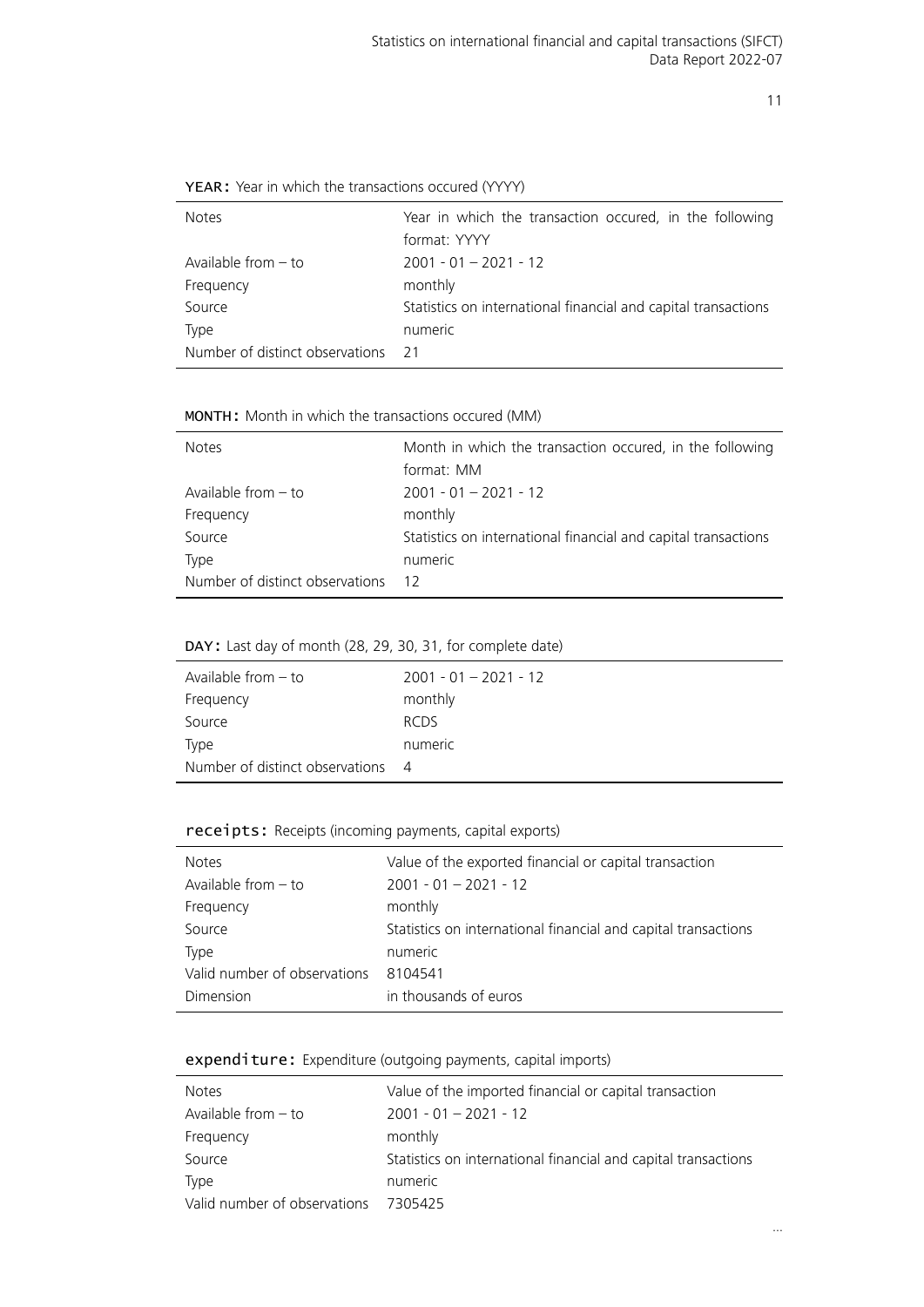`YEAR`: Year in which the transactions occured (YYYY)

| | |
|---|---|
| Notes | Year in which the transaction occured, in the following format: YYYY |
| Available from – to | 2001 - 01 – 2021 - 12 |
| Frequency | monthly |
| Source | Statistics on international financial and capital transactions |
| Type | numeric |
| Number of distinct observations | 21 |

`MONTH`: Month in which the transactions occured (MM)

| | |
|---|---|
| Notes | Month in which the transaction occured, in the following format: MM |
| Available from – to | 2001 - 01 – 2021 - 12 |
| Frequency | monthly |
| Source | Statistics on international financial and capital transactions |
| Type | numeric |
| Number of distinct observations | 12 |

`DAY`: Last day of month (28, 29, 30, 31, for complete date)

| | |
|---|---|
| Available from – to | 2001 - 01 – 2021 - 12 |
| Frequency | monthly |
| Source | RCDS |
| Type | numeric |
| Number of distinct observations | 4 |

`receipts`: Receipts (incoming payments, capital exports)

| | |
|---|---|
| Notes | Value of the exported financial or capital transaction |
| Available from – to | 2001 - 01 – 2021 - 12 |
| Frequency | monthly |
| Source | Statistics on international financial and capital transactions |
| Type | numeric |
| Valid number of observations | 8104541 |
| Dimension | in thousands of euros |

`expenditure`: Expenditure (outgoing payments, capital imports)

| | |
|---|---|
| Notes | Value of the imported financial or capital transaction |
| Available from – to | 2001 - 01 – 2021 - 12 |
| Frequency | monthly |
| Source | Statistics on international financial and capital transactions |
| Type | numeric |
| Valid number of observations | 7305425 |

...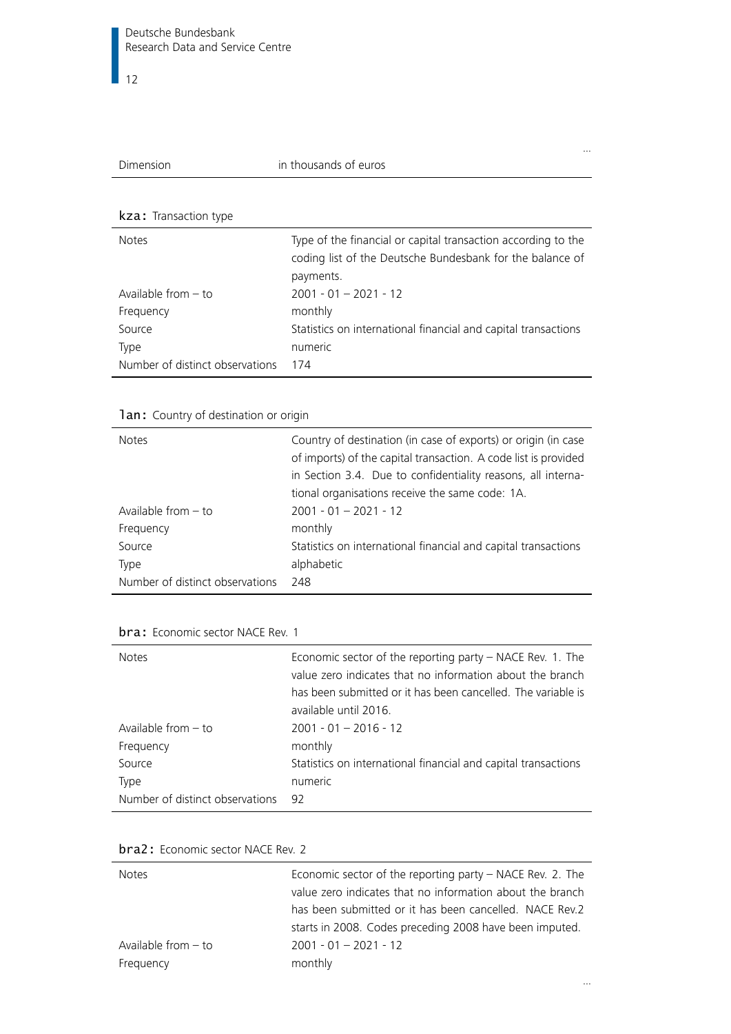...

| | |
|---|---|
| Dimension | in thousands of euros |

**kza:** Transaction type

| | |
|---|---|
| Notes | Type of the financial or capital transaction according to the coding list of the Deutsche Bundesbank for the balance of payments. |
| Available from – to | 2001 - 01 – 2021 - 12 |
| Frequency | monthly |
| Source | Statistics on international financial and capital transactions |
| Type | numeric |
| Number of distinct observations | 174 |

**lan:** Country of destination or origin

| | |
|---|---|
| Notes | Country of destination (in case of exports) or origin (in case of imports) of the capital transaction. A code list is provided in Section 3.4. Due to confidentiality reasons, all international organisations receive the same code: 1A. |
| Available from – to | 2001 - 01 – 2021 - 12 |
| Frequency | monthly |
| Source | Statistics on international financial and capital transactions |
| Type | alphabetic |
| Number of distinct observations | 248 |

**bra:** Economic sector NACE Rev. 1

| | |
|---|---|
| Notes | Economic sector of the reporting party – NACE Rev. 1. The value zero indicates that no information about the branch has been submitted or it has been cancelled. The variable is available until 2016. |
| Available from – to | 2001 - 01 – 2016 - 12 |
| Frequency | monthly |
| Source | Statistics on international financial and capital transactions |
| Type | numeric |
| Number of distinct observations | 92 |

**bra2:** Economic sector NACE Rev. 2

| | |
|---|---|
| Notes | Economic sector of the reporting party – NACE Rev. 2. The value zero indicates that no information about the branch has been submitted or it has been cancelled. NACE Rev.2 starts in 2008. Codes preceding 2008 have been imputed. |
| Available from – to | 2001 - 01 – 2021 - 12 |
| Frequency | monthly |

...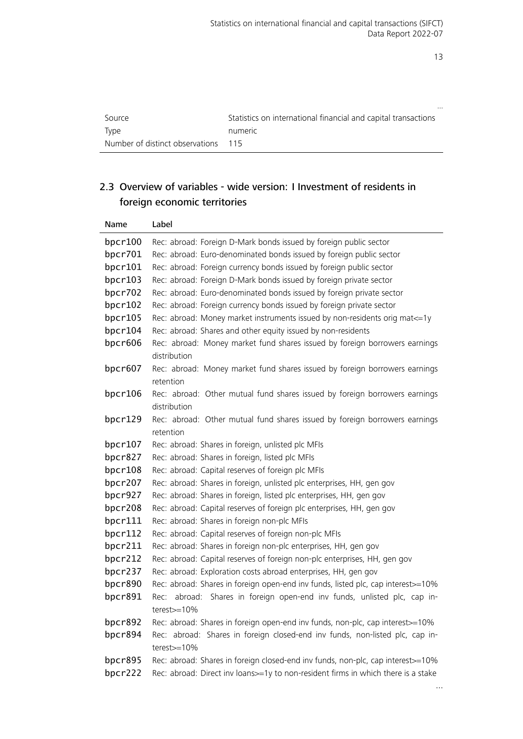...

| | |
|---|---|
| Source | Statistics on international financial and capital transactions |
| Type | numeric |
| Number of distinct observations | 115 |

## 2.3 Overview of variables - wide version: I Investment of residents in foreign economic territories

| Name | Label |
|---|---|
| bpcr100 | Rec: abroad: Foreign D-Mark bonds issued by foreign public sector |
| bpcr701 | Rec: abroad: Euro-denominated bonds issued by foreign public sector |
| bpcr101 | Rec: abroad: Foreign currency bonds issued by foreign public sector |
| bpcr103 | Rec: abroad: Foreign D-Mark bonds issued by foreign private sector |
| bpcr702 | Rec: abroad: Euro-denominated bonds issued by foreign private sector |
| bpcr102 | Rec: abroad: Foreign currency bonds issued by foreign private sector |
| bpcr105 | Rec: abroad: Money market instruments issued by non-residents orig mat<=1y |
| bpcr104 | Rec: abroad: Shares and other equity issued by non-residents |
| bpcr606 | Rec: abroad: Money market fund shares issued by foreign borrowers earnings distribution |
| bpcr607 | Rec: abroad: Money market fund shares issued by foreign borrowers earnings retention |
| bpcr106 | Rec: abroad: Other mutual fund shares issued by foreign borrowers earnings distribution |
| bpcr129 | Rec: abroad: Other mutual fund shares issued by foreign borrowers earnings retention |
| bpcr107 | Rec: abroad: Shares in foreign, unlisted plc MFIs |
| bpcr827 | Rec: abroad: Shares in foreign, listed plc MFIs |
| bpcr108 | Rec: abroad: Capital reserves of foreign plc MFIs |
| bpcr207 | Rec: abroad: Shares in foreign, unlisted plc enterprises, HH, gen gov |
| bpcr927 | Rec: abroad: Shares in foreign, listed plc enterprises, HH, gen gov |
| bpcr208 | Rec: abroad: Capital reserves of foreign plc enterprises, HH, gen gov |
| bpcr111 | Rec: abroad: Shares in foreign non-plc MFIs |
| bpcr112 | Rec: abroad: Capital reserves of foreign non-plc MFIs |
| bpcr211 | Rec: abroad: Shares in foreign non-plc enterprises, HH, gen gov |
| bpcr212 | Rec: abroad: Capital reserves of foreign non-plc enterprises, HH, gen gov |
| bpcr237 | Rec: abroad: Exploration costs abroad enterprises, HH, gen gov |
| bpcr890 | Rec: abroad: Shares in foreign open-end inv funds, listed plc, cap interest>=10% |
| bpcr891 | Rec: abroad: Shares in foreign open-end inv funds, unlisted plc, cap interest>=10% |
| bpcr892 | Rec: abroad: Shares in foreign open-end inv funds, non-plc, cap interest>=10% |
| bpcr894 | Rec: abroad: Shares in foreign closed-end inv funds, non-listed plc, cap interest>=10% |
| bpcr895 | Rec: abroad: Shares in foreign closed-end inv funds, non-plc, cap interest>=10% |
| bpcr222 | Rec: abroad: Direct inv loans>=1y to non-resident firms in which there is a stake |

...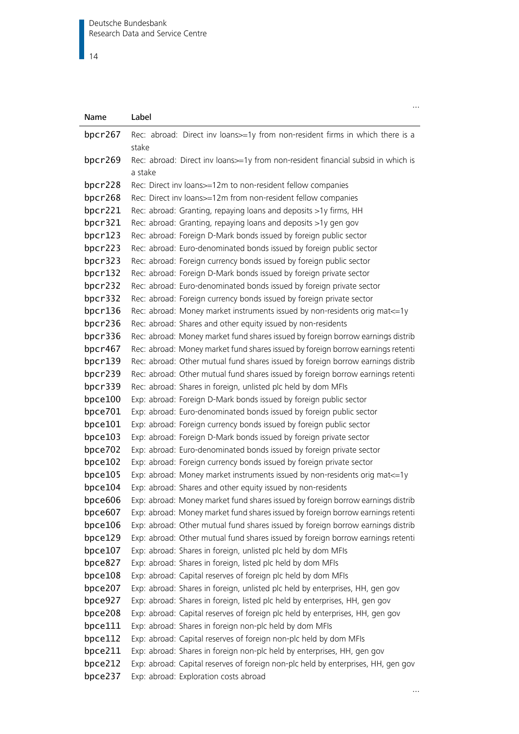…

| Name | Label |
|---|---|
| bpcr267 | Rec: abroad: Direct inv loans>=1y from non-resident firms in which there is a stake |
| bpcr269 | Rec: abroad: Direct inv loans>=1y from non-resident financial subsid in which is a stake |
| bpcr228 | Rec: Direct inv loans>=12m to non-resident fellow companies |
| bpcr268 | Rec: Direct inv loans>=12m from non-resident fellow companies |
| bpcr221 | Rec: abroad: Granting, repaying loans and deposits >1y firms, HH |
| bpcr321 | Rec: abroad: Granting, repaying loans and deposits >1y gen gov |
| bpcr123 | Rec: abroad: Foreign D-Mark bonds issued by foreign public sector |
| bpcr223 | Rec: abroad: Euro-denominated bonds issued by foreign public sector |
| bpcr323 | Rec: abroad: Foreign currency bonds issued by foreign public sector |
| bpcr132 | Rec: abroad: Foreign D-Mark bonds issued by foreign private sector |
| bpcr232 | Rec: abroad: Euro-denominated bonds issued by foreign private sector |
| bpcr332 | Rec: abroad: Foreign currency bonds issued by foreign private sector |
| bpcr136 | Rec: abroad: Money market instruments issued by non-residents orig mat<=1y |
| bpcr236 | Rec: abroad: Shares and other equity issued by non-residents |
| bpcr336 | Rec: abroad: Money market fund shares issued by foreign borrow earnings distrib |
| bpcr467 | Rec: abroad: Money market fund shares issued by foreign borrow earnings retenti |
| bpcr139 | Rec: abroad: Other mutual fund shares issued by foreign borrow earnings distrib |
| bpcr239 | Rec: abroad: Other mutual fund shares issued by foreign borrow earnings retenti |
| bpcr339 | Rec: abroad: Shares in foreign, unlisted plc held by dom MFIs |
| bpce100 | Exp: abroad: Foreign D-Mark bonds issued by foreign public sector |
| bpce701 | Exp: abroad: Euro-denominated bonds issued by foreign public sector |
| bpce101 | Exp: abroad: Foreign currency bonds issued by foreign public sector |
| bpce103 | Exp: abroad: Foreign D-Mark bonds issued by foreign private sector |
| bpce702 | Exp: abroad: Euro-denominated bonds issued by foreign private sector |
| bpce102 | Exp: abroad: Foreign currency bonds issued by foreign private sector |
| bpce105 | Exp: abroad: Money market instruments issued by non-residents orig mat<=1y |
| bpce104 | Exp: abroad: Shares and other equity issued by non-residents |
| bpce606 | Exp: abroad: Money market fund shares issued by foreign borrow earnings distrib |
| bpce607 | Exp: abroad: Money market fund shares issued by foreign borrow earnings retenti |
| bpce106 | Exp: abroad: Other mutual fund shares issued by foreign borrow earnings distrib |
| bpce129 | Exp: abroad: Other mutual fund shares issued by foreign borrow earnings retenti |
| bpce107 | Exp: abroad: Shares in foreign, unlisted plc held by dom MFIs |
| bpce827 | Exp: abroad: Shares in foreign, listed plc held by dom MFIs |
| bpce108 | Exp: abroad: Capital reserves of foreign plc held by dom MFIs |
| bpce207 | Exp: abroad: Shares in foreign, unlisted plc held by enterprises, HH, gen gov |
| bpce927 | Exp: abroad: Shares in foreign, listed plc held by enterprises, HH, gen gov |
| bpce208 | Exp: abroad: Capital reserves of foreign plc held by enterprises, HH, gen gov |
| bpce111 | Exp: abroad: Shares in foreign non-plc held by dom MFIs |
| bpce112 | Exp: abroad: Capital reserves of foreign non-plc held by dom MFIs |
| bpce211 | Exp: abroad: Shares in foreign non-plc held by enterprises, HH, gen gov |
| bpce212 | Exp: abroad: Capital reserves of foreign non-plc held by enterprises, HH, gen gov |
| bpce237 | Exp: abroad: Exploration costs abroad |

…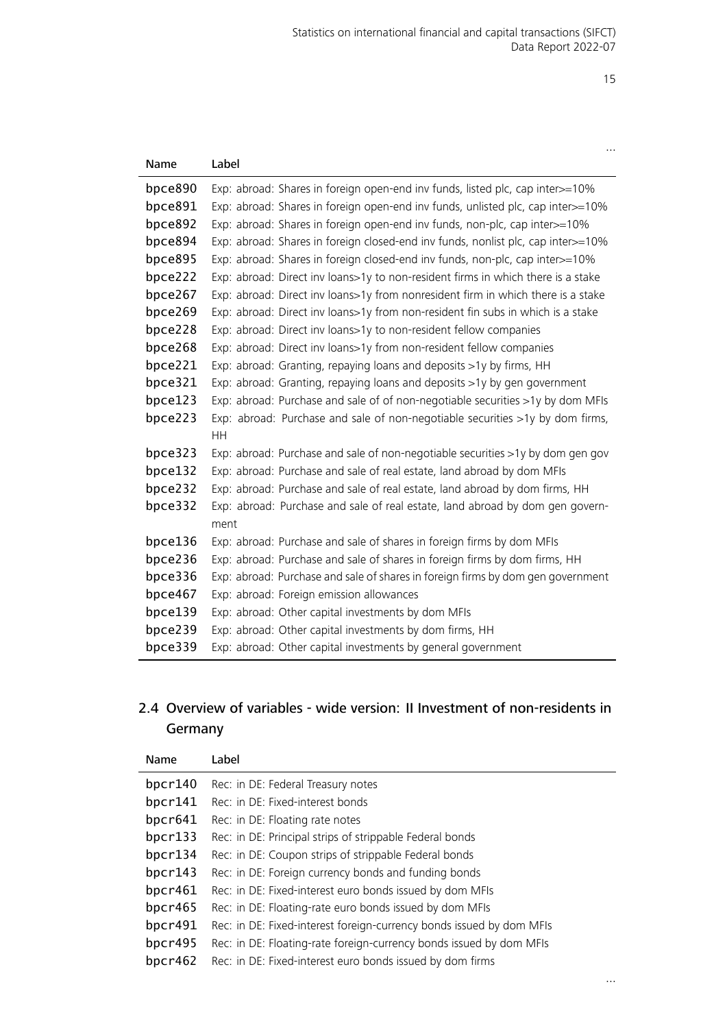...

| Name | Label |
|---|---|
| bpce890 | Exp: abroad: Shares in foreign open-end inv funds, listed plc, cap inter>=10% |
| bpce891 | Exp: abroad: Shares in foreign open-end inv funds, unlisted plc, cap inter>=10% |
| bpce892 | Exp: abroad: Shares in foreign open-end inv funds, non-plc, cap inter>=10% |
| bpce894 | Exp: abroad: Shares in foreign closed-end inv funds, nonlist plc, cap inter>=10% |
| bpce895 | Exp: abroad: Shares in foreign closed-end inv funds, non-plc, cap inter>=10% |
| bpce222 | Exp: abroad: Direct inv loans>1y to non-resident firms in which there is a stake |
| bpce267 | Exp: abroad: Direct inv loans>1y from nonresident firm in which there is a stake |
| bpce269 | Exp: abroad: Direct inv loans>1y from non-resident fin subs in which is a stake |
| bpce228 | Exp: abroad: Direct inv loans>1y to non-resident fellow companies |
| bpce268 | Exp: abroad: Direct inv loans>1y from non-resident fellow companies |
| bpce221 | Exp: abroad: Granting, repaying loans and deposits >1y by firms, HH |
| bpce321 | Exp: abroad: Granting, repaying loans and deposits >1y by gen government |
| bpce123 | Exp: abroad: Purchase and sale of of non-negotiable securities >1y by dom MFIs |
| bpce223 | Exp: abroad: Purchase and sale of non-negotiable securities >1y by dom firms, HH |
| bpce323 | Exp: abroad: Purchase and sale of non-negotiable securities >1y by dom gen gov |
| bpce132 | Exp: abroad: Purchase and sale of real estate, land abroad by dom MFIs |
| bpce232 | Exp: abroad: Purchase and sale of real estate, land abroad by dom firms, HH |
| bpce332 | Exp: abroad: Purchase and sale of real estate, land abroad by dom gen government |
| bpce136 | Exp: abroad: Purchase and sale of shares in foreign firms by dom MFIs |
| bpce236 | Exp: abroad: Purchase and sale of shares in foreign firms by dom firms, HH |
| bpce336 | Exp: abroad: Purchase and sale of shares in foreign firms by dom gen government |
| bpce467 | Exp: abroad: Foreign emission allowances |
| bpce139 | Exp: abroad: Other capital investments by dom MFIs |
| bpce239 | Exp: abroad: Other capital investments by dom firms, HH |
| bpce339 | Exp: abroad: Other capital investments by general government |

## 2.4 Overview of variables - wide version: II Investment of non-residents in Germany

| Name | Label |
|---|---|
| bpcr140 | Rec: in DE: Federal Treasury notes |
| bpcr141 | Rec: in DE: Fixed-interest bonds |
| bpcr641 | Rec: in DE: Floating rate notes |
| bpcr133 | Rec: in DE: Principal strips of strippable Federal bonds |
| bpcr134 | Rec: in DE: Coupon strips of strippable Federal bonds |
| bpcr143 | Rec: in DE: Foreign currency bonds and funding bonds |
| bpcr461 | Rec: in DE: Fixed-interest euro bonds issued by dom MFIs |
| bpcr465 | Rec: in DE: Floating-rate euro bonds issued by dom MFIs |
| bpcr491 | Rec: in DE: Fixed-interest foreign-currency bonds issued by dom MFIs |
| bpcr495 | Rec: in DE: Floating-rate foreign-currency bonds issued by dom MFIs |
| bpcr462 | Rec: in DE: Fixed-interest euro bonds issued by dom firms |

...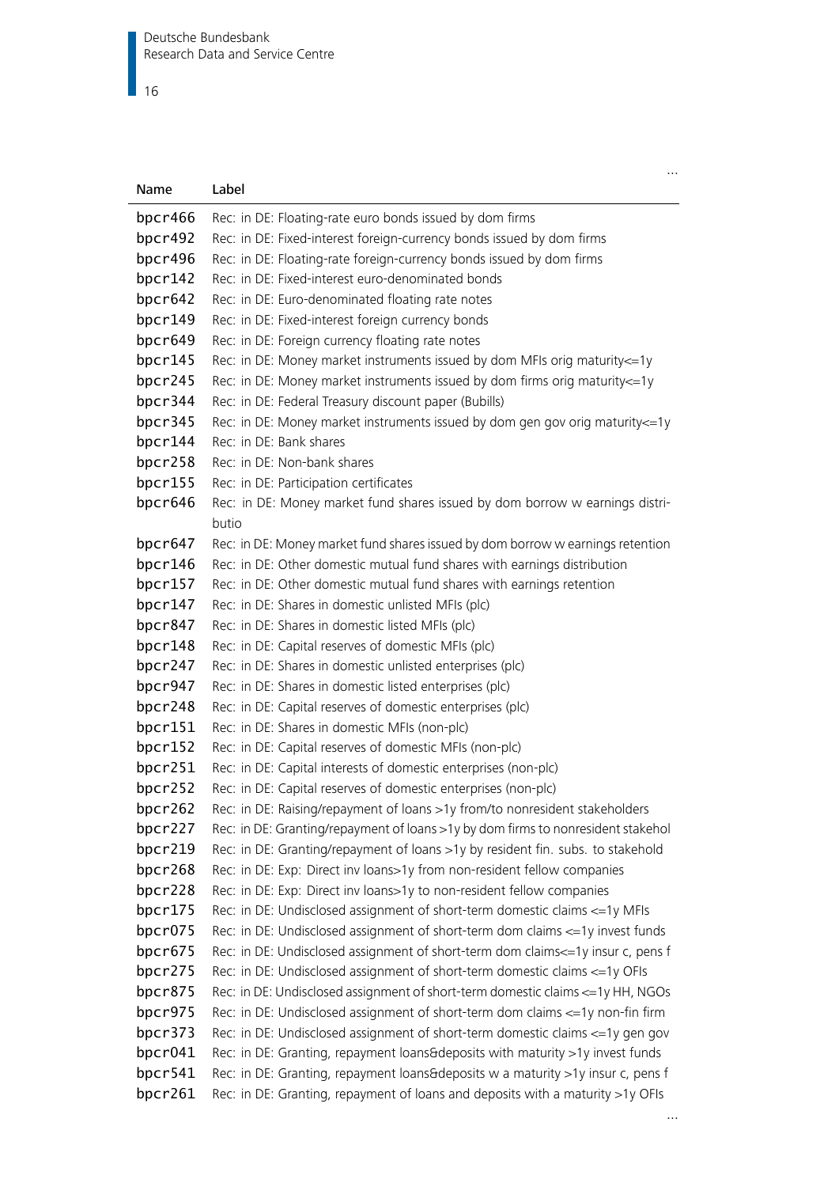…

| Name | Label |
|---|---|
| bpcr466 | Rec: in DE: Floating-rate euro bonds issued by dom firms |
| bpcr492 | Rec: in DE: Fixed-interest foreign-currency bonds issued by dom firms |
| bpcr496 | Rec: in DE: Floating-rate foreign-currency bonds issued by dom firms |
| bpcr142 | Rec: in DE: Fixed-interest euro-denominated bonds |
| bpcr642 | Rec: in DE: Euro-denominated floating rate notes |
| bpcr149 | Rec: in DE: Fixed-interest foreign currency bonds |
| bpcr649 | Rec: in DE: Foreign currency floating rate notes |
| bpcr145 | Rec: in DE: Money market instruments issued by dom MFIs orig maturity<=1y |
| bpcr245 | Rec: in DE: Money market instruments issued by dom firms orig maturity<=1y |
| bpcr344 | Rec: in DE: Federal Treasury discount paper (Bubills) |
| bpcr345 | Rec: in DE: Money market instruments issued by dom gen gov orig maturity<=1y |
| bpcr144 | Rec: in DE: Bank shares |
| bpcr258 | Rec: in DE: Non-bank shares |
| bpcr155 | Rec: in DE: Participation certificates |
| bpcr646 | Rec: in DE: Money market fund shares issued by dom borrow w earnings distributio |
| bpcr647 | Rec: in DE: Money market fund shares issued by dom borrow w earnings retention |
| bpcr146 | Rec: in DE: Other domestic mutual fund shares with earnings distribution |
| bpcr157 | Rec: in DE: Other domestic mutual fund shares with earnings retention |
| bpcr147 | Rec: in DE: Shares in domestic unlisted MFIs (plc) |
| bpcr847 | Rec: in DE: Shares in domestic listed MFIs (plc) |
| bpcr148 | Rec: in DE: Capital reserves of domestic MFIs (plc) |
| bpcr247 | Rec: in DE: Shares in domestic unlisted enterprises (plc) |
| bpcr947 | Rec: in DE: Shares in domestic listed enterprises (plc) |
| bpcr248 | Rec: in DE: Capital reserves of domestic enterprises (plc) |
| bpcr151 | Rec: in DE: Shares in domestic MFIs (non-plc) |
| bpcr152 | Rec: in DE: Capital reserves of domestic MFIs (non-plc) |
| bpcr251 | Rec: in DE: Capital interests of domestic enterprises (non-plc) |
| bpcr252 | Rec: in DE: Capital reserves of domestic enterprises (non-plc) |
| bpcr262 | Rec: in DE: Raising/repayment of loans >1y from/to nonresident stakeholders |
| bpcr227 | Rec: in DE: Granting/repayment of loans >1y by dom firms to nonresident stakehol |
| bpcr219 | Rec: in DE: Granting/repayment of loans >1y by resident fin. subs. to stakehold |
| bpcr268 | Rec: in DE: Exp: Direct inv loans>1y from non-resident fellow companies |
| bpcr228 | Rec: in DE: Exp: Direct inv loans>1y to non-resident fellow companies |
| bpcr175 | Rec: in DE: Undisclosed assignment of short-term domestic claims <=1y MFIs |
| bpcr075 | Rec: in DE: Undisclosed assignment of short-term dom claims <=1y invest funds |
| bpcr675 | Rec: in DE: Undisclosed assignment of short-term dom claims<=1y insur c, pens f |
| bpcr275 | Rec: in DE: Undisclosed assignment of short-term domestic claims <=1y OFIs |
| bpcr875 | Rec: in DE: Undisclosed assignment of short-term domestic claims <=1y HH, NGOs |
| bpcr975 | Rec: in DE: Undisclosed assignment of short-term dom claims <=1y non-fin firm |
| bpcr373 | Rec: in DE: Undisclosed assignment of short-term domestic claims <=1y gen gov |
| bpcr041 | Rec: in DE: Granting, repayment loans&deposits with maturity >1y invest funds |
| bpcr541 | Rec: in DE: Granting, repayment loans&deposits w a maturity >1y insur c, pens f |
| bpcr261 | Rec: in DE: Granting, repayment of loans and deposits with a maturity >1y OFIs |

…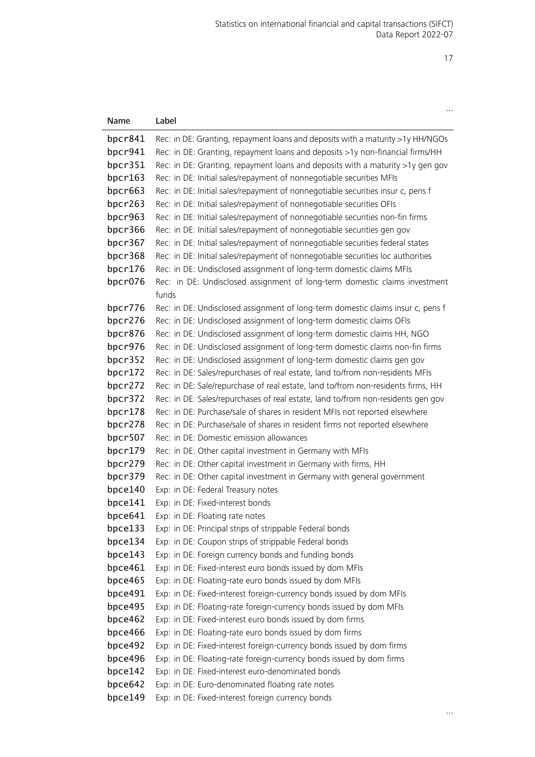…

| Name | Label |
|---|---|
| bpcr841 | Rec: in DE: Granting, repayment loans and deposits with a maturity >1y HH/NGOs |
| bpcr941 | Rec: in DE: Granting, repayment loans and deposits >1y non-financial firms/HH |
| bpcr351 | Rec: in DE: Granting, repayment loans and deposits with a maturity >1y gen gov |
| bpcr163 | Rec: in DE: Initial sales/repayment of nonnegotiable securities MFIs |
| bpcr663 | Rec: in DE: Initial sales/repayment of nonnegotiable securities insur c, pens f |
| bpcr263 | Rec: in DE: Initial sales/repayment of nonnegotiable securities OFIs |
| bpcr963 | Rec: in DE: Initial sales/repayment of nonnegotiable securities non-fin firms |
| bpcr366 | Rec: in DE: Initial sales/repayment of nonnegotiable securities gen gov |
| bpcr367 | Rec: in DE: Initial sales/repayment of nonnegotiable securities federal states |
| bpcr368 | Rec: in DE: Initial sales/repayment of nonnegotiable securities loc authorities |
| bpcr176 | Rec: in DE: Undisclosed assignment of long-term domestic claims MFIs |
| bpcr076 | Rec: in DE: Undisclosed assignment of long-term domestic claims investment funds |
| bpcr776 | Rec: in DE: Undisclosed assignment of long-term domestic claims insur c, pens f |
| bpcr276 | Rec: in DE: Undisclosed assignment of long-term domestic claims OFIs |
| bpcr876 | Rec: in DE: Undisclosed assignment of long-term domestic claims HH, NGO |
| bpcr976 | Rec: in DE: Undisclosed assignment of long-term domestic claims non-fin firms |
| bpcr352 | Rec: in DE: Undisclosed assignment of long-term domestic claims gen gov |
| bpcr172 | Rec: in DE: Sales/repurchases of real estate, land to/from non-residents MFIs |
| bpcr272 | Rec: in DE: Sale/repurchase of real estate, land to/from non-residents firms, HH |
| bpcr372 | Rec: in DE: Sales/repurchases of real estate, land to/from non-residents gen gov |
| bpcr178 | Rec: in DE: Purchase/sale of shares in resident MFIs not reported elsewhere |
| bpcr278 | Rec: in DE: Purchase/sale of shares in resident firms not reported elsewhere |
| bpcr507 | Rec: in DE: Domestic emission allowances |
| bpcr179 | Rec: in DE: Other capital investment in Germany with MFIs |
| bpcr279 | Rec: in DE: Other capital investment in Germany with firms, HH |
| bpcr379 | Rec: in DE: Other capital investment in Germany with general government |
| bpce140 | Exp: in DE: Federal Treasury notes |
| bpce141 | Exp: in DE: Fixed-interest bonds |
| bpce641 | Exp: in DE: Floating rate notes |
| bpce133 | Exp: in DE: Principal strips of strippable Federal bonds |
| bpce134 | Exp: in DE: Coupon strips of strippable Federal bonds |
| bpce143 | Exp: in DE: Foreign currency bonds and funding bonds |
| bpce461 | Exp: in DE: Fixed-interest euro bonds issued by dom MFIs |
| bpce465 | Exp: in DE: Floating-rate euro bonds issued by dom MFIs |
| bpce491 | Exp: in DE: Fixed-interest foreign-currency bonds issued by dom MFIs |
| bpce495 | Exp: in DE: Floating-rate foreign-currency bonds issued by dom MFIs |
| bpce462 | Exp: in DE: Fixed-interest euro bonds issued by dom firms |
| bpce466 | Exp: in DE: Floating-rate euro bonds issued by dom firms |
| bpce492 | Exp: in DE: Fixed-interest foreign-currency bonds issued by dom firms |
| bpce496 | Exp: in DE: Floating-rate foreign-currency bonds issued by dom firms |
| bpce142 | Exp: in DE: Fixed-interest euro-denominated bonds |
| bpce642 | Exp: in DE: Euro-denominated floating rate notes |
| bpce149 | Exp: in DE: Fixed-interest foreign currency bonds |

…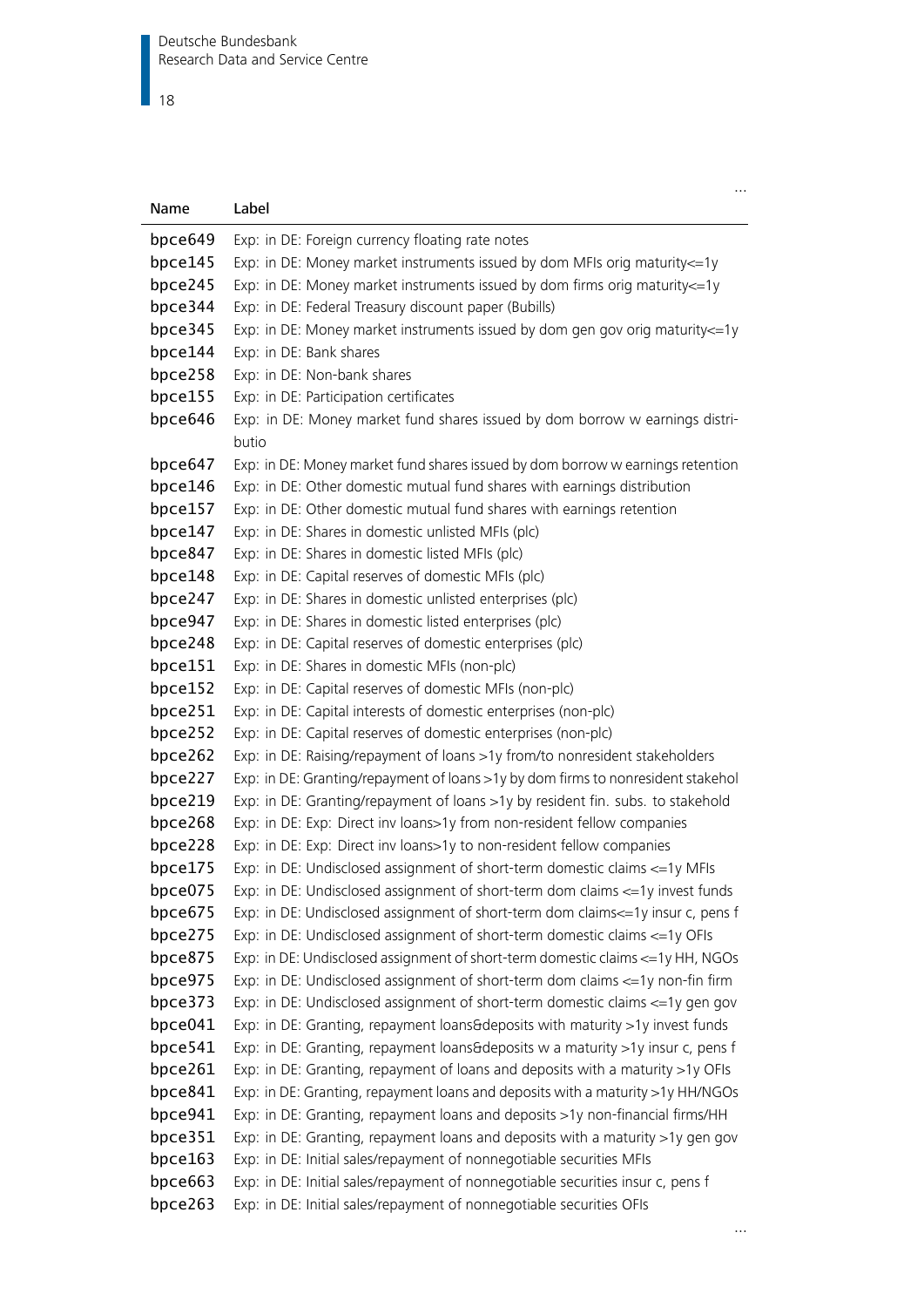…

| Name | Label |
|---|---|
| bpce649 | Exp: in DE: Foreign currency floating rate notes |
| bpce145 | Exp: in DE: Money market instruments issued by dom MFIs orig maturity<=1y |
| bpce245 | Exp: in DE: Money market instruments issued by dom firms orig maturity<=1y |
| bpce344 | Exp: in DE: Federal Treasury discount paper (Bubills) |
| bpce345 | Exp: in DE: Money market instruments issued by dom gen gov orig maturity<=1y |
| bpce144 | Exp: in DE: Bank shares |
| bpce258 | Exp: in DE: Non-bank shares |
| bpce155 | Exp: in DE: Participation certificates |
| bpce646 | Exp: in DE: Money market fund shares issued by dom borrow w earnings distributio |
| bpce647 | Exp: in DE: Money market fund shares issued by dom borrow w earnings retention |
| bpce146 | Exp: in DE: Other domestic mutual fund shares with earnings distribution |
| bpce157 | Exp: in DE: Other domestic mutual fund shares with earnings retention |
| bpce147 | Exp: in DE: Shares in domestic unlisted MFIs (plc) |
| bpce847 | Exp: in DE: Shares in domestic listed MFIs (plc) |
| bpce148 | Exp: in DE: Capital reserves of domestic MFIs (plc) |
| bpce247 | Exp: in DE: Shares in domestic unlisted enterprises (plc) |
| bpce947 | Exp: in DE: Shares in domestic listed enterprises (plc) |
| bpce248 | Exp: in DE: Capital reserves of domestic enterprises (plc) |
| bpce151 | Exp: in DE: Shares in domestic MFIs (non-plc) |
| bpce152 | Exp: in DE: Capital reserves of domestic MFIs (non-plc) |
| bpce251 | Exp: in DE: Capital interests of domestic enterprises (non-plc) |
| bpce252 | Exp: in DE: Capital reserves of domestic enterprises (non-plc) |
| bpce262 | Exp: in DE: Raising/repayment of loans >1y from/to nonresident stakeholders |
| bpce227 | Exp: in DE: Granting/repayment of loans >1y by dom firms to nonresident stakehol |
| bpce219 | Exp: in DE: Granting/repayment of loans >1y by resident fin. subs. to stakehold |
| bpce268 | Exp: in DE: Exp: Direct inv loans>1y from non-resident fellow companies |
| bpce228 | Exp: in DE: Exp: Direct inv loans>1y to non-resident fellow companies |
| bpce175 | Exp: in DE: Undisclosed assignment of short-term domestic claims <=1y MFIs |
| bpce075 | Exp: in DE: Undisclosed assignment of short-term dom claims <=1y invest funds |
| bpce675 | Exp: in DE: Undisclosed assignment of short-term dom claims<=1y insur c, pens f |
| bpce275 | Exp: in DE: Undisclosed assignment of short-term domestic claims <=1y OFIs |
| bpce875 | Exp: in DE: Undisclosed assignment of short-term domestic claims <=1y HH, NGOs |
| bpce975 | Exp: in DE: Undisclosed assignment of short-term dom claims <=1y non-fin firm |
| bpce373 | Exp: in DE: Undisclosed assignment of short-term domestic claims <=1y gen gov |
| bpce041 | Exp: in DE: Granting, repayment loans&deposits with maturity >1y invest funds |
| bpce541 | Exp: in DE: Granting, repayment loans&deposits w a maturity >1y insur c, pens f |
| bpce261 | Exp: in DE: Granting, repayment of loans and deposits with a maturity >1y OFIs |
| bpce841 | Exp: in DE: Granting, repayment loans and deposits with a maturity >1y HH/NGOs |
| bpce941 | Exp: in DE: Granting, repayment loans and deposits >1y non-financial firms/HH |
| bpce351 | Exp: in DE: Granting, repayment loans and deposits with a maturity >1y gen gov |
| bpce163 | Exp: in DE: Initial sales/repayment of nonnegotiable securities MFIs |
| bpce663 | Exp: in DE: Initial sales/repayment of nonnegotiable securities insur c, pens f |
| bpce263 | Exp: in DE: Initial sales/repayment of nonnegotiable securities OFIs |

…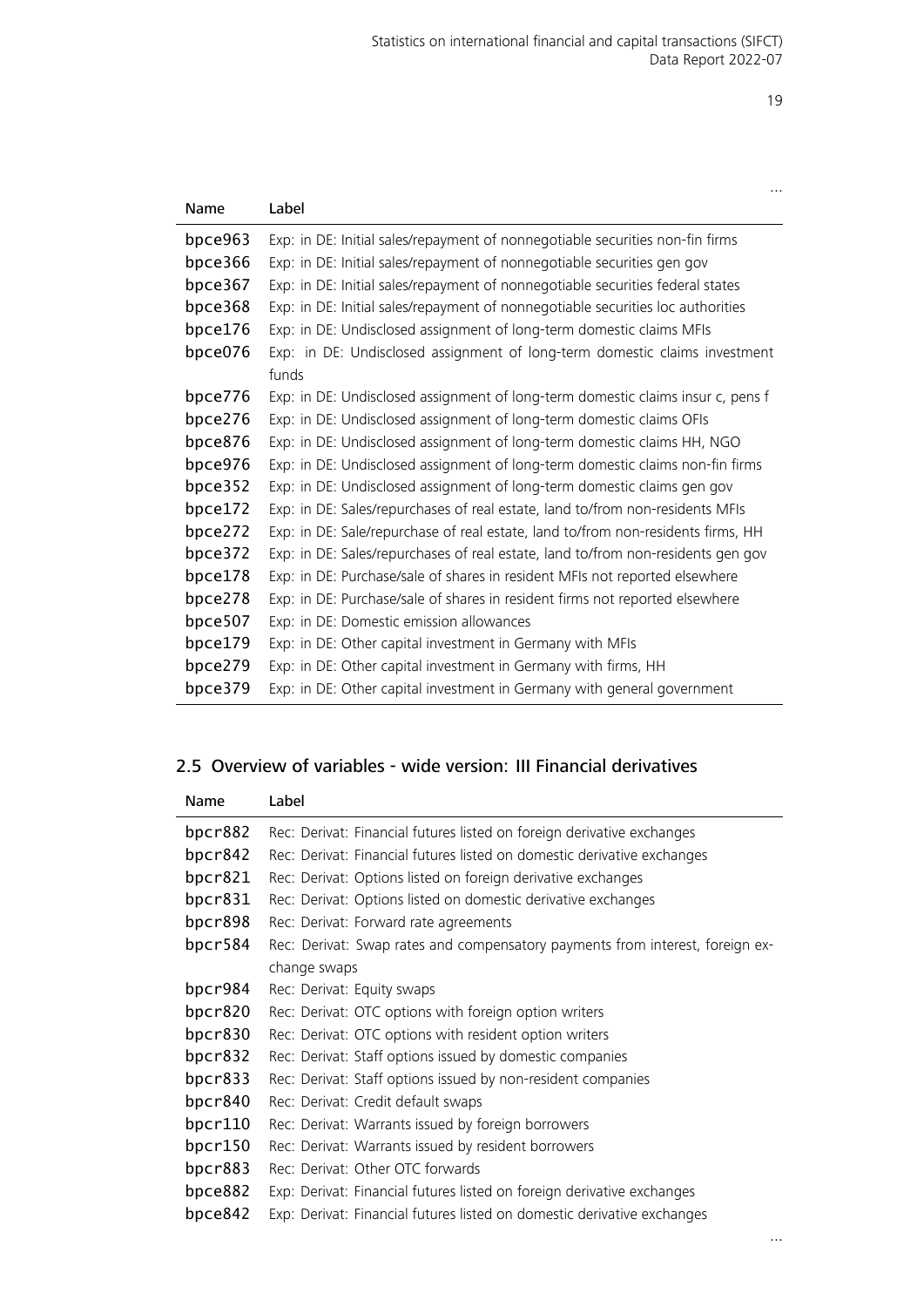…

| Name | Label |
|---|---|
| bpce963 | Exp: in DE: Initial sales/repayment of nonnegotiable securities non-fin firms |
| bpce366 | Exp: in DE: Initial sales/repayment of nonnegotiable securities gen gov |
| bpce367 | Exp: in DE: Initial sales/repayment of nonnegotiable securities federal states |
| bpce368 | Exp: in DE: Initial sales/repayment of nonnegotiable securities loc authorities |
| bpce176 | Exp: in DE: Undisclosed assignment of long-term domestic claims MFIs |
| bpce076 | Exp: in DE: Undisclosed assignment of long-term domestic claims investment funds |
| bpce776 | Exp: in DE: Undisclosed assignment of long-term domestic claims insur c, pens f |
| bpce276 | Exp: in DE: Undisclosed assignment of long-term domestic claims OFIs |
| bpce876 | Exp: in DE: Undisclosed assignment of long-term domestic claims HH, NGO |
| bpce976 | Exp: in DE: Undisclosed assignment of long-term domestic claims non-fin firms |
| bpce352 | Exp: in DE: Undisclosed assignment of long-term domestic claims gen gov |
| bpce172 | Exp: in DE: Sales/repurchases of real estate, land to/from non-residents MFIs |
| bpce272 | Exp: in DE: Sale/repurchase of real estate, land to/from non-residents firms, HH |
| bpce372 | Exp: in DE: Sales/repurchases of real estate, land to/from non-residents gen gov |
| bpce178 | Exp: in DE: Purchase/sale of shares in resident MFIs not reported elsewhere |
| bpce278 | Exp: in DE: Purchase/sale of shares in resident firms not reported elsewhere |
| bpce507 | Exp: in DE: Domestic emission allowances |
| bpce179 | Exp: in DE: Other capital investment in Germany with MFIs |
| bpce279 | Exp: in DE: Other capital investment in Germany with firms, HH |
| bpce379 | Exp: in DE: Other capital investment in Germany with general government |

## 2.5 Overview of variables - wide version: III Financial derivatives

| Name | Label |
|---|---|
| bpcr882 | Rec: Derivat: Financial futures listed on foreign derivative exchanges |
| bpcr842 | Rec: Derivat: Financial futures listed on domestic derivative exchanges |
| bpcr821 | Rec: Derivat: Options listed on foreign derivative exchanges |
| bpcr831 | Rec: Derivat: Options listed on domestic derivative exchanges |
| bpcr898 | Rec: Derivat: Forward rate agreements |
| bpcr584 | Rec: Derivat: Swap rates and compensatory payments from interest, foreign exchange swaps |
| bpcr984 | Rec: Derivat: Equity swaps |
| bpcr820 | Rec: Derivat: OTC options with foreign option writers |
| bpcr830 | Rec: Derivat: OTC options with resident option writers |
| bpcr832 | Rec: Derivat: Staff options issued by domestic companies |
| bpcr833 | Rec: Derivat: Staff options issued by non-resident companies |
| bpcr840 | Rec: Derivat: Credit default swaps |
| bpcr110 | Rec: Derivat: Warrants issued by foreign borrowers |
| bpcr150 | Rec: Derivat: Warrants issued by resident borrowers |
| bpcr883 | Rec: Derivat: Other OTC forwards |
| bpce882 | Exp: Derivat: Financial futures listed on foreign derivative exchanges |
| bpce842 | Exp: Derivat: Financial futures listed on domestic derivative exchanges |

…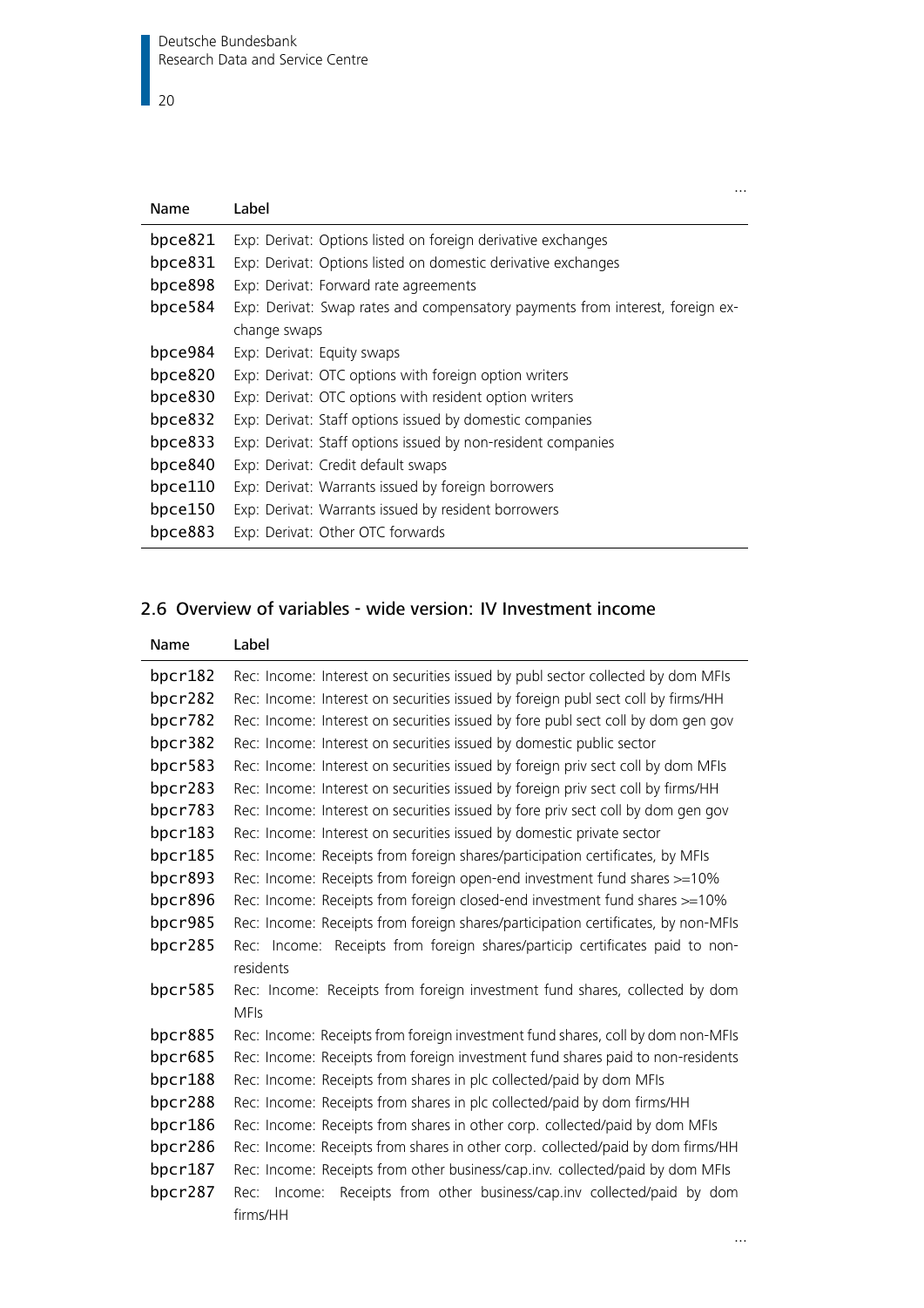...

| Name | Label |
|---|---|
| bpce821 | Exp: Derivat: Options listed on foreign derivative exchanges |
| bpce831 | Exp: Derivat: Options listed on domestic derivative exchanges |
| bpce898 | Exp: Derivat: Forward rate agreements |
| bpce584 | Exp: Derivat: Swap rates and compensatory payments from interest, foreign exchange swaps |
| bpce984 | Exp: Derivat: Equity swaps |
| bpce820 | Exp: Derivat: OTC options with foreign option writers |
| bpce830 | Exp: Derivat: OTC options with resident option writers |
| bpce832 | Exp: Derivat: Staff options issued by domestic companies |
| bpce833 | Exp: Derivat: Staff options issued by non-resident companies |
| bpce840 | Exp: Derivat: Credit default swaps |
| bpce110 | Exp: Derivat: Warrants issued by foreign borrowers |
| bpce150 | Exp: Derivat: Warrants issued by resident borrowers |
| bpce883 | Exp: Derivat: Other OTC forwards |

## 2.6 Overview of variables - wide version: IV Investment income

| Name | Label |
|---|---|
| bpcr182 | Rec: Income: Interest on securities issued by publ sector collected by dom MFIs |
| bpcr282 | Rec: Income: Interest on securities issued by foreign publ sect coll by firms/HH |
| bpcr782 | Rec: Income: Interest on securities issued by fore publ sect coll by dom gen gov |
| bpcr382 | Rec: Income: Interest on securities issued by domestic public sector |
| bpcr583 | Rec: Income: Interest on securities issued by foreign priv sect coll by dom MFIs |
| bpcr283 | Rec: Income: Interest on securities issued by foreign priv sect coll by firms/HH |
| bpcr783 | Rec: Income: Interest on securities issued by fore priv sect coll by dom gen gov |
| bpcr183 | Rec: Income: Interest on securities issued by domestic private sector |
| bpcr185 | Rec: Income: Receipts from foreign shares/participation certificates, by MFIs |
| bpcr893 | Rec: Income: Receipts from foreign open-end investment fund shares >=10% |
| bpcr896 | Rec: Income: Receipts from foreign closed-end investment fund shares >=10% |
| bpcr985 | Rec: Income: Receipts from foreign shares/participation certificates, by non-MFIs |
| bpcr285 | Rec: Income: Receipts from foreign shares/particip certificates paid to non-residents |
| bpcr585 | Rec: Income: Receipts from foreign investment fund shares, collected by dom MFIs |
| bpcr885 | Rec: Income: Receipts from foreign investment fund shares, coll by dom non-MFIs |
| bpcr685 | Rec: Income: Receipts from foreign investment fund shares paid to non-residents |
| bpcr188 | Rec: Income: Receipts from shares in plc collected/paid by dom MFIs |
| bpcr288 | Rec: Income: Receipts from shares in plc collected/paid by dom firms/HH |
| bpcr186 | Rec: Income: Receipts from shares in other corp. collected/paid by dom MFIs |
| bpcr286 | Rec: Income: Receipts from shares in other corp. collected/paid by dom firms/HH |
| bpcr187 | Rec: Income: Receipts from other business/cap.inv. collected/paid by dom MFIs |
| bpcr287 | Rec: Income: Receipts from other business/cap.inv collected/paid by dom firms/HH |

...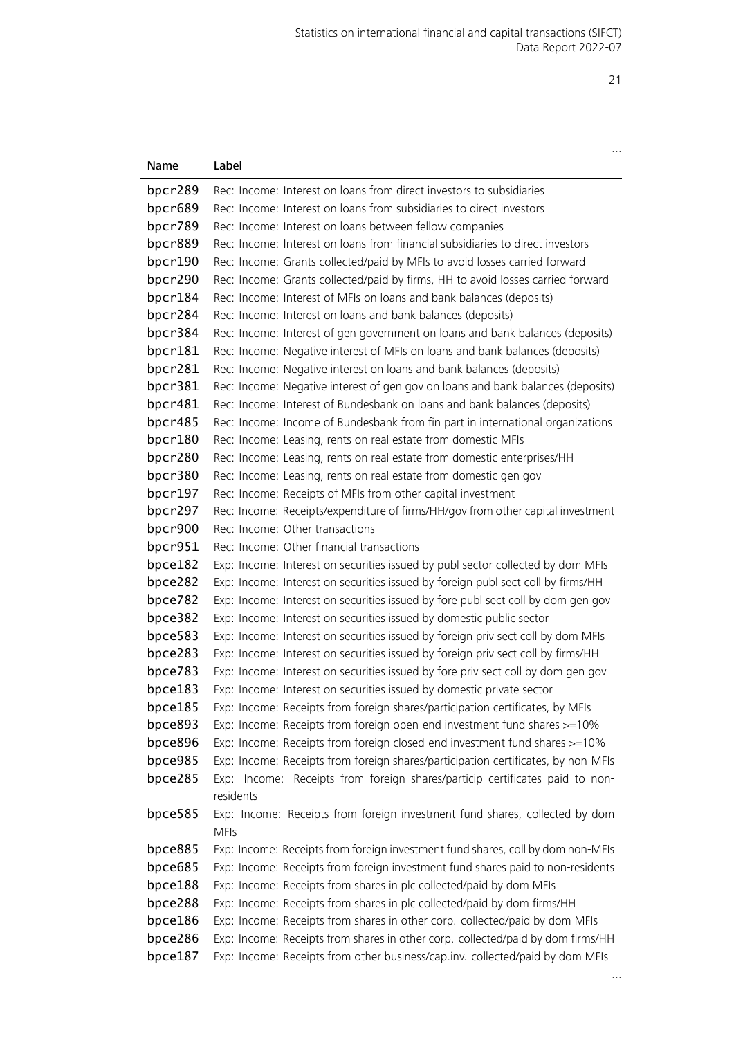…

| Name | Label |
|---|---|
| bpcr289 | Rec: Income: Interest on loans from direct investors to subsidiaries |
| bpcr689 | Rec: Income: Interest on loans from subsidiaries to direct investors |
| bpcr789 | Rec: Income: Interest on loans between fellow companies |
| bpcr889 | Rec: Income: Interest on loans from financial subsidiaries to direct investors |
| bpcr190 | Rec: Income: Grants collected/paid by MFIs to avoid losses carried forward |
| bpcr290 | Rec: Income: Grants collected/paid by firms, HH to avoid losses carried forward |
| bpcr184 | Rec: Income: Interest of MFIs on loans and bank balances (deposits) |
| bpcr284 | Rec: Income: Interest on loans and bank balances (deposits) |
| bpcr384 | Rec: Income: Interest of gen government on loans and bank balances (deposits) |
| bpcr181 | Rec: Income: Negative interest of MFIs on loans and bank balances (deposits) |
| bpcr281 | Rec: Income: Negative interest on loans and bank balances (deposits) |
| bpcr381 | Rec: Income: Negative interest of gen gov on loans and bank balances (deposits) |
| bpcr481 | Rec: Income: Interest of Bundesbank on loans and bank balances (deposits) |
| bpcr485 | Rec: Income: Income of Bundesbank from fin part in international organizations |
| bpcr180 | Rec: Income: Leasing, rents on real estate from domestic MFIs |
| bpcr280 | Rec: Income: Leasing, rents on real estate from domestic enterprises/HH |
| bpcr380 | Rec: Income: Leasing, rents on real estate from domestic gen gov |
| bpcr197 | Rec: Income: Receipts of MFIs from other capital investment |
| bpcr297 | Rec: Income: Receipts/expenditure of firms/HH/gov from other capital investment |
| bpcr900 | Rec: Income: Other transactions |
| bpcr951 | Rec: Income: Other financial transactions |
| bpce182 | Exp: Income: Interest on securities issued by publ sector collected by dom MFIs |
| bpce282 | Exp: Income: Interest on securities issued by foreign publ sect coll by firms/HH |
| bpce782 | Exp: Income: Interest on securities issued by fore publ sect coll by dom gen gov |
| bpce382 | Exp: Income: Interest on securities issued by domestic public sector |
| bpce583 | Exp: Income: Interest on securities issued by foreign priv sect coll by dom MFIs |
| bpce283 | Exp: Income: Interest on securities issued by foreign priv sect coll by firms/HH |
| bpce783 | Exp: Income: Interest on securities issued by fore priv sect coll by dom gen gov |
| bpce183 | Exp: Income: Interest on securities issued by domestic private sector |
| bpce185 | Exp: Income: Receipts from foreign shares/participation certificates, by MFIs |
| bpce893 | Exp: Income: Receipts from foreign open-end investment fund shares >=10% |
| bpce896 | Exp: Income: Receipts from foreign closed-end investment fund shares >=10% |
| bpce985 | Exp: Income: Receipts from foreign shares/participation certificates, by non-MFIs |
| bpce285 | Exp: Income: Receipts from foreign shares/particip certificates paid to non-residents |
| bpce585 | Exp: Income: Receipts from foreign investment fund shares, collected by dom MFIs |
| bpce885 | Exp: Income: Receipts from foreign investment fund shares, coll by dom non-MFIs |
| bpce685 | Exp: Income: Receipts from foreign investment fund shares paid to non-residents |
| bpce188 | Exp: Income: Receipts from shares in plc collected/paid by dom MFIs |
| bpce288 | Exp: Income: Receipts from shares in plc collected/paid by dom firms/HH |
| bpce186 | Exp: Income: Receipts from shares in other corp. collected/paid by dom MFIs |
| bpce286 | Exp: Income: Receipts from shares in other corp. collected/paid by dom firms/HH |
| bpce187 | Exp: Income: Receipts from other business/cap.inv. collected/paid by dom MFIs |

…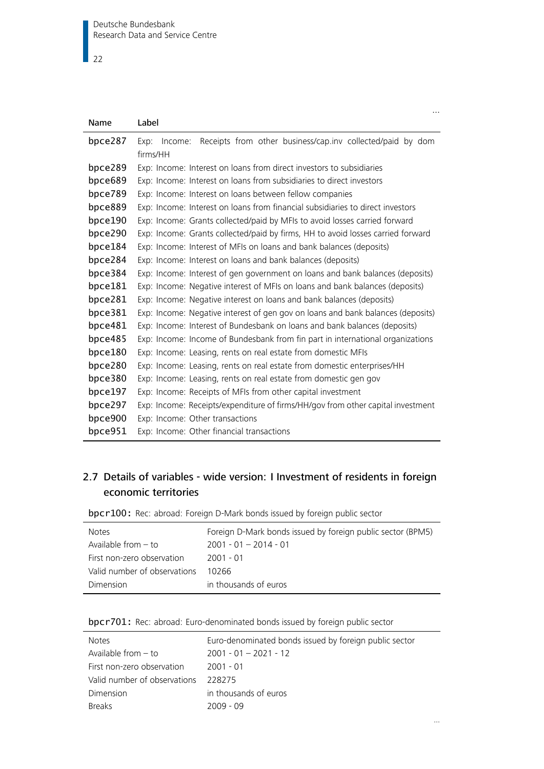…

| Name | Label |
|---|---|
| bpce287 | Exp: Income: Receipts from other business/cap.inv collected/paid by dom firms/HH |
| bpce289 | Exp: Income: Interest on loans from direct investors to subsidiaries |
| bpce689 | Exp: Income: Interest on loans from subsidiaries to direct investors |
| bpce789 | Exp: Income: Interest on loans between fellow companies |
| bpce889 | Exp: Income: Interest on loans from financial subsidiaries to direct investors |
| bpce190 | Exp: Income: Grants collected/paid by MFIs to avoid losses carried forward |
| bpce290 | Exp: Income: Grants collected/paid by firms, HH to avoid losses carried forward |
| bpce184 | Exp: Income: Interest of MFIs on loans and bank balances (deposits) |
| bpce284 | Exp: Income: Interest on loans and bank balances (deposits) |
| bpce384 | Exp: Income: Interest of gen government on loans and bank balances (deposits) |
| bpce181 | Exp: Income: Negative interest of MFIs on loans and bank balances (deposits) |
| bpce281 | Exp: Income: Negative interest on loans and bank balances (deposits) |
| bpce381 | Exp: Income: Negative interest of gen gov on loans and bank balances (deposits) |
| bpce481 | Exp: Income: Interest of Bundesbank on loans and bank balances (deposits) |
| bpce485 | Exp: Income: Income of Bundesbank from fin part in international organizations |
| bpce180 | Exp: Income: Leasing, rents on real estate from domestic MFIs |
| bpce280 | Exp: Income: Leasing, rents on real estate from domestic enterprises/HH |
| bpce380 | Exp: Income: Leasing, rents on real estate from domestic gen gov |
| bpce197 | Exp: Income: Receipts of MFIs from other capital investment |
| bpce297 | Exp: Income: Receipts/expenditure of firms/HH/gov from other capital investment |
| bpce900 | Exp: Income: Other transactions |
| bpce951 | Exp: Income: Other financial transactions |

## 2.7 Details of variables - wide version: I Investment of residents in foreign economic territories

bpcr100: Rec: abroad: Foreign D-Mark bonds issued by foreign public sector

| | |
|---|---|
| Notes | Foreign D-Mark bonds issued by foreign public sector (BPM5) |
| Available from – to | 2001 - 01 – 2014 - 01 |
| First non-zero observation | 2001 - 01 |
| Valid number of observations | 10266 |
| Dimension | in thousands of euros |

bpcr701: Rec: abroad: Euro-denominated bonds issued by foreign public sector

| | |
|---|---|
| Notes | Euro-denominated bonds issued by foreign public sector |
| Available from – to | 2001 - 01 – 2021 - 12 |
| First non-zero observation | 2001 - 01 |
| Valid number of observations | 228275 |
| Dimension | in thousands of euros |
| Breaks | 2009 - 09 |

…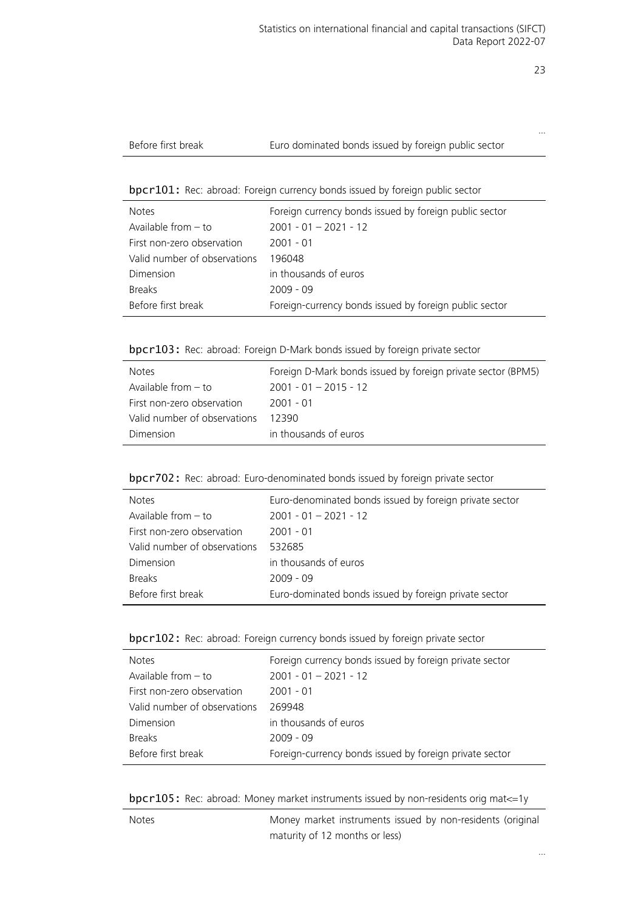...

| Before first break | Euro dominated bonds issued by foreign public sector |
|---|---|

**bpcr101:** Rec: abroad: Foreign currency bonds issued by foreign public sector

| | |
|---|---|
| Notes | Foreign currency bonds issued by foreign public sector |
| Available from – to | 2001 - 01 – 2021 - 12 |
| First non-zero observation | 2001 - 01 |
| Valid number of observations | 196048 |
| Dimension | in thousands of euros |
| Breaks | 2009 - 09 |
| Before first break | Foreign-currency bonds issued by foreign public sector |

**bpcr103:** Rec: abroad: Foreign D-Mark bonds issued by foreign private sector

| | |
|---|---|
| Notes | Foreign D-Mark bonds issued by foreign private sector (BPM5) |
| Available from – to | 2001 - 01 – 2015 - 12 |
| First non-zero observation | 2001 - 01 |
| Valid number of observations | 12390 |
| Dimension | in thousands of euros |

**bpcr702:** Rec: abroad: Euro-denominated bonds issued by foreign private sector

| | |
|---|---|
| Notes | Euro-denominated bonds issued by foreign private sector |
| Available from – to | 2001 - 01 – 2021 - 12 |
| First non-zero observation | 2001 - 01 |
| Valid number of observations | 532685 |
| Dimension | in thousands of euros |
| Breaks | 2009 - 09 |
| Before first break | Euro-dominated bonds issued by foreign private sector |

**bpcr102:** Rec: abroad: Foreign currency bonds issued by foreign private sector

| | |
|---|---|
| Notes | Foreign currency bonds issued by foreign private sector |
| Available from – to | 2001 - 01 – 2021 - 12 |
| First non-zero observation | 2001 - 01 |
| Valid number of observations | 269948 |
| Dimension | in thousands of euros |
| Breaks | 2009 - 09 |
| Before first break | Foreign-currency bonds issued by foreign private sector |

**bpcr105:** Rec: abroad: Money market instruments issued by non-residents orig mat<=1y

| | |
|---|---|
| Notes | Money market instruments issued by non-residents (original maturity of 12 months or less) |

...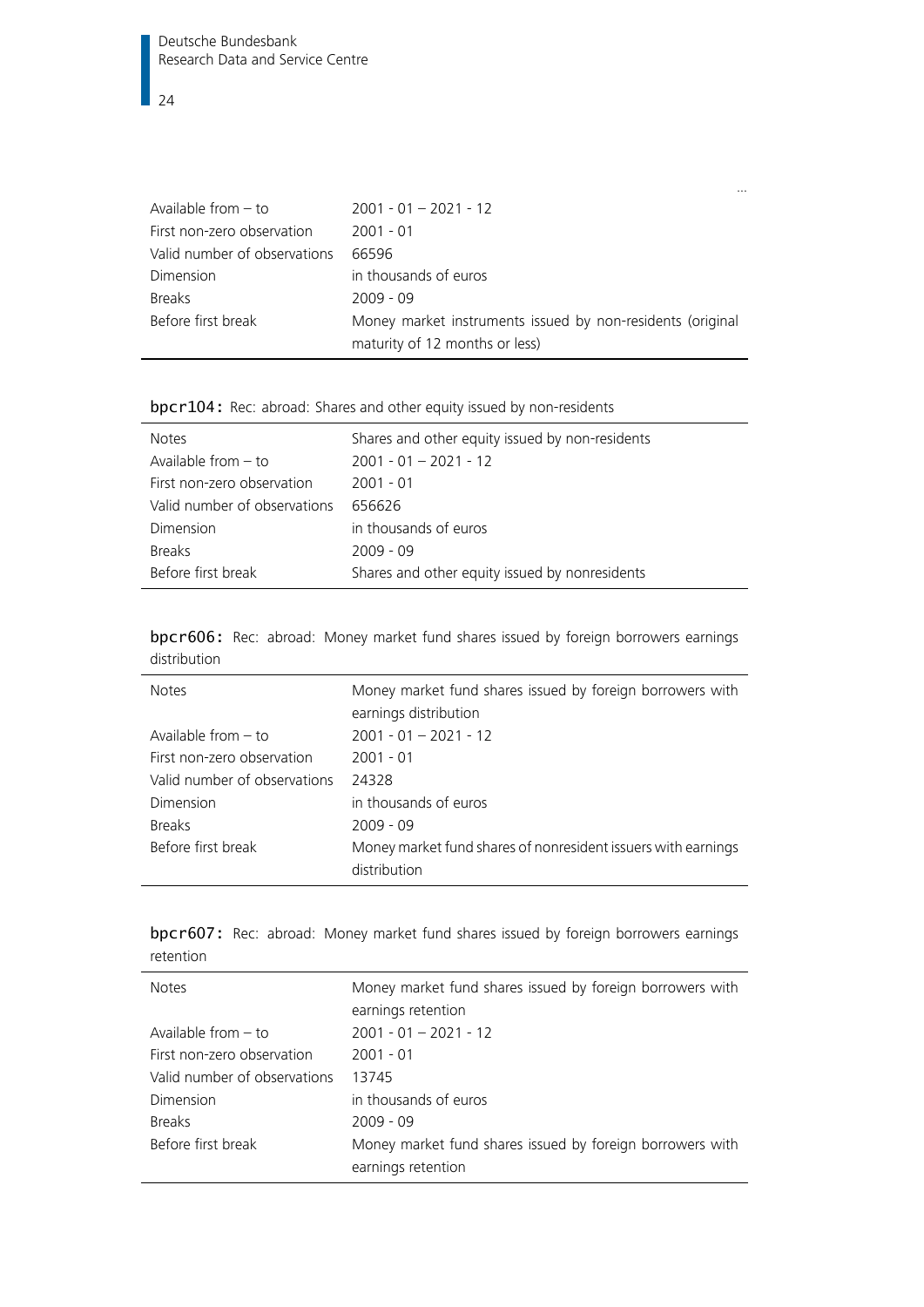...

| | |
|---|---|
| Available from – to | 2001 - 01 – 2021 - 12 |
| First non-zero observation | 2001 - 01 |
| Valid number of observations | 66596 |
| Dimension | in thousands of euros |
| Breaks | 2009 - 09 |
| Before first break | Money market instruments issued by non-residents (original maturity of 12 months or less) |

**bpcr104:** Rec: abroad: Shares and other equity issued by non-residents

| | |
|---|---|
| Notes | Shares and other equity issued by non-residents |
| Available from – to | 2001 - 01 – 2021 - 12 |
| First non-zero observation | 2001 - 01 |
| Valid number of observations | 656626 |
| Dimension | in thousands of euros |
| Breaks | 2009 - 09 |
| Before first break | Shares and other equity issued by nonresidents |

**bpcr606:** Rec: abroad: Money market fund shares issued by foreign borrowers earnings distribution

| | |
|---|---|
| Notes | Money market fund shares issued by foreign borrowers with earnings distribution |
| Available from – to | 2001 - 01 – 2021 - 12 |
| First non-zero observation | 2001 - 01 |
| Valid number of observations | 24328 |
| Dimension | in thousands of euros |
| Breaks | 2009 - 09 |
| Before first break | Money market fund shares of nonresident issuers with earnings distribution |

**bpcr607:** Rec: abroad: Money market fund shares issued by foreign borrowers earnings retention

| | |
|---|---|
| Notes | Money market fund shares issued by foreign borrowers with earnings retention |
| Available from – to | 2001 - 01 – 2021 - 12 |
| First non-zero observation | 2001 - 01 |
| Valid number of observations | 13745 |
| Dimension | in thousands of euros |
| Breaks | 2009 - 09 |
| Before first break | Money market fund shares issued by foreign borrowers with earnings retention |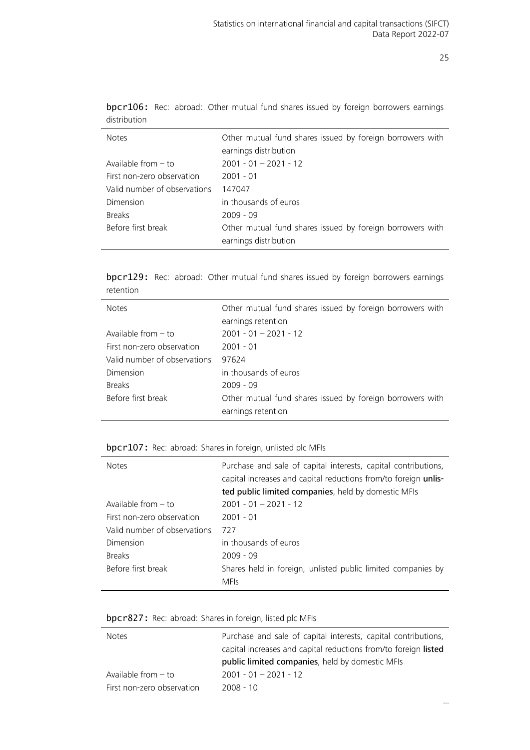**bpcr106:** Rec: abroad: Other mutual fund shares issued by foreign borrowers earnings distribution

| | |
|---|---|
| Notes | Other mutual fund shares issued by foreign borrowers with earnings distribution |
| Available from – to | 2001 - 01 – 2021 - 12 |
| First non-zero observation | 2001 - 01 |
| Valid number of observations | 147047 |
| Dimension | in thousands of euros |
| Breaks | 2009 - 09 |
| Before first break | Other mutual fund shares issued by foreign borrowers with earnings distribution |

**bpcr129:** Rec: abroad: Other mutual fund shares issued by foreign borrowers earnings retention

| | |
|---|---|
| Notes | Other mutual fund shares issued by foreign borrowers with earnings retention |
| Available from – to | 2001 - 01 – 2021 - 12 |
| First non-zero observation | 2001 - 01 |
| Valid number of observations | 97624 |
| Dimension | in thousands of euros |
| Breaks | 2009 - 09 |
| Before first break | Other mutual fund shares issued by foreign borrowers with earnings retention |

**bpcr107:** Rec: abroad: Shares in foreign, unlisted plc MFIs

| | |
|---|---|
| Notes | Purchase and sale of capital interests, capital contributions, capital increases and capital reductions from/to foreign **unlisted public limited companies**, held by domestic MFIs |
| Available from – to | 2001 - 01 – 2021 - 12 |
| First non-zero observation | 2001 - 01 |
| Valid number of observations | 727 |
| Dimension | in thousands of euros |
| Breaks | 2009 - 09 |
| Before first break | Shares held in foreign, unlisted public limited companies by MFIs |

**bpcr827:** Rec: abroad: Shares in foreign, listed plc MFIs

| | |
|---|---|
| Notes | Purchase and sale of capital interests, capital contributions, capital increases and capital reductions from/to foreign **listed public limited companies**, held by domestic MFIs |
| Available from – to | 2001 - 01 – 2021 - 12 |
| First non-zero observation | 2008 - 10 |

...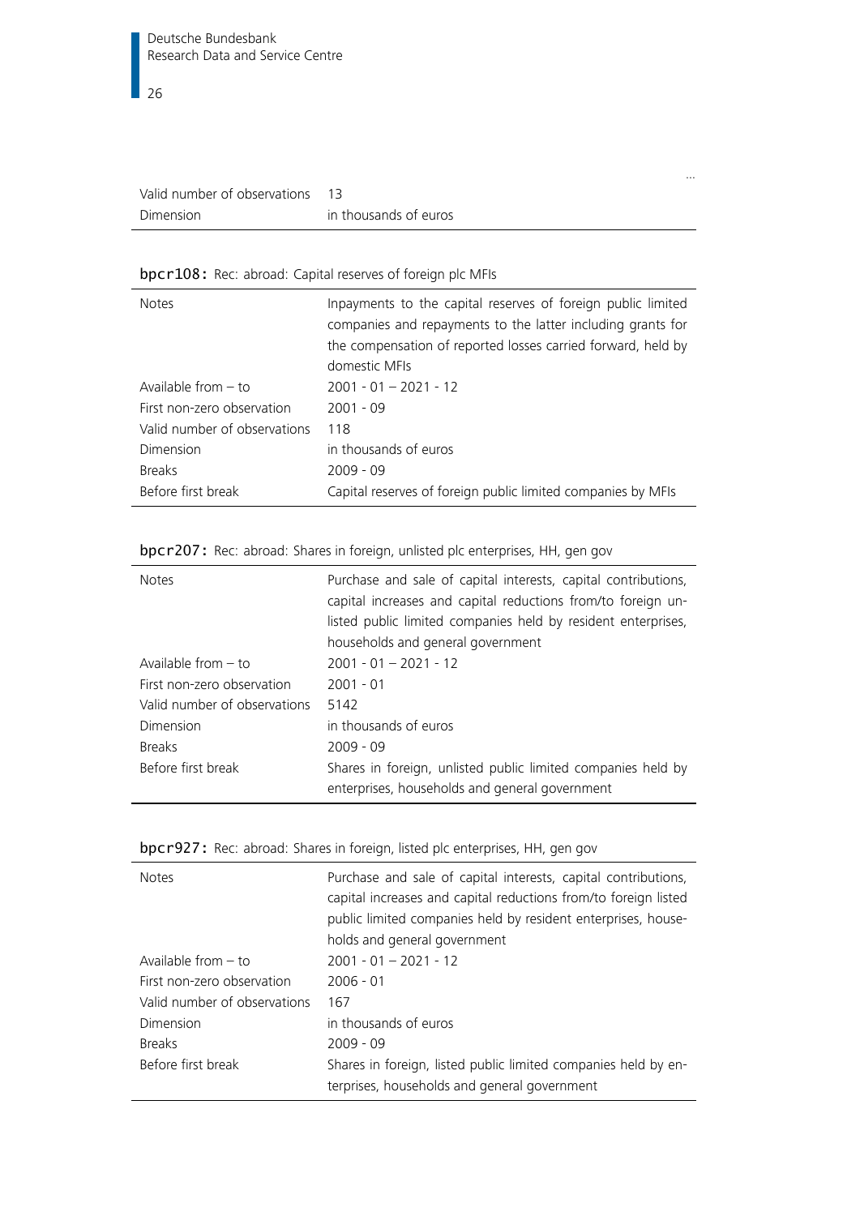...

| | |
|---|---|
| Valid number of observations | 13 |
| Dimension | in thousands of euros |

**bpcr108:** Rec: abroad: Capital reserves of foreign plc MFIs

| | |
|---|---|
| Notes | Inpayments to the capital reserves of foreign public limited companies and repayments to the latter including grants for the compensation of reported losses carried forward, held by domestic MFIs |
| Available from – to | 2001 - 01 – 2021 - 12 |
| First non-zero observation | 2001 - 09 |
| Valid number of observations | 118 |
| Dimension | in thousands of euros |
| Breaks | 2009 - 09 |
| Before first break | Capital reserves of foreign public limited companies by MFIs |

**bpcr207:** Rec: abroad: Shares in foreign, unlisted plc enterprises, HH, gen gov

| | |
|---|---|
| Notes | Purchase and sale of capital interests, capital contributions, capital increases and capital reductions from/to foreign unlisted public limited companies held by resident enterprises, households and general government |
| Available from – to | 2001 - 01 – 2021 - 12 |
| First non-zero observation | 2001 - 01 |
| Valid number of observations | 5142 |
| Dimension | in thousands of euros |
| Breaks | 2009 - 09 |
| Before first break | Shares in foreign, unlisted public limited companies held by enterprises, households and general government |

**bpcr927:** Rec: abroad: Shares in foreign, listed plc enterprises, HH, gen gov

| | |
|---|---|
| Notes | Purchase and sale of capital interests, capital contributions, capital increases and capital reductions from/to foreign listed public limited companies held by resident enterprises, households and general government |
| Available from – to | 2001 - 01 – 2021 - 12 |
| First non-zero observation | 2006 - 01 |
| Valid number of observations | 167 |
| Dimension | in thousands of euros |
| Breaks | 2009 - 09 |
| Before first break | Shares in foreign, listed public limited companies held by enterprises, households and general government |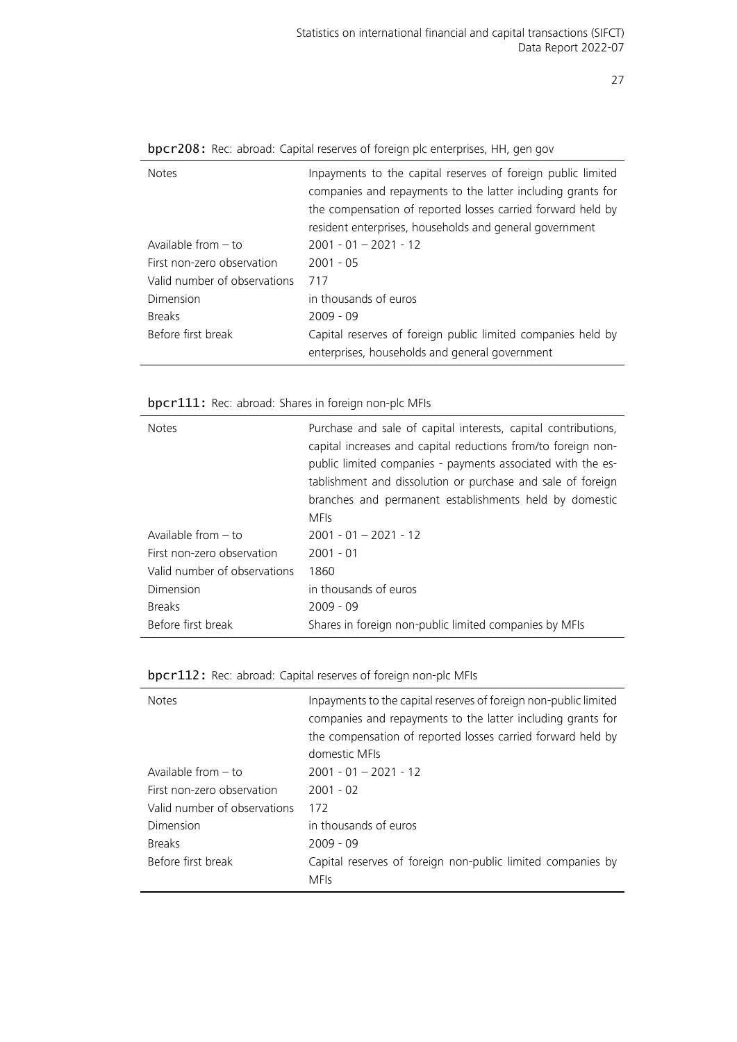**bpcr208:** Rec: abroad: Capital reserves of foreign plc enterprises, HH, gen gov

| | |
|---|---|
| Notes | Inpayments to the capital reserves of foreign public limited companies and repayments to the latter including grants for the compensation of reported losses carried forward held by resident enterprises, households and general government |
| Available from – to | 2001 - 01 – 2021 - 12 |
| First non-zero observation | 2001 - 05 |
| Valid number of observations | 717 |
| Dimension | in thousands of euros |
| Breaks | 2009 - 09 |
| Before first break | Capital reserves of foreign public limited companies held by enterprises, households and general government |

**bpcr111:** Rec: abroad: Shares in foreign non-plc MFIs

| | |
|---|---|
| Notes | Purchase and sale of capital interests, capital contributions, capital increases and capital reductions from/to foreign non-public limited companies - payments associated with the establishment and dissolution or purchase and sale of foreign branches and permanent establishments held by domestic MFIs |
| Available from – to | 2001 - 01 – 2021 - 12 |
| First non-zero observation | 2001 - 01 |
| Valid number of observations | 1860 |
| Dimension | in thousands of euros |
| Breaks | 2009 - 09 |
| Before first break | Shares in foreign non-public limited companies by MFIs |

**bpcr112:** Rec: abroad: Capital reserves of foreign non-plc MFIs

| | |
|---|---|
| Notes | Inpayments to the capital reserves of foreign non-public limited companies and repayments to the latter including grants for the compensation of reported losses carried forward held by domestic MFIs |
| Available from – to | 2001 - 01 – 2021 - 12 |
| First non-zero observation | 2001 - 02 |
| Valid number of observations | 172 |
| Dimension | in thousands of euros |
| Breaks | 2009 - 09 |
| Before first break | Capital reserves of foreign non-public limited companies by MFIs |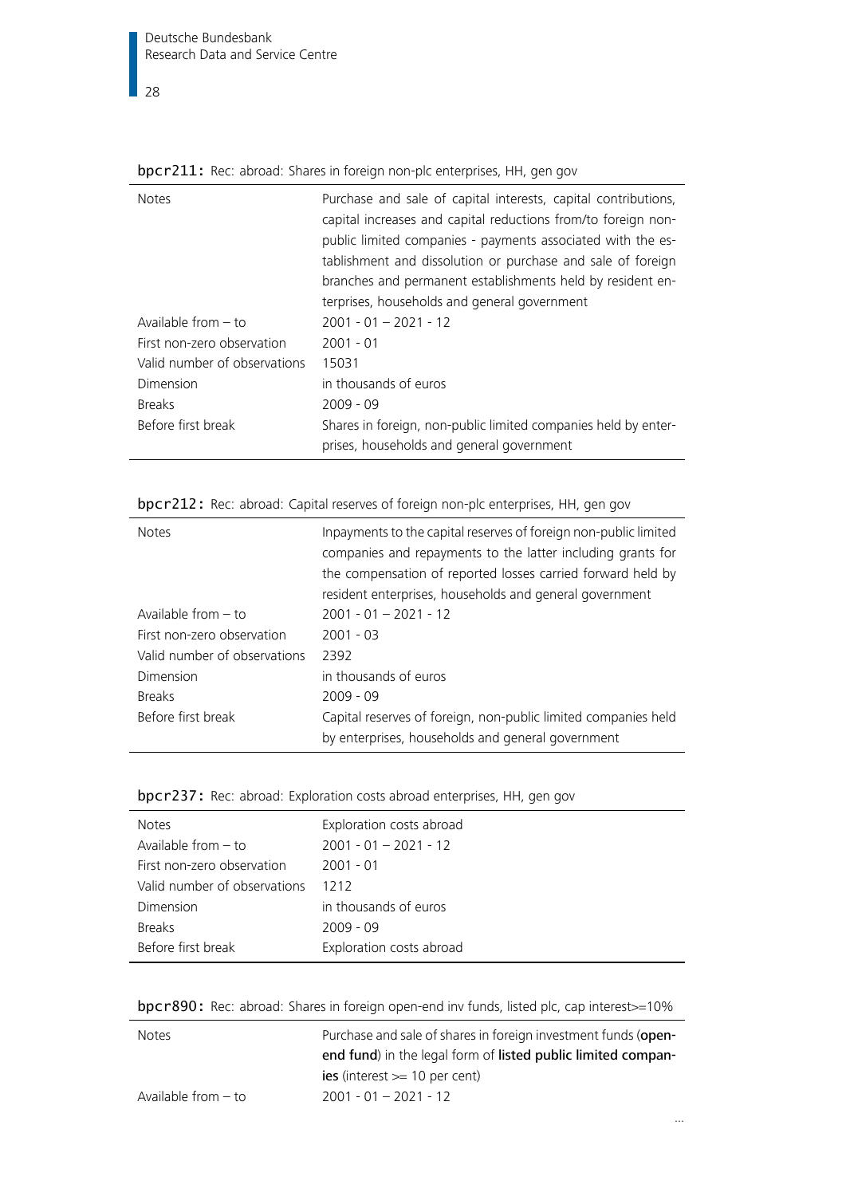**bpcr211:** Rec: abroad: Shares in foreign non-plc enterprises, HH, gen gov

| | |
|---|---|
| Notes | Purchase and sale of capital interests, capital contributions, capital increases and capital reductions from/to foreign non-public limited companies - payments associated with the establishment and dissolution or purchase and sale of foreign branches and permanent establishments held by resident enterprises, households and general government |
| Available from – to | 2001 - 01 – 2021 - 12 |
| First non-zero observation | 2001 - 01 |
| Valid number of observations | 15031 |
| Dimension | in thousands of euros |
| Breaks | 2009 - 09 |
| Before first break | Shares in foreign, non-public limited companies held by enterprises, households and general government |

**bpcr212:** Rec: abroad: Capital reserves of foreign non-plc enterprises, HH, gen gov

| | |
|---|---|
| Notes | Inpayments to the capital reserves of foreign non-public limited companies and repayments to the latter including grants for the compensation of reported losses carried forward held by resident enterprises, households and general government |
| Available from – to | 2001 - 01 – 2021 - 12 |
| First non-zero observation | 2001 - 03 |
| Valid number of observations | 2392 |
| Dimension | in thousands of euros |
| Breaks | 2009 - 09 |
| Before first break | Capital reserves of foreign, non-public limited companies held by enterprises, households and general government |

**bpcr237:** Rec: abroad: Exploration costs abroad enterprises, HH, gen gov

| | |
|---|---|
| Notes | Exploration costs abroad |
| Available from – to | 2001 - 01 – 2021 - 12 |
| First non-zero observation | 2001 - 01 |
| Valid number of observations | 1212 |
| Dimension | in thousands of euros |
| Breaks | 2009 - 09 |
| Before first break | Exploration costs abroad |

**bpcr890:** Rec: abroad: Shares in foreign open-end inv funds, listed plc, cap interest>=10%

| | |
|---|---|
| Notes | Purchase and sale of shares in foreign investment funds (**open-end fund**) in the legal form of **listed public limited companies** (interest >= 10 per cent) |
| Available from – to | 2001 - 01 – 2021 - 12 |

...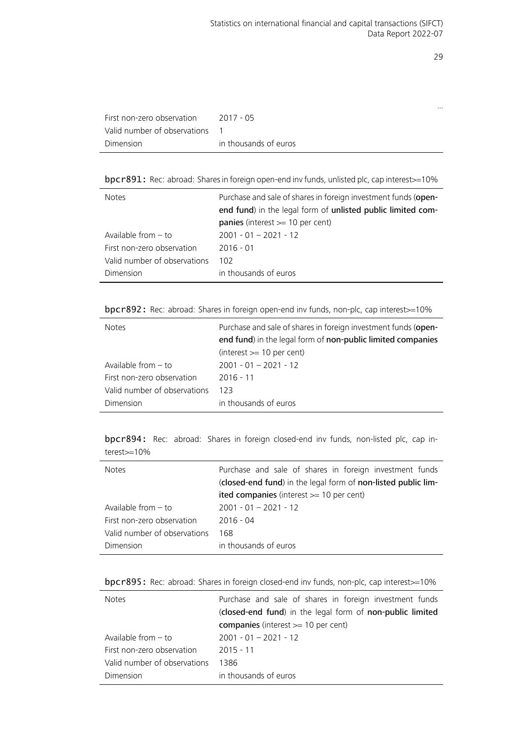...

| | |
|---|---|
| First non-zero observation | 2017 - 05 |
| Valid number of observations | 1 |
| Dimension | in thousands of euros |

**bpcr891:** Rec: abroad: Shares in foreign open-end inv funds, unlisted plc, cap interest>=10%

| | |
|---|---|
| Notes | Purchase and sale of shares in foreign investment funds (**open-end fund**) in the legal form of **unlisted public limited companies** (interest >= 10 per cent) |
| Available from – to | 2001 - 01 – 2021 - 12 |
| First non-zero observation | 2016 - 01 |
| Valid number of observations | 102 |
| Dimension | in thousands of euros |

**bpcr892:** Rec: abroad: Shares in foreign open-end inv funds, non-plc, cap interest>=10%

| | |
|---|---|
| Notes | Purchase and sale of shares in foreign investment funds (**open-end fund**) in the legal form of **non-public limited companies** (interest >= 10 per cent) |
| Available from – to | 2001 - 01 – 2021 - 12 |
| First non-zero observation | 2016 - 11 |
| Valid number of observations | 123 |
| Dimension | in thousands of euros |

**bpcr894:** Rec: abroad: Shares in foreign closed-end inv funds, non-listed plc, cap interest>=10%

| | |
|---|---|
| Notes | Purchase and sale of shares in foreign investment funds (**closed-end fund**) in the legal form of **non-listed public limited companies** (interest >= 10 per cent) |
| Available from – to | 2001 - 01 – 2021 - 12 |
| First non-zero observation | 2016 - 04 |
| Valid number of observations | 168 |
| Dimension | in thousands of euros |

**bpcr895:** Rec: abroad: Shares in foreign closed-end inv funds, non-plc, cap interest>=10%

| | |
|---|---|
| Notes | Purchase and sale of shares in foreign investment funds (**closed-end fund**) in the legal form of **non-public limited companies** (interest >= 10 per cent) |
| Available from – to | 2001 - 01 – 2021 - 12 |
| First non-zero observation | 2015 - 11 |
| Valid number of observations | 1386 |
| Dimension | in thousands of euros |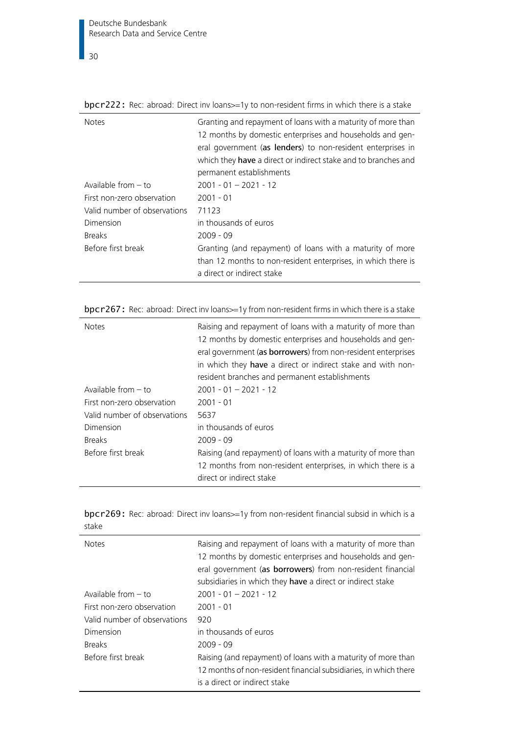**bpcr222:** Rec: abroad: Direct inv loans>=1y to non-resident firms in which there is a stake

| | |
|---|---|
| Notes | Granting and repayment of loans with a maturity of more than 12 months by domestic enterprises and households and general government (**as lenders**) to non-resident enterprises in which they **have** a direct or indirect stake and to branches and permanent establishments |
| Available from – to | 2001 - 01 – 2021 - 12 |
| First non-zero observation | 2001 - 01 |
| Valid number of observations | 71123 |
| Dimension | in thousands of euros |
| Breaks | 2009 - 09 |
| Before first break | Granting (and repayment) of loans with a maturity of more than 12 months to non-resident enterprises, in which there is a direct or indirect stake |

**bpcr267:** Rec: abroad: Direct inv loans>=1y from non-resident firms in which there is a stake

| | |
|---|---|
| Notes | Raising and repayment of loans with a maturity of more than 12 months by domestic enterprises and households and general government (**as borrowers**) from non-resident enterprises in which they **have** a direct or indirect stake and with non-resident branches and permanent establishments |
| Available from – to | 2001 - 01 – 2021 - 12 |
| First non-zero observation | 2001 - 01 |
| Valid number of observations | 5637 |
| Dimension | in thousands of euros |
| Breaks | 2009 - 09 |
| Before first break | Raising (and repayment) of loans with a maturity of more than 12 months from non-resident enterprises, in which there is a direct or indirect stake |

**bpcr269:** Rec: abroad: Direct inv loans>=1y from non-resident financial subsid in which is a stake

| | |
|---|---|
| Notes | Raising and repayment of loans with a maturity of more than 12 months by domestic enterprises and households and general government (**as borrowers**) from non-resident financial subsidiaries in which they **have** a direct or indirect stake |
| Available from – to | 2001 - 01 – 2021 - 12 |
| First non-zero observation | 2001 - 01 |
| Valid number of observations | 920 |
| Dimension | in thousands of euros |
| Breaks | 2009 - 09 |
| Before first break | Raising (and repayment) of loans with a maturity of more than 12 months of non-resident financial subsidiaries, in which there is a direct or indirect stake |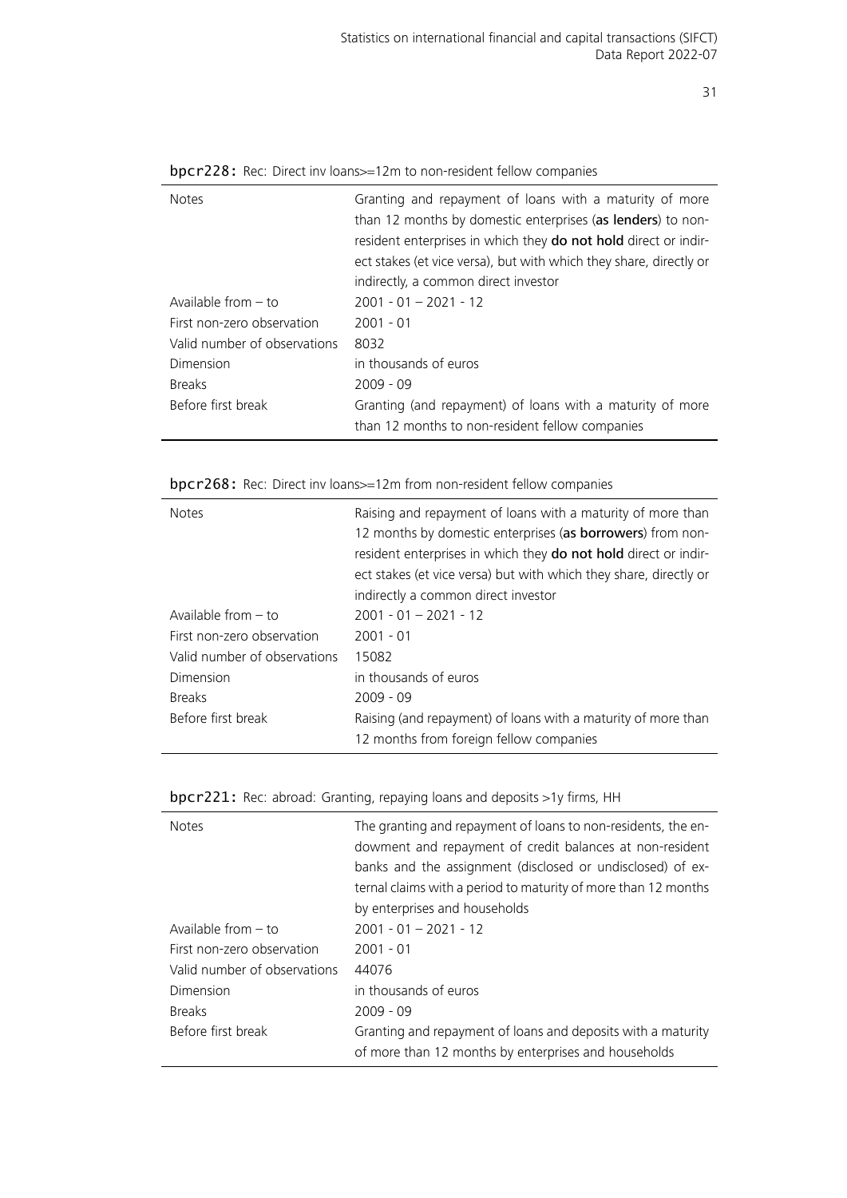**bpcr228:** Rec: Direct inv loans>=12m to non-resident fellow companies

| | |
|---|---|
| Notes | Granting and repayment of loans with a maturity of more than 12 months by domestic enterprises (**as lenders**) to non-resident enterprises in which they **do not hold** direct or indirect stakes (et vice versa), but with which they share, directly or indirectly, a common direct investor |
| Available from – to | 2001 - 01 – 2021 - 12 |
| First non-zero observation | 2001 - 01 |
| Valid number of observations | 8032 |
| Dimension | in thousands of euros |
| Breaks | 2009 - 09 |
| Before first break | Granting (and repayment) of loans with a maturity of more than 12 months to non-resident fellow companies |

**bpcr268:** Rec: Direct inv loans>=12m from non-resident fellow companies

| | |
|---|---|
| Notes | Raising and repayment of loans with a maturity of more than 12 months by domestic enterprises (**as borrowers**) from non-resident enterprises in which they **do not hold** direct or indirect stakes (et vice versa) but with which they share, directly or indirectly a common direct investor |
| Available from – to | 2001 - 01 – 2021 - 12 |
| First non-zero observation | 2001 - 01 |
| Valid number of observations | 15082 |
| Dimension | in thousands of euros |
| Breaks | 2009 - 09 |
| Before first break | Raising (and repayment) of loans with a maturity of more than 12 months from foreign fellow companies |

**bpcr221:** Rec: abroad: Granting, repaying loans and deposits >1y firms, HH

| | |
|---|---|
| Notes | The granting and repayment of loans to non-residents, the endowment and repayment of credit balances at non-resident banks and the assignment (disclosed or undisclosed) of external claims with a period to maturity of more than 12 months by enterprises and households |
| Available from – to | 2001 - 01 – 2021 - 12 |
| First non-zero observation | 2001 - 01 |
| Valid number of observations | 44076 |
| Dimension | in thousands of euros |
| Breaks | 2009 - 09 |
| Before first break | Granting and repayment of loans and deposits with a maturity of more than 12 months by enterprises and households |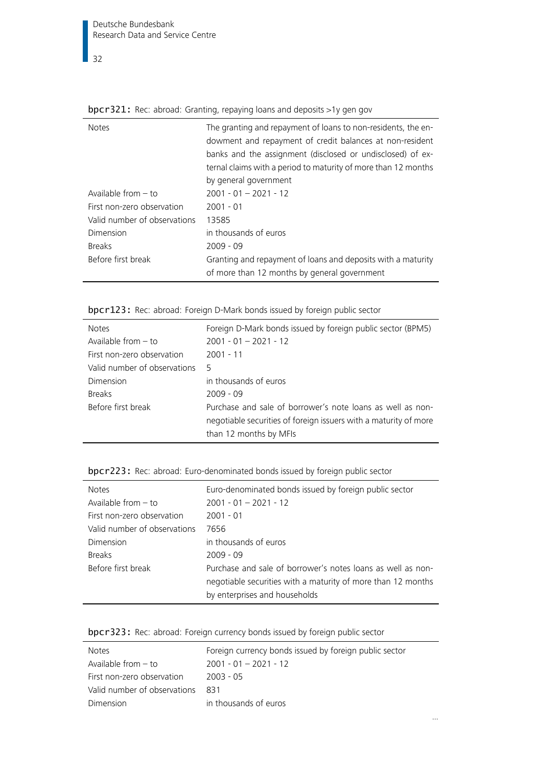**bpcr321:** Rec: abroad: Granting, repaying loans and deposits >1y gen gov

| | |
|---|---|
| Notes | The granting and repayment of loans to non-residents, the endowment and repayment of credit balances at non-resident banks and the assignment (disclosed or undisclosed) of external claims with a period to maturity of more than 12 months by general government |
| Available from – to | 2001 - 01 – 2021 - 12 |
| First non-zero observation | 2001 - 01 |
| Valid number of observations | 13585 |
| Dimension | in thousands of euros |
| Breaks | 2009 - 09 |
| Before first break | Granting and repayment of loans and deposits with a maturity of more than 12 months by general government |

**bpcr123:** Rec: abroad: Foreign D-Mark bonds issued by foreign public sector

| | |
|---|---|
| Notes | Foreign D-Mark bonds issued by foreign public sector (BPM5) |
| Available from – to | 2001 - 01 – 2021 - 12 |
| First non-zero observation | 2001 - 11 |
| Valid number of observations | 5 |
| Dimension | in thousands of euros |
| Breaks | 2009 - 09 |
| Before first break | Purchase and sale of borrower's note loans as well as non-negotiable securities of foreign issuers with a maturity of more than 12 months by MFIs |

**bpcr223:** Rec: abroad: Euro-denominated bonds issued by foreign public sector

| | |
|---|---|
| Notes | Euro-denominated bonds issued by foreign public sector |
| Available from – to | 2001 - 01 – 2021 - 12 |
| First non-zero observation | 2001 - 01 |
| Valid number of observations | 7656 |
| Dimension | in thousands of euros |
| Breaks | 2009 - 09 |
| Before first break | Purchase and sale of borrower's notes loans as well as non-negotiable securities with a maturity of more than 12 months by enterprises and households |

**bpcr323:** Rec: abroad: Foreign currency bonds issued by foreign public sector

| | |
|---|---|
| Notes | Foreign currency bonds issued by foreign public sector |
| Available from – to | 2001 - 01 – 2021 - 12 |
| First non-zero observation | 2003 - 05 |
| Valid number of observations | 831 |
| Dimension | in thousands of euros |

...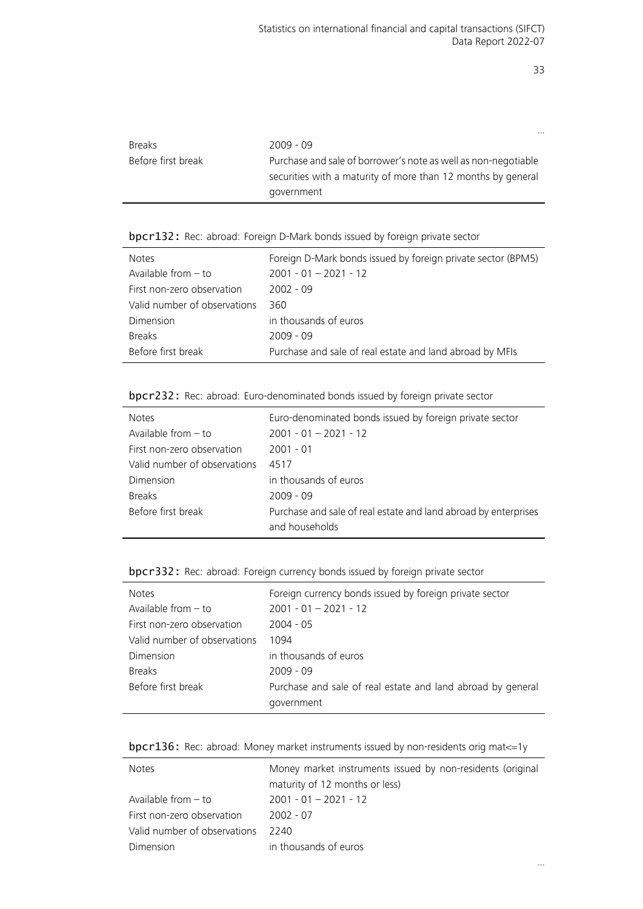...

| | |
|---|---|
| Breaks | 2009 - 09 |
| Before first break | Purchase and sale of borrower's note as well as non-negotiable securities with a maturity of more than 12 months by general government |

**bpcr132:** Rec: abroad: Foreign D-Mark bonds issued by foreign private sector

| | |
|---|---|
| Notes | Foreign D-Mark bonds issued by foreign private sector (BPM5) |
| Available from – to | 2001 - 01 – 2021 - 12 |
| First non-zero observation | 2002 - 09 |
| Valid number of observations | 360 |
| Dimension | in thousands of euros |
| Breaks | 2009 - 09 |
| Before first break | Purchase and sale of real estate and land abroad by MFIs |

**bpcr232:** Rec: abroad: Euro-denominated bonds issued by foreign private sector

| | |
|---|---|
| Notes | Euro-denominated bonds issued by foreign private sector |
| Available from – to | 2001 - 01 – 2021 - 12 |
| First non-zero observation | 2001 - 01 |
| Valid number of observations | 4517 |
| Dimension | in thousands of euros |
| Breaks | 2009 - 09 |
| Before first break | Purchase and sale of real estate and land abroad by enterprises and households |

**bpcr332:** Rec: abroad: Foreign currency bonds issued by foreign private sector

| | |
|---|---|
| Notes | Foreign currency bonds issued by foreign private sector |
| Available from – to | 2001 - 01 – 2021 - 12 |
| First non-zero observation | 2004 - 05 |
| Valid number of observations | 1094 |
| Dimension | in thousands of euros |
| Breaks | 2009 - 09 |
| Before first break | Purchase and sale of real estate and land abroad by general government |

**bpcr136:** Rec: abroad: Money market instruments issued by non-residents orig mat<=1y

| | |
|---|---|
| Notes | Money market instruments issued by non-residents (original maturity of 12 months or less) |
| Available from – to | 2001 - 01 – 2021 - 12 |
| First non-zero observation | 2002 - 07 |
| Valid number of observations | 2240 |
| Dimension | in thousands of euros |

...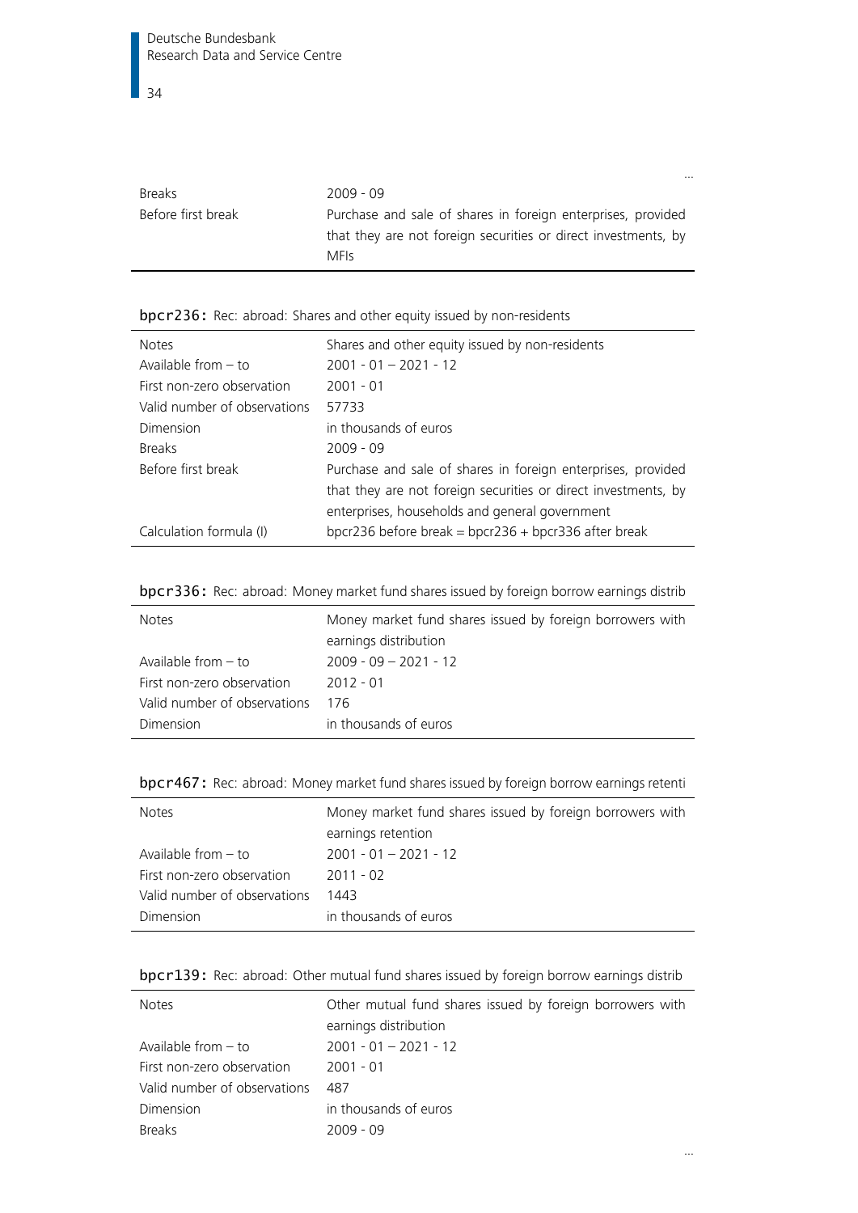...

| | |
|---|---|
| Breaks | 2009 - 09 |
| Before first break | Purchase and sale of shares in foreign enterprises, provided that they are not foreign securities or direct investments, by MFIs |

**bpcr236:** Rec: abroad: Shares and other equity issued by non-residents

| | |
|---|---|
| Notes | Shares and other equity issued by non-residents |
| Available from – to | 2001 - 01 – 2021 - 12 |
| First non-zero observation | 2001 - 01 |
| Valid number of observations | 57733 |
| Dimension | in thousands of euros |
| Breaks | 2009 - 09 |
| Before first break | Purchase and sale of shares in foreign enterprises, provided that they are not foreign securities or direct investments, by enterprises, households and general government |
| Calculation formula (I) | bpcr236 before break = bpcr236 + bpcr336 after break |

**bpcr336:** Rec: abroad: Money market fund shares issued by foreign borrow earnings distrib

| | |
|---|---|
| Notes | Money market fund shares issued by foreign borrowers with earnings distribution |
| Available from – to | 2009 - 09 – 2021 - 12 |
| First non-zero observation | 2012 - 01 |
| Valid number of observations | 176 |
| Dimension | in thousands of euros |

**bpcr467:** Rec: abroad: Money market fund shares issued by foreign borrow earnings retenti

| | |
|---|---|
| Notes | Money market fund shares issued by foreign borrowers with earnings retention |
| Available from – to | 2001 - 01 – 2021 - 12 |
| First non-zero observation | 2011 - 02 |
| Valid number of observations | 1443 |
| Dimension | in thousands of euros |

**bpcr139:** Rec: abroad: Other mutual fund shares issued by foreign borrow earnings distrib

| | |
|---|---|
| Notes | Other mutual fund shares issued by foreign borrowers with earnings distribution |
| Available from – to | 2001 - 01 – 2021 - 12 |
| First non-zero observation | 2001 - 01 |
| Valid number of observations | 487 |
| Dimension | in thousands of euros |
| Breaks | 2009 - 09 |

...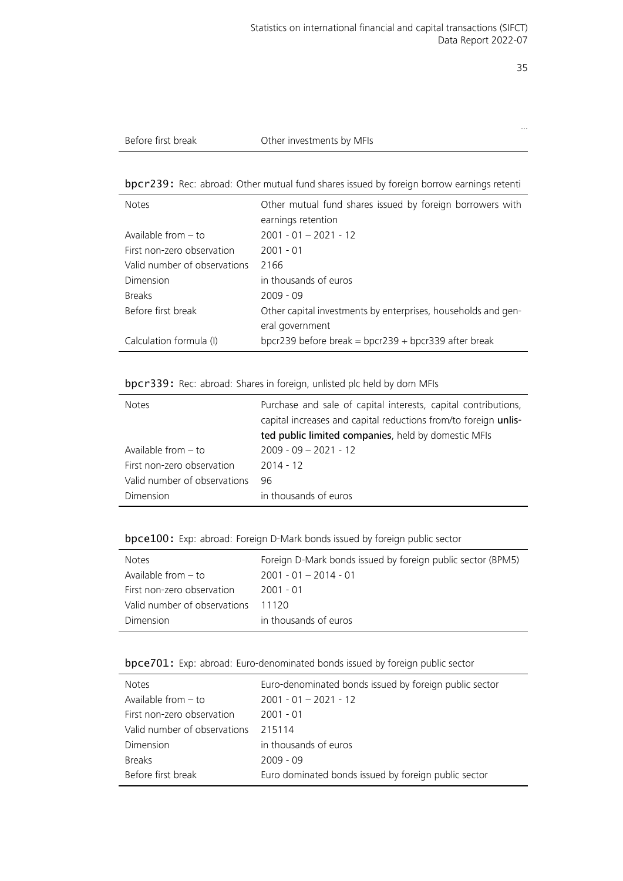…

| Before first break | Other investments by MFIs |
|---|---|

**bpcr239:** Rec: abroad: Other mutual fund shares issued by foreign borrow earnings retenti

| | |
|---|---|
| Notes | Other mutual fund shares issued by foreign borrowers with earnings retention |
| Available from – to | 2001 - 01 – 2021 - 12 |
| First non-zero observation | 2001 - 01 |
| Valid number of observations | 2166 |
| Dimension | in thousands of euros |
| Breaks | 2009 - 09 |
| Before first break | Other capital investments by enterprises, households and general government |
| Calculation formula (I) | bpcr239 before break = bpcr239 + bpcr339 after break |

**bpcr339:** Rec: abroad: Shares in foreign, unlisted plc held by dom MFIs

| | |
|---|---|
| Notes | Purchase and sale of capital interests, capital contributions, capital increases and capital reductions from/to foreign **unlisted public limited companies**, held by domestic MFIs |
| Available from – to | 2009 - 09 – 2021 - 12 |
| First non-zero observation | 2014 - 12 |
| Valid number of observations | 96 |
| Dimension | in thousands of euros |

**bpce100:** Exp: abroad: Foreign D-Mark bonds issued by foreign public sector

| | |
|---|---|
| Notes | Foreign D-Mark bonds issued by foreign public sector (BPM5) |
| Available from – to | 2001 - 01 – 2014 - 01 |
| First non-zero observation | 2001 - 01 |
| Valid number of observations | 11120 |
| Dimension | in thousands of euros |

**bpce701:** Exp: abroad: Euro-denominated bonds issued by foreign public sector

| | |
|---|---|
| Notes | Euro-denominated bonds issued by foreign public sector |
| Available from – to | 2001 - 01 – 2021 - 12 |
| First non-zero observation | 2001 - 01 |
| Valid number of observations | 215114 |
| Dimension | in thousands of euros |
| Breaks | 2009 - 09 |
| Before first break | Euro dominated bonds issued by foreign public sector |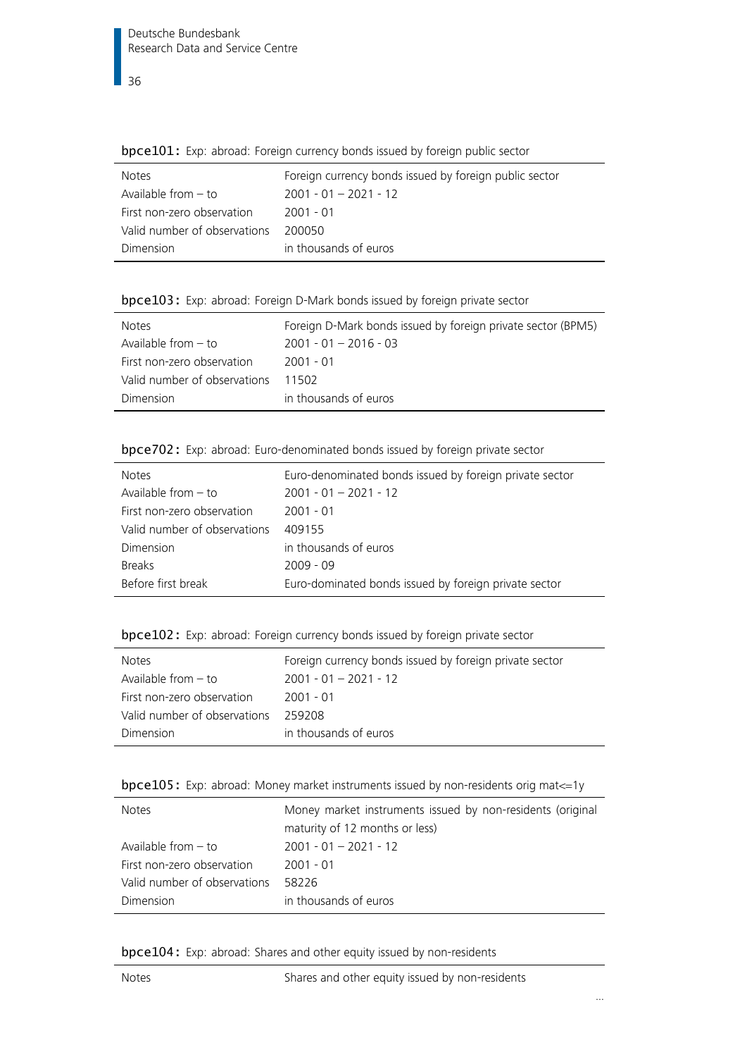**bpce101:** Exp: abroad: Foreign currency bonds issued by foreign public sector

| | |
|---|---|
| Notes | Foreign currency bonds issued by foreign public sector |
| Available from – to | 2001 - 01 – 2021 - 12 |
| First non-zero observation | 2001 - 01 |
| Valid number of observations | 200050 |
| Dimension | in thousands of euros |

**bpce103:** Exp: abroad: Foreign D-Mark bonds issued by foreign private sector

| | |
|---|---|
| Notes | Foreign D-Mark bonds issued by foreign private sector (BPM5) |
| Available from – to | 2001 - 01 – 2016 - 03 |
| First non-zero observation | 2001 - 01 |
| Valid number of observations | 11502 |
| Dimension | in thousands of euros |

**bpce702:** Exp: abroad: Euro-denominated bonds issued by foreign private sector

| | |
|---|---|
| Notes | Euro-denominated bonds issued by foreign private sector |
| Available from – to | 2001 - 01 – 2021 - 12 |
| First non-zero observation | 2001 - 01 |
| Valid number of observations | 409155 |
| Dimension | in thousands of euros |
| Breaks | 2009 - 09 |
| Before first break | Euro-dominated bonds issued by foreign private sector |

**bpce102:** Exp: abroad: Foreign currency bonds issued by foreign private sector

| | |
|---|---|
| Notes | Foreign currency bonds issued by foreign private sector |
| Available from – to | 2001 - 01 – 2021 - 12 |
| First non-zero observation | 2001 - 01 |
| Valid number of observations | 259208 |
| Dimension | in thousands of euros |

**bpce105:** Exp: abroad: Money market instruments issued by non-residents orig mat<=1y

| | |
|---|---|
| Notes | Money market instruments issued by non-residents (original maturity of 12 months or less) |
| Available from – to | 2001 - 01 – 2021 - 12 |
| First non-zero observation | 2001 - 01 |
| Valid number of observations | 58226 |
| Dimension | in thousands of euros |

**bpce104:** Exp: abroad: Shares and other equity issued by non-residents

| | |
|---|---|
| Notes | Shares and other equity issued by non-residents |

...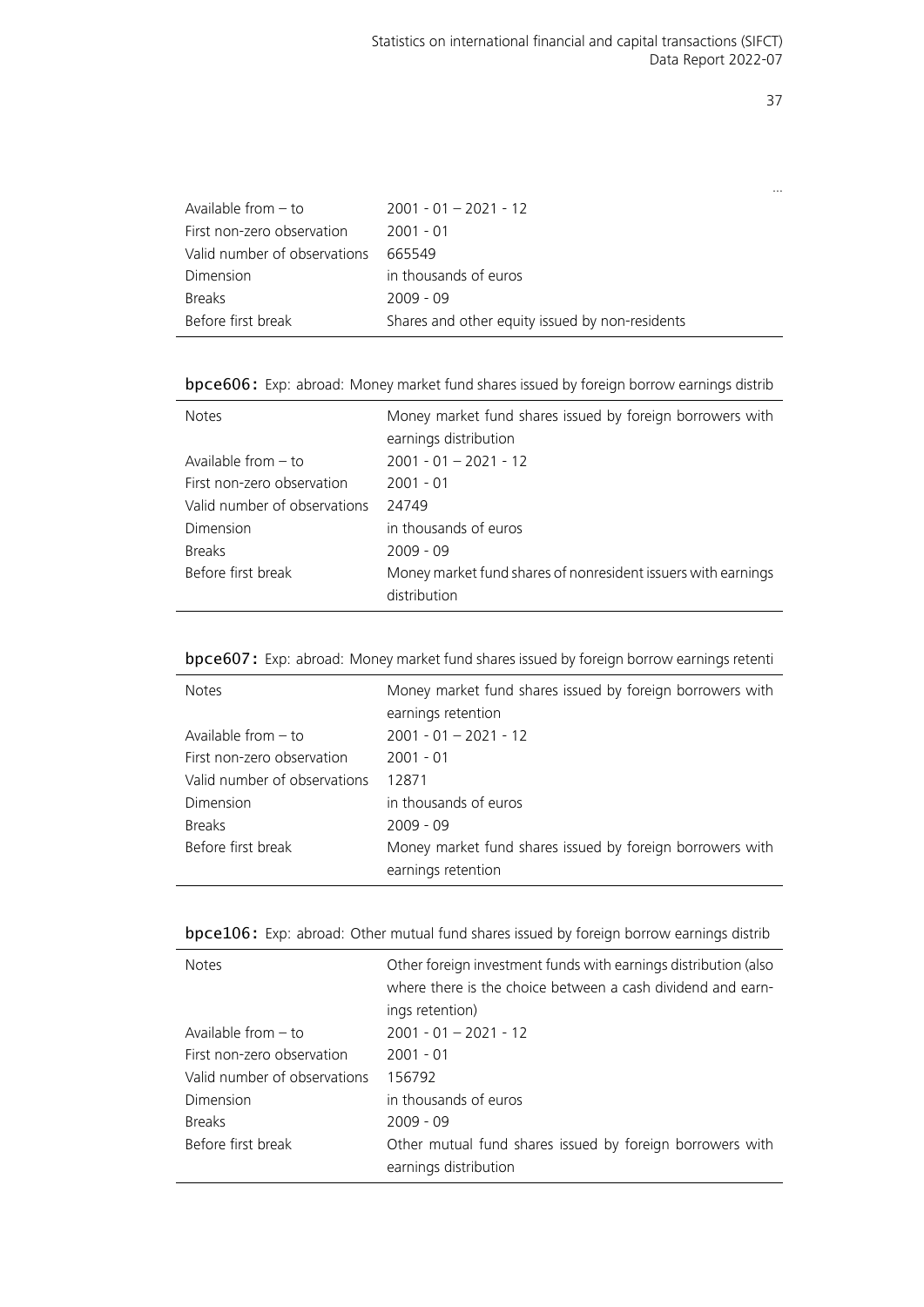...

| | |
|---|---|
| Available from – to | 2001 - 01 – 2021 - 12 |
| First non-zero observation | 2001 - 01 |
| Valid number of observations | 665549 |
| Dimension | in thousands of euros |
| Breaks | 2009 - 09 |
| Before first break | Shares and other equity issued by non-residents |

**bpce606:** Exp: abroad: Money market fund shares issued by foreign borrow earnings distrib

| | |
|---|---|
| Notes | Money market fund shares issued by foreign borrowers with earnings distribution |
| Available from – to | 2001 - 01 – 2021 - 12 |
| First non-zero observation | 2001 - 01 |
| Valid number of observations | 24749 |
| Dimension | in thousands of euros |
| Breaks | 2009 - 09 |
| Before first break | Money market fund shares of nonresident issuers with earnings distribution |

**bpce607:** Exp: abroad: Money market fund shares issued by foreign borrow earnings retenti

| | |
|---|---|
| Notes | Money market fund shares issued by foreign borrowers with earnings retention |
| Available from – to | 2001 - 01 – 2021 - 12 |
| First non-zero observation | 2001 - 01 |
| Valid number of observations | 12871 |
| Dimension | in thousands of euros |
| Breaks | 2009 - 09 |
| Before first break | Money market fund shares issued by foreign borrowers with earnings retention |

**bpce106:** Exp: abroad: Other mutual fund shares issued by foreign borrow earnings distrib

| | |
|---|---|
| Notes | Other foreign investment funds with earnings distribution (also where there is the choice between a cash dividend and earnings retention) |
| Available from – to | 2001 - 01 – 2021 - 12 |
| First non-zero observation | 2001 - 01 |
| Valid number of observations | 156792 |
| Dimension | in thousands of euros |
| Breaks | 2009 - 09 |
| Before first break | Other mutual fund shares issued by foreign borrowers with earnings distribution |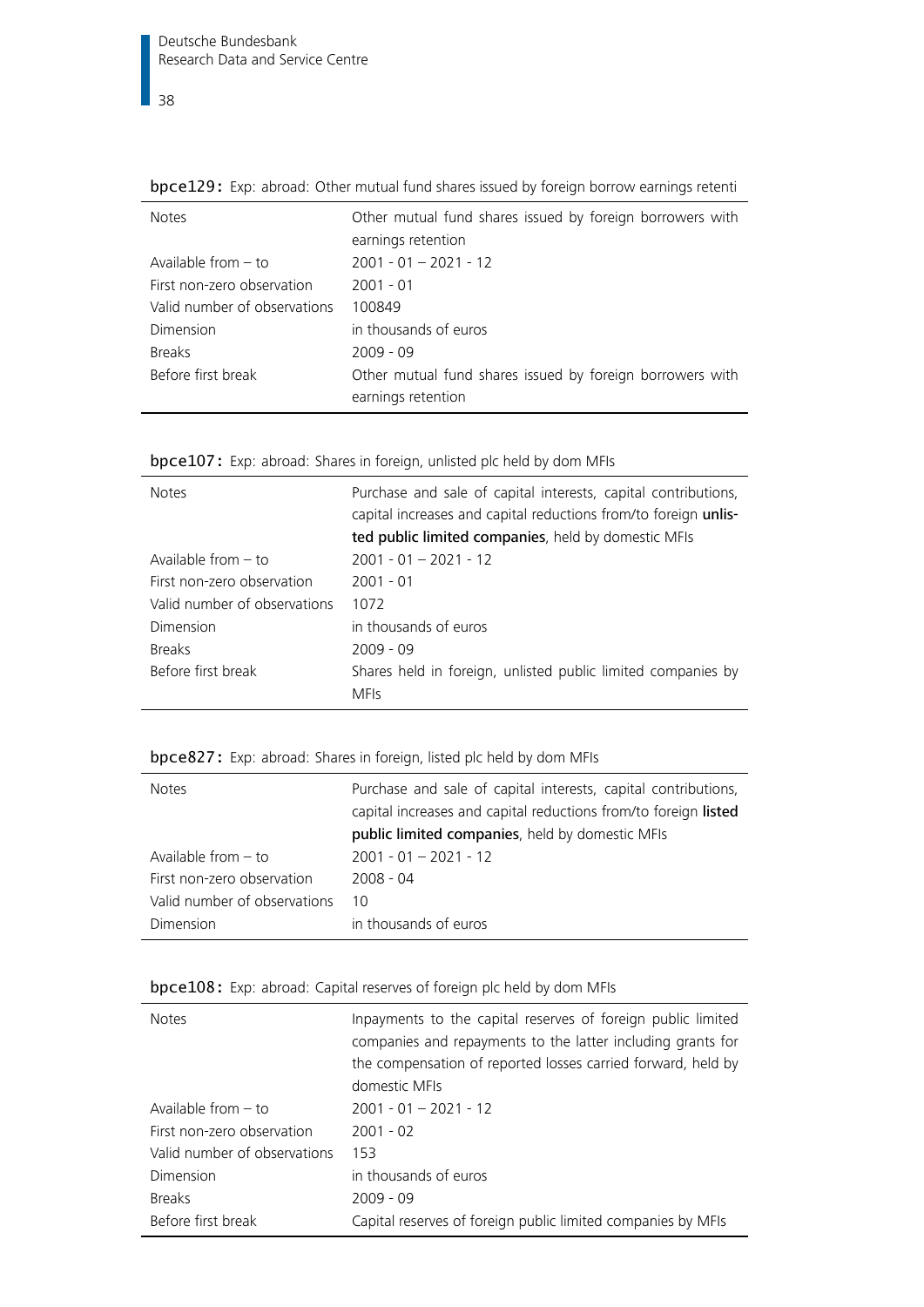**bpce129:** Exp: abroad: Other mutual fund shares issued by foreign borrow earnings retenti

| | |
|---|---|
| Notes | Other mutual fund shares issued by foreign borrowers with earnings retention |
| Available from – to | 2001 - 01 – 2021 - 12 |
| First non-zero observation | 2001 - 01 |
| Valid number of observations | 100849 |
| Dimension | in thousands of euros |
| Breaks | 2009 - 09 |
| Before first break | Other mutual fund shares issued by foreign borrowers with earnings retention |

**bpce107:** Exp: abroad: Shares in foreign, unlisted plc held by dom MFIs

| | |
|---|---|
| Notes | Purchase and sale of capital interests, capital contributions, capital increases and capital reductions from/to foreign **unlisted public limited companies**, held by domestic MFIs |
| Available from – to | 2001 - 01 – 2021 - 12 |
| First non-zero observation | 2001 - 01 |
| Valid number of observations | 1072 |
| Dimension | in thousands of euros |
| Breaks | 2009 - 09 |
| Before first break | Shares held in foreign, unlisted public limited companies by MFIs |

**bpce827:** Exp: abroad: Shares in foreign, listed plc held by dom MFIs

| | |
|---|---|
| Notes | Purchase and sale of capital interests, capital contributions, capital increases and capital reductions from/to foreign **listed public limited companies**, held by domestic MFIs |
| Available from – to | 2001 - 01 – 2021 - 12 |
| First non-zero observation | 2008 - 04 |
| Valid number of observations | 10 |
| Dimension | in thousands of euros |

**bpce108:** Exp: abroad: Capital reserves of foreign plc held by dom MFIs

| | |
|---|---|
| Notes | Inpayments to the capital reserves of foreign public limited companies and repayments to the latter including grants for the compensation of reported losses carried forward, held by domestic MFIs |
| Available from – to | 2001 - 01 – 2021 - 12 |
| First non-zero observation | 2001 - 02 |
| Valid number of observations | 153 |
| Dimension | in thousands of euros |
| Breaks | 2009 - 09 |
| Before first break | Capital reserves of foreign public limited companies by MFIs |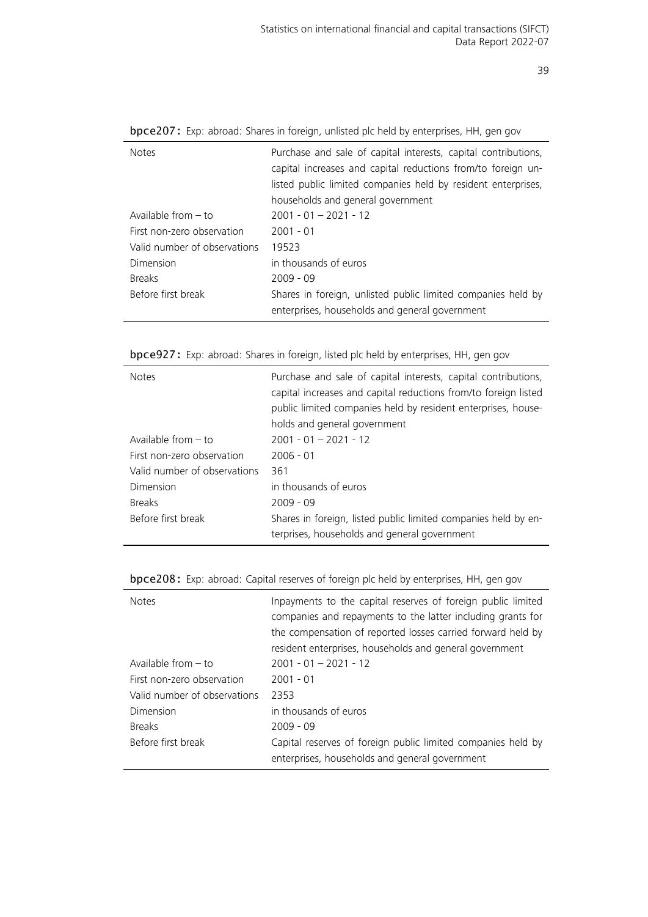**bpce207:** Exp: abroad: Shares in foreign, unlisted plc held by enterprises, HH, gen gov

| | |
|---|---|
| Notes | Purchase and sale of capital interests, capital contributions, capital increases and capital reductions from/to foreign unlisted public limited companies held by resident enterprises, households and general government |
| Available from – to | 2001 - 01 – 2021 - 12 |
| First non-zero observation | 2001 - 01 |
| Valid number of observations | 19523 |
| Dimension | in thousands of euros |
| Breaks | 2009 - 09 |
| Before first break | Shares in foreign, unlisted public limited companies held by enterprises, households and general government |

**bpce927:** Exp: abroad: Shares in foreign, listed plc held by enterprises, HH, gen gov

| | |
|---|---|
| Notes | Purchase and sale of capital interests, capital contributions, capital increases and capital reductions from/to foreign listed public limited companies held by resident enterprises, households and general government |
| Available from – to | 2001 - 01 – 2021 - 12 |
| First non-zero observation | 2006 - 01 |
| Valid number of observations | 361 |
| Dimension | in thousands of euros |
| Breaks | 2009 - 09 |
| Before first break | Shares in foreign, listed public limited companies held by enterprises, households and general government |

**bpce208:** Exp: abroad: Capital reserves of foreign plc held by enterprises, HH, gen gov

| | |
|---|---|
| Notes | Inpayments to the capital reserves of foreign public limited companies and repayments to the latter including grants for the compensation of reported losses carried forward held by resident enterprises, households and general government |
| Available from – to | 2001 - 01 – 2021 - 12 |
| First non-zero observation | 2001 - 01 |
| Valid number of observations | 2353 |
| Dimension | in thousands of euros |
| Breaks | 2009 - 09 |
| Before first break | Capital reserves of foreign public limited companies held by enterprises, households and general government |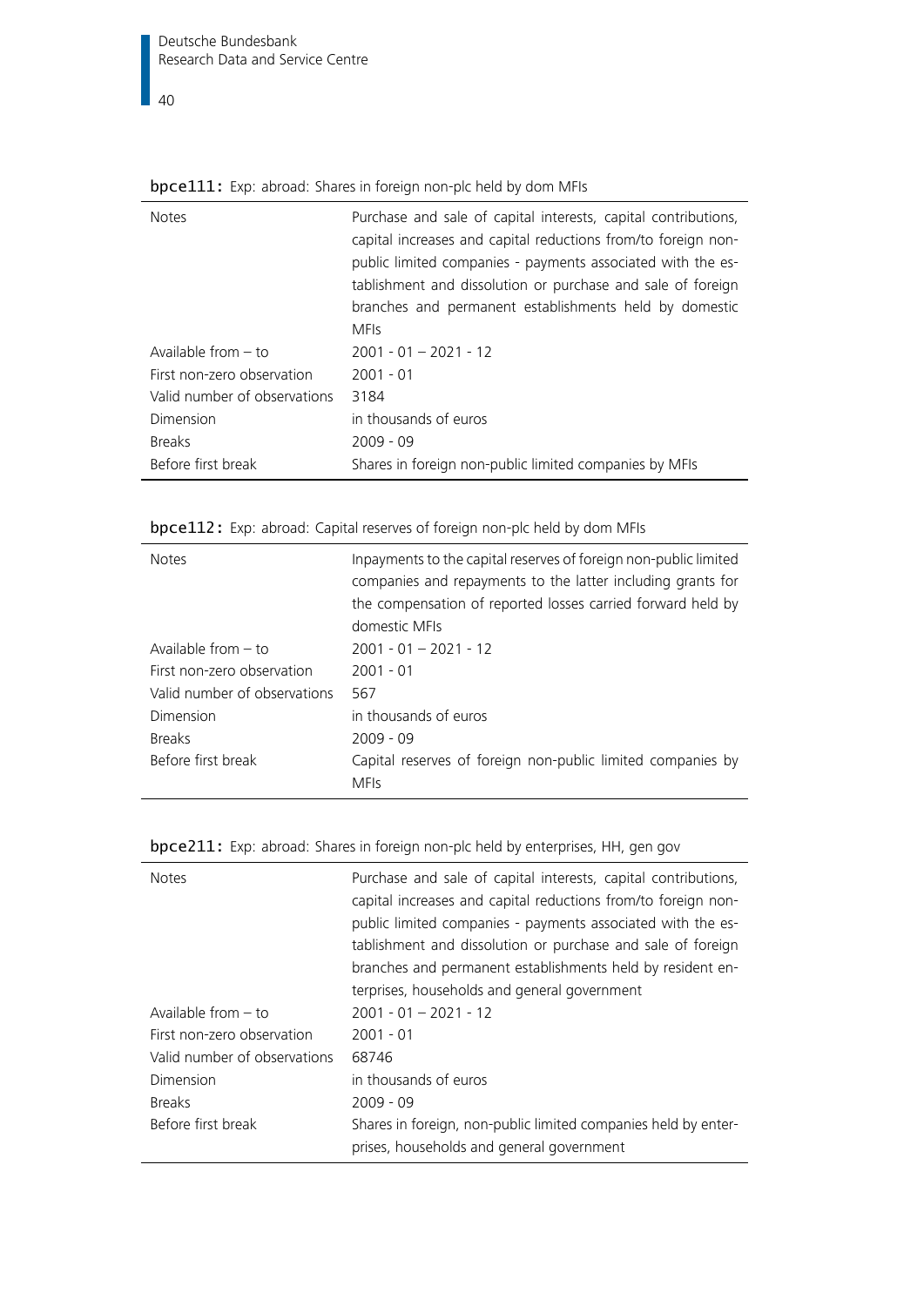**bpce111:** Exp: abroad: Shares in foreign non-plc held by dom MFIs

| | |
|---|---|
| Notes | Purchase and sale of capital interests, capital contributions, capital increases and capital reductions from/to foreign non-public limited companies - payments associated with the establishment and dissolution or purchase and sale of foreign branches and permanent establishments held by domestic MFIs |
| Available from – to | 2001 - 01 – 2021 - 12 |
| First non-zero observation | 2001 - 01 |
| Valid number of observations | 3184 |
| Dimension | in thousands of euros |
| Breaks | 2009 - 09 |
| Before first break | Shares in foreign non-public limited companies by MFIs |

**bpce112:** Exp: abroad: Capital reserves of foreign non-plc held by dom MFIs

| | |
|---|---|
| Notes | Inpayments to the capital reserves of foreign non-public limited companies and repayments to the latter including grants for the compensation of reported losses carried forward held by domestic MFIs |
| Available from – to | 2001 - 01 – 2021 - 12 |
| First non-zero observation | 2001 - 01 |
| Valid number of observations | 567 |
| Dimension | in thousands of euros |
| Breaks | 2009 - 09 |
| Before first break | Capital reserves of foreign non-public limited companies by MFIs |

**bpce211:** Exp: abroad: Shares in foreign non-plc held by enterprises, HH, gen gov

| | |
|---|---|
| Notes | Purchase and sale of capital interests, capital contributions, capital increases and capital reductions from/to foreign non-public limited companies - payments associated with the establishment and dissolution or purchase and sale of foreign branches and permanent establishments held by resident enterprises, households and general government |
| Available from – to | 2001 - 01 – 2021 - 12 |
| First non-zero observation | 2001 - 01 |
| Valid number of observations | 68746 |
| Dimension | in thousands of euros |
| Breaks | 2009 - 09 |
| Before first break | Shares in foreign, non-public limited companies held by enterprises, households and general government |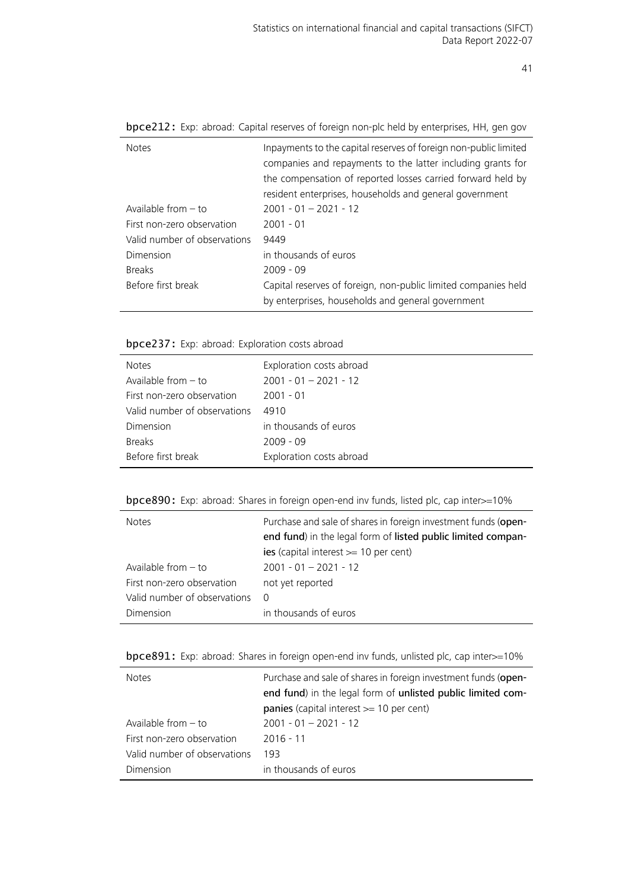**bpce212:** Exp: abroad: Capital reserves of foreign non-plc held by enterprises, HH, gen gov

| | |
|---|---|
| Notes | Inpayments to the capital reserves of foreign non-public limited companies and repayments to the latter including grants for the compensation of reported losses carried forward held by resident enterprises, households and general government |
| Available from – to | 2001 - 01 – 2021 - 12 |
| First non-zero observation | 2001 - 01 |
| Valid number of observations | 9449 |
| Dimension | in thousands of euros |
| Breaks | 2009 - 09 |
| Before first break | Capital reserves of foreign, non-public limited companies held by enterprises, households and general government |

**bpce237:** Exp: abroad: Exploration costs abroad

| | |
|---|---|
| Notes | Exploration costs abroad |
| Available from – to | 2001 - 01 – 2021 - 12 |
| First non-zero observation | 2001 - 01 |
| Valid number of observations | 4910 |
| Dimension | in thousands of euros |
| Breaks | 2009 - 09 |
| Before first break | Exploration costs abroad |

**bpce890:** Exp: abroad: Shares in foreign open-end inv funds, listed plc, cap inter>=10%

| | |
|---|---|
| Notes | Purchase and sale of shares in foreign investment funds (**open-end fund**) in the legal form of **listed public limited companies** (capital interest >= 10 per cent) |
| Available from – to | 2001 - 01 – 2021 - 12 |
| First non-zero observation | not yet reported |
| Valid number of observations | 0 |
| Dimension | in thousands of euros |

**bpce891:** Exp: abroad: Shares in foreign open-end inv funds, unlisted plc, cap inter>=10%

| | |
|---|---|
| Notes | Purchase and sale of shares in foreign investment funds (**open-end fund**) in the legal form of **unlisted public limited companies** (capital interest >= 10 per cent) |
| Available from – to | 2001 - 01 – 2021 - 12 |
| First non-zero observation | 2016 - 11 |
| Valid number of observations | 193 |
| Dimension | in thousands of euros |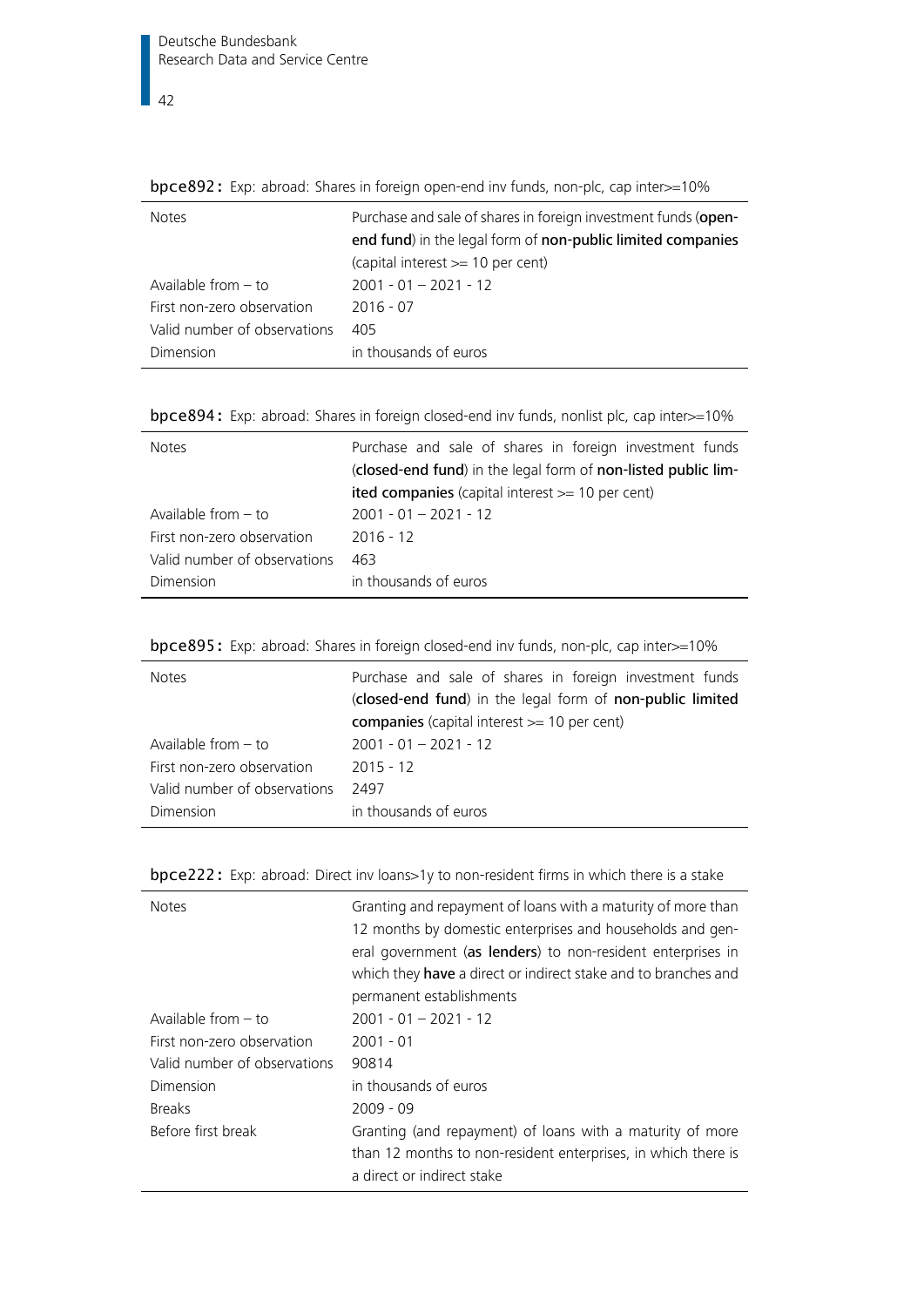**bpce892:** Exp: abroad: Shares in foreign open-end inv funds, non-plc, cap inter>=10%

| | |
|---|---|
| Notes | Purchase and sale of shares in foreign investment funds (**open-end fund**) in the legal form of **non-public limited companies** (capital interest >= 10 per cent) |
| Available from – to | 2001 - 01 – 2021 - 12 |
| First non-zero observation | 2016 - 07 |
| Valid number of observations | 405 |
| Dimension | in thousands of euros |

**bpce894:** Exp: abroad: Shares in foreign closed-end inv funds, nonlist plc, cap inter>=10%

| | |
|---|---|
| Notes | Purchase and sale of shares in foreign investment funds (**closed-end fund**) in the legal form of **non-listed public limited companies** (capital interest >= 10 per cent) |
| Available from – to | 2001 - 01 – 2021 - 12 |
| First non-zero observation | 2016 - 12 |
| Valid number of observations | 463 |
| Dimension | in thousands of euros |

**bpce895:** Exp: abroad: Shares in foreign closed-end inv funds, non-plc, cap inter>=10%

| | |
|---|---|
| Notes | Purchase and sale of shares in foreign investment funds (**closed-end fund**) in the legal form of **non-public limited companies** (capital interest >= 10 per cent) |
| Available from – to | 2001 - 01 – 2021 - 12 |
| First non-zero observation | 2015 - 12 |
| Valid number of observations | 2497 |
| Dimension | in thousands of euros |

**bpce222:** Exp: abroad: Direct inv loans>1y to non-resident firms in which there is a stake

| | |
|---|---|
| Notes | Granting and repayment of loans with a maturity of more than 12 months by domestic enterprises and households and general government (**as lenders**) to non-resident enterprises in which they **have** a direct or indirect stake and to branches and permanent establishments |
| Available from – to | 2001 - 01 – 2021 - 12 |
| First non-zero observation | 2001 - 01 |
| Valid number of observations | 90814 |
| Dimension | in thousands of euros |
| Breaks | 2009 - 09 |
| Before first break | Granting (and repayment) of loans with a maturity of more than 12 months to non-resident enterprises, in which there is a direct or indirect stake |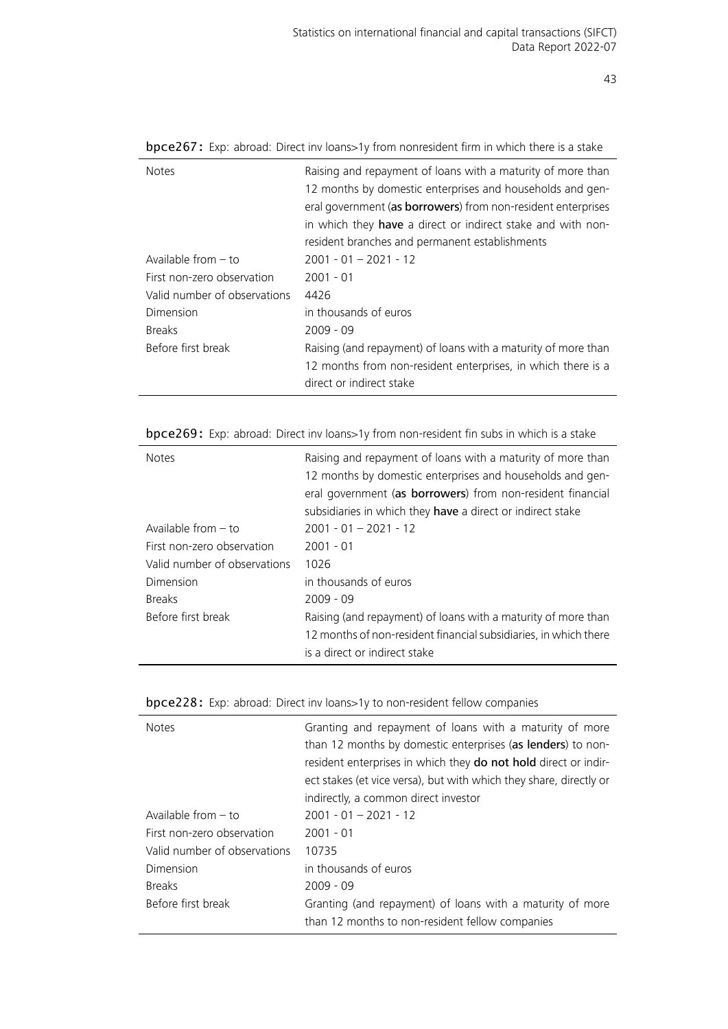**bpce267:** Exp: abroad: Direct inv loans>1y from nonresident firm in which there is a stake

| | |
|---|---|
| Notes | Raising and repayment of loans with a maturity of more than 12 months by domestic enterprises and households and general government (**as borrowers**) from non-resident enterprises in which they **have** a direct or indirect stake and with non-resident branches and permanent establishments |
| Available from – to | 2001 - 01 – 2021 - 12 |
| First non-zero observation | 2001 - 01 |
| Valid number of observations | 4426 |
| Dimension | in thousands of euros |
| Breaks | 2009 - 09 |
| Before first break | Raising (and repayment) of loans with a maturity of more than 12 months from non-resident enterprises, in which there is a direct or indirect stake |

**bpce269:** Exp: abroad: Direct inv loans>1y from non-resident fin subs in which is a stake

| | |
|---|---|
| Notes | Raising and repayment of loans with a maturity of more than 12 months by domestic enterprises and households and general government (**as borrowers**) from non-resident financial subsidiaries in which they **have** a direct or indirect stake |
| Available from – to | 2001 - 01 – 2021 - 12 |
| First non-zero observation | 2001 - 01 |
| Valid number of observations | 1026 |
| Dimension | in thousands of euros |
| Breaks | 2009 - 09 |
| Before first break | Raising (and repayment) of loans with a maturity of more than 12 months of non-resident financial subsidiaries, in which there is a direct or indirect stake |

**bpce228:** Exp: abroad: Direct inv loans>1y to non-resident fellow companies

| | |
|---|---|
| Notes | Granting and repayment of loans with a maturity of more than 12 months by domestic enterprises (**as lenders**) to non-resident enterprises in which they **do not hold** direct or indirect stakes (et vice versa), but with which they share, directly or indirectly, a common direct investor |
| Available from – to | 2001 - 01 – 2021 - 12 |
| First non-zero observation | 2001 - 01 |
| Valid number of observations | 10735 |
| Dimension | in thousands of euros |
| Breaks | 2009 - 09 |
| Before first break | Granting (and repayment) of loans with a maturity of more than 12 months to non-resident fellow companies |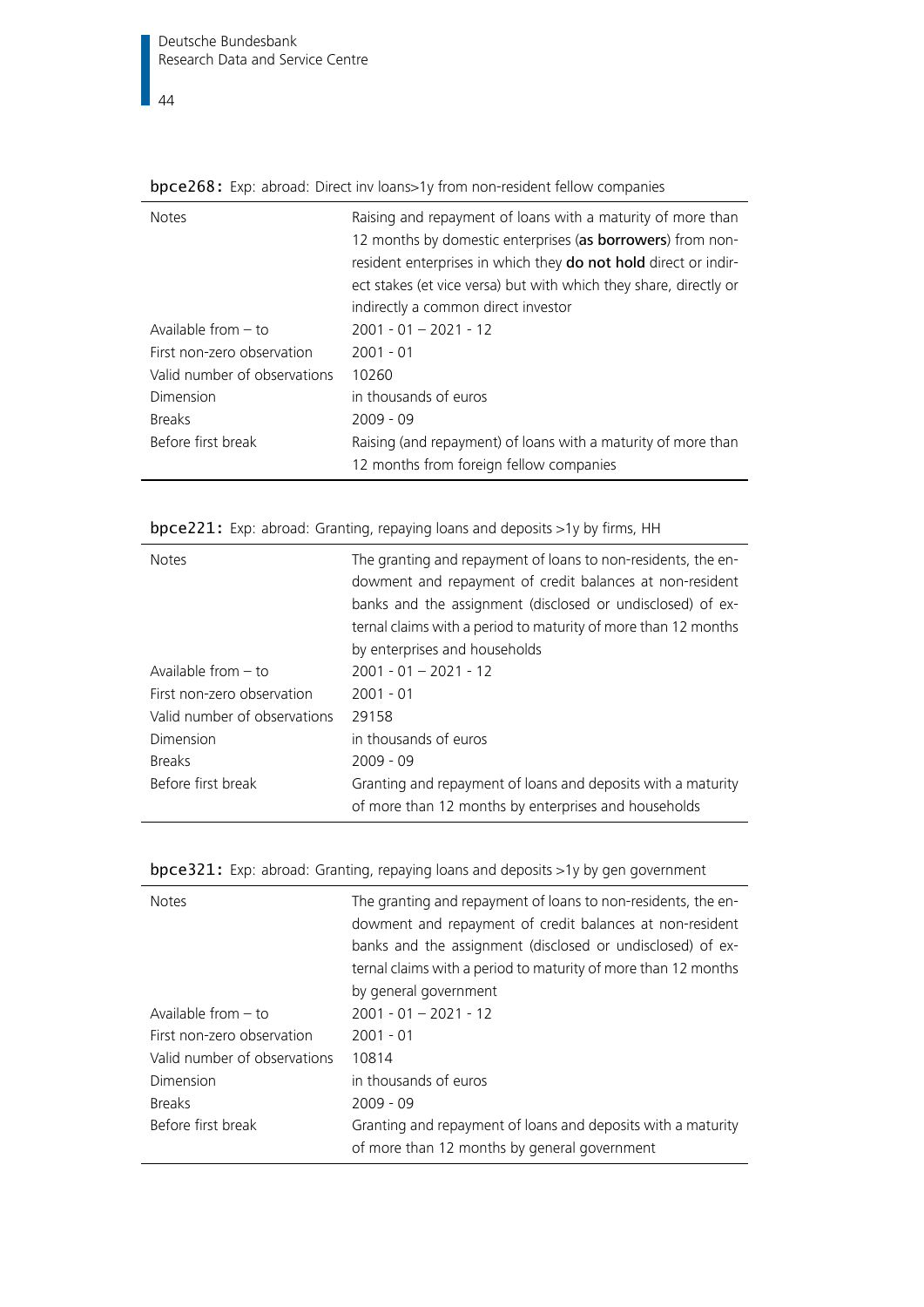**bpce268:** Exp: abroad: Direct inv loans>1y from non-resident fellow companies

| | |
|---|---|
| Notes | Raising and repayment of loans with a maturity of more than 12 months by domestic enterprises (**as borrowers**) from non-resident enterprises in which they **do not hold** direct or indirect stakes (et vice versa) but with which they share, directly or indirectly a common direct investor |
| Available from – to | 2001 - 01 – 2021 - 12 |
| First non-zero observation | 2001 - 01 |
| Valid number of observations | 10260 |
| Dimension | in thousands of euros |
| Breaks | 2009 - 09 |
| Before first break | Raising (and repayment) of loans with a maturity of more than 12 months from foreign fellow companies |

**bpce221:** Exp: abroad: Granting, repaying loans and deposits >1y by firms, HH

| | |
|---|---|
| Notes | The granting and repayment of loans to non-residents, the endowment and repayment of credit balances at non-resident banks and the assignment (disclosed or undisclosed) of external claims with a period to maturity of more than 12 months by enterprises and households |
| Available from – to | 2001 - 01 – 2021 - 12 |
| First non-zero observation | 2001 - 01 |
| Valid number of observations | 29158 |
| Dimension | in thousands of euros |
| Breaks | 2009 - 09 |
| Before first break | Granting and repayment of loans and deposits with a maturity of more than 12 months by enterprises and households |

**bpce321:** Exp: abroad: Granting, repaying loans and deposits >1y by gen government

| | |
|---|---|
| Notes | The granting and repayment of loans to non-residents, the endowment and repayment of credit balances at non-resident banks and the assignment (disclosed or undisclosed) of external claims with a period to maturity of more than 12 months by general government |
| Available from – to | 2001 - 01 – 2021 - 12 |
| First non-zero observation | 2001 - 01 |
| Valid number of observations | 10814 |
| Dimension | in thousands of euros |
| Breaks | 2009 - 09 |
| Before first break | Granting and repayment of loans and deposits with a maturity of more than 12 months by general government |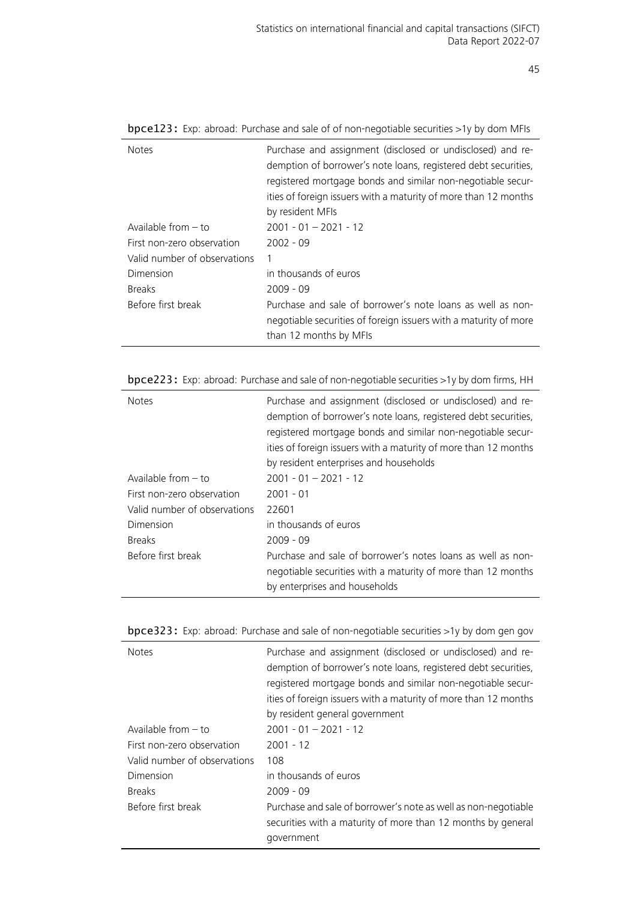**bpce123:** Exp: abroad: Purchase and sale of of non-negotiable securities >1y by dom MFIs

| | |
|---|---|
| Notes | Purchase and assignment (disclosed or undisclosed) and redemption of borrower's note loans, registered debt securities, registered mortgage bonds and similar non-negotiable securities of foreign issuers with a maturity of more than 12 months by resident MFIs |
| Available from – to | 2001 - 01 – 2021 - 12 |
| First non-zero observation | 2002 - 09 |
| Valid number of observations | 1 |
| Dimension | in thousands of euros |
| Breaks | 2009 - 09 |
| Before first break | Purchase and sale of borrower's note loans as well as non-negotiable securities of foreign issuers with a maturity of more than 12 months by MFIs |

**bpce223:** Exp: abroad: Purchase and sale of non-negotiable securities >1y by dom firms, HH

| | |
|---|---|
| Notes | Purchase and assignment (disclosed or undisclosed) and redemption of borrower's note loans, registered debt securities, registered mortgage bonds and similar non-negotiable securities of foreign issuers with a maturity of more than 12 months by resident enterprises and households |
| Available from – to | 2001 - 01 – 2021 - 12 |
| First non-zero observation | 2001 - 01 |
| Valid number of observations | 22601 |
| Dimension | in thousands of euros |
| Breaks | 2009 - 09 |
| Before first break | Purchase and sale of borrower's notes loans as well as non-negotiable securities with a maturity of more than 12 months by enterprises and households |

**bpce323:** Exp: abroad: Purchase and sale of non-negotiable securities >1y by dom gen gov

| | |
|---|---|
| Notes | Purchase and assignment (disclosed or undisclosed) and redemption of borrower's note loans, registered debt securities, registered mortgage bonds and similar non-negotiable securities of foreign issuers with a maturity of more than 12 months by resident general government |
| Available from – to | 2001 - 01 – 2021 - 12 |
| First non-zero observation | 2001 - 12 |
| Valid number of observations | 108 |
| Dimension | in thousands of euros |
| Breaks | 2009 - 09 |
| Before first break | Purchase and sale of borrower's note as well as non-negotiable securities with a maturity of more than 12 months by general government |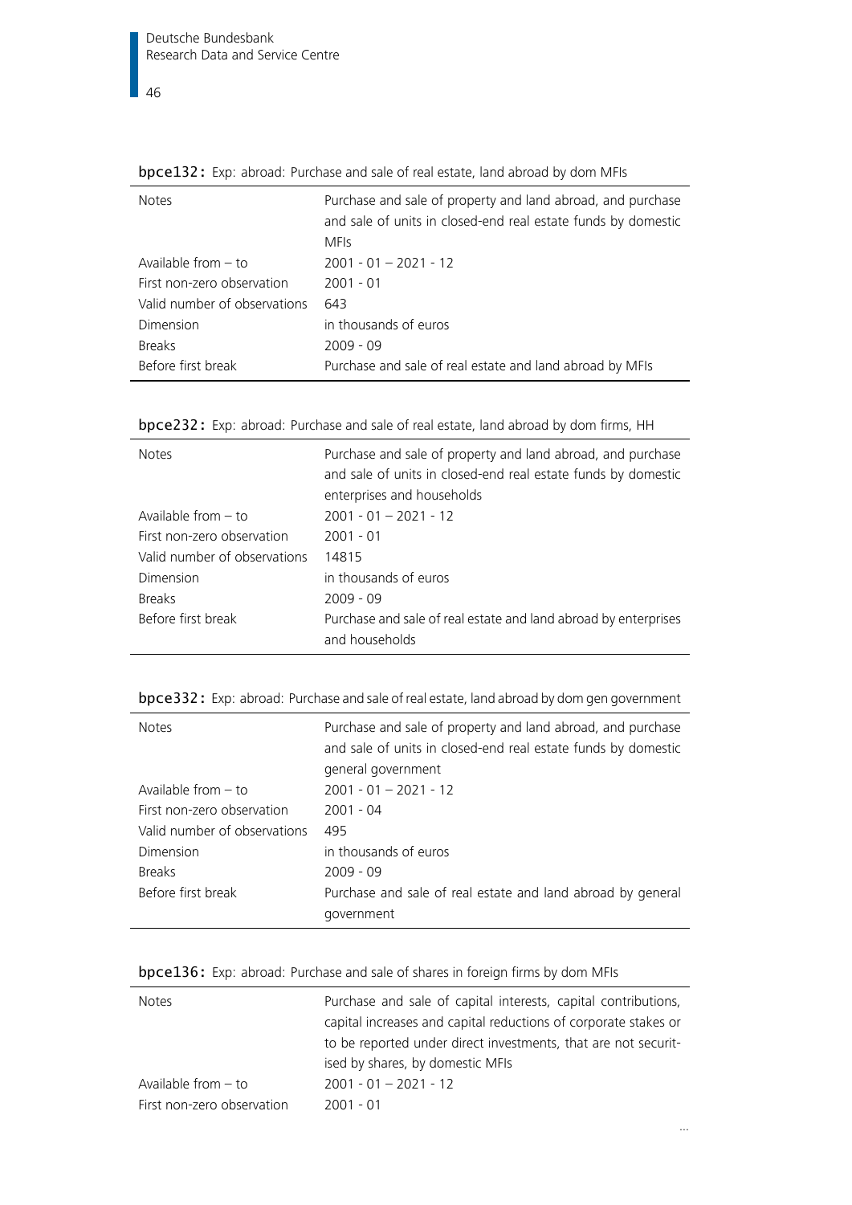**bpce132:** Exp: abroad: Purchase and sale of real estate, land abroad by dom MFIs

| | |
|---|---|
| Notes | Purchase and sale of property and land abroad, and purchase and sale of units in closed-end real estate funds by domestic MFIs |
| Available from – to | 2001 - 01 – 2021 - 12 |
| First non-zero observation | 2001 - 01 |
| Valid number of observations | 643 |
| Dimension | in thousands of euros |
| Breaks | 2009 - 09 |
| Before first break | Purchase and sale of real estate and land abroad by MFIs |

**bpce232:** Exp: abroad: Purchase and sale of real estate, land abroad by dom firms, HH

| | |
|---|---|
| Notes | Purchase and sale of property and land abroad, and purchase and sale of units in closed-end real estate funds by domestic enterprises and households |
| Available from – to | 2001 - 01 – 2021 - 12 |
| First non-zero observation | 2001 - 01 |
| Valid number of observations | 14815 |
| Dimension | in thousands of euros |
| Breaks | 2009 - 09 |
| Before first break | Purchase and sale of real estate and land abroad by enterprises and households |

**bpce332:** Exp: abroad: Purchase and sale of real estate, land abroad by dom gen government

| | |
|---|---|
| Notes | Purchase and sale of property and land abroad, and purchase and sale of units in closed-end real estate funds by domestic general government |
| Available from – to | 2001 - 01 – 2021 - 12 |
| First non-zero observation | 2001 - 04 |
| Valid number of observations | 495 |
| Dimension | in thousands of euros |
| Breaks | 2009 - 09 |
| Before first break | Purchase and sale of real estate and land abroad by general government |

**bpce136:** Exp: abroad: Purchase and sale of shares in foreign firms by dom MFIs

| | |
|---|---|
| Notes | Purchase and sale of capital interests, capital contributions, capital increases and capital reductions of corporate stakes or to be reported under direct investments, that are not securitised by shares, by domestic MFIs |
| Available from – to | 2001 - 01 – 2021 - 12 |
| First non-zero observation | 2001 - 01 |

...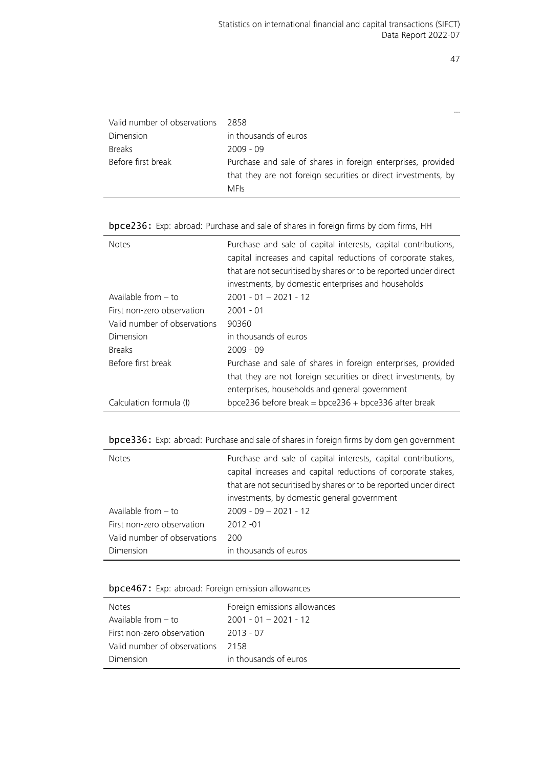...

| | |
|---|---|
| Valid number of observations | 2858 |
| Dimension | in thousands of euros |
| Breaks | 2009 - 09 |
| Before first break | Purchase and sale of shares in foreign enterprises, provided that they are not foreign securities or direct investments, by MFIs |

**bpce236:** Exp: abroad: Purchase and sale of shares in foreign firms by dom firms, HH

| | |
|---|---|
| Notes | Purchase and sale of capital interests, capital contributions, capital increases and capital reductions of corporate stakes, that are not securitised by shares or to be reported under direct investments, by domestic enterprises and households |
| Available from – to | 2001 - 01 – 2021 - 12 |
| First non-zero observation | 2001 - 01 |
| Valid number of observations | 90360 |
| Dimension | in thousands of euros |
| Breaks | 2009 - 09 |
| Before first break | Purchase and sale of shares in foreign enterprises, provided that they are not foreign securities or direct investments, by enterprises, households and general government |
| Calculation formula (I) | bpce236 before break = bpce236 + bpce336 after break |

**bpce336:** Exp: abroad: Purchase and sale of shares in foreign firms by dom gen government

| | |
|---|---|
| Notes | Purchase and sale of capital interests, capital contributions, capital increases and capital reductions of corporate stakes, that are not securitised by shares or to be reported under direct investments, by domestic general government |
| Available from – to | 2009 - 09 – 2021 - 12 |
| First non-zero observation | 2012 -01 |
| Valid number of observations | 200 |
| Dimension | in thousands of euros |

**bpce467:** Exp: abroad: Foreign emission allowances

| | |
|---|---|
| Notes | Foreign emissions allowances |
| Available from – to | 2001 - 01 – 2021 - 12 |
| First non-zero observation | 2013 - 07 |
| Valid number of observations | 2158 |
| Dimension | in thousands of euros |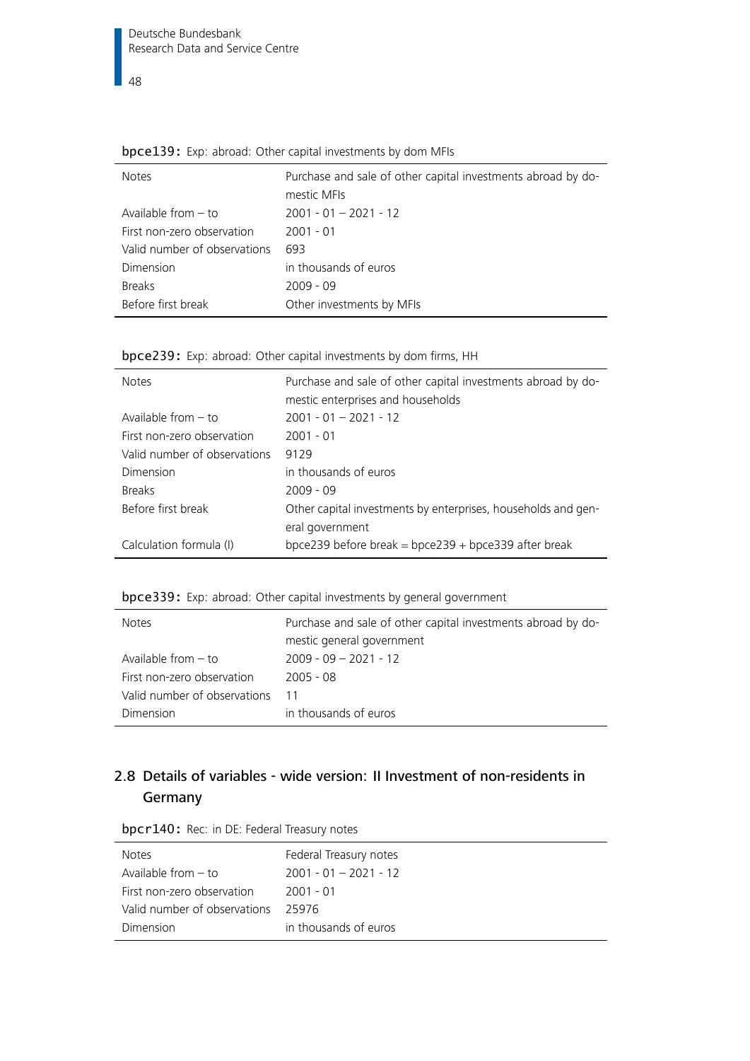**bpce139:** Exp: abroad: Other capital investments by dom MFIs

| | |
|---|---|
| Notes | Purchase and sale of other capital investments abroad by domestic MFIs |
| Available from – to | 2001 - 01 – 2021 - 12 |
| First non-zero observation | 2001 - 01 |
| Valid number of observations | 693 |
| Dimension | in thousands of euros |
| Breaks | 2009 - 09 |
| Before first break | Other investments by MFIs |

**bpce239:** Exp: abroad: Other capital investments by dom firms, HH

| | |
|---|---|
| Notes | Purchase and sale of other capital investments abroad by domestic enterprises and households |
| Available from – to | 2001 - 01 – 2021 - 12 |
| First non-zero observation | 2001 - 01 |
| Valid number of observations | 9129 |
| Dimension | in thousands of euros |
| Breaks | 2009 - 09 |
| Before first break | Other capital investments by enterprises, households and general government |
| Calculation formula (I) | bpce239 before break = bpce239 + bpce339 after break |

**bpce339:** Exp: abroad: Other capital investments by general government

| | |
|---|---|
| Notes | Purchase and sale of other capital investments abroad by domestic general government |
| Available from – to | 2009 - 09 – 2021 - 12 |
| First non-zero observation | 2005 - 08 |
| Valid number of observations | 11 |
| Dimension | in thousands of euros |

## 2.8 Details of variables - wide version: II Investment of non-residents in Germany

**bpcr140:** Rec: in DE: Federal Treasury notes

| | |
|---|---|
| Notes | Federal Treasury notes |
| Available from – to | 2001 - 01 – 2021 - 12 |
| First non-zero observation | 2001 - 01 |
| Valid number of observations | 25976 |
| Dimension | in thousands of euros |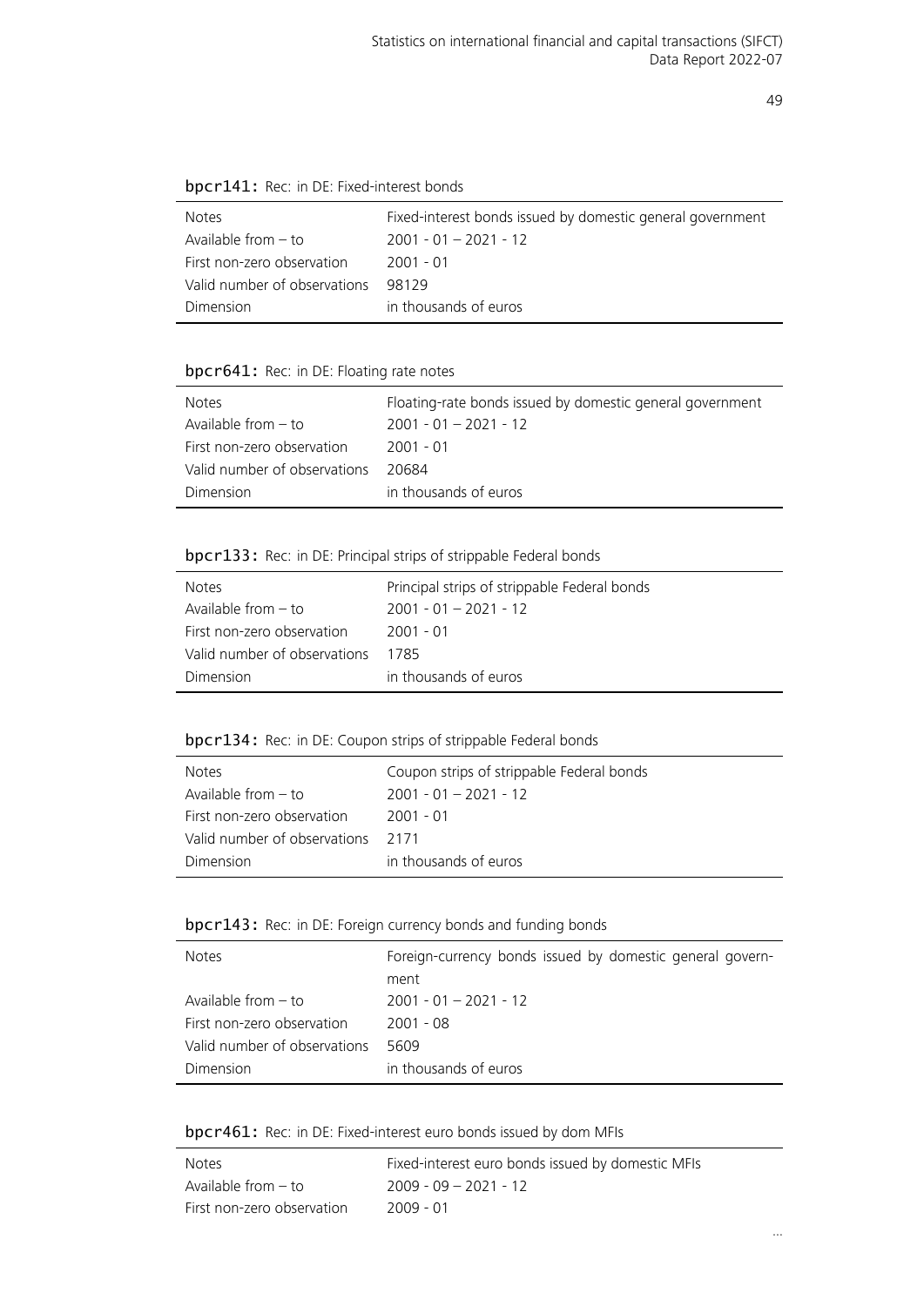**bpcr141:** Rec: in DE: Fixed-interest bonds

| | |
|---|---|
| Notes | Fixed-interest bonds issued by domestic general government |
| Available from – to | 2001 - 01 – 2021 - 12 |
| First non-zero observation | 2001 - 01 |
| Valid number of observations | 98129 |
| Dimension | in thousands of euros |

**bpcr641:** Rec: in DE: Floating rate notes

| | |
|---|---|
| Notes | Floating-rate bonds issued by domestic general government |
| Available from – to | 2001 - 01 – 2021 - 12 |
| First non-zero observation | 2001 - 01 |
| Valid number of observations | 20684 |
| Dimension | in thousands of euros |

**bpcr133:** Rec: in DE: Principal strips of strippable Federal bonds

| | |
|---|---|
| Notes | Principal strips of strippable Federal bonds |
| Available from – to | 2001 - 01 – 2021 - 12 |
| First non-zero observation | 2001 - 01 |
| Valid number of observations | 1785 |
| Dimension | in thousands of euros |

**bpcr134:** Rec: in DE: Coupon strips of strippable Federal bonds

| | |
|---|---|
| Notes | Coupon strips of strippable Federal bonds |
| Available from – to | 2001 - 01 – 2021 - 12 |
| First non-zero observation | 2001 - 01 |
| Valid number of observations | 2171 |
| Dimension | in thousands of euros |

**bpcr143:** Rec: in DE: Foreign currency bonds and funding bonds

| | |
|---|---|
| Notes | Foreign-currency bonds issued by domestic general government |
| Available from – to | 2001 - 01 – 2021 - 12 |
| First non-zero observation | 2001 - 08 |
| Valid number of observations | 5609 |
| Dimension | in thousands of euros |

**bpcr461:** Rec: in DE: Fixed-interest euro bonds issued by dom MFIs

| | |
|---|---|
| Notes | Fixed-interest euro bonds issued by domestic MFIs |
| Available from – to | 2009 - 09 – 2021 - 12 |
| First non-zero observation | 2009 - 01 |

...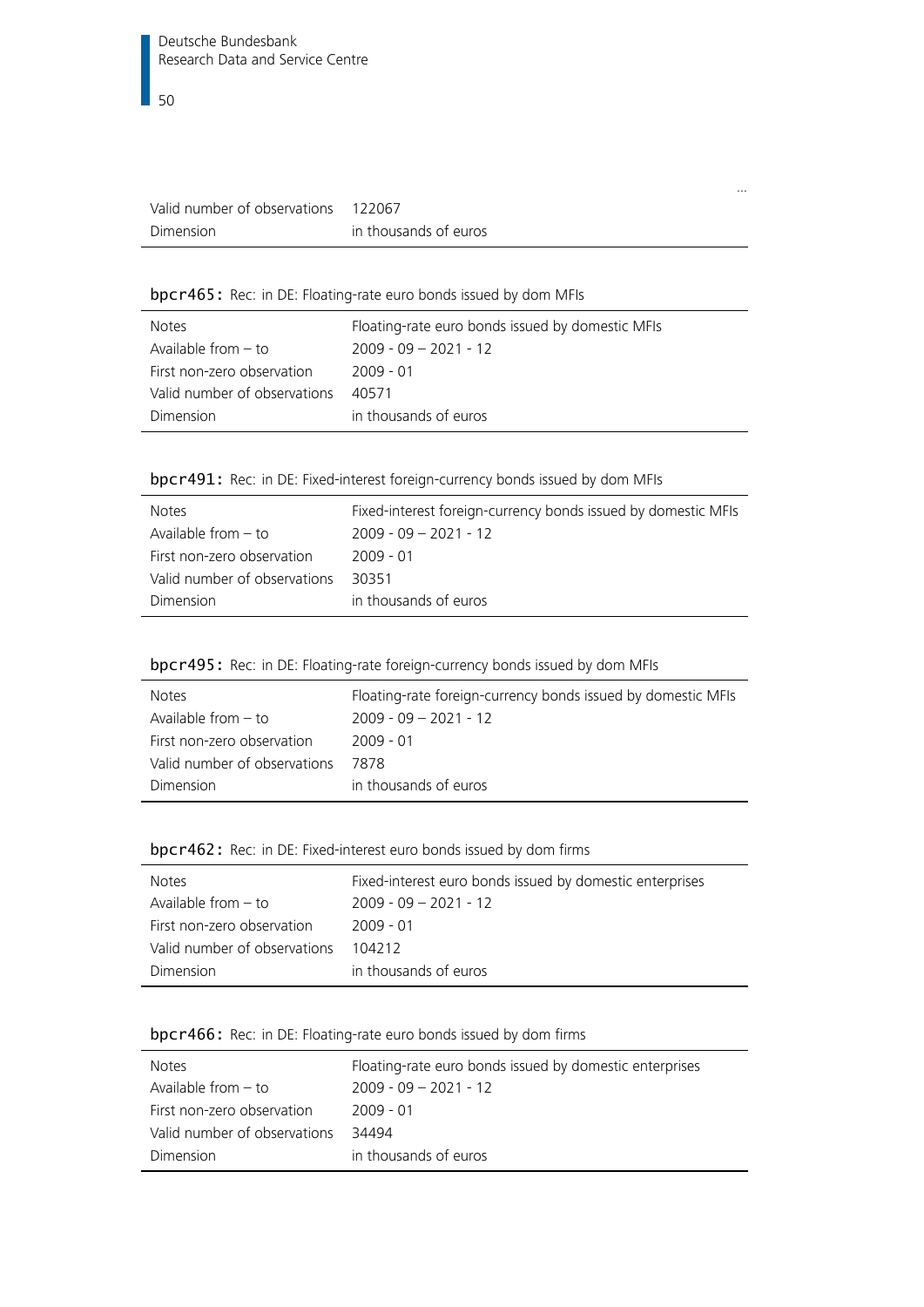...

| | |
|---|---|
| Valid number of observations | 122067 |
| Dimension | in thousands of euros |

**bpcr465:** Rec: in DE: Floating-rate euro bonds issued by dom MFIs

| | |
|---|---|
| Notes | Floating-rate euro bonds issued by domestic MFIs |
| Available from – to | 2009 - 09 – 2021 - 12 |
| First non-zero observation | 2009 - 01 |
| Valid number of observations | 40571 |
| Dimension | in thousands of euros |

**bpcr491:** Rec: in DE: Fixed-interest foreign-currency bonds issued by dom MFIs

| | |
|---|---|
| Notes | Fixed-interest foreign-currency bonds issued by domestic MFIs |
| Available from – to | 2009 - 09 – 2021 - 12 |
| First non-zero observation | 2009 - 01 |
| Valid number of observations | 30351 |
| Dimension | in thousands of euros |

**bpcr495:** Rec: in DE: Floating-rate foreign-currency bonds issued by dom MFIs

| | |
|---|---|
| Notes | Floating-rate foreign-currency bonds issued by domestic MFIs |
| Available from – to | 2009 - 09 – 2021 - 12 |
| First non-zero observation | 2009 - 01 |
| Valid number of observations | 7878 |
| Dimension | in thousands of euros |

**bpcr462:** Rec: in DE: Fixed-interest euro bonds issued by dom firms

| | |
|---|---|
| Notes | Fixed-interest euro bonds issued by domestic enterprises |
| Available from – to | 2009 - 09 – 2021 - 12 |
| First non-zero observation | 2009 - 01 |
| Valid number of observations | 104212 |
| Dimension | in thousands of euros |

**bpcr466:** Rec: in DE: Floating-rate euro bonds issued by dom firms

| | |
|---|---|
| Notes | Floating-rate euro bonds issued by domestic enterprises |
| Available from – to | 2009 - 09 – 2021 - 12 |
| First non-zero observation | 2009 - 01 |
| Valid number of observations | 34494 |
| Dimension | in thousands of euros |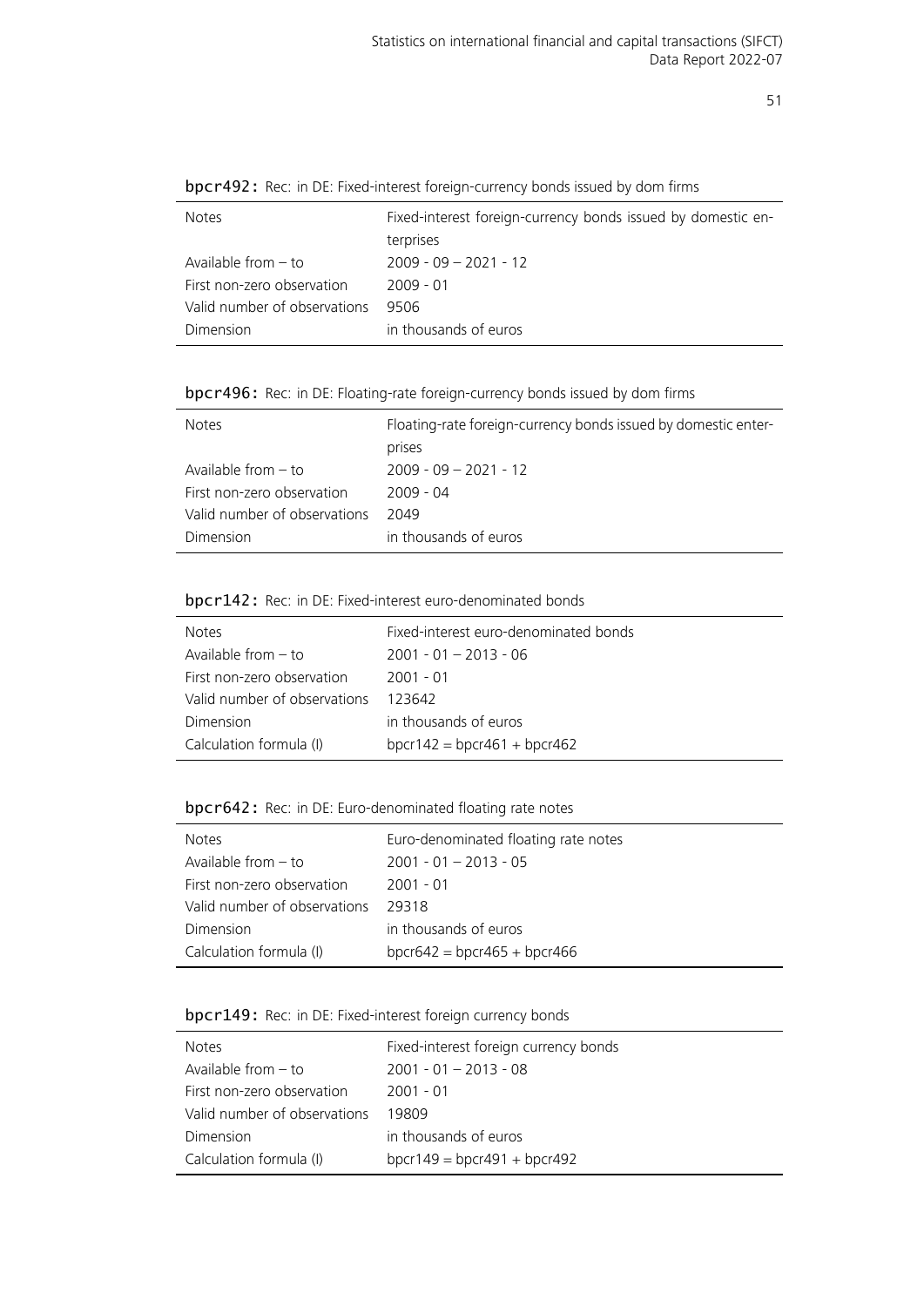**bpcr492:** Rec: in DE: Fixed-interest foreign-currency bonds issued by dom firms

| | |
|---|---|
| Notes | Fixed-interest foreign-currency bonds issued by domestic enterprises |
| Available from – to | 2009 - 09 – 2021 - 12 |
| First non-zero observation | 2009 - 01 |
| Valid number of observations | 9506 |
| Dimension | in thousands of euros |

**bpcr496:** Rec: in DE: Floating-rate foreign-currency bonds issued by dom firms

| | |
|---|---|
| Notes | Floating-rate foreign-currency bonds issued by domestic enterprises |
| Available from – to | 2009 - 09 – 2021 - 12 |
| First non-zero observation | 2009 - 04 |
| Valid number of observations | 2049 |
| Dimension | in thousands of euros |

**bpcr142:** Rec: in DE: Fixed-interest euro-denominated bonds

| | |
|---|---|
| Notes | Fixed-interest euro-denominated bonds |
| Available from – to | 2001 - 01 – 2013 - 06 |
| First non-zero observation | 2001 - 01 |
| Valid number of observations | 123642 |
| Dimension | in thousands of euros |
| Calculation formula (I) | bpcr142 = bpcr461 + bpcr462 |

**bpcr642:** Rec: in DE: Euro-denominated floating rate notes

| | |
|---|---|
| Notes | Euro-denominated floating rate notes |
| Available from – to | 2001 - 01 – 2013 - 05 |
| First non-zero observation | 2001 - 01 |
| Valid number of observations | 29318 |
| Dimension | in thousands of euros |
| Calculation formula (I) | bpcr642 = bpcr465 + bpcr466 |

**bpcr149:** Rec: in DE: Fixed-interest foreign currency bonds

| | |
|---|---|
| Notes | Fixed-interest foreign currency bonds |
| Available from – to | 2001 - 01 – 2013 - 08 |
| First non-zero observation | 2001 - 01 |
| Valid number of observations | 19809 |
| Dimension | in thousands of euros |
| Calculation formula (I) | bpcr149 = bpcr491 + bpcr492 |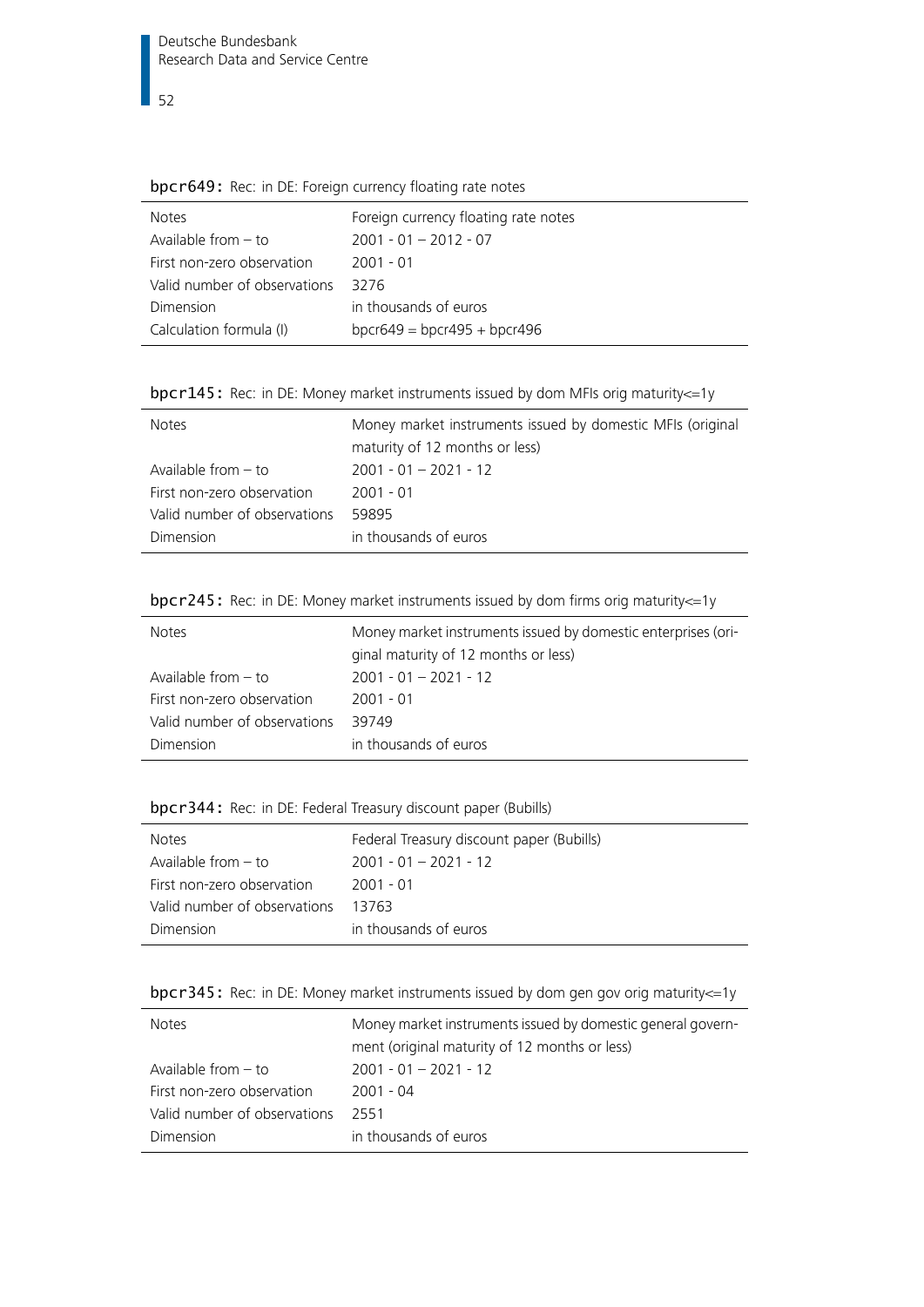**bpcr649:** Rec: in DE: Foreign currency floating rate notes

| | |
|---|---|
| Notes | Foreign currency floating rate notes |
| Available from – to | 2001 - 01 – 2012 - 07 |
| First non-zero observation | 2001 - 01 |
| Valid number of observations | 3276 |
| Dimension | in thousands of euros |
| Calculation formula (I) | bpcr649 = bpcr495 + bpcr496 |

**bpcr145:** Rec: in DE: Money market instruments issued by dom MFIs orig maturity<=1y

| | |
|---|---|
| Notes | Money market instruments issued by domestic MFIs (original maturity of 12 months or less) |
| Available from – to | 2001 - 01 – 2021 - 12 |
| First non-zero observation | 2001 - 01 |
| Valid number of observations | 59895 |
| Dimension | in thousands of euros |

**bpcr245:** Rec: in DE: Money market instruments issued by dom firms orig maturity<=1y

| | |
|---|---|
| Notes | Money market instruments issued by domestic enterprises (original maturity of 12 months or less) |
| Available from – to | 2001 - 01 – 2021 - 12 |
| First non-zero observation | 2001 - 01 |
| Valid number of observations | 39749 |
| Dimension | in thousands of euros |

**bpcr344:** Rec: in DE: Federal Treasury discount paper (Bubills)

| | |
|---|---|
| Notes | Federal Treasury discount paper (Bubills) |
| Available from – to | 2001 - 01 – 2021 - 12 |
| First non-zero observation | 2001 - 01 |
| Valid number of observations | 13763 |
| Dimension | in thousands of euros |

**bpcr345:** Rec: in DE: Money market instruments issued by dom gen gov orig maturity<=1y

| | |
|---|---|
| Notes | Money market instruments issued by domestic general government (original maturity of 12 months or less) |
| Available from – to | 2001 - 01 – 2021 - 12 |
| First non-zero observation | 2001 - 04 |
| Valid number of observations | 2551 |
| Dimension | in thousands of euros |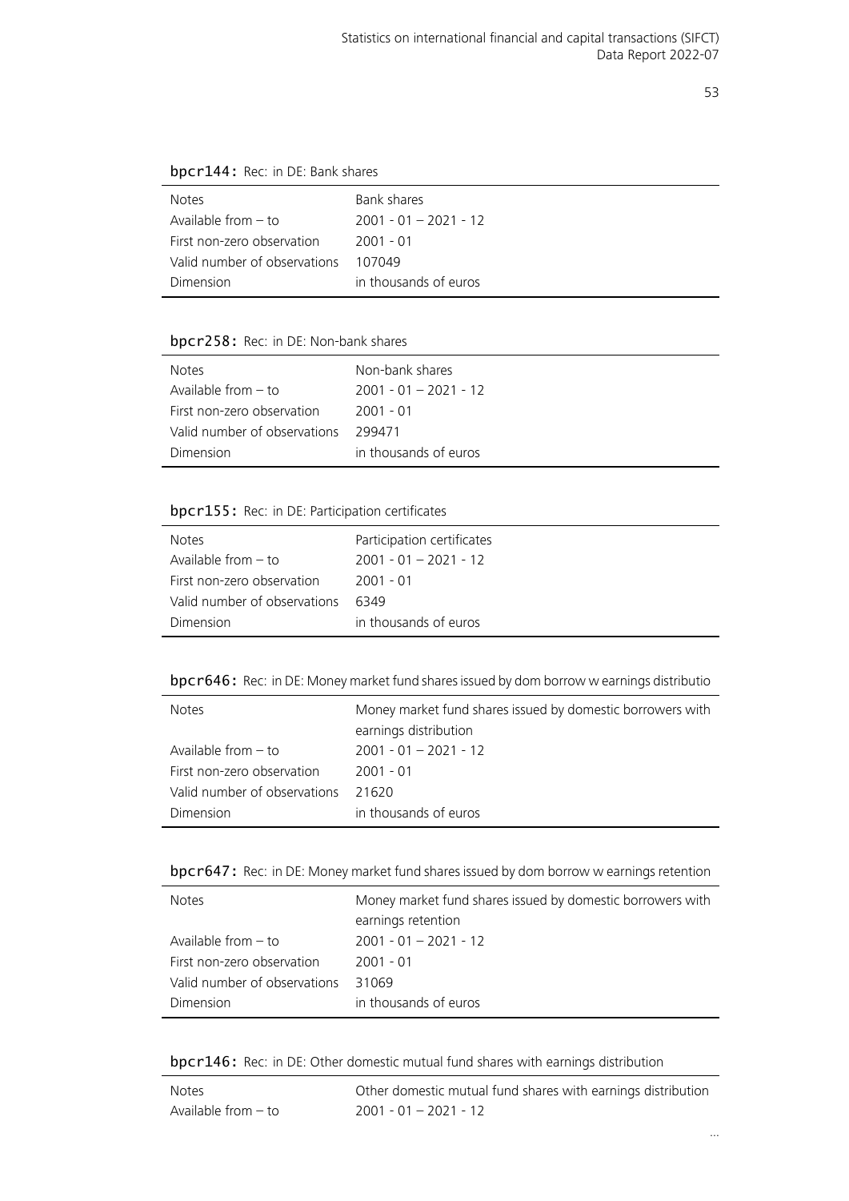`bpcr144`: Rec: in DE: Bank shares

| | |
|---|---|
| Notes | Bank shares |
| Available from – to | 2001 - 01 – 2021 - 12 |
| First non-zero observation | 2001 - 01 |
| Valid number of observations | 107049 |
| Dimension | in thousands of euros |

`bpcr258`: Rec: in DE: Non-bank shares

| | |
|---|---|
| Notes | Non-bank shares |
| Available from – to | 2001 - 01 – 2021 - 12 |
| First non-zero observation | 2001 - 01 |
| Valid number of observations | 299471 |
| Dimension | in thousands of euros |

`bpcr155`: Rec: in DE: Participation certificates

| | |
|---|---|
| Notes | Participation certificates |
| Available from – to | 2001 - 01 – 2021 - 12 |
| First non-zero observation | 2001 - 01 |
| Valid number of observations | 6349 |
| Dimension | in thousands of euros |

`bpcr646`: Rec: in DE: Money market fund shares issued by dom borrow w earnings distributio

| | |
|---|---|
| Notes | Money market fund shares issued by domestic borrowers with earnings distribution |
| Available from – to | 2001 - 01 – 2021 - 12 |
| First non-zero observation | 2001 - 01 |
| Valid number of observations | 21620 |
| Dimension | in thousands of euros |

`bpcr647`: Rec: in DE: Money market fund shares issued by dom borrow w earnings retention

| | |
|---|---|
| Notes | Money market fund shares issued by domestic borrowers with earnings retention |
| Available from – to | 2001 - 01 – 2021 - 12 |
| First non-zero observation | 2001 - 01 |
| Valid number of observations | 31069 |
| Dimension | in thousands of euros |

`bpcr146`: Rec: in DE: Other domestic mutual fund shares with earnings distribution

| | |
|---|---|
| Notes | Other domestic mutual fund shares with earnings distribution |
| Available from – to | 2001 - 01 – 2021 - 12 |

...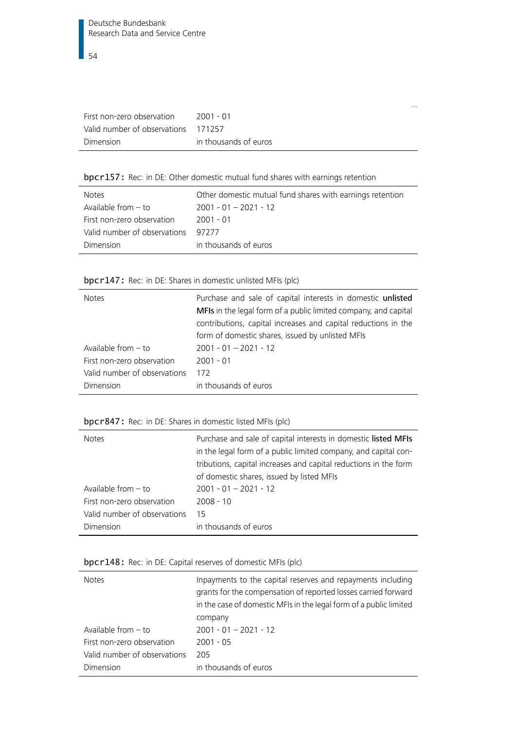...

| | |
|---|---|
| First non-zero observation | 2001 - 01 |
| Valid number of observations | 171257 |
| Dimension | in thousands of euros |

**bpcr157:** Rec: in DE: Other domestic mutual fund shares with earnings retention

| | |
|---|---|
| Notes | Other domestic mutual fund shares with earnings retention |
| Available from – to | 2001 - 01 – 2021 - 12 |
| First non-zero observation | 2001 - 01 |
| Valid number of observations | 97277 |
| Dimension | in thousands of euros |

**bpcr147:** Rec: in DE: Shares in domestic unlisted MFIs (plc)

| | |
|---|---|
| Notes | Purchase and sale of capital interests in domestic **unlisted MFIs** in the legal form of a public limited company, and capital contributions, capital increases and capital reductions in the form of domestic shares, issued by unlisted MFIs |
| Available from – to | 2001 - 01 – 2021 - 12 |
| First non-zero observation | 2001 - 01 |
| Valid number of observations | 172 |
| Dimension | in thousands of euros |

**bpcr847:** Rec: in DE: Shares in domestic listed MFIs (plc)

| | |
|---|---|
| Notes | Purchase and sale of capital interests in domestic **listed MFIs** in the legal form of a public limited company, and capital contributions, capital increases and capital reductions in the form of domestic shares, issued by listed MFIs |
| Available from – to | 2001 - 01 – 2021 - 12 |
| First non-zero observation | 2008 - 10 |
| Valid number of observations | 15 |
| Dimension | in thousands of euros |

**bpcr148:** Rec: in DE: Capital reserves of domestic MFIs (plc)

| | |
|---|---|
| Notes | Inpayments to the capital reserves and repayments including grants for the compensation of reported losses carried forward in the case of domestic MFIs in the legal form of a public limited company |
| Available from – to | 2001 - 01 – 2021 - 12 |
| First non-zero observation | 2001 - 05 |
| Valid number of observations | 205 |
| Dimension | in thousands of euros |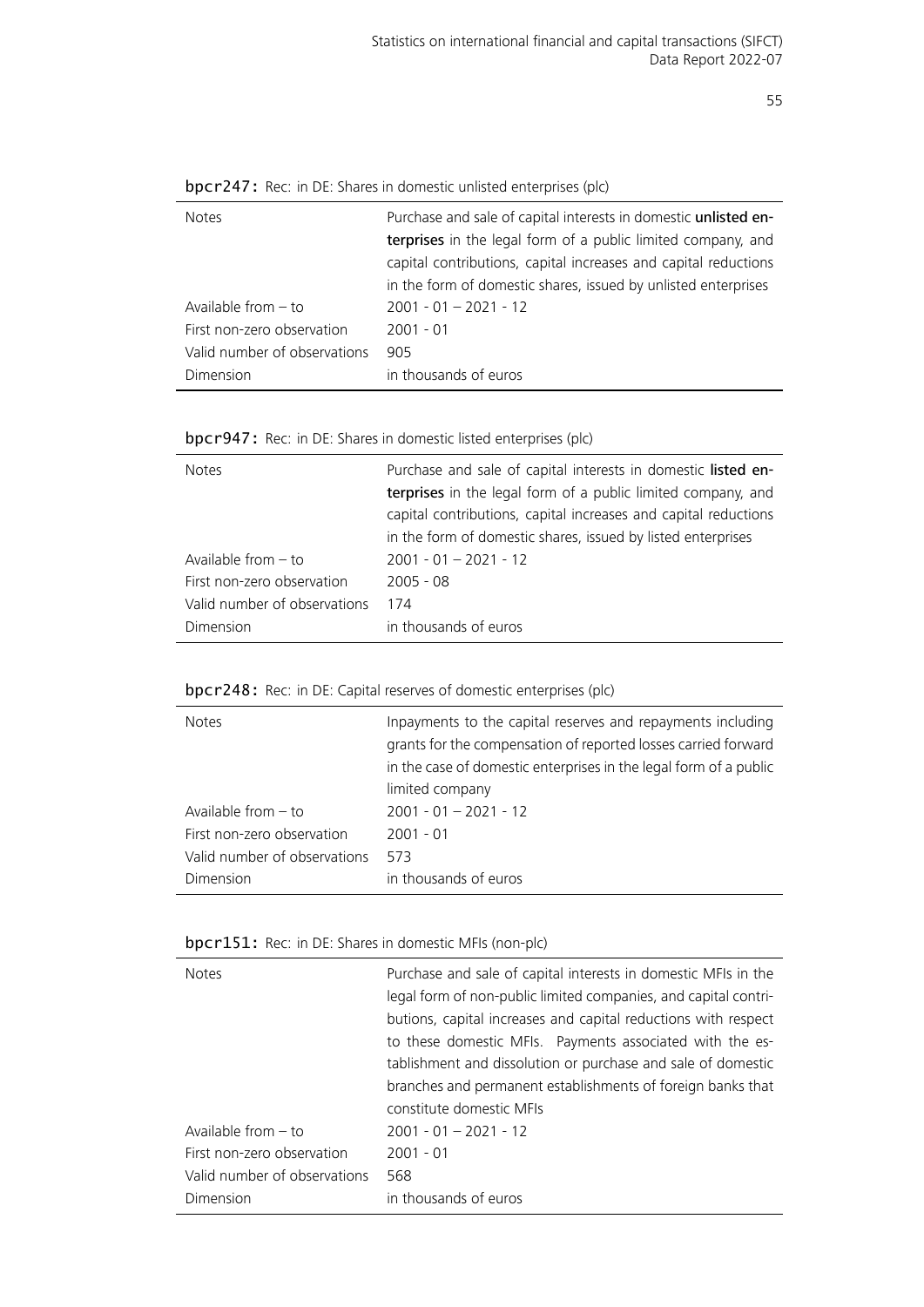`bpcr247`: Rec: in DE: Shares in domestic unlisted enterprises (plc)

| | |
|---|---|
| Notes | Purchase and sale of capital interests in domestic **unlisted enterprises** in the legal form of a public limited company, and capital contributions, capital increases and capital reductions in the form of domestic shares, issued by unlisted enterprises |
| Available from – to | 2001 - 01 – 2021 - 12 |
| First non-zero observation | 2001 - 01 |
| Valid number of observations | 905 |
| Dimension | in thousands of euros |

`bpcr947`: Rec: in DE: Shares in domestic listed enterprises (plc)

| | |
|---|---|
| Notes | Purchase and sale of capital interests in domestic **listed enterprises** in the legal form of a public limited company, and capital contributions, capital increases and capital reductions in the form of domestic shares, issued by listed enterprises |
| Available from – to | 2001 - 01 – 2021 - 12 |
| First non-zero observation | 2005 - 08 |
| Valid number of observations | 174 |
| Dimension | in thousands of euros |

`bpcr248`: Rec: in DE: Capital reserves of domestic enterprises (plc)

| | |
|---|---|
| Notes | Inpayments to the capital reserves and repayments including grants for the compensation of reported losses carried forward in the case of domestic enterprises in the legal form of a public limited company |
| Available from – to | 2001 - 01 – 2021 - 12 |
| First non-zero observation | 2001 - 01 |
| Valid number of observations | 573 |
| Dimension | in thousands of euros |

`bpcr151`: Rec: in DE: Shares in domestic MFIs (non-plc)

| | |
|---|---|
| Notes | Purchase and sale of capital interests in domestic MFIs in the legal form of non-public limited companies, and capital contributions, capital increases and capital reductions with respect to these domestic MFIs. Payments associated with the establishment and dissolution or purchase and sale of domestic branches and permanent establishments of foreign banks that constitute domestic MFIs |
| Available from – to | 2001 - 01 – 2021 - 12 |
| First non-zero observation | 2001 - 01 |
| Valid number of observations | 568 |
| Dimension | in thousands of euros |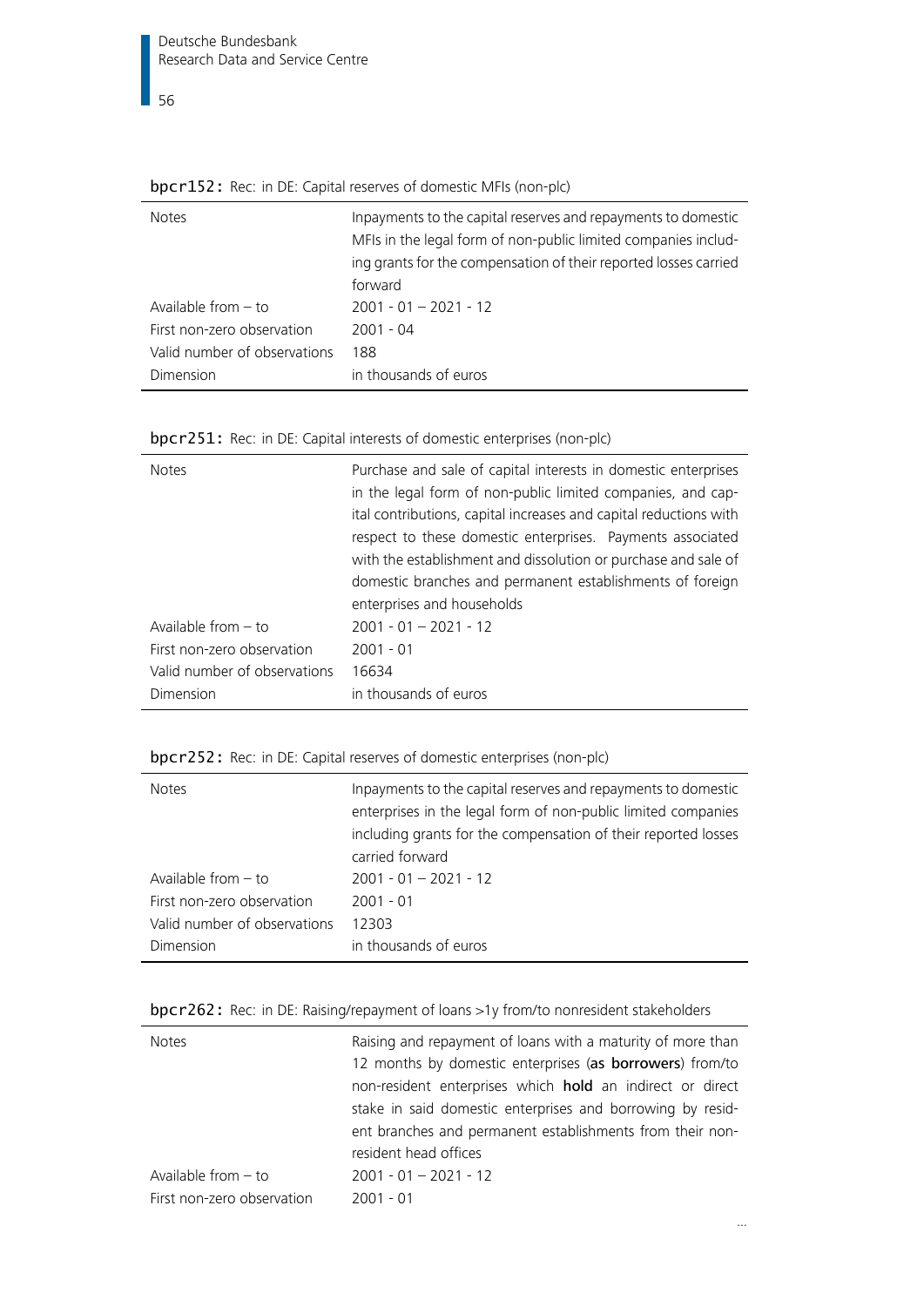**bpcr152:** Rec: in DE: Capital reserves of domestic MFIs (non-plc)

| | |
|---|---|
| Notes | Inpayments to the capital reserves and repayments to domestic MFIs in the legal form of non-public limited companies including grants for the compensation of their reported losses carried forward |
| Available from – to | 2001 - 01 – 2021 - 12 |
| First non-zero observation | 2001 - 04 |
| Valid number of observations | 188 |
| Dimension | in thousands of euros |

**bpcr251:** Rec: in DE: Capital interests of domestic enterprises (non-plc)

| | |
|---|---|
| Notes | Purchase and sale of capital interests in domestic enterprises in the legal form of non-public limited companies, and capital contributions, capital increases and capital reductions with respect to these domestic enterprises. Payments associated with the establishment and dissolution or purchase and sale of domestic branches and permanent establishments of foreign enterprises and households |
| Available from – to | 2001 - 01 – 2021 - 12 |
| First non-zero observation | 2001 - 01 |
| Valid number of observations | 16634 |
| Dimension | in thousands of euros |

**bpcr252:** Rec: in DE: Capital reserves of domestic enterprises (non-plc)

| | |
|---|---|
| Notes | Inpayments to the capital reserves and repayments to domestic enterprises in the legal form of non-public limited companies including grants for the compensation of their reported losses carried forward |
| Available from – to | 2001 - 01 – 2021 - 12 |
| First non-zero observation | 2001 - 01 |
| Valid number of observations | 12303 |
| Dimension | in thousands of euros |

**bpcr262:** Rec: in DE: Raising/repayment of loans >1y from/to nonresident stakeholders

| | |
|---|---|
| Notes | Raising and repayment of loans with a maturity of more than 12 months by domestic enterprises (**as borrowers**) from/to non-resident enterprises which **hold** an indirect or direct stake in said domestic enterprises and borrowing by resident branches and permanent establishments from their non-resident head offices |
| Available from – to | 2001 - 01 – 2021 - 12 |
| First non-zero observation | 2001 - 01 |

...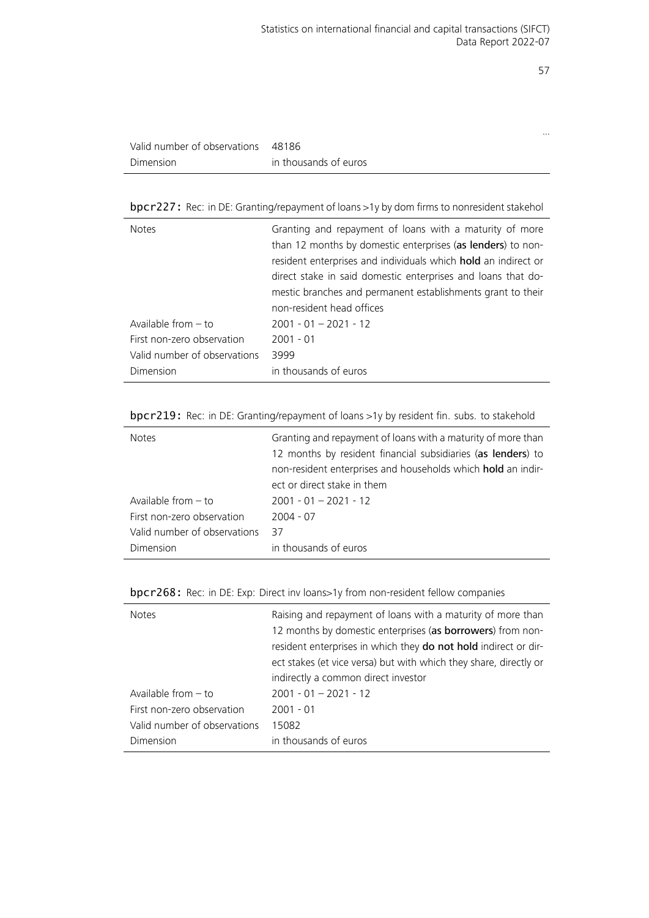...

| | |
|---|---|
| Valid number of observations | 48186 |
| Dimension | in thousands of euros |

**bpcr227:** Rec: in DE: Granting/repayment of loans >1y by dom firms to nonresident stakehol

| | |
|---|---|
| Notes | Granting and repayment of loans with a maturity of more than 12 months by domestic enterprises (**as lenders**) to non-resident enterprises and individuals which **hold** an indirect or direct stake in said domestic enterprises and loans that domestic branches and permanent establishments grant to their non-resident head offices |
| Available from – to | 2001 - 01 – 2021 - 12 |
| First non-zero observation | 2001 - 01 |
| Valid number of observations | 3999 |
| Dimension | in thousands of euros |

**bpcr219:** Rec: in DE: Granting/repayment of loans >1y by resident fin. subs. to stakehold

| | |
|---|---|
| Notes | Granting and repayment of loans with a maturity of more than 12 months by resident financial subsidiaries (**as lenders**) to non-resident enterprises and households which **hold** an indirect or direct stake in them |
| Available from – to | 2001 - 01 – 2021 - 12 |
| First non-zero observation | 2004 - 07 |
| Valid number of observations | 37 |
| Dimension | in thousands of euros |

**bpcr268:** Rec: in DE: Exp: Direct inv loans>1y from non-resident fellow companies

| | |
|---|---|
| Notes | Raising and repayment of loans with a maturity of more than 12 months by domestic enterprises (**as borrowers**) from non-resident enterprises in which they **do not hold** indirect or direct stakes (et vice versa) but with which they share, directly or indirectly a common direct investor |
| Available from – to | 2001 - 01 – 2021 - 12 |
| First non-zero observation | 2001 - 01 |
| Valid number of observations | 15082 |
| Dimension | in thousands of euros |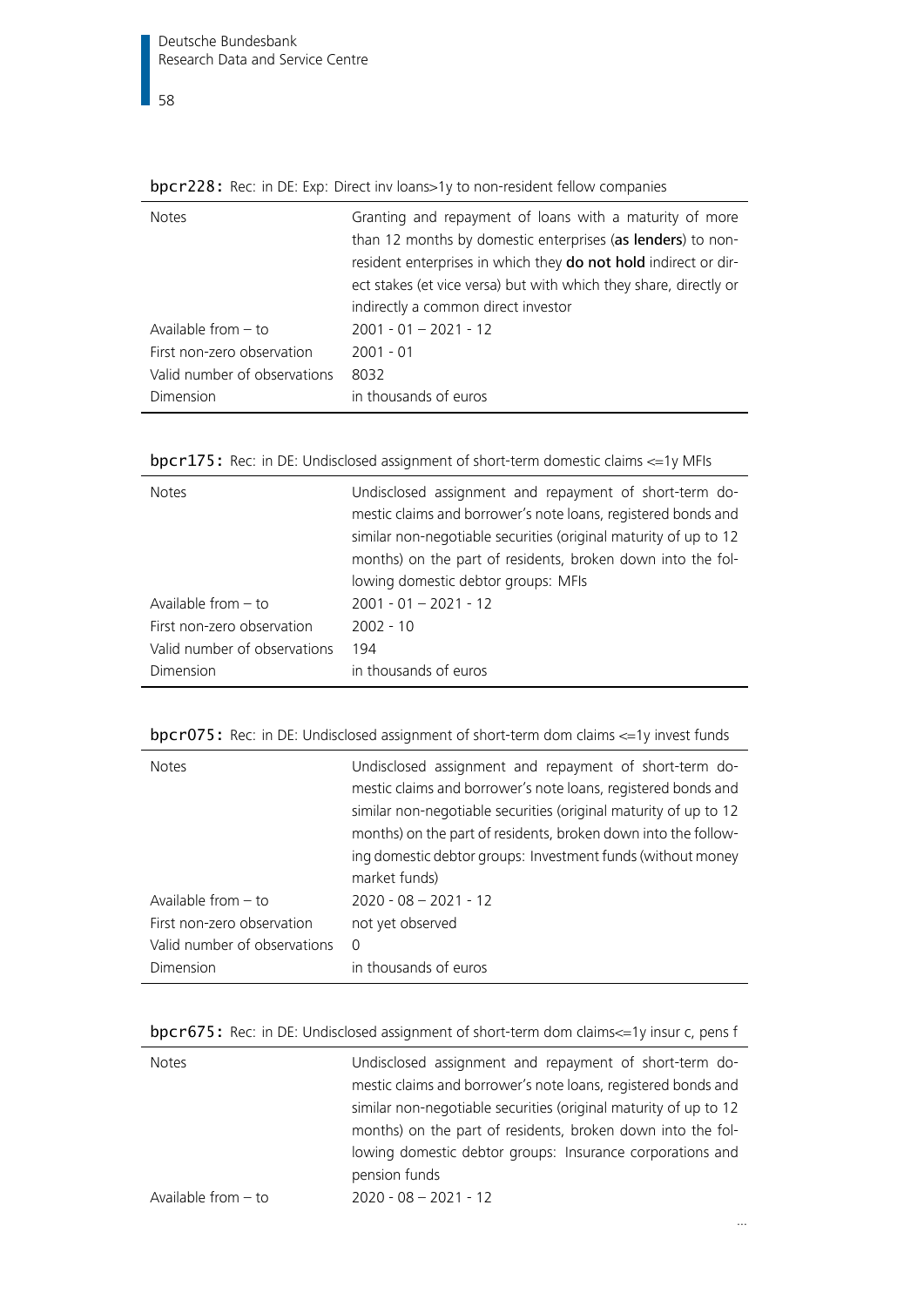**bpcr228:** Rec: in DE: Exp: Direct inv loans>1y to non-resident fellow companies

| | |
|---|---|
| Notes | Granting and repayment of loans with a maturity of more than 12 months by domestic enterprises (**as lenders**) to non-resident enterprises in which they **do not hold** indirect or direct stakes (et vice versa) but with which they share, directly or indirectly a common direct investor |
| Available from – to | 2001 - 01 – 2021 - 12 |
| First non-zero observation | 2001 - 01 |
| Valid number of observations | 8032 |
| Dimension | in thousands of euros |

**bpcr175:** Rec: in DE: Undisclosed assignment of short-term domestic claims <=1y MFIs

| | |
|---|---|
| Notes | Undisclosed assignment and repayment of short-term domestic claims and borrower's note loans, registered bonds and similar non-negotiable securities (original maturity of up to 12 months) on the part of residents, broken down into the following domestic debtor groups: MFIs |
| Available from – to | 2001 - 01 – 2021 - 12 |
| First non-zero observation | 2002 - 10 |
| Valid number of observations | 194 |
| Dimension | in thousands of euros |

**bpcr075:** Rec: in DE: Undisclosed assignment of short-term dom claims <=1y invest funds

| | |
|---|---|
| Notes | Undisclosed assignment and repayment of short-term domestic claims and borrower's note loans, registered bonds and similar non-negotiable securities (original maturity of up to 12 months) on the part of residents, broken down into the following domestic debtor groups: Investment funds (without money market funds) |
| Available from – to | 2020 - 08 – 2021 - 12 |
| First non-zero observation | not yet observed |
| Valid number of observations | 0 |
| Dimension | in thousands of euros |

**bpcr675:** Rec: in DE: Undisclosed assignment of short-term dom claims<=1y insur c, pens f

| | |
|---|---|
| Notes | Undisclosed assignment and repayment of short-term domestic claims and borrower's note loans, registered bonds and similar non-negotiable securities (original maturity of up to 12 months) on the part of residents, broken down into the following domestic debtor groups: Insurance corporations and pension funds |
| Available from – to | 2020 - 08 – 2021 - 12 |

...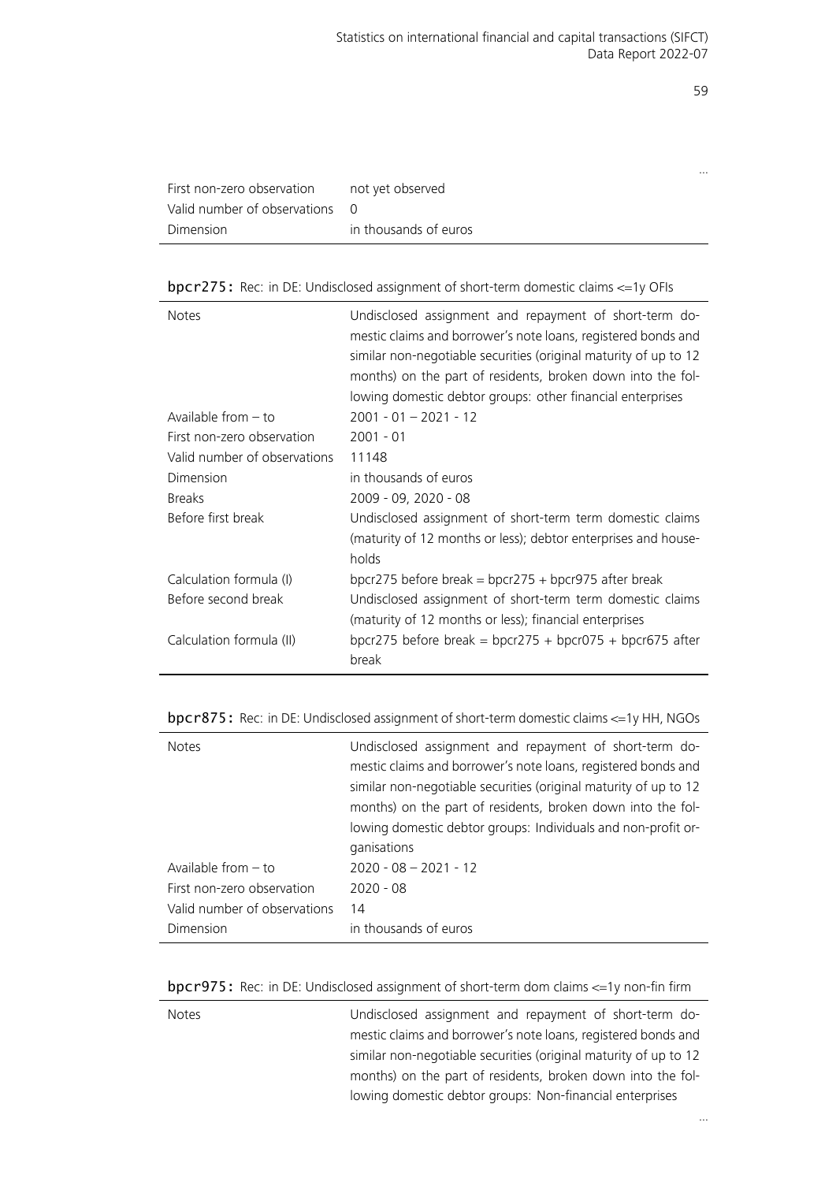...

| | |
|---|---|
| First non-zero observation | not yet observed |
| Valid number of observations | 0 |
| Dimension | in thousands of euros |

**bpcr275:** Rec: in DE: Undisclosed assignment of short-term domestic claims <=1y OFIs

| | |
|---|---|
| Notes | Undisclosed assignment and repayment of short-term domestic claims and borrower's note loans, registered bonds and similar non-negotiable securities (original maturity of up to 12 months) on the part of residents, broken down into the following domestic debtor groups: other financial enterprises |
| Available from – to | 2001 - 01 – 2021 - 12 |
| First non-zero observation | 2001 - 01 |
| Valid number of observations | 11148 |
| Dimension | in thousands of euros |
| Breaks | 2009 - 09, 2020 - 08 |
| Before first break | Undisclosed assignment of short-term term domestic claims (maturity of 12 months or less); debtor enterprises and households |
| Calculation formula (I) | bpcr275 before break = bpcr275 + bpcr975 after break |
| Before second break | Undisclosed assignment of short-term term domestic claims (maturity of 12 months or less); financial enterprises |
| Calculation formula (II) | bpcr275 before break = bpcr275 + bpcr075 + bpcr675 after break |

**bpcr875:** Rec: in DE: Undisclosed assignment of short-term domestic claims <=1y HH, NGOs

| | |
|---|---|
| Notes | Undisclosed assignment and repayment of short-term domestic claims and borrower's note loans, registered bonds and similar non-negotiable securities (original maturity of up to 12 months) on the part of residents, broken down into the following domestic debtor groups: Individuals and non-profit organisations |
| Available from – to | 2020 - 08 – 2021 - 12 |
| First non-zero observation | 2020 - 08 |
| Valid number of observations | 14 |
| Dimension | in thousands of euros |

**bpcr975:** Rec: in DE: Undisclosed assignment of short-term dom claims <=1y non-fin firm

| | |
|---|---|
| Notes | Undisclosed assignment and repayment of short-term domestic claims and borrower's note loans, registered bonds and similar non-negotiable securities (original maturity of up to 12 months) on the part of residents, broken down into the following domestic debtor groups: Non-financial enterprises |

...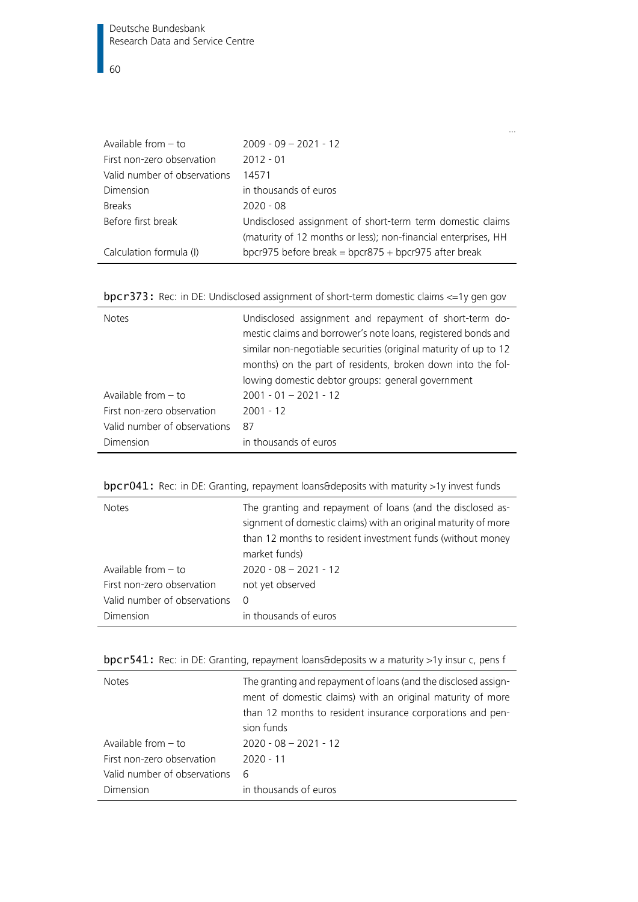...

| | |
|---|---|
| Available from – to | 2009 - 09 – 2021 - 12 |
| First non-zero observation | 2012 - 01 |
| Valid number of observations | 14571 |
| Dimension | in thousands of euros |
| Breaks | 2020 - 08 |
| Before first break | Undisclosed assignment of short-term term domestic claims (maturity of 12 months or less); non-financial enterprises, HH |
| Calculation formula (I) | bpcr975 before break = bpcr875 + bpcr975 after break |

**bpcr373:** Rec: in DE: Undisclosed assignment of short-term domestic claims <=1y gen gov

| | |
|---|---|
| Notes | Undisclosed assignment and repayment of short-term domestic claims and borrower's note loans, registered bonds and similar non-negotiable securities (original maturity of up to 12 months) on the part of residents, broken down into the following domestic debtor groups: general government |
| Available from – to | 2001 - 01 – 2021 - 12 |
| First non-zero observation | 2001 - 12 |
| Valid number of observations | 87 |
| Dimension | in thousands of euros |

**bpcr041:** Rec: in DE: Granting, repayment loans&deposits with maturity >1y invest funds

| | |
|---|---|
| Notes | The granting and repayment of loans (and the disclosed assignment of domestic claims) with an original maturity of more than 12 months to resident investment funds (without money market funds) |
| Available from – to | 2020 - 08 – 2021 - 12 |
| First non-zero observation | not yet observed |
| Valid number of observations | 0 |
| Dimension | in thousands of euros |

**bpcr541:** Rec: in DE: Granting, repayment loans&deposits w a maturity >1y insur c, pens f

| | |
|---|---|
| Notes | The granting and repayment of loans (and the disclosed assignment of domestic claims) with an original maturity of more than 12 months to resident insurance corporations and pension funds |
| Available from – to | 2020 - 08 – 2021 - 12 |
| First non-zero observation | 2020 - 11 |
| Valid number of observations | 6 |
| Dimension | in thousands of euros |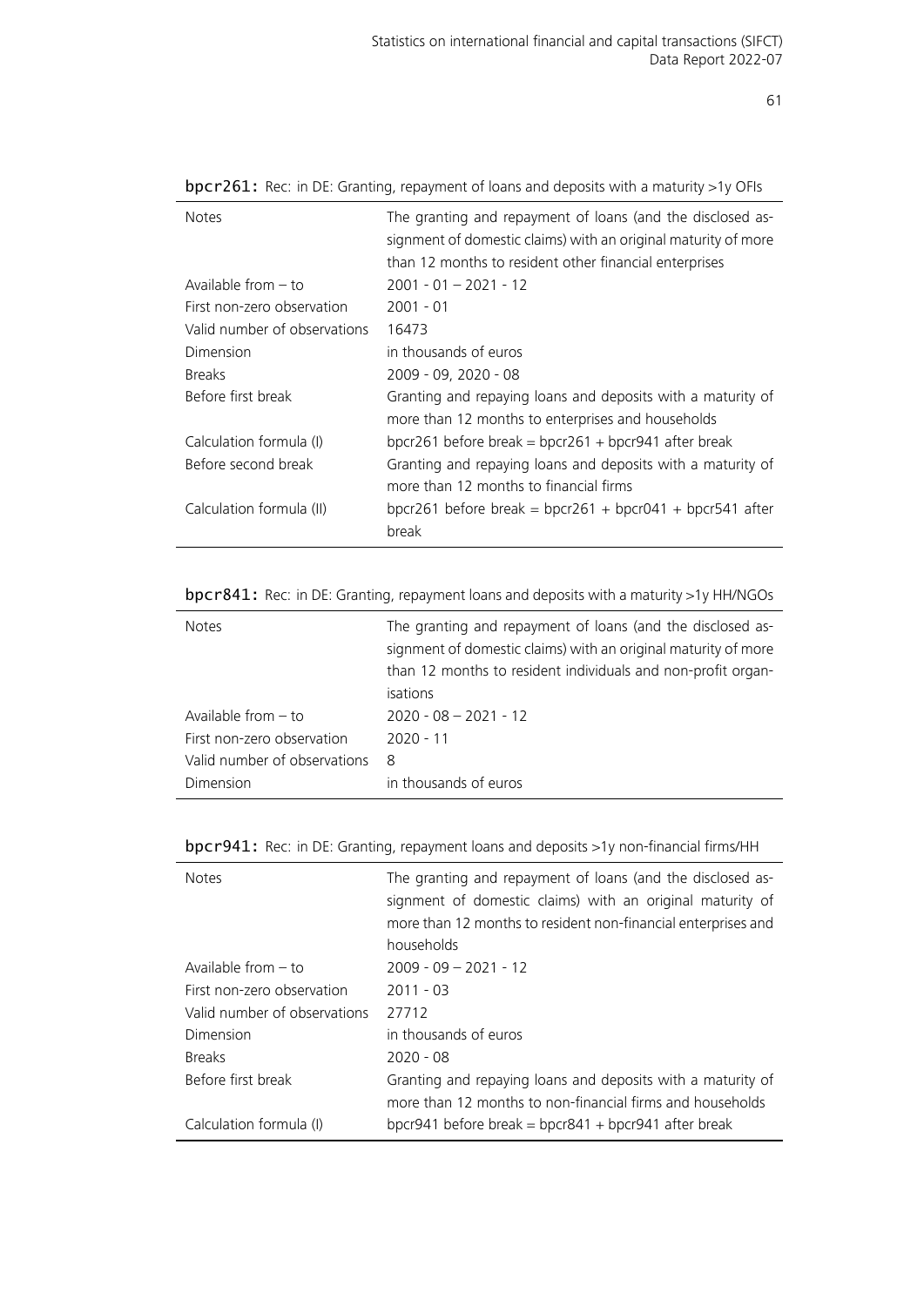**bpcr261:** Rec: in DE: Granting, repayment of loans and deposits with a maturity >1y OFIs

| | |
|---|---|
| Notes | The granting and repayment of loans (and the disclosed assignment of domestic claims) with an original maturity of more than 12 months to resident other financial enterprises |
| Available from – to | 2001 - 01 – 2021 - 12 |
| First non-zero observation | 2001 - 01 |
| Valid number of observations | 16473 |
| Dimension | in thousands of euros |
| Breaks | 2009 - 09, 2020 - 08 |
| Before first break | Granting and repaying loans and deposits with a maturity of more than 12 months to enterprises and households |
| Calculation formula (I) | bpcr261 before break = bpcr261 + bpcr941 after break |
| Before second break | Granting and repaying loans and deposits with a maturity of more than 12 months to financial firms |
| Calculation formula (II) | bpcr261 before break = bpcr261 + bpcr041 + bpcr541 after break |

**bpcr841:** Rec: in DE: Granting, repayment loans and deposits with a maturity >1y HH/NGOs

| | |
|---|---|
| Notes | The granting and repayment of loans (and the disclosed assignment of domestic claims) with an original maturity of more than 12 months to resident individuals and non-profit organisations |
| Available from – to | 2020 - 08 – 2021 - 12 |
| First non-zero observation | 2020 - 11 |
| Valid number of observations | 8 |
| Dimension | in thousands of euros |

**bpcr941:** Rec: in DE: Granting, repayment loans and deposits >1y non-financial firms/HH

| | |
|---|---|
| Notes | The granting and repayment of loans (and the disclosed assignment of domestic claims) with an original maturity of more than 12 months to resident non-financial enterprises and households |
| Available from – to | 2009 - 09 – 2021 - 12 |
| First non-zero observation | 2011 - 03 |
| Valid number of observations | 27712 |
| Dimension | in thousands of euros |
| Breaks | 2020 - 08 |
| Before first break | Granting and repaying loans and deposits with a maturity of more than 12 months to non-financial firms and households |
| Calculation formula (I) | bpcr941 before break = bpcr841 + bpcr941 after break |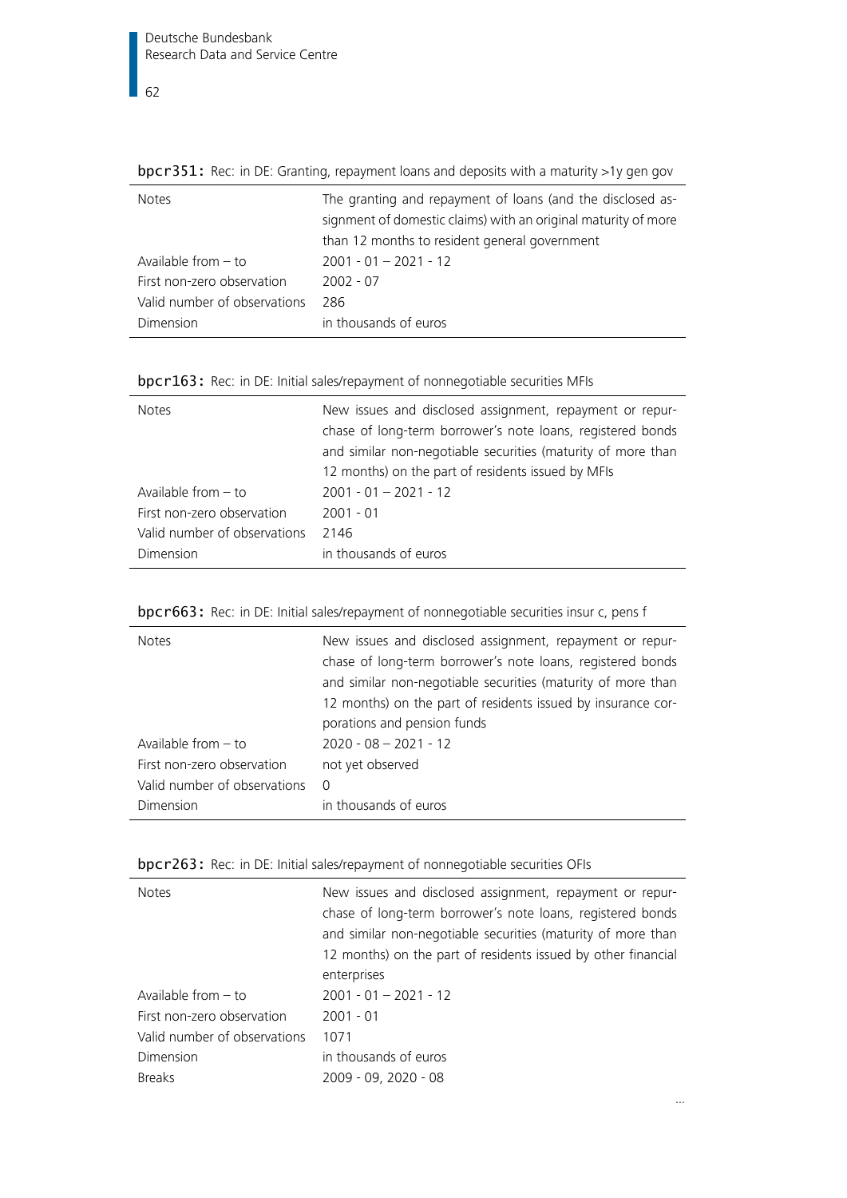**bpcr351:** Rec: in DE: Granting, repayment loans and deposits with a maturity >1y gen gov

| | |
|---|---|
| Notes | The granting and repayment of loans (and the disclosed assignment of domestic claims) with an original maturity of more than 12 months to resident general government |
| Available from – to | 2001 - 01 – 2021 - 12 |
| First non-zero observation | 2002 - 07 |
| Valid number of observations | 286 |
| Dimension | in thousands of euros |

**bpcr163:** Rec: in DE: Initial sales/repayment of nonnegotiable securities MFIs

| | |
|---|---|
| Notes | New issues and disclosed assignment, repayment or repurchase of long-term borrower's note loans, registered bonds and similar non-negotiable securities (maturity of more than 12 months) on the part of residents issued by MFIs |
| Available from – to | 2001 - 01 – 2021 - 12 |
| First non-zero observation | 2001 - 01 |
| Valid number of observations | 2146 |
| Dimension | in thousands of euros |

**bpcr663:** Rec: in DE: Initial sales/repayment of nonnegotiable securities insur c, pens f

| | |
|---|---|
| Notes | New issues and disclosed assignment, repayment or repurchase of long-term borrower's note loans, registered bonds and similar non-negotiable securities (maturity of more than 12 months) on the part of residents issued by insurance corporations and pension funds |
| Available from – to | 2020 - 08 – 2021 - 12 |
| First non-zero observation | not yet observed |
| Valid number of observations | 0 |
| Dimension | in thousands of euros |

**bpcr263:** Rec: in DE: Initial sales/repayment of nonnegotiable securities OFIs

| | |
|---|---|
| Notes | New issues and disclosed assignment, repayment or repurchase of long-term borrower's note loans, registered bonds and similar non-negotiable securities (maturity of more than 12 months) on the part of residents issued by other financial enterprises |
| Available from – to | 2001 - 01 – 2021 - 12 |
| First non-zero observation | 2001 - 01 |
| Valid number of observations | 1071 |
| Dimension | in thousands of euros |
| Breaks | 2009 - 09, 2020 - 08 |

...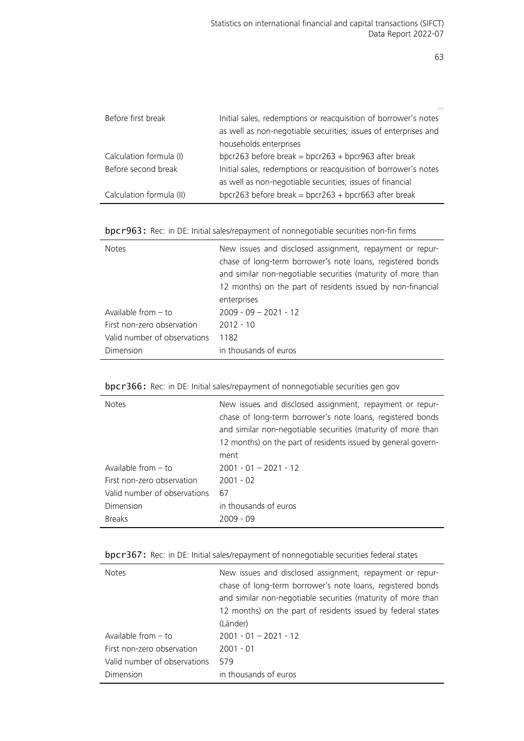...

| | |
|---|---|
| Before first break | Initial sales, redemptions or reacquisition of borrower's notes as well as non-negotiable securities; issues of enterprises and households enterprises |
| Calculation formula (I) | bpcr263 before break = bpcr263 + bpcr963 after break |
| Before second break | Initial sales, redemptions or reacquisition of borrower's notes as well as non-negotiable securities; issues of financial |
| Calculation formula (II) | bpcr263 before break = bpcr263 + bpcr663 after break |

**bpcr963:** Rec: in DE: Initial sales/repayment of nonnegotiable securities non-fin firms

| | |
|---|---|
| Notes | New issues and disclosed assignment, repayment or repurchase of long-term borrower's note loans, registered bonds and similar non-negotiable securities (maturity of more than 12 months) on the part of residents issued by non-financial enterprises |
| Available from – to | 2009 - 09 – 2021 - 12 |
| First non-zero observation | 2012 - 10 |
| Valid number of observations | 1182 |
| Dimension | in thousands of euros |

**bpcr366:** Rec: in DE: Initial sales/repayment of nonnegotiable securities gen gov

| | |
|---|---|
| Notes | New issues and disclosed assignment, repayment or repurchase of long-term borrower's note loans, registered bonds and similar non-negotiable securities (maturity of more than 12 months) on the part of residents issued by general government |
| Available from – to | 2001 - 01 – 2021 - 12 |
| First non-zero observation | 2001 - 02 |
| Valid number of observations | 67 |
| Dimension | in thousands of euros |
| Breaks | 2009 - 09 |

**bpcr367:** Rec: in DE: Initial sales/repayment of nonnegotiable securities federal states

| | |
|---|---|
| Notes | New issues and disclosed assignment, repayment or repurchase of long-term borrower's note loans, registered bonds and similar non-negotiable securities (maturity of more than 12 months) on the part of residents issued by federal states (Länder) |
| Available from – to | 2001 - 01 – 2021 - 12 |
| First non-zero observation | 2001 - 01 |
| Valid number of observations | 579 |
| Dimension | in thousands of euros |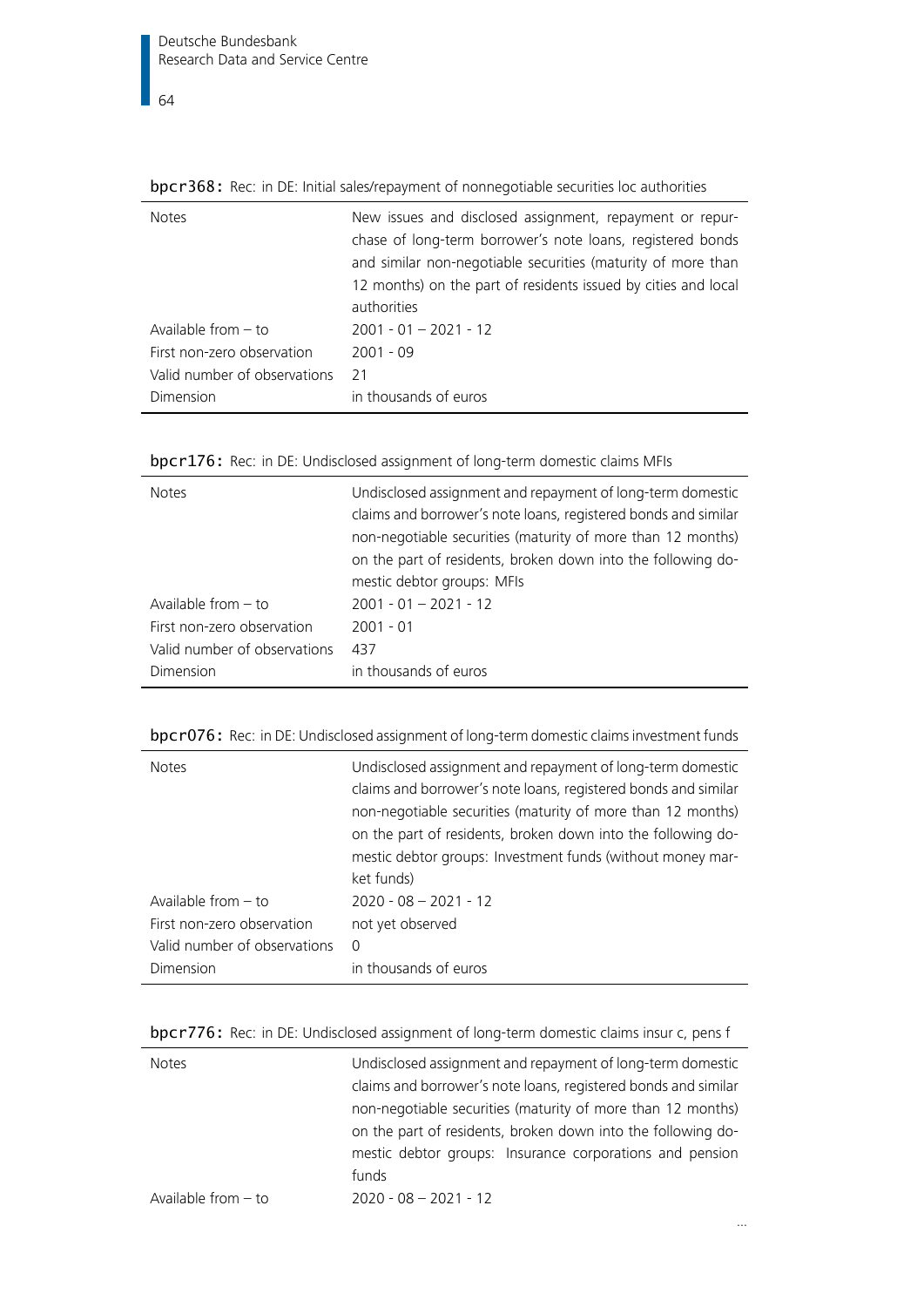**bpcr368:** Rec: in DE: Initial sales/repayment of nonnegotiable securities loc authorities

| | |
|---|---|
| Notes | New issues and disclosed assignment, repayment or repurchase of long-term borrower's note loans, registered bonds and similar non-negotiable securities (maturity of more than 12 months) on the part of residents issued by cities and local authorities |
| Available from – to | 2001 - 01 – 2021 - 12 |
| First non-zero observation | 2001 - 09 |
| Valid number of observations | 21 |
| Dimension | in thousands of euros |

**bpcr176:** Rec: in DE: Undisclosed assignment of long-term domestic claims MFIs

| | |
|---|---|
| Notes | Undisclosed assignment and repayment of long-term domestic claims and borrower's note loans, registered bonds and similar non-negotiable securities (maturity of more than 12 months) on the part of residents, broken down into the following domestic debtor groups: MFIs |
| Available from – to | 2001 - 01 – 2021 - 12 |
| First non-zero observation | 2001 - 01 |
| Valid number of observations | 437 |
| Dimension | in thousands of euros |

**bpcr076:** Rec: in DE: Undisclosed assignment of long-term domestic claims investment funds

| | |
|---|---|
| Notes | Undisclosed assignment and repayment of long-term domestic claims and borrower's note loans, registered bonds and similar non-negotiable securities (maturity of more than 12 months) on the part of residents, broken down into the following domestic debtor groups: Investment funds (without money market funds) |
| Available from – to | 2020 - 08 – 2021 - 12 |
| First non-zero observation | not yet observed |
| Valid number of observations | 0 |
| Dimension | in thousands of euros |

**bpcr776:** Rec: in DE: Undisclosed assignment of long-term domestic claims insur c, pens f

| | |
|---|---|
| Notes | Undisclosed assignment and repayment of long-term domestic claims and borrower's note loans, registered bonds and similar non-negotiable securities (maturity of more than 12 months) on the part of residents, broken down into the following domestic debtor groups: Insurance corporations and pension funds |
| Available from – to | 2020 - 08 – 2021 - 12 |

...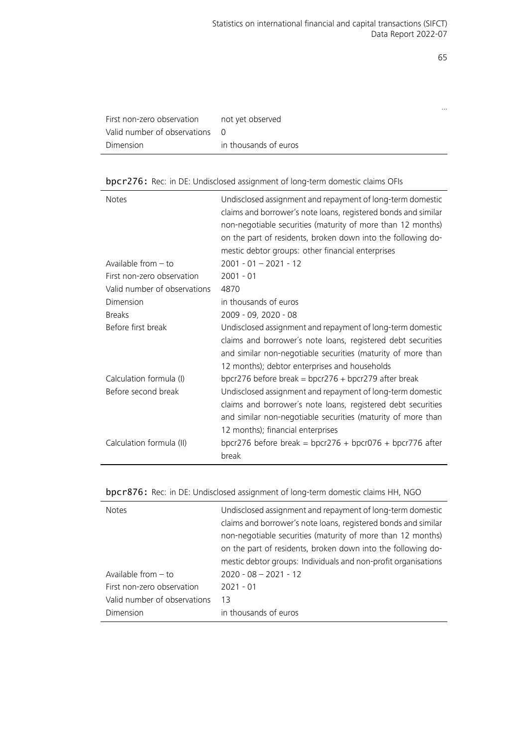...

| | |
|---|---|
| First non-zero observation | not yet observed |
| Valid number of observations | 0 |
| Dimension | in thousands of euros |

**bpcr276:** Rec: in DE: Undisclosed assignment of long-term domestic claims OFIs

| | |
|---|---|
| Notes | Undisclosed assignment and repayment of long-term domestic claims and borrower's note loans, registered bonds and similar non-negotiable securities (maturity of more than 12 months) on the part of residents, broken down into the following domestic debtor groups: other financial enterprises |
| Available from – to | 2001 - 01 – 2021 - 12 |
| First non-zero observation | 2001 - 01 |
| Valid number of observations | 4870 |
| Dimension | in thousands of euros |
| Breaks | 2009 - 09, 2020 - 08 |
| Before first break | Undisclosed assignment and repayment of long-term domestic claims and borrower's note loans, registered debt securities and similar non-negotiable securities (maturity of more than 12 months); debtor enterprises and households |
| Calculation formula (I) | bpcr276 before break = bpcr276 + bpcr279 after break |
| Before second break | Undisclosed assignment and repayment of long-term domestic claims and borrower's note loans, registered debt securities and similar non-negotiable securities (maturity of more than 12 months); financial enterprises |
| Calculation formula (II) | bpcr276 before break = bpcr276 + bpcr076 + bpcr776 after break |

**bpcr876:** Rec: in DE: Undisclosed assignment of long-term domestic claims HH, NGO

| | |
|---|---|
| Notes | Undisclosed assignment and repayment of long-term domestic claims and borrower's note loans, registered bonds and similar non-negotiable securities (maturity of more than 12 months) on the part of residents, broken down into the following domestic debtor groups: Individuals and non-profit organisations |
| Available from – to | 2020 - 08 – 2021 - 12 |
| First non-zero observation | 2021 - 01 |
| Valid number of observations | 13 |
| Dimension | in thousands of euros |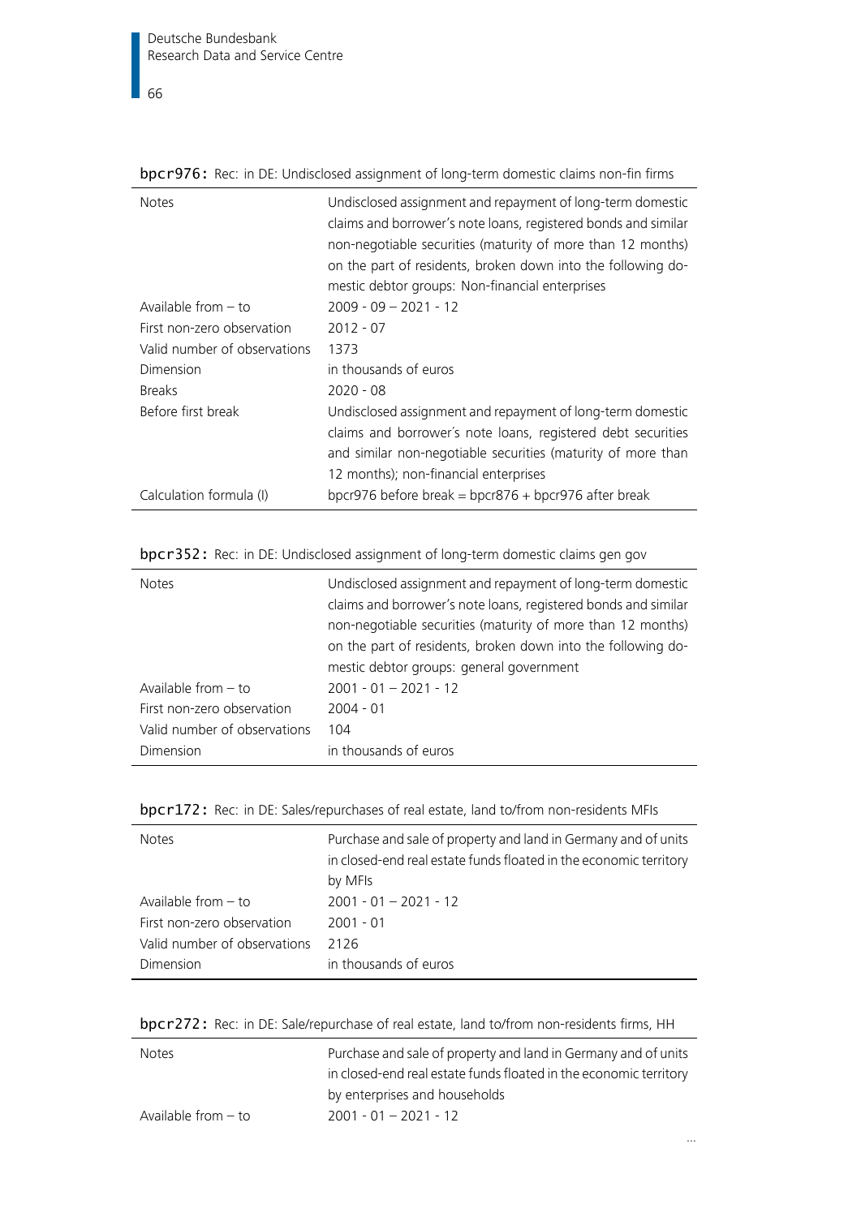**bpcr976:** Rec: in DE: Undisclosed assignment of long-term domestic claims non-fin firms

| | |
|---|---|
| Notes | Undisclosed assignment and repayment of long-term domestic claims and borrower's note loans, registered bonds and similar non-negotiable securities (maturity of more than 12 months) on the part of residents, broken down into the following domestic debtor groups: Non-financial enterprises |
| Available from – to | 2009 - 09 – 2021 - 12 |
| First non-zero observation | 2012 - 07 |
| Valid number of observations | 1373 |
| Dimension | in thousands of euros |
| Breaks | 2020 - 08 |
| Before first break | Undisclosed assignment and repayment of long-term domestic claims and borrower's note loans, registered debt securities and similar non-negotiable securities (maturity of more than 12 months); non-financial enterprises |
| Calculation formula (I) | bpcr976 before break = bpcr876 + bpcr976 after break |

**bpcr352:** Rec: in DE: Undisclosed assignment of long-term domestic claims gen gov

| | |
|---|---|
| Notes | Undisclosed assignment and repayment of long-term domestic claims and borrower's note loans, registered bonds and similar non-negotiable securities (maturity of more than 12 months) on the part of residents, broken down into the following domestic debtor groups: general government |
| Available from – to | 2001 - 01 – 2021 - 12 |
| First non-zero observation | 2004 - 01 |
| Valid number of observations | 104 |
| Dimension | in thousands of euros |

**bpcr172:** Rec: in DE: Sales/repurchases of real estate, land to/from non-residents MFIs

| | |
|---|---|
| Notes | Purchase and sale of property and land in Germany and of units in closed-end real estate funds floated in the economic territory by MFIs |
| Available from – to | 2001 - 01 – 2021 - 12 |
| First non-zero observation | 2001 - 01 |
| Valid number of observations | 2126 |
| Dimension | in thousands of euros |

**bpcr272:** Rec: in DE: Sale/repurchase of real estate, land to/from non-residents firms, HH

| | |
|---|---|
| Notes | Purchase and sale of property and land in Germany and of units in closed-end real estate funds floated in the economic territory by enterprises and households |
| Available from – to | 2001 - 01 – 2021 - 12 |

...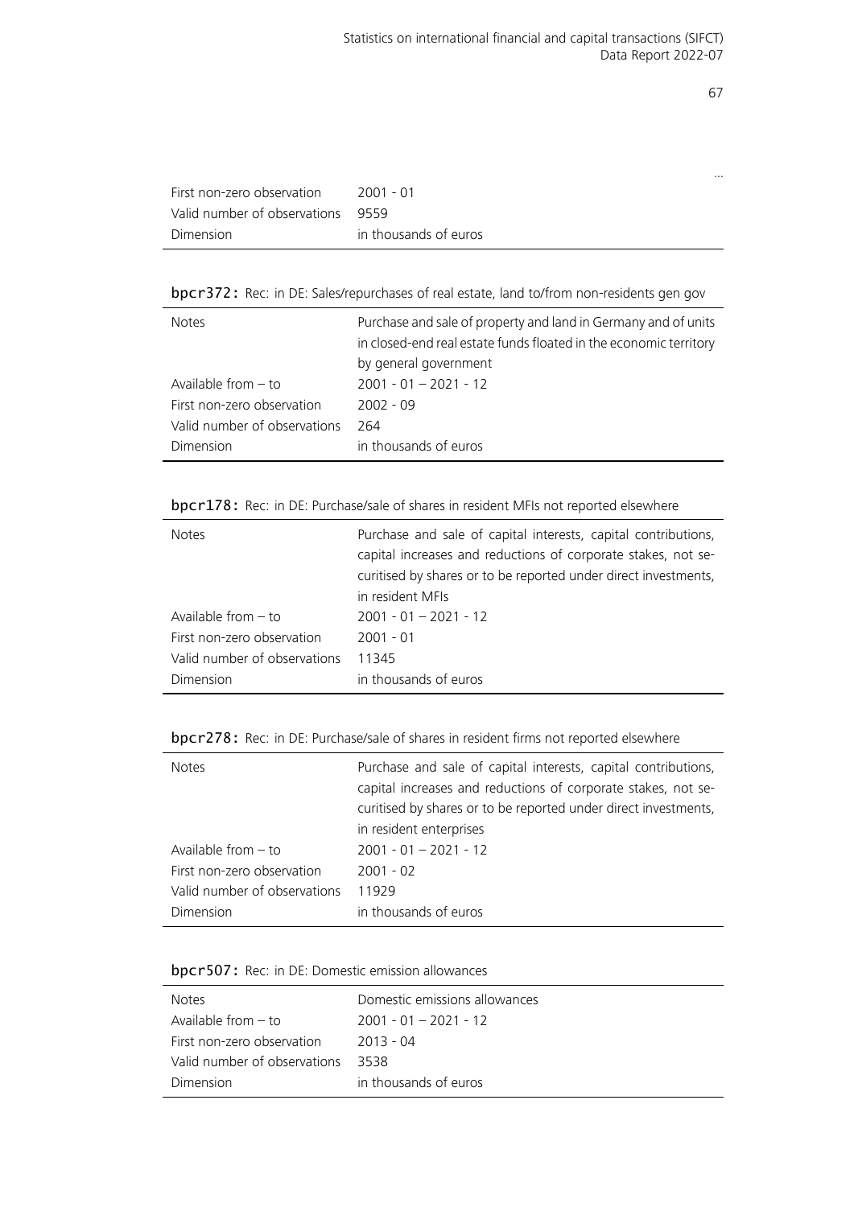...

| | |
|---|---|
| First non-zero observation | 2001 - 01 |
| Valid number of observations | 9559 |
| Dimension | in thousands of euros |

**bpcr372:** Rec: in DE: Sales/repurchases of real estate, land to/from non-residents gen gov

| | |
|---|---|
| Notes | Purchase and sale of property and land in Germany and of units in closed-end real estate funds floated in the economic territory by general government |
| Available from – to | 2001 - 01 – 2021 - 12 |
| First non-zero observation | 2002 - 09 |
| Valid number of observations | 264 |
| Dimension | in thousands of euros |

**bpcr178:** Rec: in DE: Purchase/sale of shares in resident MFIs not reported elsewhere

| | |
|---|---|
| Notes | Purchase and sale of capital interests, capital contributions, capital increases and reductions of corporate stakes, not securitised by shares or to be reported under direct investments, in resident MFIs |
| Available from – to | 2001 - 01 – 2021 - 12 |
| First non-zero observation | 2001 - 01 |
| Valid number of observations | 11345 |
| Dimension | in thousands of euros |

**bpcr278:** Rec: in DE: Purchase/sale of shares in resident firms not reported elsewhere

| | |
|---|---|
| Notes | Purchase and sale of capital interests, capital contributions, capital increases and reductions of corporate stakes, not securitised by shares or to be reported under direct investments, in resident enterprises |
| Available from – to | 2001 - 01 – 2021 - 12 |
| First non-zero observation | 2001 - 02 |
| Valid number of observations | 11929 |
| Dimension | in thousands of euros |

**bpcr507:** Rec: in DE: Domestic emission allowances

| | |
|---|---|
| Notes | Domestic emissions allowances |
| Available from – to | 2001 - 01 – 2021 - 12 |
| First non-zero observation | 2013 - 04 |
| Valid number of observations | 3538 |
| Dimension | in thousands of euros |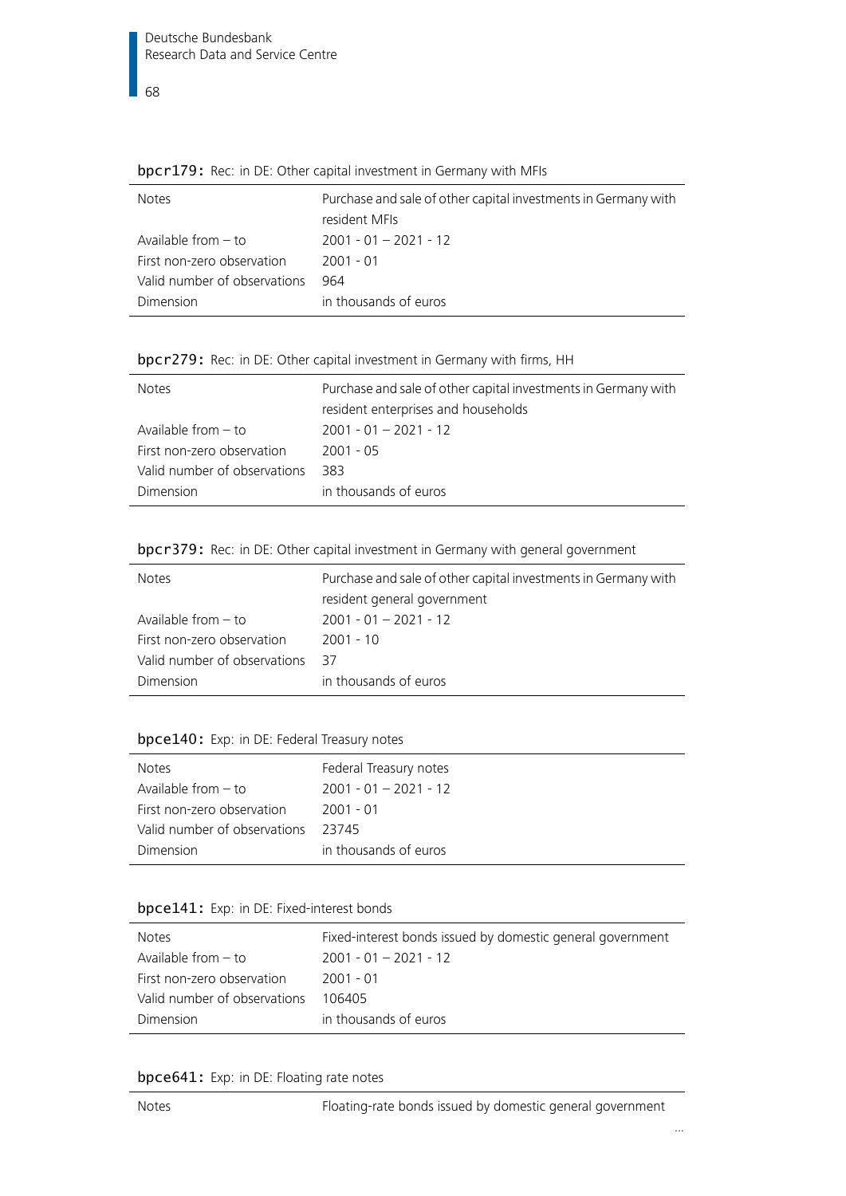**bpcr179:** Rec: in DE: Other capital investment in Germany with MFIs

| | |
|---|---|
| Notes | Purchase and sale of other capital investments in Germany with resident MFIs |
| Available from – to | 2001 - 01 – 2021 - 12 |
| First non-zero observation | 2001 - 01 |
| Valid number of observations | 964 |
| Dimension | in thousands of euros |

**bpcr279:** Rec: in DE: Other capital investment in Germany with firms, HH

| | |
|---|---|
| Notes | Purchase and sale of other capital investments in Germany with resident enterprises and households |
| Available from – to | 2001 - 01 – 2021 - 12 |
| First non-zero observation | 2001 - 05 |
| Valid number of observations | 383 |
| Dimension | in thousands of euros |

**bpcr379:** Rec: in DE: Other capital investment in Germany with general government

| | |
|---|---|
| Notes | Purchase and sale of other capital investments in Germany with resident general government |
| Available from – to | 2001 - 01 – 2021 - 12 |
| First non-zero observation | 2001 - 10 |
| Valid number of observations | 37 |
| Dimension | in thousands of euros |

**bpce140:** Exp: in DE: Federal Treasury notes

| | |
|---|---|
| Notes | Federal Treasury notes |
| Available from – to | 2001 - 01 – 2021 - 12 |
| First non-zero observation | 2001 - 01 |
| Valid number of observations | 23745 |
| Dimension | in thousands of euros |

**bpce141:** Exp: in DE: Fixed-interest bonds

| | |
|---|---|
| Notes | Fixed-interest bonds issued by domestic general government |
| Available from – to | 2001 - 01 – 2021 - 12 |
| First non-zero observation | 2001 - 01 |
| Valid number of observations | 106405 |
| Dimension | in thousands of euros |

**bpce641:** Exp: in DE: Floating rate notes

| | |
|---|---|
| Notes | Floating-rate bonds issued by domestic general government |

...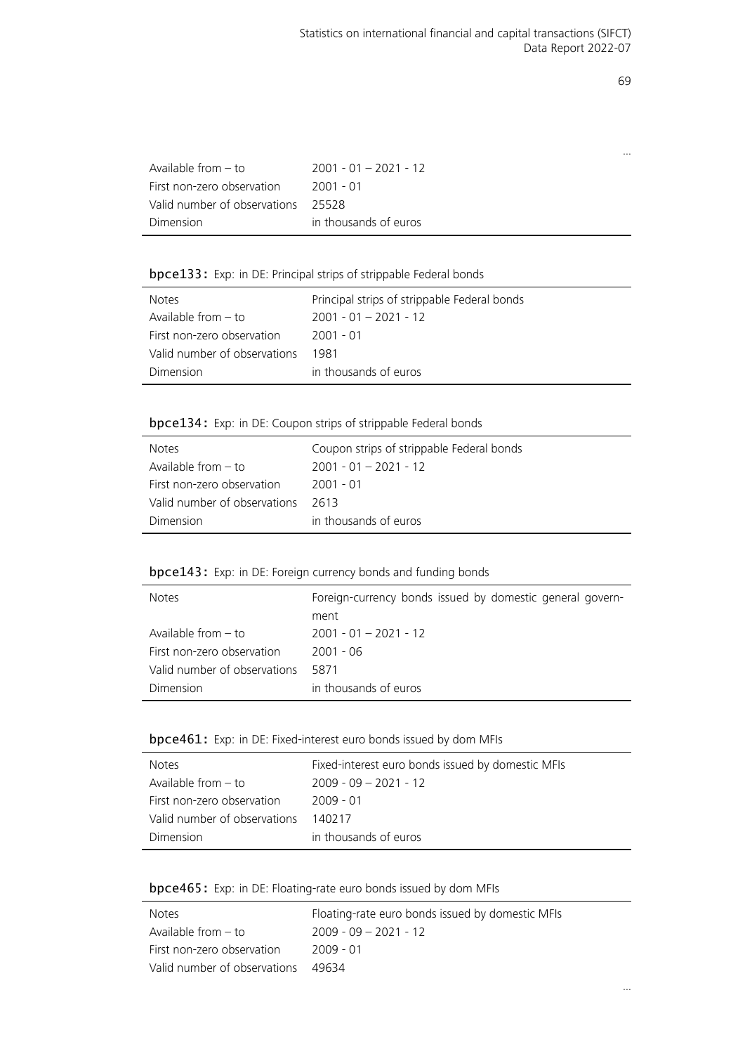...

| | |
|---|---|
| Available from – to | 2001 - 01 – 2021 - 12 |
| First non-zero observation | 2001 - 01 |
| Valid number of observations | 25528 |
| Dimension | in thousands of euros |

**bpce133:** Exp: in DE: Principal strips of strippable Federal bonds

| | |
|---|---|
| Notes | Principal strips of strippable Federal bonds |
| Available from – to | 2001 - 01 – 2021 - 12 |
| First non-zero observation | 2001 - 01 |
| Valid number of observations | 1981 |
| Dimension | in thousands of euros |

**bpce134:** Exp: in DE: Coupon strips of strippable Federal bonds

| | |
|---|---|
| Notes | Coupon strips of strippable Federal bonds |
| Available from – to | 2001 - 01 – 2021 - 12 |
| First non-zero observation | 2001 - 01 |
| Valid number of observations | 2613 |
| Dimension | in thousands of euros |

**bpce143:** Exp: in DE: Foreign currency bonds and funding bonds

| | |
|---|---|
| Notes | Foreign-currency bonds issued by domestic general government |
| Available from – to | 2001 - 01 – 2021 - 12 |
| First non-zero observation | 2001 - 06 |
| Valid number of observations | 5871 |
| Dimension | in thousands of euros |

**bpce461:** Exp: in DE: Fixed-interest euro bonds issued by dom MFIs

| | |
|---|---|
| Notes | Fixed-interest euro bonds issued by domestic MFIs |
| Available from – to | 2009 - 09 – 2021 - 12 |
| First non-zero observation | 2009 - 01 |
| Valid number of observations | 140217 |
| Dimension | in thousands of euros |

**bpce465:** Exp: in DE: Floating-rate euro bonds issued by dom MFIs

| | |
|---|---|
| Notes | Floating-rate euro bonds issued by domestic MFIs |
| Available from – to | 2009 - 09 – 2021 - 12 |
| First non-zero observation | 2009 - 01 |
| Valid number of observations | 49634 |

...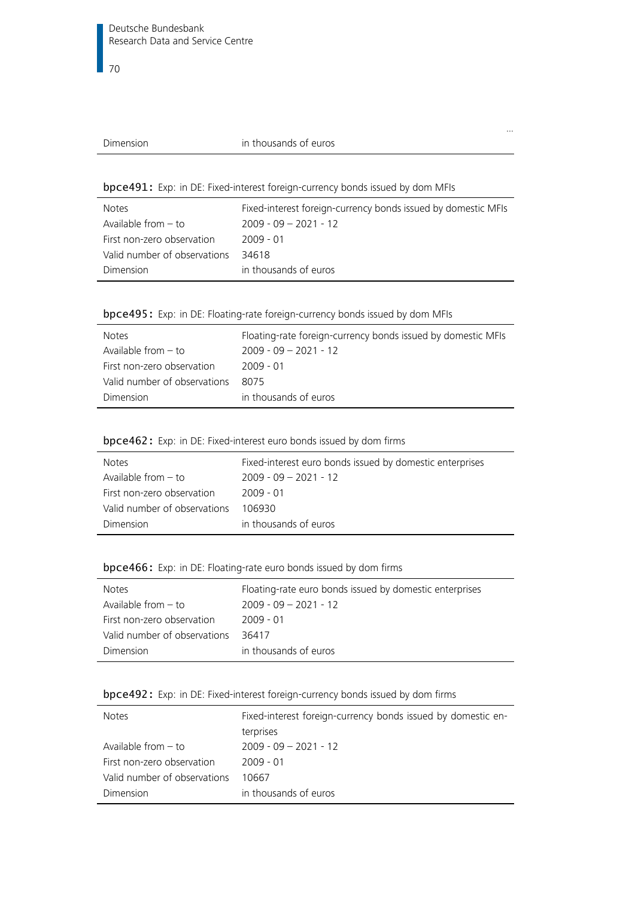| | ... |
|---|---|
| Dimension | in thousands of euros |

**bpce491:** Exp: in DE: Fixed-interest foreign-currency bonds issued by dom MFIs

| Notes | Fixed-interest foreign-currency bonds issued by domestic MFIs |
|---|---|
| Available from – to | 2009 - 09 – 2021 - 12 |
| First non-zero observation | 2009 - 01 |
| Valid number of observations | 34618 |
| Dimension | in thousands of euros |

**bpce495:** Exp: in DE: Floating-rate foreign-currency bonds issued by dom MFIs

| Notes | Floating-rate foreign-currency bonds issued by domestic MFIs |
|---|---|
| Available from – to | 2009 - 09 – 2021 - 12 |
| First non-zero observation | 2009 - 01 |
| Valid number of observations | 8075 |
| Dimension | in thousands of euros |

**bpce462:** Exp: in DE: Fixed-interest euro bonds issued by dom firms

| Notes | Fixed-interest euro bonds issued by domestic enterprises |
|---|---|
| Available from – to | 2009 - 09 – 2021 - 12 |
| First non-zero observation | 2009 - 01 |
| Valid number of observations | 106930 |
| Dimension | in thousands of euros |

**bpce466:** Exp: in DE: Floating-rate euro bonds issued by dom firms

| Notes | Floating-rate euro bonds issued by domestic enterprises |
|---|---|
| Available from – to | 2009 - 09 – 2021 - 12 |
| First non-zero observation | 2009 - 01 |
| Valid number of observations | 36417 |
| Dimension | in thousands of euros |

**bpce492:** Exp: in DE: Fixed-interest foreign-currency bonds issued by dom firms

| Notes | Fixed-interest foreign-currency bonds issued by domestic enterprises |
|---|---|
| Available from – to | 2009 - 09 – 2021 - 12 |
| First non-zero observation | 2009 - 01 |
| Valid number of observations | 10667 |
| Dimension | in thousands of euros |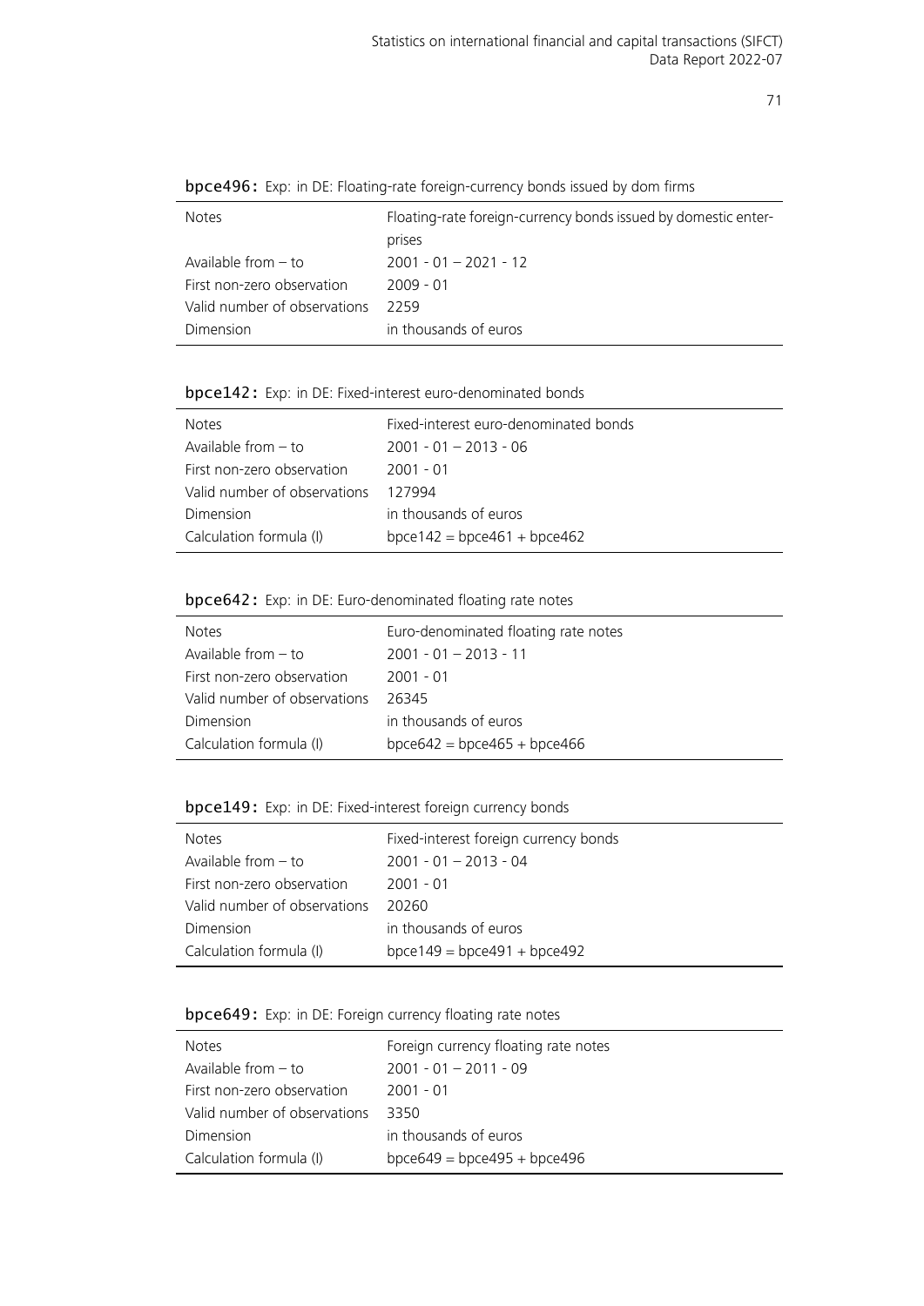**bpce496:** Exp: in DE: Floating-rate foreign-currency bonds issued by dom firms

| | |
|---|---|
| Notes | Floating-rate foreign-currency bonds issued by domestic enterprises |
| Available from – to | 2001 - 01 – 2021 - 12 |
| First non-zero observation | 2009 - 01 |
| Valid number of observations | 2259 |
| Dimension | in thousands of euros |

**bpce142:** Exp: in DE: Fixed-interest euro-denominated bonds

| | |
|---|---|
| Notes | Fixed-interest euro-denominated bonds |
| Available from – to | 2001 - 01 – 2013 - 06 |
| First non-zero observation | 2001 - 01 |
| Valid number of observations | 127994 |
| Dimension | in thousands of euros |
| Calculation formula (I) | bpce142 = bpce461 + bpce462 |

**bpce642:** Exp: in DE: Euro-denominated floating rate notes

| | |
|---|---|
| Notes | Euro-denominated floating rate notes |
| Available from – to | 2001 - 01 – 2013 - 11 |
| First non-zero observation | 2001 - 01 |
| Valid number of observations | 26345 |
| Dimension | in thousands of euros |
| Calculation formula (I) | bpce642 = bpce465 + bpce466 |

**bpce149:** Exp: in DE: Fixed-interest foreign currency bonds

| | |
|---|---|
| Notes | Fixed-interest foreign currency bonds |
| Available from – to | 2001 - 01 – 2013 - 04 |
| First non-zero observation | 2001 - 01 |
| Valid number of observations | 20260 |
| Dimension | in thousands of euros |
| Calculation formula (I) | bpce149 = bpce491 + bpce492 |

**bpce649:** Exp: in DE: Foreign currency floating rate notes

| | |
|---|---|
| Notes | Foreign currency floating rate notes |
| Available from – to | 2001 - 01 – 2011 - 09 |
| First non-zero observation | 2001 - 01 |
| Valid number of observations | 3350 |
| Dimension | in thousands of euros |
| Calculation formula (I) | bpce649 = bpce495 + bpce496 |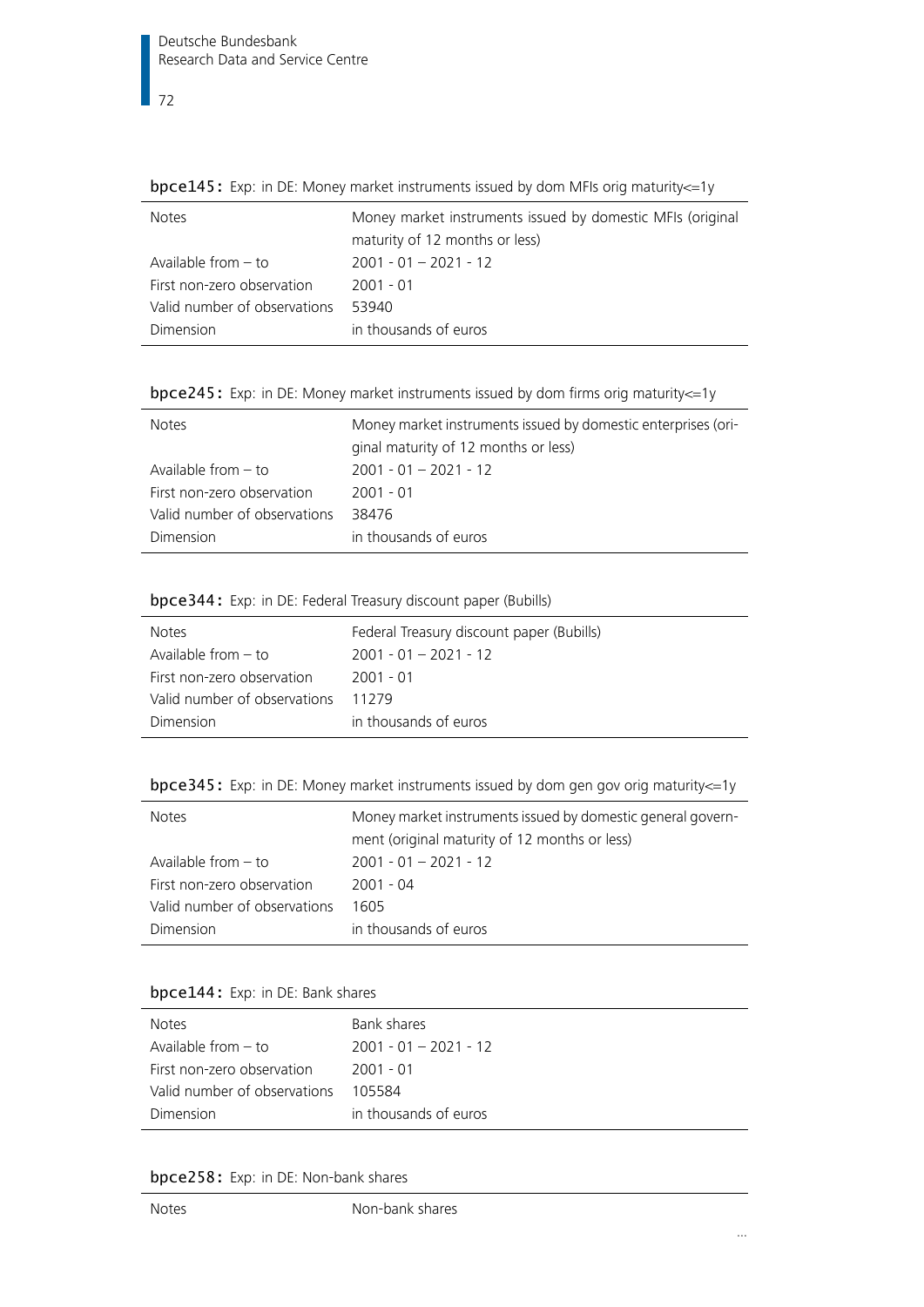**bpce145:** Exp: in DE: Money market instruments issued by dom MFIs orig maturity<=1y

| | |
|---|---|
| Notes | Money market instruments issued by domestic MFIs (original maturity of 12 months or less) |
| Available from – to | 2001 - 01 – 2021 - 12 |
| First non-zero observation | 2001 - 01 |
| Valid number of observations | 53940 |
| Dimension | in thousands of euros |

**bpce245:** Exp: in DE: Money market instruments issued by dom firms orig maturity<=1y

| | |
|---|---|
| Notes | Money market instruments issued by domestic enterprises (original maturity of 12 months or less) |
| Available from – to | 2001 - 01 – 2021 - 12 |
| First non-zero observation | 2001 - 01 |
| Valid number of observations | 38476 |
| Dimension | in thousands of euros |

**bpce344:** Exp: in DE: Federal Treasury discount paper (Bubills)

| | |
|---|---|
| Notes | Federal Treasury discount paper (Bubills) |
| Available from – to | 2001 - 01 – 2021 - 12 |
| First non-zero observation | 2001 - 01 |
| Valid number of observations | 11279 |
| Dimension | in thousands of euros |

**bpce345:** Exp: in DE: Money market instruments issued by dom gen gov orig maturity<=1y

| | |
|---|---|
| Notes | Money market instruments issued by domestic general government (original maturity of 12 months or less) |
| Available from – to | 2001 - 01 – 2021 - 12 |
| First non-zero observation | 2001 - 04 |
| Valid number of observations | 1605 |
| Dimension | in thousands of euros |

**bpce144:** Exp: in DE: Bank shares

| | |
|---|---|
| Notes | Bank shares |
| Available from – to | 2001 - 01 – 2021 - 12 |
| First non-zero observation | 2001 - 01 |
| Valid number of observations | 105584 |
| Dimension | in thousands of euros |

**bpce258:** Exp: in DE: Non-bank shares

| | |
|---|---|
| Notes | Non-bank shares |

...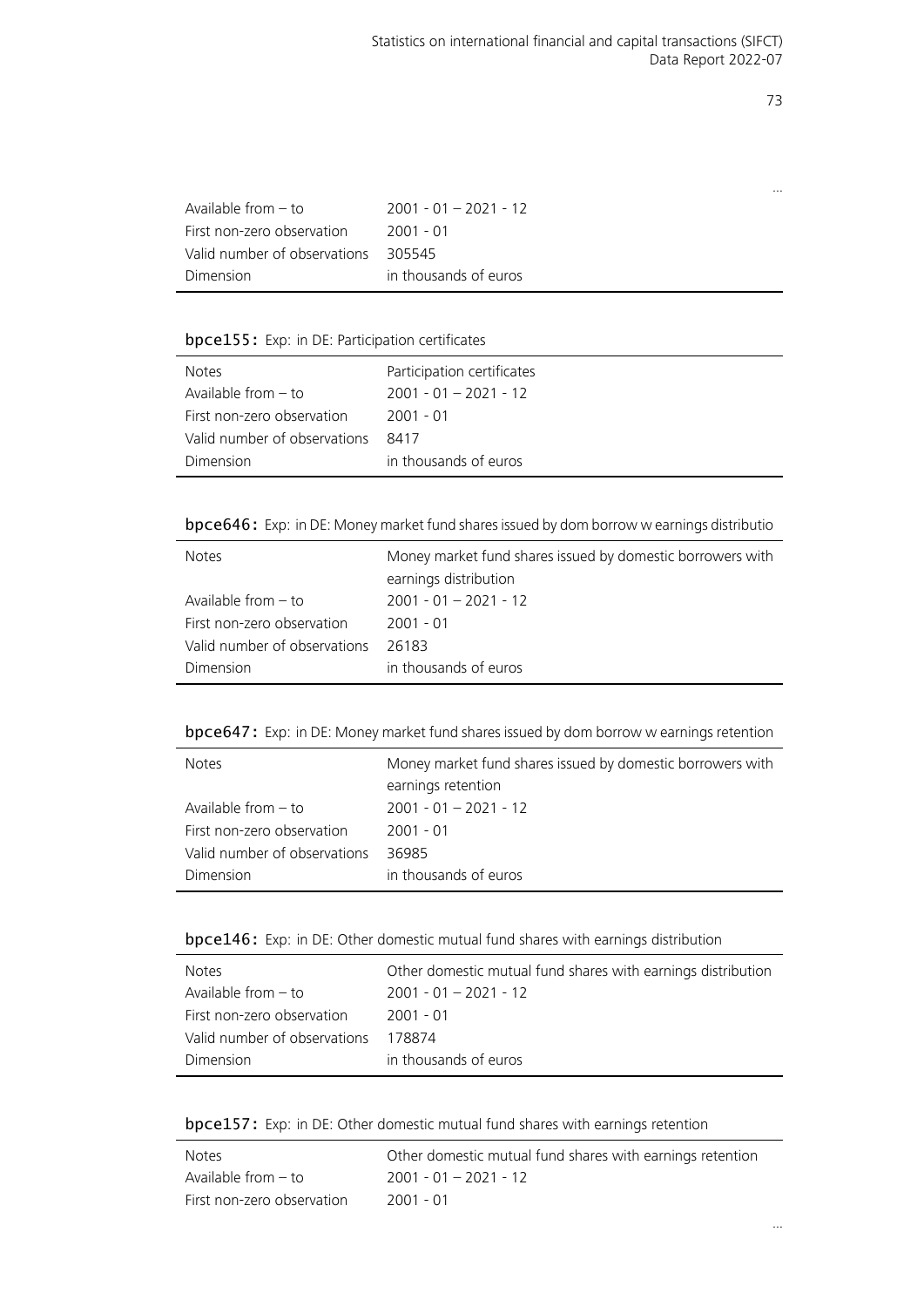…

| | |
|---|---|
| Available from – to | 2001 - 01 – 2021 - 12 |
| First non-zero observation | 2001 - 01 |
| Valid number of observations | 305545 |
| Dimension | in thousands of euros |

**bpce155:** Exp: in DE: Participation certificates

| | |
|---|---|
| Notes | Participation certificates |
| Available from – to | 2001 - 01 – 2021 - 12 |
| First non-zero observation | 2001 - 01 |
| Valid number of observations | 8417 |
| Dimension | in thousands of euros |

**bpce646:** Exp: in DE: Money market fund shares issued by dom borrow w earnings distributio

| | |
|---|---|
| Notes | Money market fund shares issued by domestic borrowers with earnings distribution |
| Available from – to | 2001 - 01 – 2021 - 12 |
| First non-zero observation | 2001 - 01 |
| Valid number of observations | 26183 |
| Dimension | in thousands of euros |

**bpce647:** Exp: in DE: Money market fund shares issued by dom borrow w earnings retention

| | |
|---|---|
| Notes | Money market fund shares issued by domestic borrowers with earnings retention |
| Available from – to | 2001 - 01 – 2021 - 12 |
| First non-zero observation | 2001 - 01 |
| Valid number of observations | 36985 |
| Dimension | in thousands of euros |

**bpce146:** Exp: in DE: Other domestic mutual fund shares with earnings distribution

| | |
|---|---|
| Notes | Other domestic mutual fund shares with earnings distribution |
| Available from – to | 2001 - 01 – 2021 - 12 |
| First non-zero observation | 2001 - 01 |
| Valid number of observations | 178874 |
| Dimension | in thousands of euros |

**bpce157:** Exp: in DE: Other domestic mutual fund shares with earnings retention

| | |
|---|---|
| Notes | Other domestic mutual fund shares with earnings retention |
| Available from – to | 2001 - 01 – 2021 - 12 |
| First non-zero observation | 2001 - 01 |

…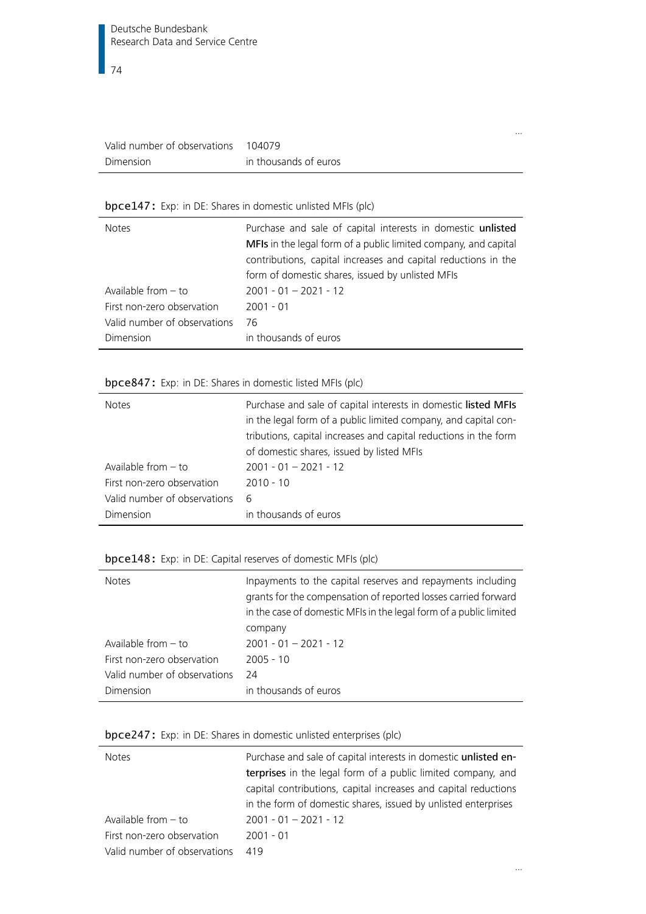...

| | |
|---|---|
| Valid number of observations | 104079 |
| Dimension | in thousands of euros |

**bpce147:** Exp: in DE: Shares in domestic unlisted MFIs (plc)

| | |
|---|---|
| Notes | Purchase and sale of capital interests in domestic **unlisted MFIs** in the legal form of a public limited company, and capital contributions, capital increases and capital reductions in the form of domestic shares, issued by unlisted MFIs |
| Available from – to | 2001 - 01 – 2021 - 12 |
| First non-zero observation | 2001 - 01 |
| Valid number of observations | 76 |
| Dimension | in thousands of euros |

**bpce847:** Exp: in DE: Shares in domestic listed MFIs (plc)

| | |
|---|---|
| Notes | Purchase and sale of capital interests in domestic **listed MFIs** in the legal form of a public limited company, and capital contributions, capital increases and capital reductions in the form of domestic shares, issued by listed MFIs |
| Available from – to | 2001 - 01 – 2021 - 12 |
| First non-zero observation | 2010 - 10 |
| Valid number of observations | 6 |
| Dimension | in thousands of euros |

**bpce148:** Exp: in DE: Capital reserves of domestic MFIs (plc)

| | |
|---|---|
| Notes | Inpayments to the capital reserves and repayments including grants for the compensation of reported losses carried forward in the case of domestic MFIs in the legal form of a public limited company |
| Available from – to | 2001 - 01 – 2021 - 12 |
| First non-zero observation | 2005 - 10 |
| Valid number of observations | 24 |
| Dimension | in thousands of euros |

**bpce247:** Exp: in DE: Shares in domestic unlisted enterprises (plc)

| | |
|---|---|
| Notes | Purchase and sale of capital interests in domestic **unlisted enterprises** in the legal form of a public limited company, and capital contributions, capital increases and capital reductions in the form of domestic shares, issued by unlisted enterprises |
| Available from – to | 2001 - 01 – 2021 - 12 |
| First non-zero observation | 2001 - 01 |
| Valid number of observations | 419 |

...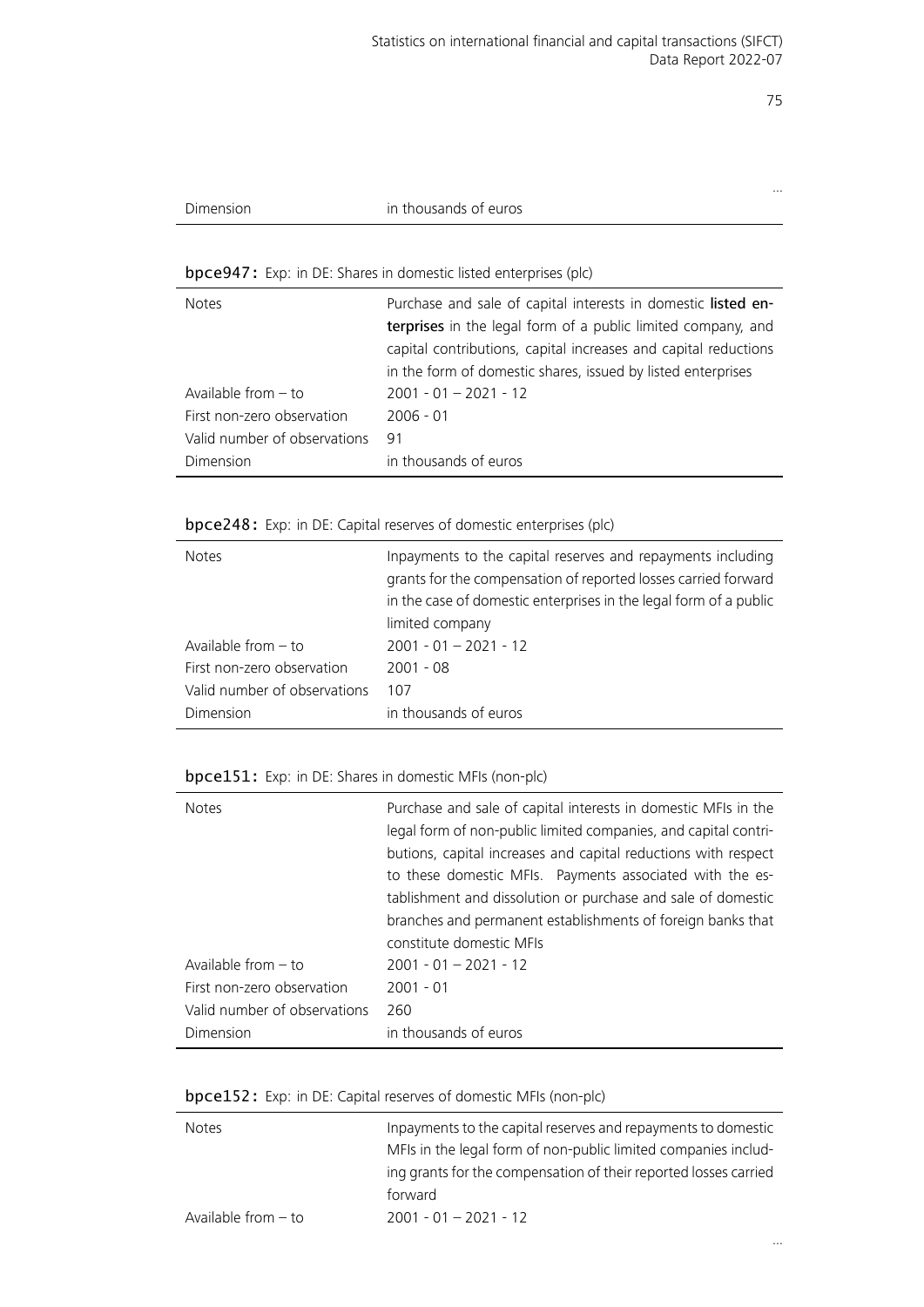...

| Dimension | in thousands of euros |
|---|---|

**bpce947:** Exp: in DE: Shares in domestic listed enterprises (plc)

| Notes | Purchase and sale of capital interests in domestic **listed enterprises** in the legal form of a public limited company, and capital contributions, capital increases and capital reductions in the form of domestic shares, issued by listed enterprises |
|---|---|
| Available from – to | 2001 - 01 – 2021 - 12 |
| First non-zero observation | 2006 - 01 |
| Valid number of observations | 91 |
| Dimension | in thousands of euros |

**bpce248:** Exp: in DE: Capital reserves of domestic enterprises (plc)

| Notes | Inpayments to the capital reserves and repayments including grants for the compensation of reported losses carried forward in the case of domestic enterprises in the legal form of a public limited company |
|---|---|
| Available from – to | 2001 - 01 – 2021 - 12 |
| First non-zero observation | 2001 - 08 |
| Valid number of observations | 107 |
| Dimension | in thousands of euros |

**bpce151:** Exp: in DE: Shares in domestic MFIs (non-plc)

| Notes | Purchase and sale of capital interests in domestic MFIs in the legal form of non-public limited companies, and capital contributions, capital increases and capital reductions with respect to these domestic MFIs. Payments associated with the establishment and dissolution or purchase and sale of domestic branches and permanent establishments of foreign banks that constitute domestic MFIs |
|---|---|
| Available from – to | 2001 - 01 – 2021 - 12 |
| First non-zero observation | 2001 - 01 |
| Valid number of observations | 260 |
| Dimension | in thousands of euros |

**bpce152:** Exp: in DE: Capital reserves of domestic MFIs (non-plc)

| Notes | Inpayments to the capital reserves and repayments to domestic MFIs in the legal form of non-public limited companies including grants for the compensation of their reported losses carried forward |
|---|---|
| Available from – to | 2001 - 01 – 2021 - 12 |

...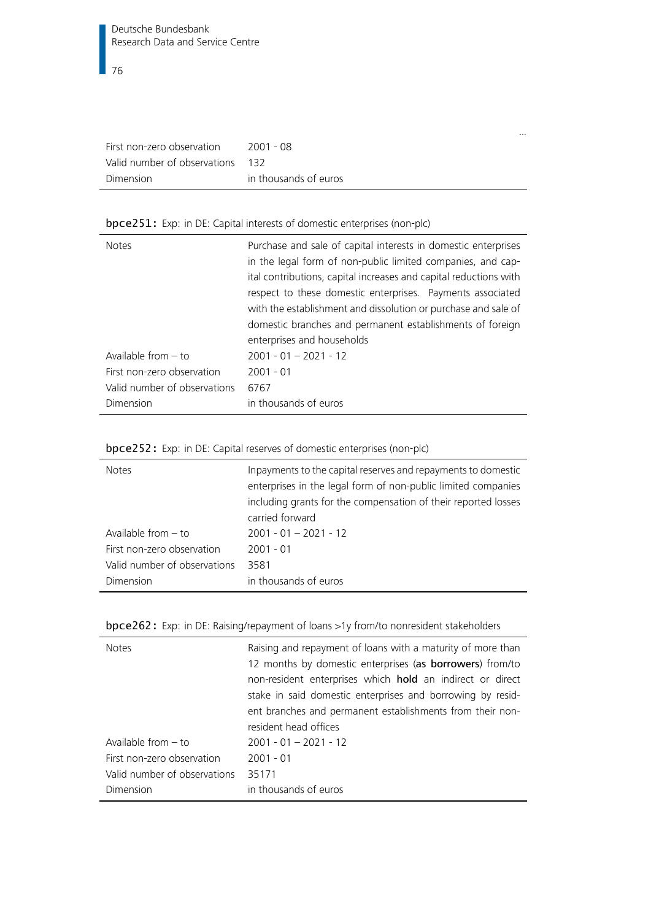...

| | |
|---|---|
| First non-zero observation | 2001 - 08 |
| Valid number of observations | 132 |
| Dimension | in thousands of euros |

**bpce251:** Exp: in DE: Capital interests of domestic enterprises (non-plc)

| | |
|---|---|
| Notes | Purchase and sale of capital interests in domestic enterprises in the legal form of non-public limited companies, and capital contributions, capital increases and capital reductions with respect to these domestic enterprises. Payments associated with the establishment and dissolution or purchase and sale of domestic branches and permanent establishments of foreign enterprises and households |
| Available from – to | 2001 - 01 – 2021 - 12 |
| First non-zero observation | 2001 - 01 |
| Valid number of observations | 6767 |
| Dimension | in thousands of euros |

**bpce252:** Exp: in DE: Capital reserves of domestic enterprises (non-plc)

| | |
|---|---|
| Notes | Inpayments to the capital reserves and repayments to domestic enterprises in the legal form of non-public limited companies including grants for the compensation of their reported losses carried forward |
| Available from – to | 2001 - 01 – 2021 - 12 |
| First non-zero observation | 2001 - 01 |
| Valid number of observations | 3581 |
| Dimension | in thousands of euros |

**bpce262:** Exp: in DE: Raising/repayment of loans >1y from/to nonresident stakeholders

| | |
|---|---|
| Notes | Raising and repayment of loans with a maturity of more than 12 months by domestic enterprises (**as borrowers**) from/to non-resident enterprises which **hold** an indirect or direct stake in said domestic enterprises and borrowing by resident branches and permanent establishments from their non-resident head offices |
| Available from – to | 2001 - 01 – 2021 - 12 |
| First non-zero observation | 2001 - 01 |
| Valid number of observations | 35171 |
| Dimension | in thousands of euros |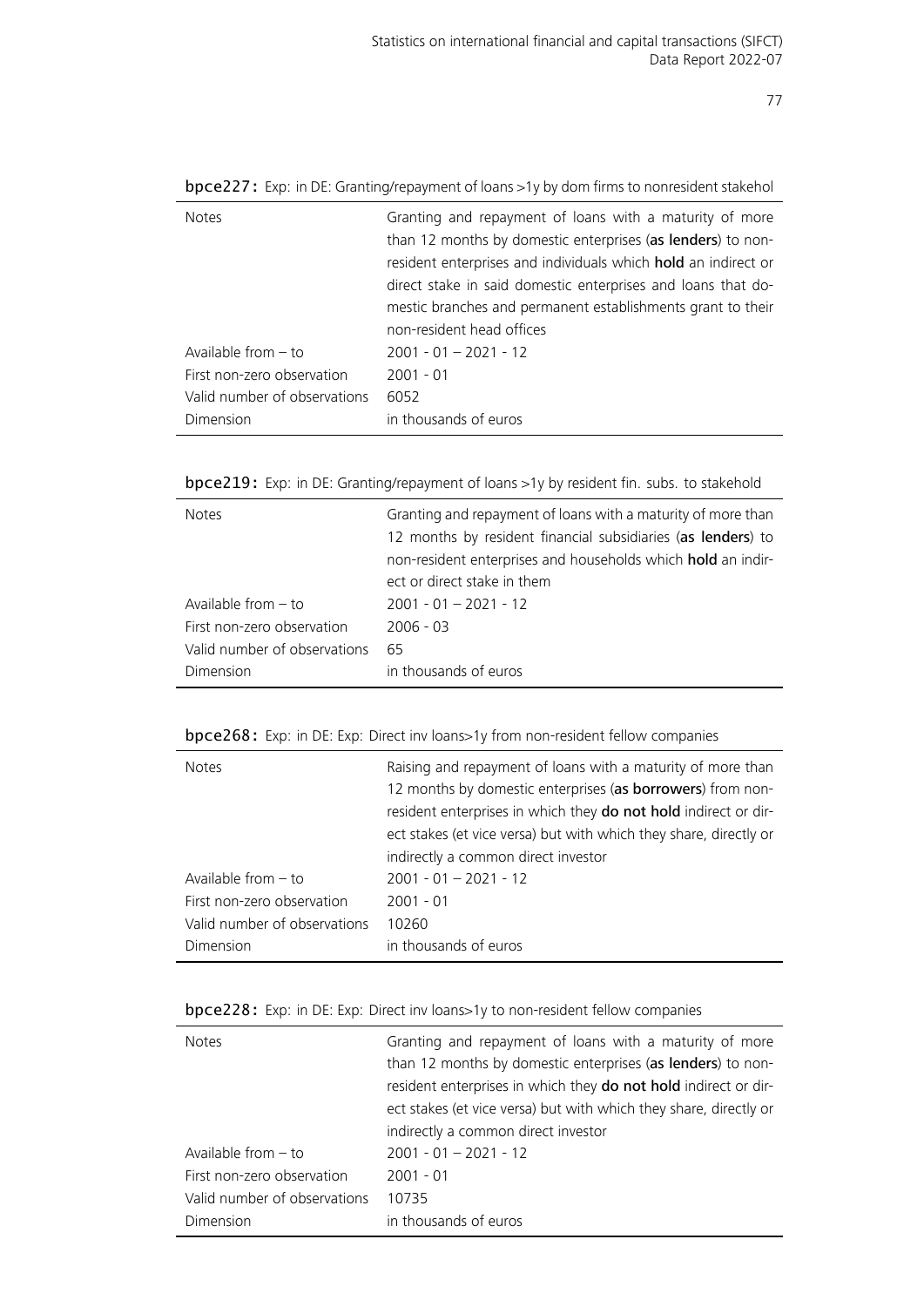**bpce227:** Exp: in DE: Granting/repayment of loans >1y by dom firms to nonresident stakehol

| | |
|---|---|
| Notes | Granting and repayment of loans with a maturity of more than 12 months by domestic enterprises (**as lenders**) to non-resident enterprises and individuals which **hold** an indirect or direct stake in said domestic enterprises and loans that domestic branches and permanent establishments grant to their non-resident head offices |
| Available from – to | 2001 - 01 – 2021 - 12 |
| First non-zero observation | 2001 - 01 |
| Valid number of observations | 6052 |
| Dimension | in thousands of euros |

**bpce219:** Exp: in DE: Granting/repayment of loans >1y by resident fin. subs. to stakehold

| | |
|---|---|
| Notes | Granting and repayment of loans with a maturity of more than 12 months by resident financial subsidiaries (**as lenders**) to non-resident enterprises and households which **hold** an indirect or direct stake in them |
| Available from – to | 2001 - 01 – 2021 - 12 |
| First non-zero observation | 2006 - 03 |
| Valid number of observations | 65 |
| Dimension | in thousands of euros |

**bpce268:** Exp: in DE: Exp: Direct inv loans>1y from non-resident fellow companies

| | |
|---|---|
| Notes | Raising and repayment of loans with a maturity of more than 12 months by domestic enterprises (**as borrowers**) from non-resident enterprises in which they **do not hold** indirect or direct stakes (et vice versa) but with which they share, directly or indirectly a common direct investor |
| Available from – to | 2001 - 01 – 2021 - 12 |
| First non-zero observation | 2001 - 01 |
| Valid number of observations | 10260 |
| Dimension | in thousands of euros |

**bpce228:** Exp: in DE: Exp: Direct inv loans>1y to non-resident fellow companies

| | |
|---|---|
| Notes | Granting and repayment of loans with a maturity of more than 12 months by domestic enterprises (**as lenders**) to non-resident enterprises in which they **do not hold** indirect or direct stakes (et vice versa) but with which they share, directly or indirectly a common direct investor |
| Available from – to | 2001 - 01 – 2021 - 12 |
| First non-zero observation | 2001 - 01 |
| Valid number of observations | 10735 |
| Dimension | in thousands of euros |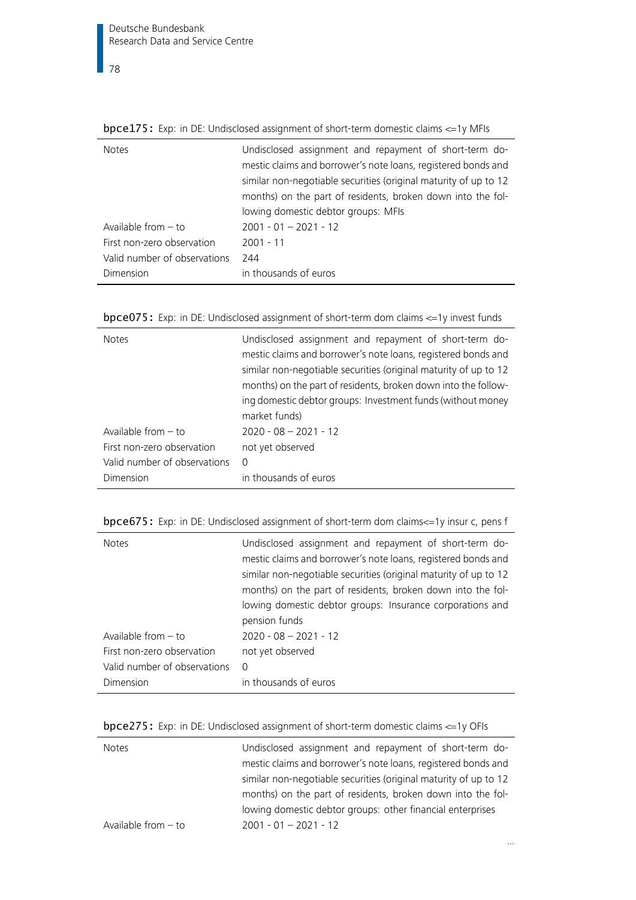**bpce175:** Exp: in DE: Undisclosed assignment of short-term domestic claims <=1y MFIs

| | |
|---|---|
| Notes | Undisclosed assignment and repayment of short-term domestic claims and borrower's note loans, registered bonds and similar non-negotiable securities (original maturity of up to 12 months) on the part of residents, broken down into the following domestic debtor groups: MFIs |
| Available from – to | 2001 - 01 – 2021 - 12 |
| First non-zero observation | 2001 - 11 |
| Valid number of observations | 244 |
| Dimension | in thousands of euros |

**bpce075:** Exp: in DE: Undisclosed assignment of short-term dom claims <=1y invest funds

| | |
|---|---|
| Notes | Undisclosed assignment and repayment of short-term domestic claims and borrower's note loans, registered bonds and similar non-negotiable securities (original maturity of up to 12 months) on the part of residents, broken down into the following domestic debtor groups: Investment funds (without money market funds) |
| Available from – to | 2020 - 08 – 2021 - 12 |
| First non-zero observation | not yet observed |
| Valid number of observations | 0 |
| Dimension | in thousands of euros |

**bpce675:** Exp: in DE: Undisclosed assignment of short-term dom claims<=1y insur c, pens f

| | |
|---|---|
| Notes | Undisclosed assignment and repayment of short-term domestic claims and borrower's note loans, registered bonds and similar non-negotiable securities (original maturity of up to 12 months) on the part of residents, broken down into the following domestic debtor groups: Insurance corporations and pension funds |
| Available from – to | 2020 - 08 – 2021 - 12 |
| First non-zero observation | not yet observed |
| Valid number of observations | 0 |
| Dimension | in thousands of euros |

**bpce275:** Exp: in DE: Undisclosed assignment of short-term domestic claims <=1y OFIs

| | |
|---|---|
| Notes | Undisclosed assignment and repayment of short-term domestic claims and borrower's note loans, registered bonds and similar non-negotiable securities (original maturity of up to 12 months) on the part of residents, broken down into the following domestic debtor groups: other financial enterprises |
| Available from – to | 2001 - 01 – 2021 - 12 |

...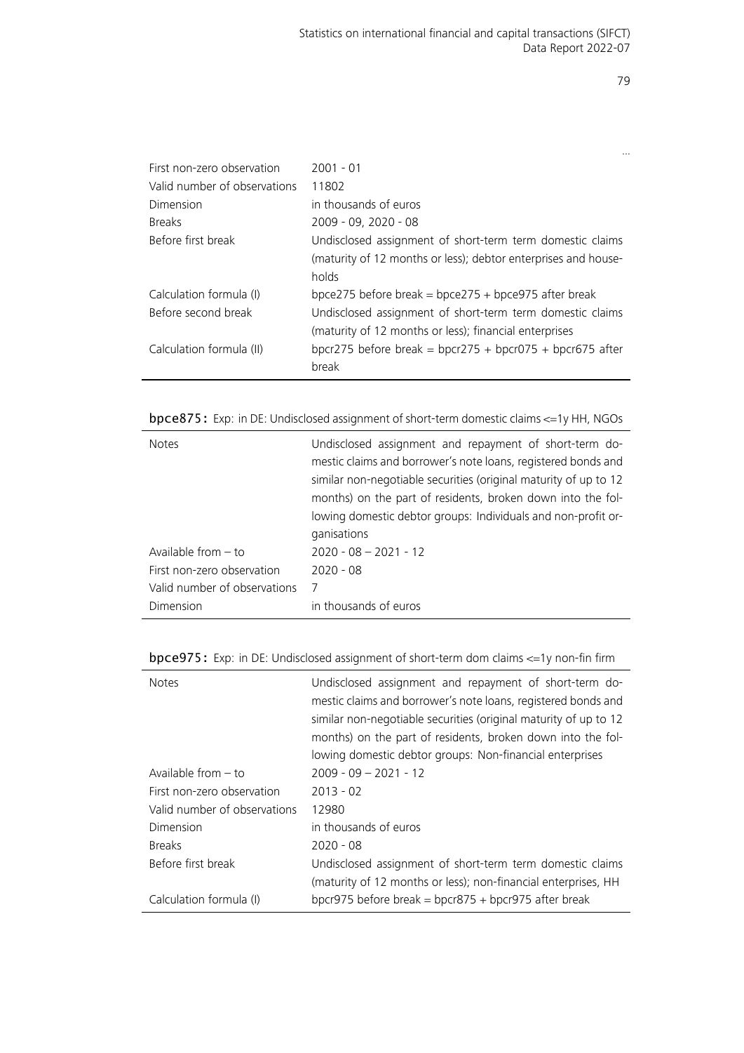…

| | |
|---|---|
| First non-zero observation | 2001 - 01 |
| Valid number of observations | 11802 |
| Dimension | in thousands of euros |
| Breaks | 2009 - 09, 2020 - 08 |
| Before first break | Undisclosed assignment of short-term term domestic claims (maturity of 12 months or less); debtor enterprises and households |
| Calculation formula (I) | bpce275 before break = bpce275 + bpce975 after break |
| Before second break | Undisclosed assignment of short-term term domestic claims (maturity of 12 months or less); financial enterprises |
| Calculation formula (II) | bpcr275 before break = bpcr275 + bpcr075 + bpcr675 after break |

**bpce875:** Exp: in DE: Undisclosed assignment of short-term domestic claims <=1y HH, NGOs

| | |
|---|---|
| Notes | Undisclosed assignment and repayment of short-term domestic claims and borrower's note loans, registered bonds and similar non-negotiable securities (original maturity of up to 12 months) on the part of residents, broken down into the following domestic debtor groups: Individuals and non-profit organisations |
| Available from – to | 2020 - 08 – 2021 - 12 |
| First non-zero observation | 2020 - 08 |
| Valid number of observations | 7 |
| Dimension | in thousands of euros |

**bpce975:** Exp: in DE: Undisclosed assignment of short-term dom claims <=1y non-fin firm

| | |
|---|---|
| Notes | Undisclosed assignment and repayment of short-term domestic claims and borrower's note loans, registered bonds and similar non-negotiable securities (original maturity of up to 12 months) on the part of residents, broken down into the following domestic debtor groups: Non-financial enterprises |
| Available from – to | 2009 - 09 – 2021 - 12 |
| First non-zero observation | 2013 - 02 |
| Valid number of observations | 12980 |
| Dimension | in thousands of euros |
| Breaks | 2020 - 08 |
| Before first break | Undisclosed assignment of short-term term domestic claims (maturity of 12 months or less); non-financial enterprises, HH |
| Calculation formula (I) | bpcr975 before break = bpcr875 + bpcr975 after break |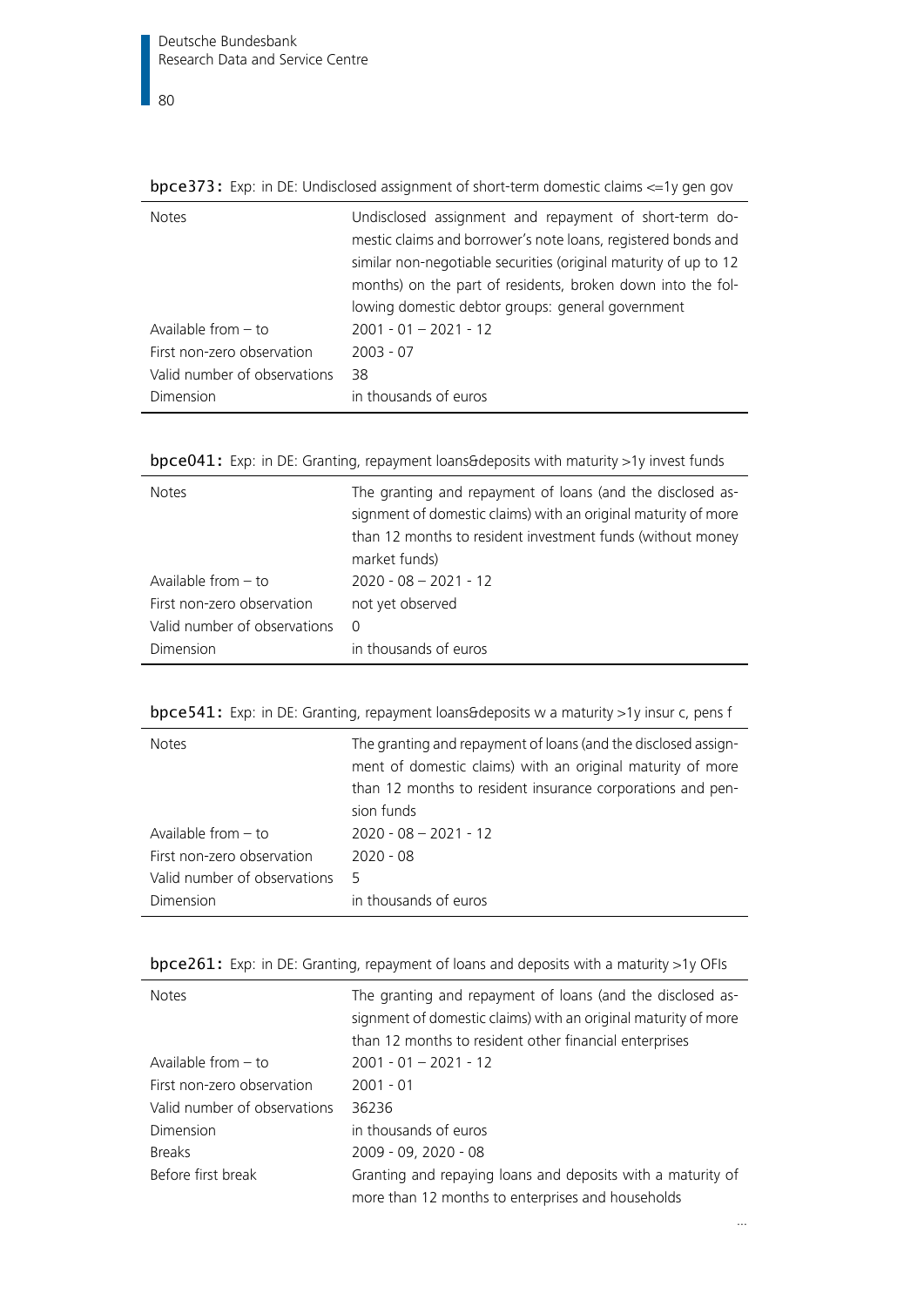**bpce373:** Exp: in DE: Undisclosed assignment of short-term domestic claims <=1y gen gov

| | |
|---|---|
| Notes | Undisclosed assignment and repayment of short-term domestic claims and borrower's note loans, registered bonds and similar non-negotiable securities (original maturity of up to 12 months) on the part of residents, broken down into the following domestic debtor groups: general government |
| Available from – to | 2001 - 01 – 2021 - 12 |
| First non-zero observation | 2003 - 07 |
| Valid number of observations | 38 |
| Dimension | in thousands of euros |

**bpce041:** Exp: in DE: Granting, repayment loans&deposits with maturity >1y invest funds

| | |
|---|---|
| Notes | The granting and repayment of loans (and the disclosed assignment of domestic claims) with an original maturity of more than 12 months to resident investment funds (without money market funds) |
| Available from – to | 2020 - 08 – 2021 - 12 |
| First non-zero observation | not yet observed |
| Valid number of observations | 0 |
| Dimension | in thousands of euros |

**bpce541:** Exp: in DE: Granting, repayment loans&deposits w a maturity >1y insur c, pens f

| | |
|---|---|
| Notes | The granting and repayment of loans (and the disclosed assignment of domestic claims) with an original maturity of more than 12 months to resident insurance corporations and pension funds |
| Available from – to | 2020 - 08 – 2021 - 12 |
| First non-zero observation | 2020 - 08 |
| Valid number of observations | 5 |
| Dimension | in thousands of euros |

**bpce261:** Exp: in DE: Granting, repayment of loans and deposits with a maturity >1y OFIs

| | |
|---|---|
| Notes | The granting and repayment of loans (and the disclosed assignment of domestic claims) with an original maturity of more than 12 months to resident other financial enterprises |
| Available from – to | 2001 - 01 – 2021 - 12 |
| First non-zero observation | 2001 - 01 |
| Valid number of observations | 36236 |
| Dimension | in thousands of euros |
| Breaks | 2009 - 09, 2020 - 08 |
| Before first break | Granting and repaying loans and deposits with a maturity of more than 12 months to enterprises and households |

...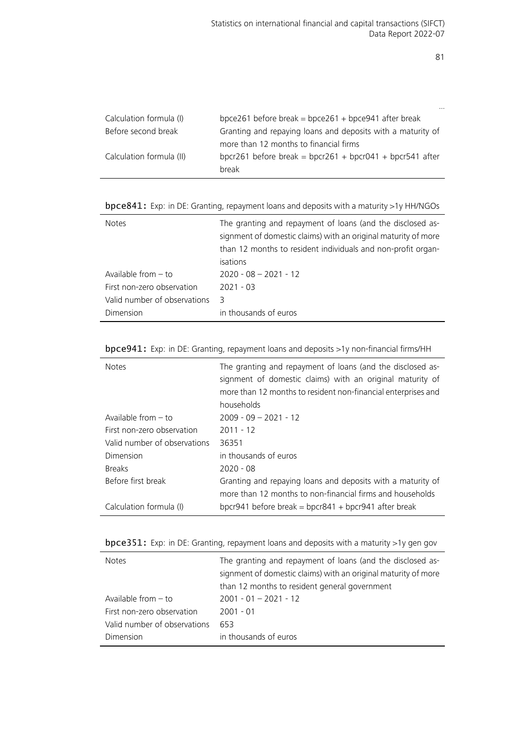...

| | |
|---|---|
| Calculation formula (I) | bpce261 before break = bpce261 + bpce941 after break |
| Before second break | Granting and repaying loans and deposits with a maturity of more than 12 months to financial firms |
| Calculation formula (II) | bpcr261 before break = bpcr261 + bpcr041 + bpcr541 after break |

**bpce841:** Exp: in DE: Granting, repayment loans and deposits with a maturity >1y HH/NGOs

| | |
|---|---|
| Notes | The granting and repayment of loans (and the disclosed assignment of domestic claims) with an original maturity of more than 12 months to resident individuals and non-profit organisations |
| Available from – to | 2020 - 08 – 2021 - 12 |
| First non-zero observation | 2021 - 03 |
| Valid number of observations | 3 |
| Dimension | in thousands of euros |

**bpce941:** Exp: in DE: Granting, repayment loans and deposits >1y non-financial firms/HH

| | |
|---|---|
| Notes | The granting and repayment of loans (and the disclosed assignment of domestic claims) with an original maturity of more than 12 months to resident non-financial enterprises and households |
| Available from – to | 2009 - 09 – 2021 - 12 |
| First non-zero observation | 2011 - 12 |
| Valid number of observations | 36351 |
| Dimension | in thousands of euros |
| Breaks | 2020 - 08 |
| Before first break | Granting and repaying loans and deposits with a maturity of more than 12 months to non-financial firms and households |
| Calculation formula (I) | bpcr941 before break = bpcr841 + bpcr941 after break |

**bpce351:** Exp: in DE: Granting, repayment loans and deposits with a maturity >1y gen gov

| | |
|---|---|
| Notes | The granting and repayment of loans (and the disclosed assignment of domestic claims) with an original maturity of more than 12 months to resident general government |
| Available from – to | 2001 - 01 – 2021 - 12 |
| First non-zero observation | 2001 - 01 |
| Valid number of observations | 653 |
| Dimension | in thousands of euros |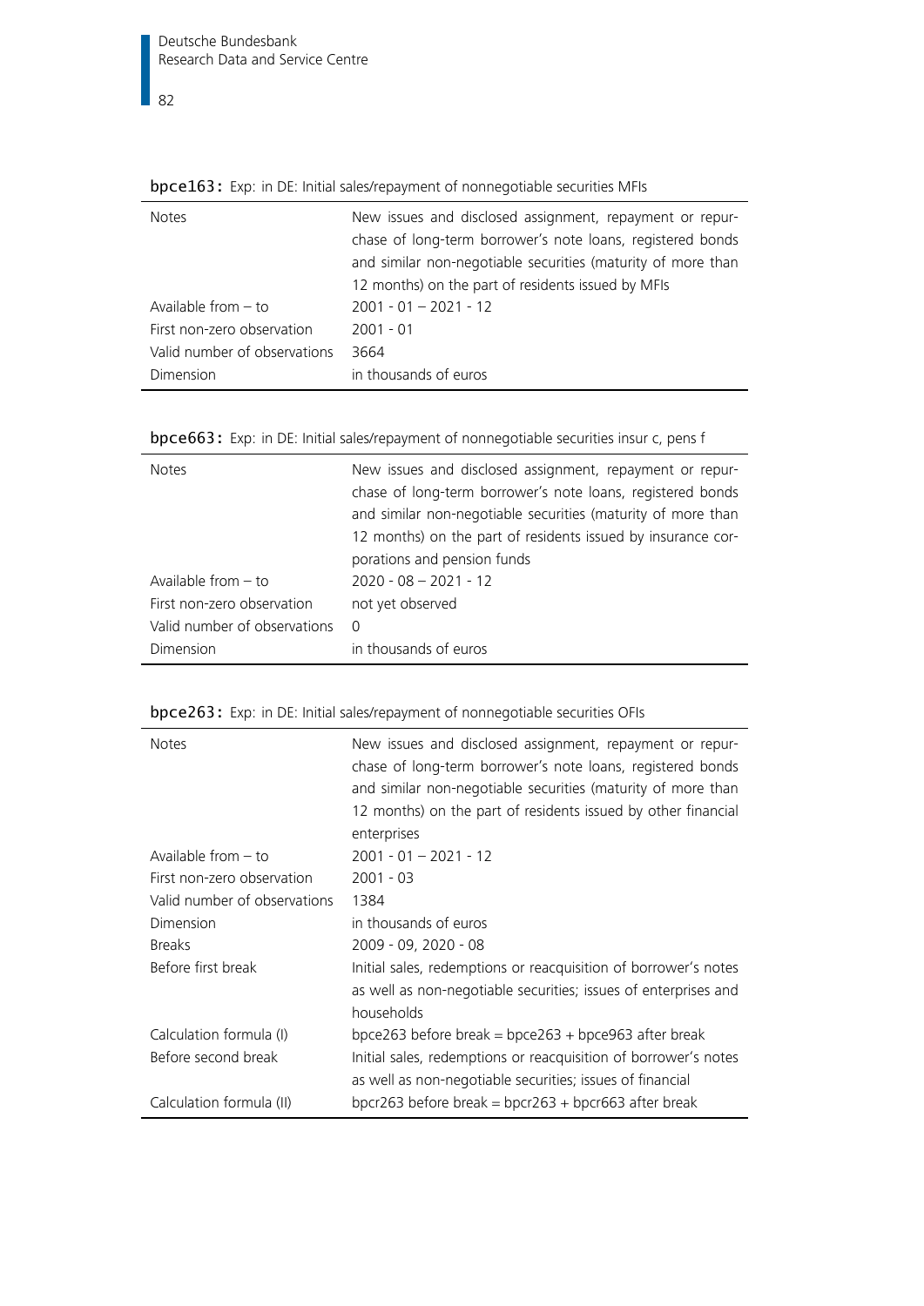**bpce163:** Exp: in DE: Initial sales/repayment of nonnegotiable securities MFIs

| | |
|---|---|
| Notes | New issues and disclosed assignment, repayment or repurchase of long-term borrower's note loans, registered bonds and similar non-negotiable securities (maturity of more than 12 months) on the part of residents issued by MFIs |
| Available from – to | 2001 - 01 – 2021 - 12 |
| First non-zero observation | 2001 - 01 |
| Valid number of observations | 3664 |
| Dimension | in thousands of euros |

**bpce663:** Exp: in DE: Initial sales/repayment of nonnegotiable securities insur c, pens f

| | |
|---|---|
| Notes | New issues and disclosed assignment, repayment or repurchase of long-term borrower's note loans, registered bonds and similar non-negotiable securities (maturity of more than 12 months) on the part of residents issued by insurance corporations and pension funds |
| Available from – to | 2020 - 08 – 2021 - 12 |
| First non-zero observation | not yet observed |
| Valid number of observations | 0 |
| Dimension | in thousands of euros |

**bpce263:** Exp: in DE: Initial sales/repayment of nonnegotiable securities OFIs

| | |
|---|---|
| Notes | New issues and disclosed assignment, repayment or repurchase of long-term borrower's note loans, registered bonds and similar non-negotiable securities (maturity of more than 12 months) on the part of residents issued by other financial enterprises |
| Available from – to | 2001 - 01 – 2021 - 12 |
| First non-zero observation | 2001 - 03 |
| Valid number of observations | 1384 |
| Dimension | in thousands of euros |
| Breaks | 2009 - 09, 2020 - 08 |
| Before first break | Initial sales, redemptions or reacquisition of borrower's notes as well as non-negotiable securities; issues of enterprises and households |
| Calculation formula (I) | bpce263 before break = bpce263 + bpce963 after break |
| Before second break | Initial sales, redemptions or reacquisition of borrower's notes as well as non-negotiable securities; issues of financial |
| Calculation formula (II) | bpcr263 before break = bpcr263 + bpcr663 after break |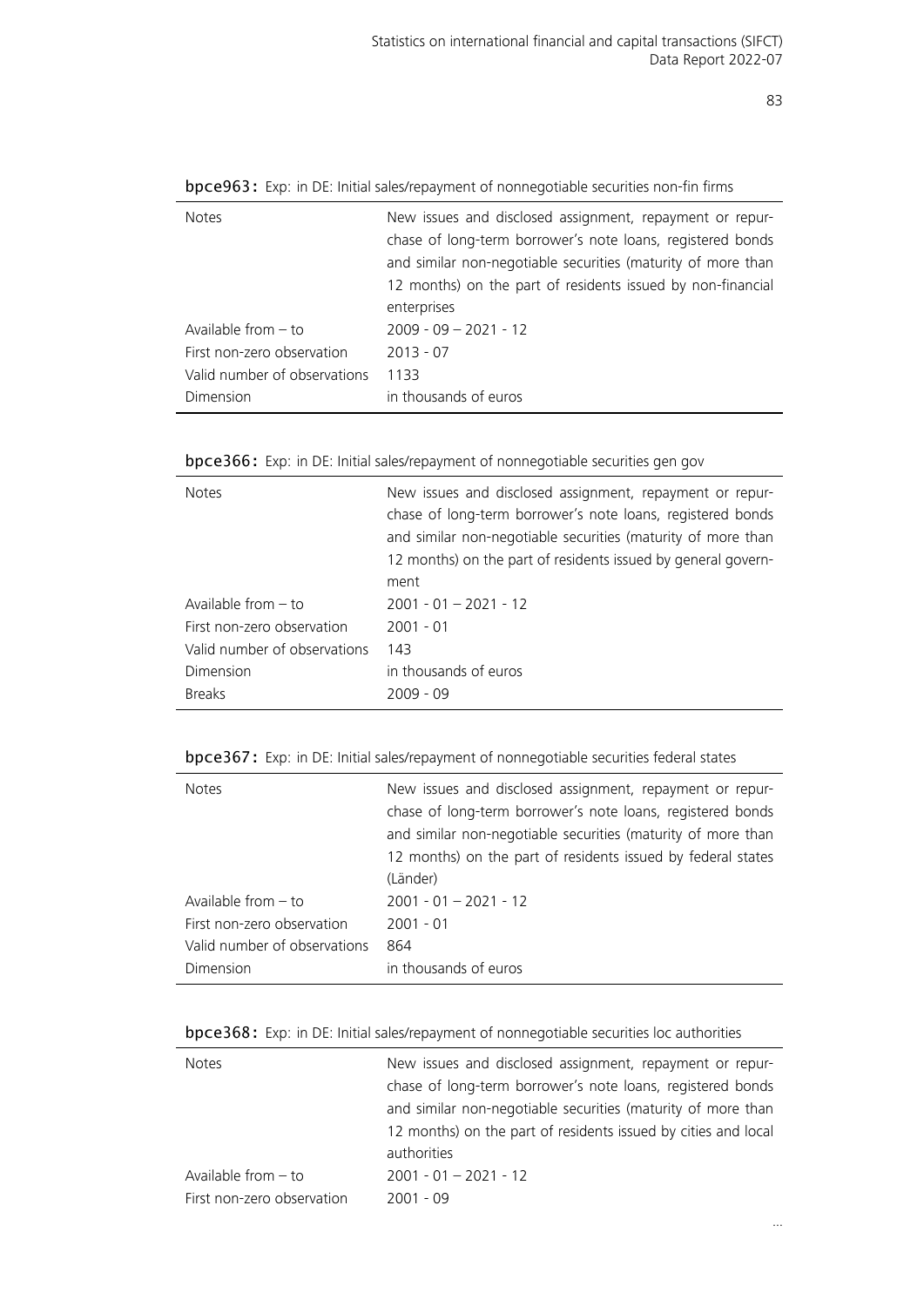**bpce963:** Exp: in DE: Initial sales/repayment of nonnegotiable securities non-fin firms

| | |
|---|---|
| Notes | New issues and disclosed assignment, repayment or repurchase of long-term borrower's note loans, registered bonds and similar non-negotiable securities (maturity of more than 12 months) on the part of residents issued by non-financial enterprises |
| Available from – to | 2009 - 09 – 2021 - 12 |
| First non-zero observation | 2013 - 07 |
| Valid number of observations | 1133 |
| Dimension | in thousands of euros |

**bpce366:** Exp: in DE: Initial sales/repayment of nonnegotiable securities gen gov

| | |
|---|---|
| Notes | New issues and disclosed assignment, repayment or repurchase of long-term borrower's note loans, registered bonds and similar non-negotiable securities (maturity of more than 12 months) on the part of residents issued by general government |
| Available from – to | 2001 - 01 – 2021 - 12 |
| First non-zero observation | 2001 - 01 |
| Valid number of observations | 143 |
| Dimension | in thousands of euros |
| Breaks | 2009 - 09 |

**bpce367:** Exp: in DE: Initial sales/repayment of nonnegotiable securities federal states

| | |
|---|---|
| Notes | New issues and disclosed assignment, repayment or repurchase of long-term borrower's note loans, registered bonds and similar non-negotiable securities (maturity of more than 12 months) on the part of residents issued by federal states (Länder) |
| Available from – to | 2001 - 01 – 2021 - 12 |
| First non-zero observation | 2001 - 01 |
| Valid number of observations | 864 |
| Dimension | in thousands of euros |

**bpce368:** Exp: in DE: Initial sales/repayment of nonnegotiable securities loc authorities

| | |
|---|---|
| Notes | New issues and disclosed assignment, repayment or repurchase of long-term borrower's note loans, registered bonds and similar non-negotiable securities (maturity of more than 12 months) on the part of residents issued by cities and local authorities |
| Available from – to | 2001 - 01 – 2021 - 12 |
| First non-zero observation | 2001 - 09 |

...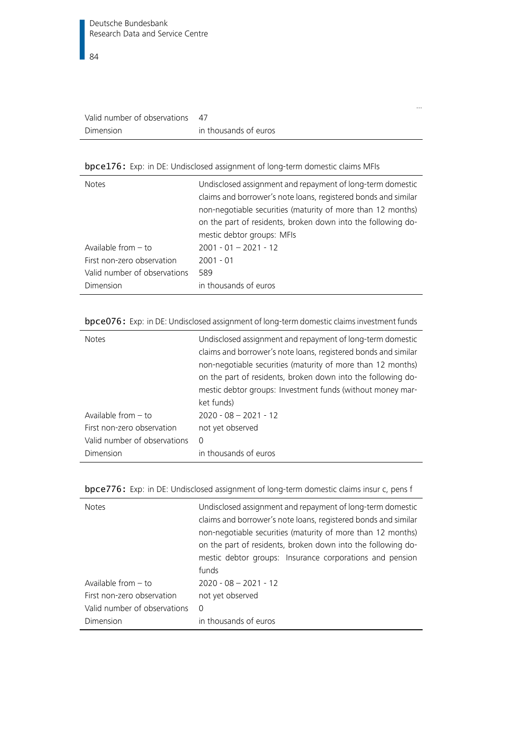...

| | |
|---|---|
| Valid number of observations | 47 |
| Dimension | in thousands of euros |

**bpce176:** Exp: in DE: Undisclosed assignment of long-term domestic claims MFIs

| | |
|---|---|
| Notes | Undisclosed assignment and repayment of long-term domestic claims and borrower's note loans, registered bonds and similar non-negotiable securities (maturity of more than 12 months) on the part of residents, broken down into the following domestic debtor groups: MFIs |
| Available from – to | 2001 - 01 – 2021 - 12 |
| First non-zero observation | 2001 - 01 |
| Valid number of observations | 589 |
| Dimension | in thousands of euros |

**bpce076:** Exp: in DE: Undisclosed assignment of long-term domestic claims investment funds

| | |
|---|---|
| Notes | Undisclosed assignment and repayment of long-term domestic claims and borrower's note loans, registered bonds and similar non-negotiable securities (maturity of more than 12 months) on the part of residents, broken down into the following domestic debtor groups: Investment funds (without money market funds) |
| Available from – to | 2020 - 08 – 2021 - 12 |
| First non-zero observation | not yet observed |
| Valid number of observations | 0 |
| Dimension | in thousands of euros |

**bpce776:** Exp: in DE: Undisclosed assignment of long-term domestic claims insur c, pens f

| | |
|---|---|
| Notes | Undisclosed assignment and repayment of long-term domestic claims and borrower's note loans, registered bonds and similar non-negotiable securities (maturity of more than 12 months) on the part of residents, broken down into the following domestic debtor groups: Insurance corporations and pension funds |
| Available from – to | 2020 - 08 – 2021 - 12 |
| First non-zero observation | not yet observed |
| Valid number of observations | 0 |
| Dimension | in thousands of euros |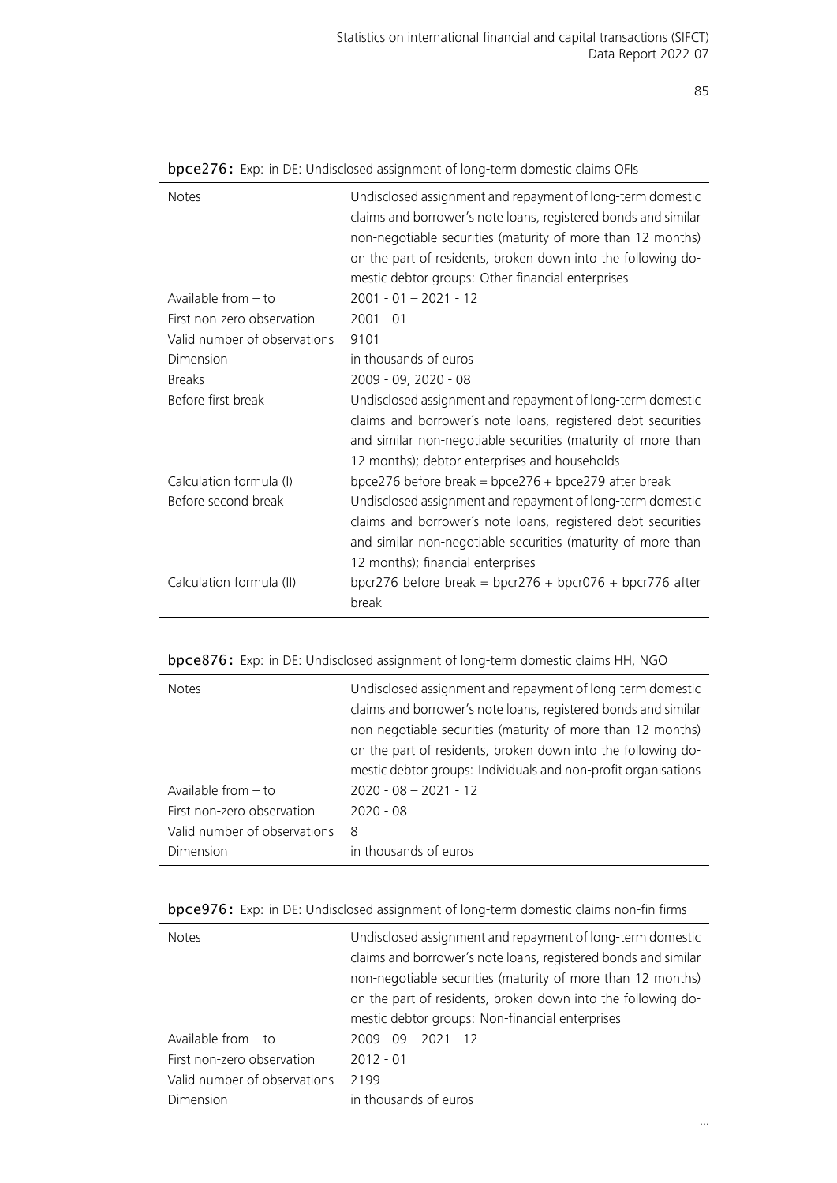**bpce276:** Exp: in DE: Undisclosed assignment of long-term domestic claims OFIs

| | |
|---|---|
| Notes | Undisclosed assignment and repayment of long-term domestic claims and borrower's note loans, registered bonds and similar non-negotiable securities (maturity of more than 12 months) on the part of residents, broken down into the following domestic debtor groups: Other financial enterprises |
| Available from – to | 2001 - 01 – 2021 - 12 |
| First non-zero observation | 2001 - 01 |
| Valid number of observations | 9101 |
| Dimension | in thousands of euros |
| Breaks | 2009 - 09, 2020 - 08 |
| Before first break | Undisclosed assignment and repayment of long-term domestic claims and borrower´s note loans, registered debt securities and similar non-negotiable securities (maturity of more than 12 months); debtor enterprises and households |
| Calculation formula (I) | bpce276 before break = bpce276 + bpce279 after break |
| Before second break | Undisclosed assignment and repayment of long-term domestic claims and borrower´s note loans, registered debt securities and similar non-negotiable securities (maturity of more than 12 months); financial enterprises |
| Calculation formula (II) | bpcr276 before break = bpcr276 + bpcr076 + bpcr776 after break |

**bpce876:** Exp: in DE: Undisclosed assignment of long-term domestic claims HH, NGO

| | |
|---|---|
| Notes | Undisclosed assignment and repayment of long-term domestic claims and borrower's note loans, registered bonds and similar non-negotiable securities (maturity of more than 12 months) on the part of residents, broken down into the following domestic debtor groups: Individuals and non-profit organisations |
| Available from – to | 2020 - 08 – 2021 - 12 |
| First non-zero observation | 2020 - 08 |
| Valid number of observations | 8 |
| Dimension | in thousands of euros |

**bpce976:** Exp: in DE: Undisclosed assignment of long-term domestic claims non-fin firms

| | |
|---|---|
| Notes | Undisclosed assignment and repayment of long-term domestic claims and borrower's note loans, registered bonds and similar non-negotiable securities (maturity of more than 12 months) on the part of residents, broken down into the following domestic debtor groups: Non-financial enterprises |
| Available from – to | 2009 - 09 – 2021 - 12 |
| First non-zero observation | 2012 - 01 |
| Valid number of observations | 2199 |
| Dimension | in thousands of euros |

...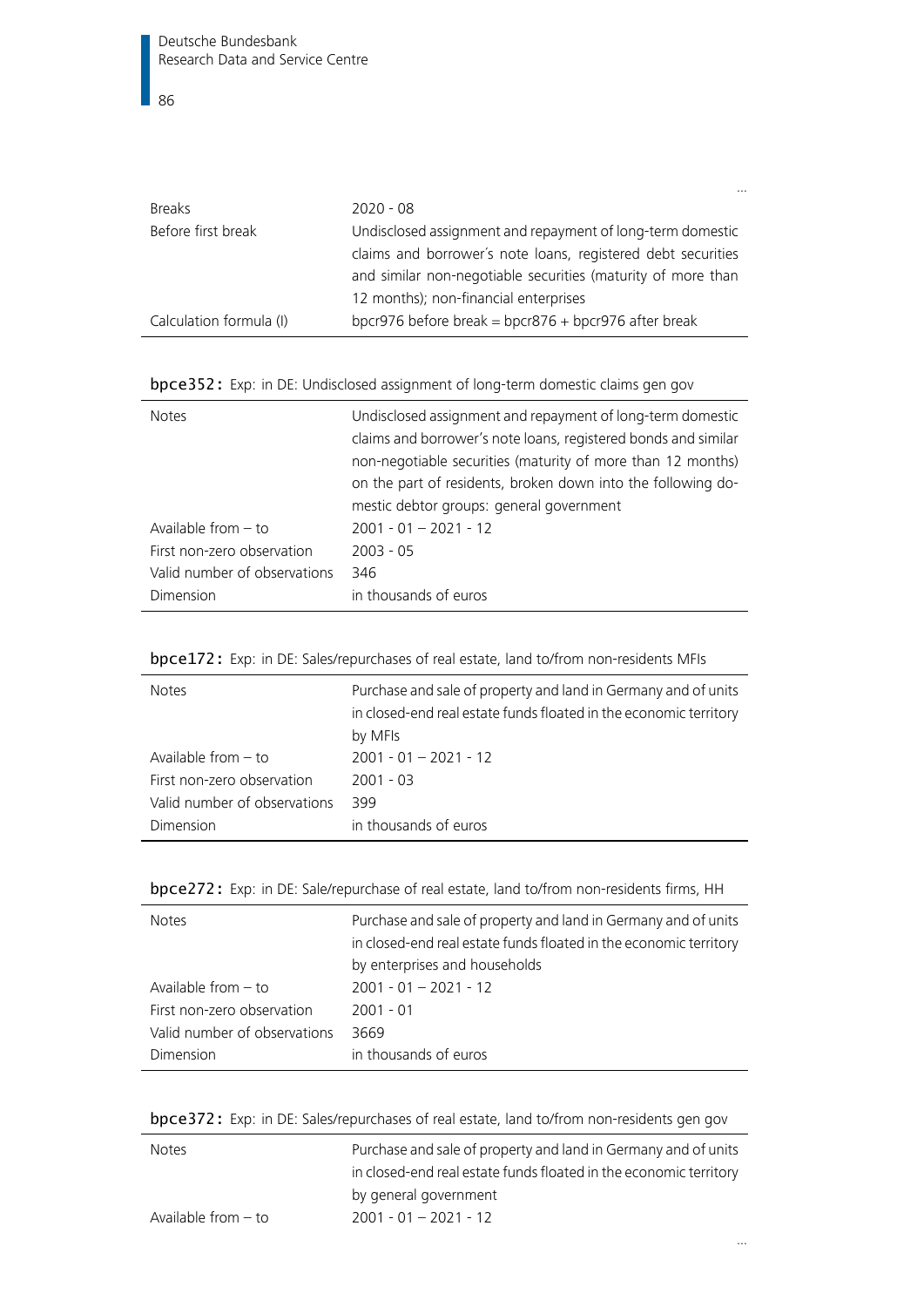...

| | |
|---|---|
| Breaks | 2020 - 08 |
| Before first break | Undisclosed assignment and repayment of long-term domestic claims and borrower´s note loans, registered debt securities and similar non-negotiable securities (maturity of more than 12 months); non-financial enterprises |
| Calculation formula (I) | bpcr976 before break = bpcr876 + bpcr976 after break |

**bpce352:** Exp: in DE: Undisclosed assignment of long-term domestic claims gen gov

| | |
|---|---|
| Notes | Undisclosed assignment and repayment of long-term domestic claims and borrower's note loans, registered bonds and similar non-negotiable securities (maturity of more than 12 months) on the part of residents, broken down into the following domestic debtor groups: general government |
| Available from – to | 2001 - 01 – 2021 - 12 |
| First non-zero observation | 2003 - 05 |
| Valid number of observations | 346 |
| Dimension | in thousands of euros |

**bpce172:** Exp: in DE: Sales/repurchases of real estate, land to/from non-residents MFIs

| | |
|---|---|
| Notes | Purchase and sale of property and land in Germany and of units in closed-end real estate funds floated in the economic territory by MFIs |
| Available from – to | 2001 - 01 – 2021 - 12 |
| First non-zero observation | 2001 - 03 |
| Valid number of observations | 399 |
| Dimension | in thousands of euros |

**bpce272:** Exp: in DE: Sale/repurchase of real estate, land to/from non-residents firms, HH

| | |
|---|---|
| Notes | Purchase and sale of property and land in Germany and of units in closed-end real estate funds floated in the economic territory by enterprises and households |
| Available from – to | 2001 - 01 – 2021 - 12 |
| First non-zero observation | 2001 - 01 |
| Valid number of observations | 3669 |
| Dimension | in thousands of euros |

**bpce372:** Exp: in DE: Sales/repurchases of real estate, land to/from non-residents gen gov

| | |
|---|---|
| Notes | Purchase and sale of property and land in Germany and of units in closed-end real estate funds floated in the economic territory by general government |
| Available from – to | 2001 - 01 – 2021 - 12 |

...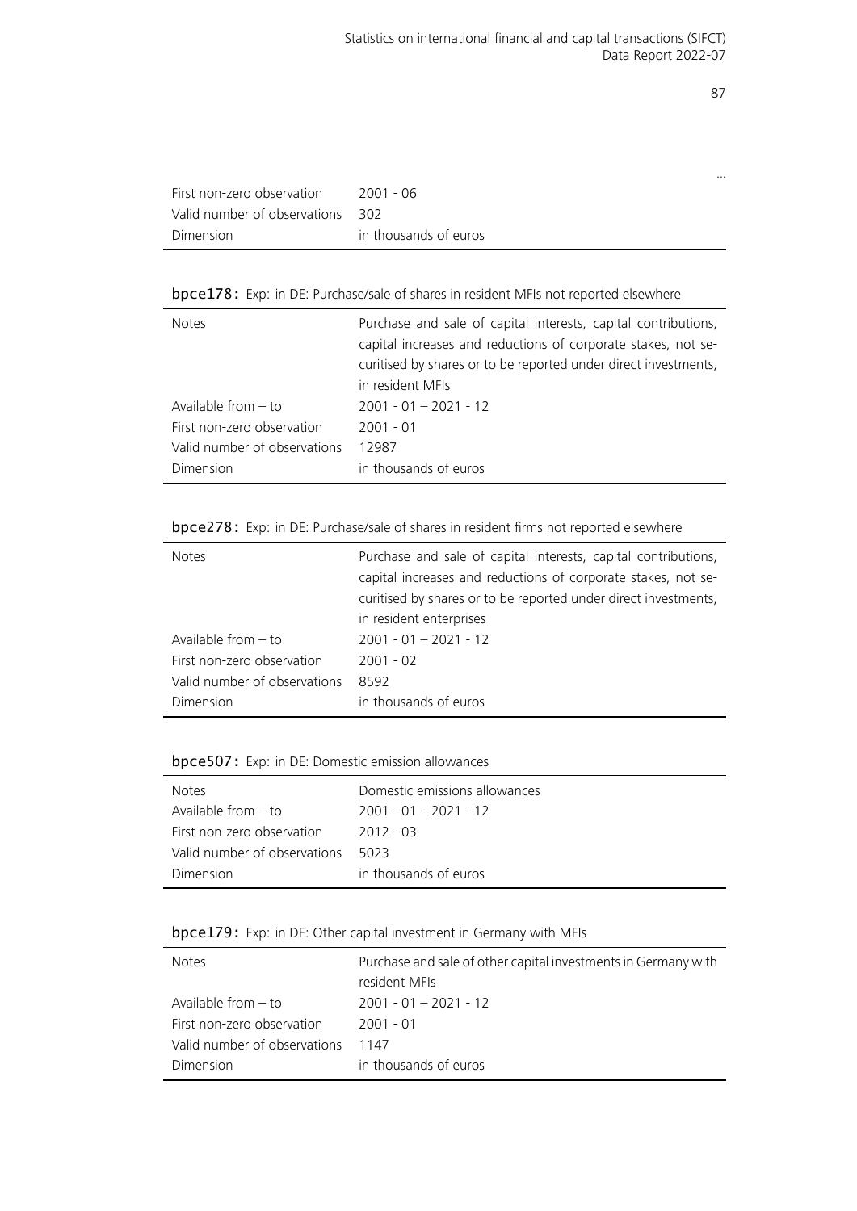…

| | |
|---|---|
| First non-zero observation | 2001 - 06 |
| Valid number of observations | 302 |
| Dimension | in thousands of euros |

**bpce178:** Exp: in DE: Purchase/sale of shares in resident MFIs not reported elsewhere

| | |
|---|---|
| Notes | Purchase and sale of capital interests, capital contributions, capital increases and reductions of corporate stakes, not securitised by shares or to be reported under direct investments, in resident MFIs |
| Available from – to | 2001 - 01 – 2021 - 12 |
| First non-zero observation | 2001 - 01 |
| Valid number of observations | 12987 |
| Dimension | in thousands of euros |

**bpce278:** Exp: in DE: Purchase/sale of shares in resident firms not reported elsewhere

| | |
|---|---|
| Notes | Purchase and sale of capital interests, capital contributions, capital increases and reductions of corporate stakes, not securitised by shares or to be reported under direct investments, in resident enterprises |
| Available from – to | 2001 - 01 – 2021 - 12 |
| First non-zero observation | 2001 - 02 |
| Valid number of observations | 8592 |
| Dimension | in thousands of euros |

**bpce507:** Exp: in DE: Domestic emission allowances

| | |
|---|---|
| Notes | Domestic emissions allowances |
| Available from – to | 2001 - 01 – 2021 - 12 |
| First non-zero observation | 2012 - 03 |
| Valid number of observations | 5023 |
| Dimension | in thousands of euros |

**bpce179:** Exp: in DE: Other capital investment in Germany with MFIs

| | |
|---|---|
| Notes | Purchase and sale of other capital investments in Germany with resident MFIs |
| Available from – to | 2001 - 01 – 2021 - 12 |
| First non-zero observation | 2001 - 01 |
| Valid number of observations | 1147 |
| Dimension | in thousands of euros |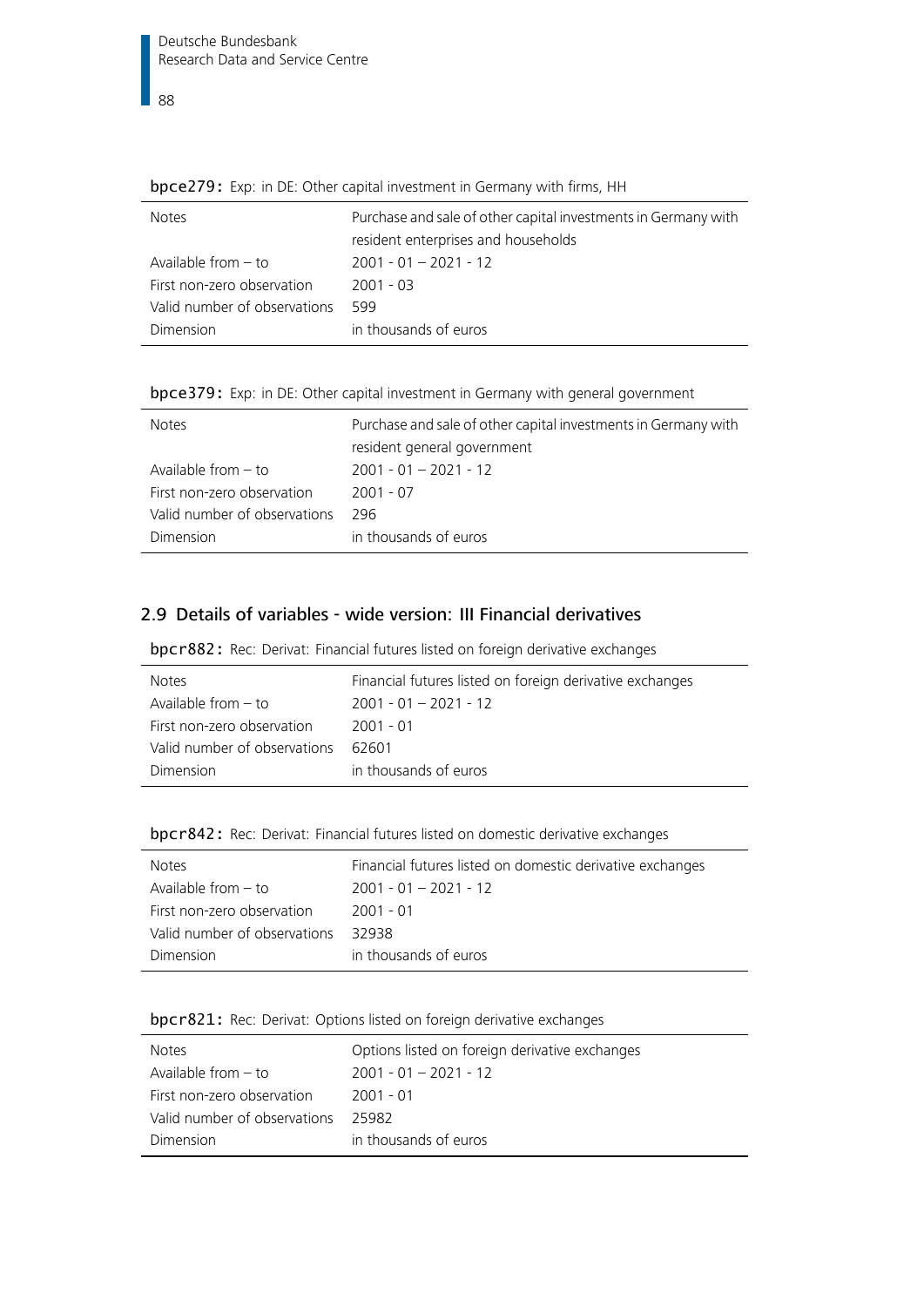**bpce279:** Exp: in DE: Other capital investment in Germany with firms, HH

| Notes | Purchase and sale of other capital investments in Germany with resident enterprises and households |
|---|---|
| Available from – to | 2001 - 01 – 2021 - 12 |
| First non-zero observation | 2001 - 03 |
| Valid number of observations | 599 |
| Dimension | in thousands of euros |

**bpce379:** Exp: in DE: Other capital investment in Germany with general government

| Notes | Purchase and sale of other capital investments in Germany with resident general government |
|---|---|
| Available from – to | 2001 - 01 – 2021 - 12 |
| First non-zero observation | 2001 - 07 |
| Valid number of observations | 296 |
| Dimension | in thousands of euros |

## 2.9 Details of variables - wide version: III Financial derivatives

**bpcr882:** Rec: Derivat: Financial futures listed on foreign derivative exchanges

| Notes | Financial futures listed on foreign derivative exchanges |
|---|---|
| Available from – to | 2001 - 01 – 2021 - 12 |
| First non-zero observation | 2001 - 01 |
| Valid number of observations | 62601 |
| Dimension | in thousands of euros |

**bpcr842:** Rec: Derivat: Financial futures listed on domestic derivative exchanges

| Notes | Financial futures listed on domestic derivative exchanges |
|---|---|
| Available from – to | 2001 - 01 – 2021 - 12 |
| First non-zero observation | 2001 - 01 |
| Valid number of observations | 32938 |
| Dimension | in thousands of euros |

**bpcr821:** Rec: Derivat: Options listed on foreign derivative exchanges

| Notes | Options listed on foreign derivative exchanges |
|---|---|
| Available from – to | 2001 - 01 – 2021 - 12 |
| First non-zero observation | 2001 - 01 |
| Valid number of observations | 25982 |
| Dimension | in thousands of euros |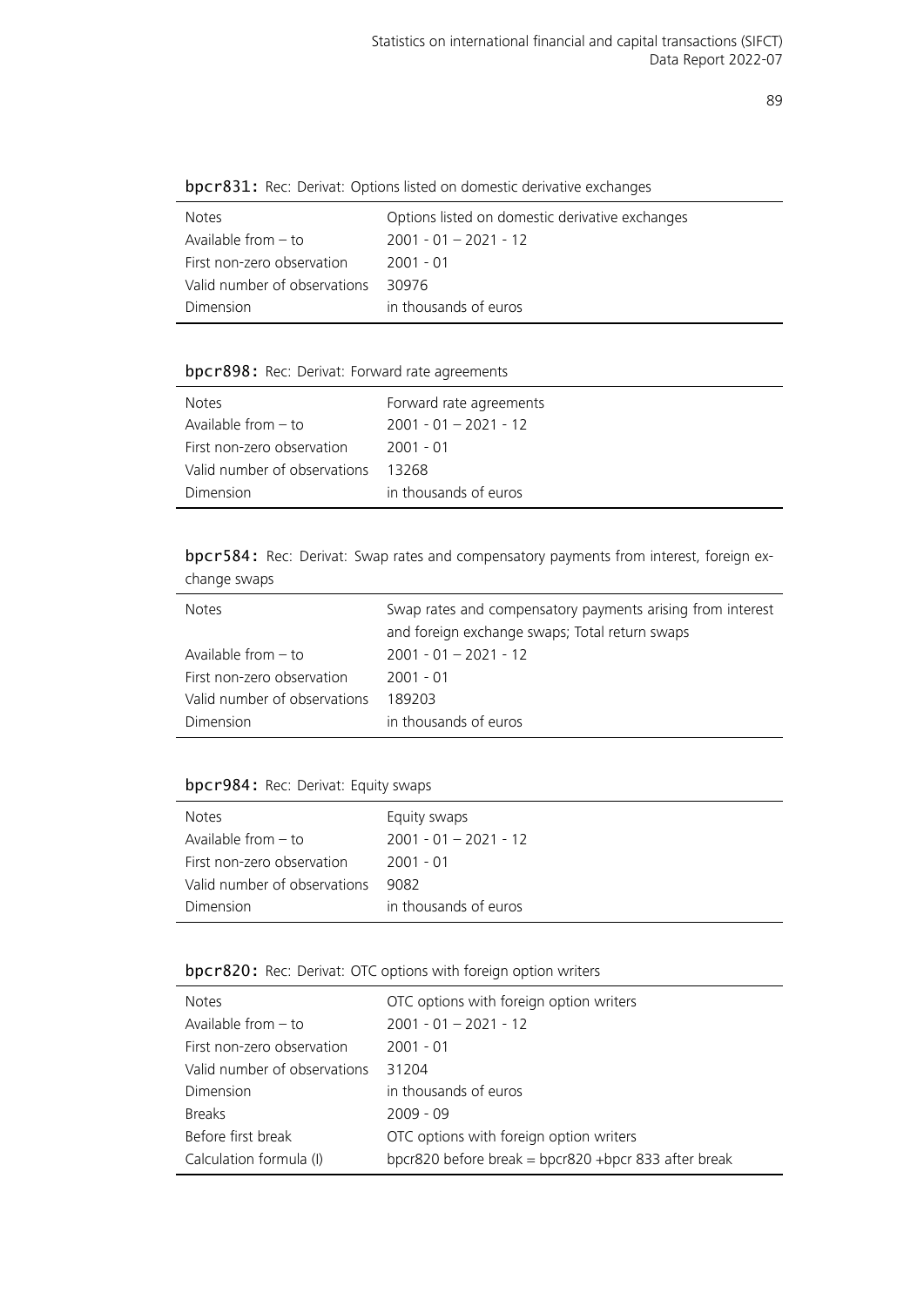**bpcr831:** Rec: Derivat: Options listed on domestic derivative exchanges

| | |
|---|---|
| Notes | Options listed on domestic derivative exchanges |
| Available from – to | 2001 - 01 – 2021 - 12 |
| First non-zero observation | 2001 - 01 |
| Valid number of observations | 30976 |
| Dimension | in thousands of euros |

**bpcr898:** Rec: Derivat: Forward rate agreements

| | |
|---|---|
| Notes | Forward rate agreements |
| Available from – to | 2001 - 01 – 2021 - 12 |
| First non-zero observation | 2001 - 01 |
| Valid number of observations | 13268 |
| Dimension | in thousands of euros |

**bpcr584:** Rec: Derivat: Swap rates and compensatory payments from interest, foreign exchange swaps

| | |
|---|---|
| Notes | Swap rates and compensatory payments arising from interest and foreign exchange swaps; Total return swaps |
| Available from – to | 2001 - 01 – 2021 - 12 |
| First non-zero observation | 2001 - 01 |
| Valid number of observations | 189203 |
| Dimension | in thousands of euros |

**bpcr984:** Rec: Derivat: Equity swaps

| | |
|---|---|
| Notes | Equity swaps |
| Available from – to | 2001 - 01 – 2021 - 12 |
| First non-zero observation | 2001 - 01 |
| Valid number of observations | 9082 |
| Dimension | in thousands of euros |

**bpcr820:** Rec: Derivat: OTC options with foreign option writers

| | |
|---|---|
| Notes | OTC options with foreign option writers |
| Available from – to | 2001 - 01 – 2021 - 12 |
| First non-zero observation | 2001 - 01 |
| Valid number of observations | 31204 |
| Dimension | in thousands of euros |
| Breaks | 2009 - 09 |
| Before first break | OTC options with foreign option writers |
| Calculation formula (I) | bpcr820 before break = bpcr820 +bpcr 833 after break |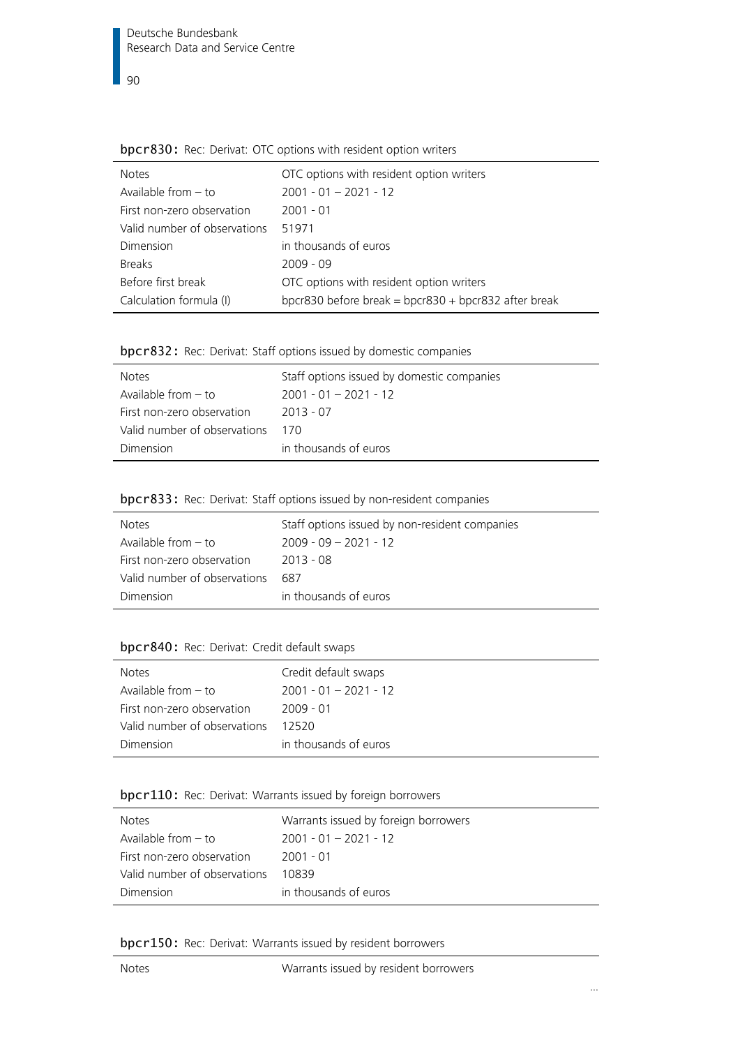**bpcr830:** Rec: Derivat: OTC options with resident option writers

| | |
|---|---|
| Notes | OTC options with resident option writers |
| Available from – to | 2001 - 01 – 2021 - 12 |
| First non-zero observation | 2001 - 01 |
| Valid number of observations | 51971 |
| Dimension | in thousands of euros |
| Breaks | 2009 - 09 |
| Before first break | OTC options with resident option writers |
| Calculation formula (I) | bpcr830 before break = bpcr830 + bpcr832 after break |

**bpcr832:** Rec: Derivat: Staff options issued by domestic companies

| | |
|---|---|
| Notes | Staff options issued by domestic companies |
| Available from – to | 2001 - 01 – 2021 - 12 |
| First non-zero observation | 2013 - 07 |
| Valid number of observations | 170 |
| Dimension | in thousands of euros |

**bpcr833:** Rec: Derivat: Staff options issued by non-resident companies

| | |
|---|---|
| Notes | Staff options issued by non-resident companies |
| Available from – to | 2009 - 09 – 2021 - 12 |
| First non-zero observation | 2013 - 08 |
| Valid number of observations | 687 |
| Dimension | in thousands of euros |

**bpcr840:** Rec: Derivat: Credit default swaps

| | |
|---|---|
| Notes | Credit default swaps |
| Available from – to | 2001 - 01 – 2021 - 12 |
| First non-zero observation | 2009 - 01 |
| Valid number of observations | 12520 |
| Dimension | in thousands of euros |

**bpcr110:** Rec: Derivat: Warrants issued by foreign borrowers

| | |
|---|---|
| Notes | Warrants issued by foreign borrowers |
| Available from – to | 2001 - 01 – 2021 - 12 |
| First non-zero observation | 2001 - 01 |
| Valid number of observations | 10839 |
| Dimension | in thousands of euros |

**bpcr150:** Rec: Derivat: Warrants issued by resident borrowers

| | |
|---|---|
| Notes | Warrants issued by resident borrowers |

...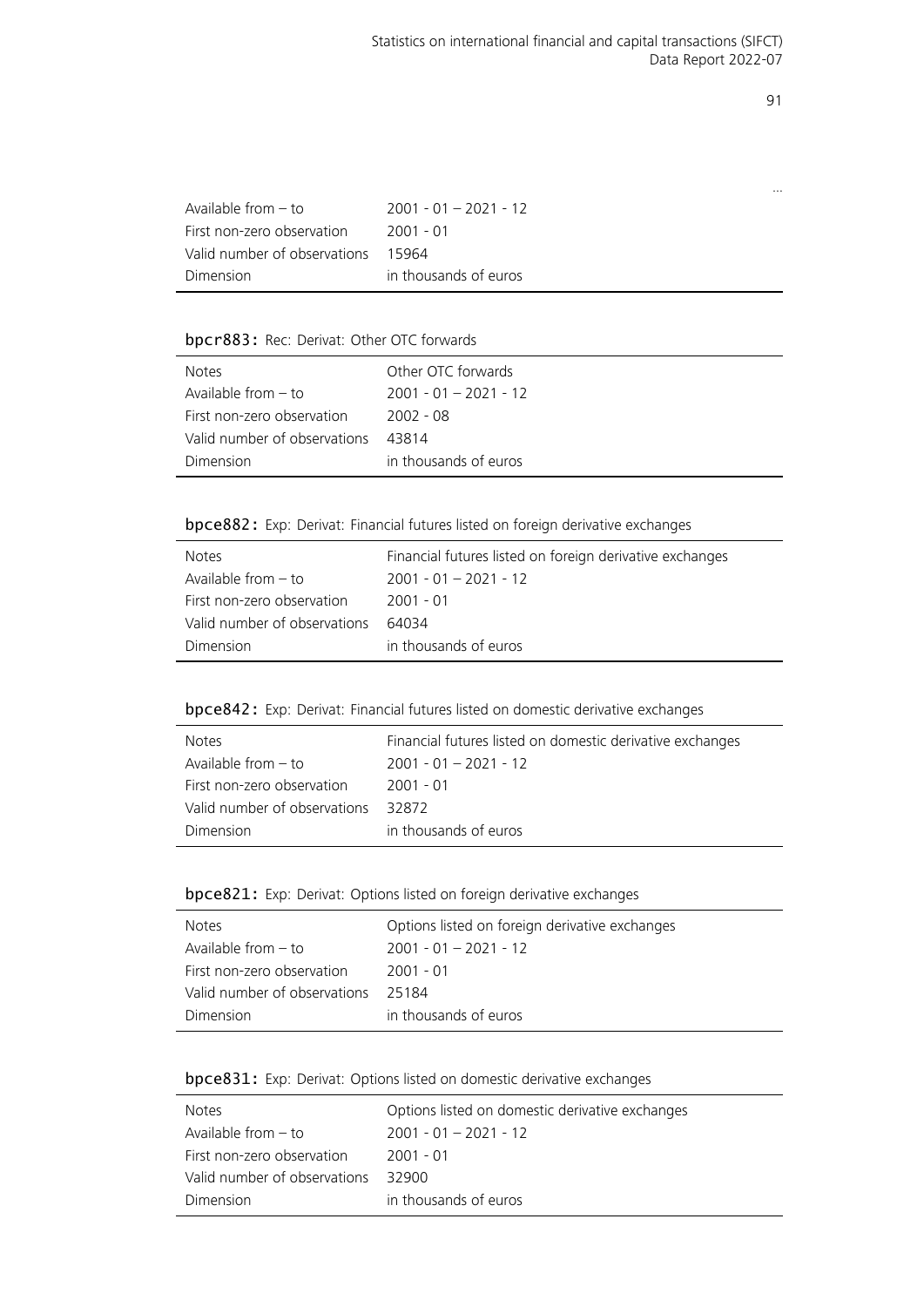...

| | |
|---|---|
| Available from – to | 2001 - 01 – 2021 - 12 |
| First non-zero observation | 2001 - 01 |
| Valid number of observations | 15964 |
| Dimension | in thousands of euros |

**bpcr883:** Rec: Derivat: Other OTC forwards

| | |
|---|---|
| Notes | Other OTC forwards |
| Available from – to | 2001 - 01 – 2021 - 12 |
| First non-zero observation | 2002 - 08 |
| Valid number of observations | 43814 |
| Dimension | in thousands of euros |

**bpce882:** Exp: Derivat: Financial futures listed on foreign derivative exchanges

| | |
|---|---|
| Notes | Financial futures listed on foreign derivative exchanges |
| Available from – to | 2001 - 01 – 2021 - 12 |
| First non-zero observation | 2001 - 01 |
| Valid number of observations | 64034 |
| Dimension | in thousands of euros |

**bpce842:** Exp: Derivat: Financial futures listed on domestic derivative exchanges

| | |
|---|---|
| Notes | Financial futures listed on domestic derivative exchanges |
| Available from – to | 2001 - 01 – 2021 - 12 |
| First non-zero observation | 2001 - 01 |
| Valid number of observations | 32872 |
| Dimension | in thousands of euros |

**bpce821:** Exp: Derivat: Options listed on foreign derivative exchanges

| | |
|---|---|
| Notes | Options listed on foreign derivative exchanges |
| Available from – to | 2001 - 01 – 2021 - 12 |
| First non-zero observation | 2001 - 01 |
| Valid number of observations | 25184 |
| Dimension | in thousands of euros |

**bpce831:** Exp: Derivat: Options listed on domestic derivative exchanges

| | |
|---|---|
| Notes | Options listed on domestic derivative exchanges |
| Available from – to | 2001 - 01 – 2021 - 12 |
| First non-zero observation | 2001 - 01 |
| Valid number of observations | 32900 |
| Dimension | in thousands of euros |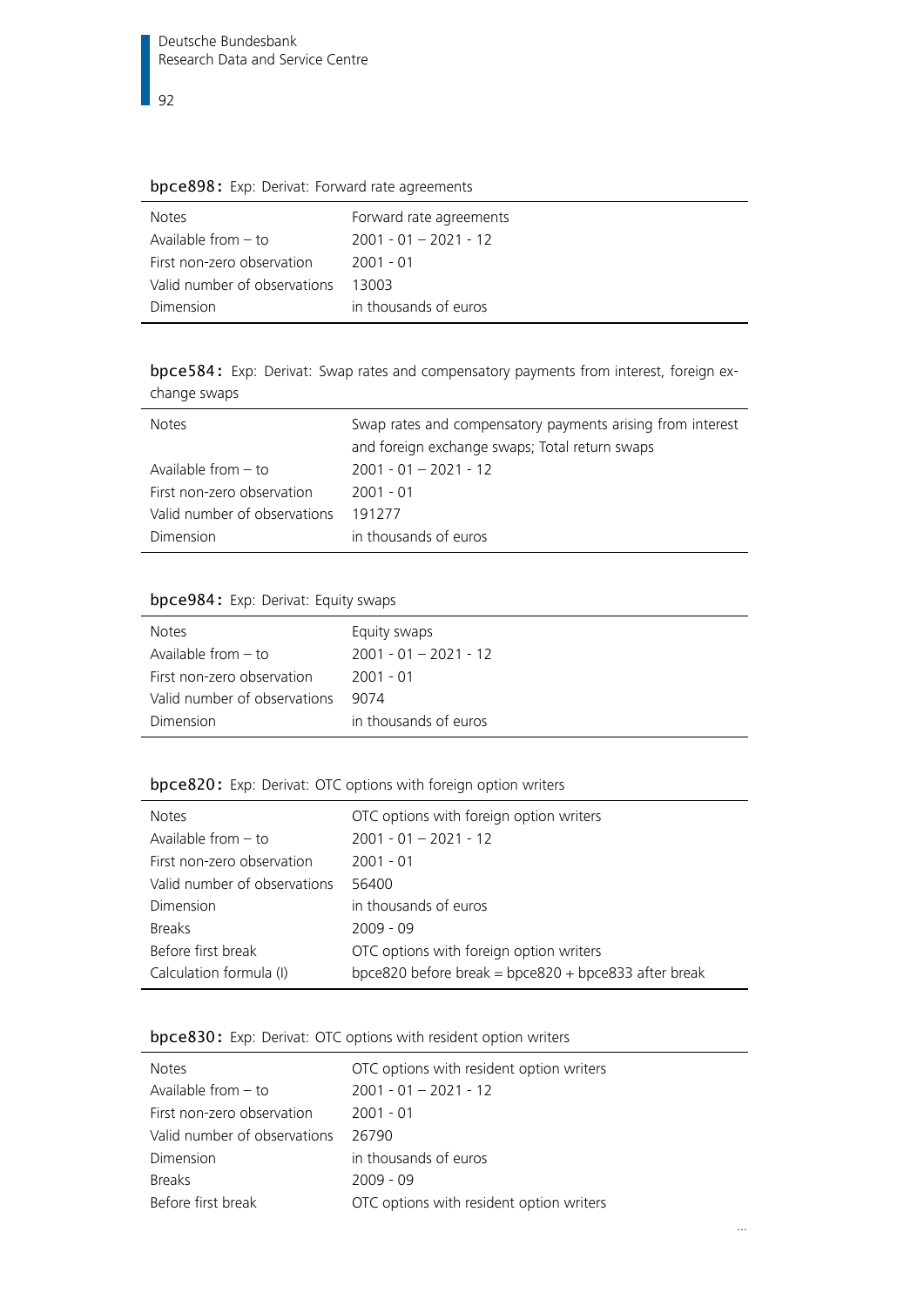**bpce898:** Exp: Derivat: Forward rate agreements

| | |
|---|---|
| Notes | Forward rate agreements |
| Available from – to | 2001 - 01 – 2021 - 12 |
| First non-zero observation | 2001 - 01 |
| Valid number of observations | 13003 |
| Dimension | in thousands of euros |

**bpce584:** Exp: Derivat: Swap rates and compensatory payments from interest, foreign exchange swaps

| | |
|---|---|
| Notes | Swap rates and compensatory payments arising from interest and foreign exchange swaps; Total return swaps |
| Available from – to | 2001 - 01 – 2021 - 12 |
| First non-zero observation | 2001 - 01 |
| Valid number of observations | 191277 |
| Dimension | in thousands of euros |

**bpce984:** Exp: Derivat: Equity swaps

| | |
|---|---|
| Notes | Equity swaps |
| Available from – to | 2001 - 01 – 2021 - 12 |
| First non-zero observation | 2001 - 01 |
| Valid number of observations | 9074 |
| Dimension | in thousands of euros |

**bpce820:** Exp: Derivat: OTC options with foreign option writers

| | |
|---|---|
| Notes | OTC options with foreign option writers |
| Available from – to | 2001 - 01 – 2021 - 12 |
| First non-zero observation | 2001 - 01 |
| Valid number of observations | 56400 |
| Dimension | in thousands of euros |
| Breaks | 2009 - 09 |
| Before first break | OTC options with foreign option writers |
| Calculation formula (I) | bpce820 before break = bpce820 + bpce833 after break |

**bpce830:** Exp: Derivat: OTC options with resident option writers

| | |
|---|---|
| Notes | OTC options with resident option writers |
| Available from – to | 2001 - 01 – 2021 - 12 |
| First non-zero observation | 2001 - 01 |
| Valid number of observations | 26790 |
| Dimension | in thousands of euros |
| Breaks | 2009 - 09 |
| Before first break | OTC options with resident option writers |

...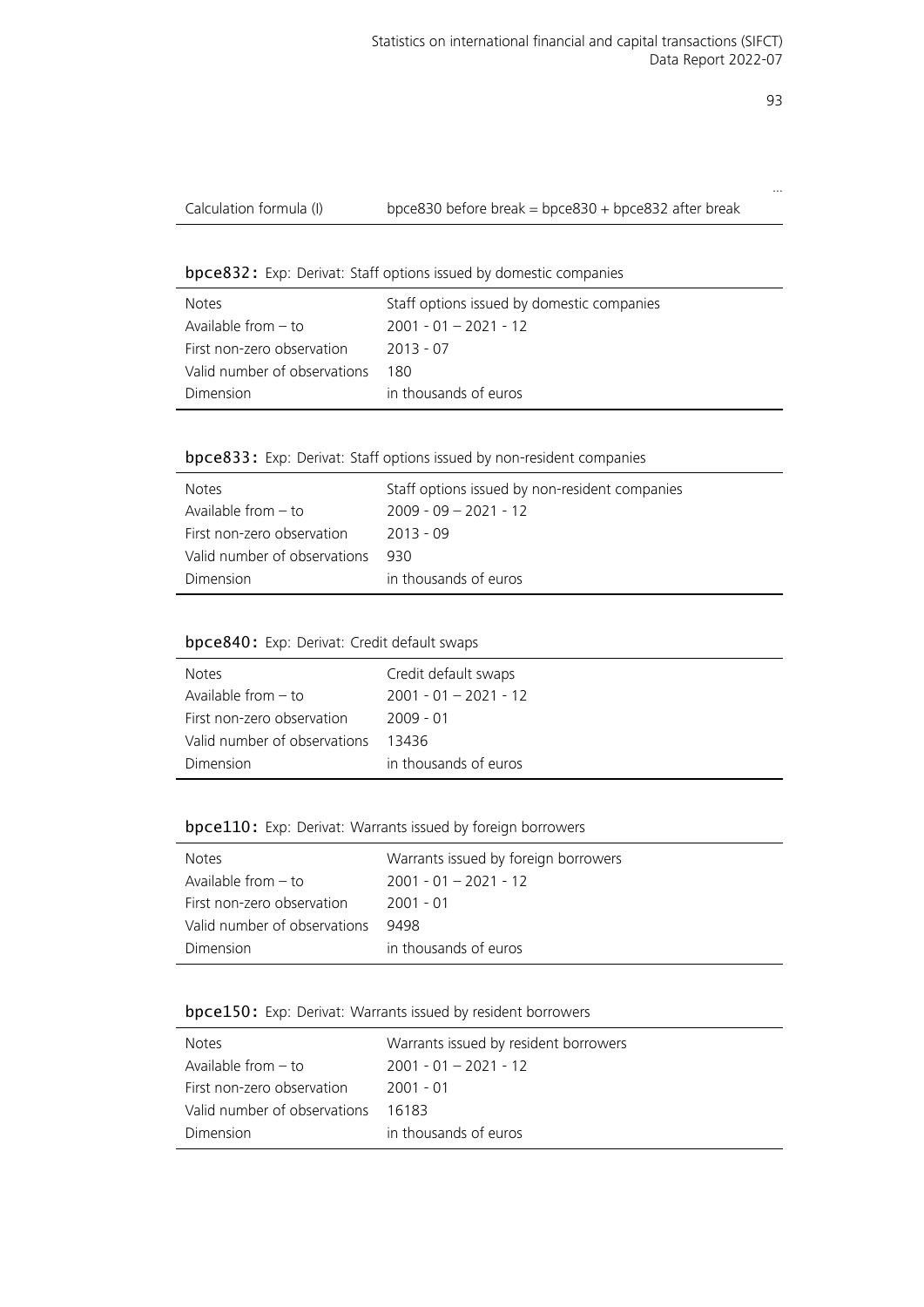...

| Calculation formula (I) | bpce830 before break = bpce830 + bpce832 after break |
|---|---|

**bpce832:** Exp: Derivat: Staff options issued by domestic companies

| Notes | Staff options issued by domestic companies |
|---|---|
| Available from – to | 2001 - 01 – 2021 - 12 |
| First non-zero observation | 2013 - 07 |
| Valid number of observations | 180 |
| Dimension | in thousands of euros |

**bpce833:** Exp: Derivat: Staff options issued by non-resident companies

| Notes | Staff options issued by non-resident companies |
|---|---|
| Available from – to | 2009 - 09 – 2021 - 12 |
| First non-zero observation | 2013 - 09 |
| Valid number of observations | 930 |
| Dimension | in thousands of euros |

**bpce840:** Exp: Derivat: Credit default swaps

| Notes | Credit default swaps |
|---|---|
| Available from – to | 2001 - 01 – 2021 - 12 |
| First non-zero observation | 2009 - 01 |
| Valid number of observations | 13436 |
| Dimension | in thousands of euros |

**bpce110:** Exp: Derivat: Warrants issued by foreign borrowers

| Notes | Warrants issued by foreign borrowers |
|---|---|
| Available from – to | 2001 - 01 – 2021 - 12 |
| First non-zero observation | 2001 - 01 |
| Valid number of observations | 9498 |
| Dimension | in thousands of euros |

**bpce150:** Exp: Derivat: Warrants issued by resident borrowers

| Notes | Warrants issued by resident borrowers |
|---|---|
| Available from – to | 2001 - 01 – 2021 - 12 |
| First non-zero observation | 2001 - 01 |
| Valid number of observations | 16183 |
| Dimension | in thousands of euros |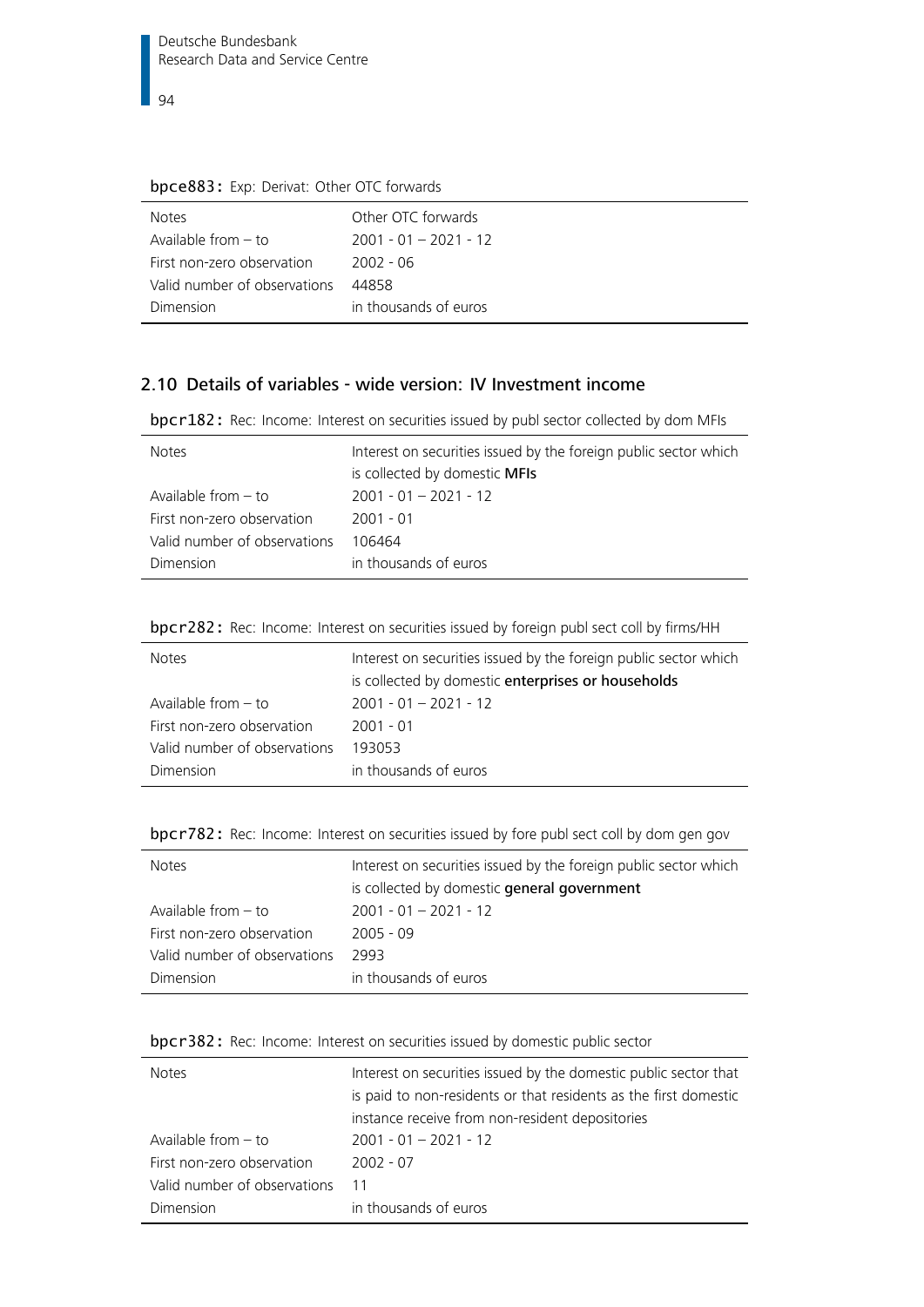**bpce883:** Exp: Derivat: Other OTC forwards

| | |
|---|---|
| Notes | Other OTC forwards |
| Available from – to | 2001 - 01 – 2021 - 12 |
| First non-zero observation | 2002 - 06 |
| Valid number of observations | 44858 |
| Dimension | in thousands of euros |

## 2.10 Details of variables - wide version: IV Investment income

**bpcr182:** Rec: Income: Interest on securities issued by publ sector collected by dom MFIs

| | |
|---|---|
| Notes | Interest on securities issued by the foreign public sector which is collected by domestic **MFIs** |
| Available from – to | 2001 - 01 – 2021 - 12 |
| First non-zero observation | 2001 - 01 |
| Valid number of observations | 106464 |
| Dimension | in thousands of euros |

**bpcr282:** Rec: Income: Interest on securities issued by foreign publ sect coll by firms/HH

| | |
|---|---|
| Notes | Interest on securities issued by the foreign public sector which is collected by domestic **enterprises or households** |
| Available from – to | 2001 - 01 – 2021 - 12 |
| First non-zero observation | 2001 - 01 |
| Valid number of observations | 193053 |
| Dimension | in thousands of euros |

**bpcr782:** Rec: Income: Interest on securities issued by fore publ sect coll by dom gen gov

| | |
|---|---|
| Notes | Interest on securities issued by the foreign public sector which is collected by domestic **general government** |
| Available from – to | 2001 - 01 – 2021 - 12 |
| First non-zero observation | 2005 - 09 |
| Valid number of observations | 2993 |
| Dimension | in thousands of euros |

**bpcr382:** Rec: Income: Interest on securities issued by domestic public sector

| | |
|---|---|
| Notes | Interest on securities issued by the domestic public sector that is paid to non-residents or that residents as the first domestic instance receive from non-resident depositories |
| Available from – to | 2001 - 01 – 2021 - 12 |
| First non-zero observation | 2002 - 07 |
| Valid number of observations | 11 |
| Dimension | in thousands of euros |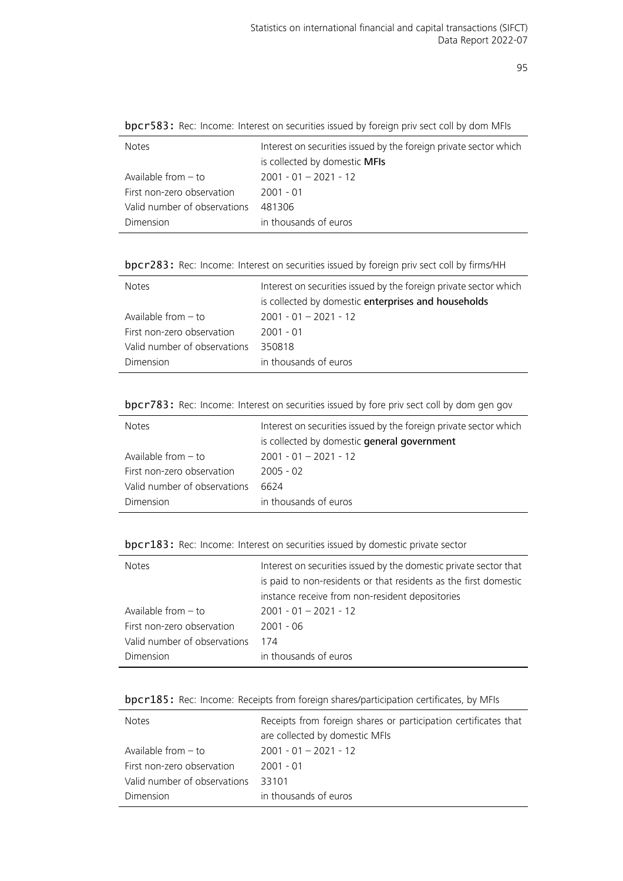**bpcr583:** Rec: Income: Interest on securities issued by foreign priv sect coll by dom MFIs

| | |
|---|---|
| Notes | Interest on securities issued by the foreign private sector which is collected by domestic **MFIs** |
| Available from – to | 2001 - 01 – 2021 - 12 |
| First non-zero observation | 2001 - 01 |
| Valid number of observations | 481306 |
| Dimension | in thousands of euros |

**bpcr283:** Rec: Income: Interest on securities issued by foreign priv sect coll by firms/HH

| | |
|---|---|
| Notes | Interest on securities issued by the foreign private sector which is collected by domestic **enterprises and households** |
| Available from – to | 2001 - 01 – 2021 - 12 |
| First non-zero observation | 2001 - 01 |
| Valid number of observations | 350818 |
| Dimension | in thousands of euros |

**bpcr783:** Rec: Income: Interest on securities issued by fore priv sect coll by dom gen gov

| | |
|---|---|
| Notes | Interest on securities issued by the foreign private sector which is collected by domestic **general government** |
| Available from – to | 2001 - 01 – 2021 - 12 |
| First non-zero observation | 2005 - 02 |
| Valid number of observations | 6624 |
| Dimension | in thousands of euros |

**bpcr183:** Rec: Income: Interest on securities issued by domestic private sector

| | |
|---|---|
| Notes | Interest on securities issued by the domestic private sector that is paid to non-residents or that residents as the first domestic instance receive from non-resident depositories |
| Available from – to | 2001 - 01 – 2021 - 12 |
| First non-zero observation | 2001 - 06 |
| Valid number of observations | 174 |
| Dimension | in thousands of euros |

**bpcr185:** Rec: Income: Receipts from foreign shares/participation certificates, by MFIs

| | |
|---|---|
| Notes | Receipts from foreign shares or participation certificates that are collected by domestic MFIs |
| Available from – to | 2001 - 01 – 2021 - 12 |
| First non-zero observation | 2001 - 01 |
| Valid number of observations | 33101 |
| Dimension | in thousands of euros |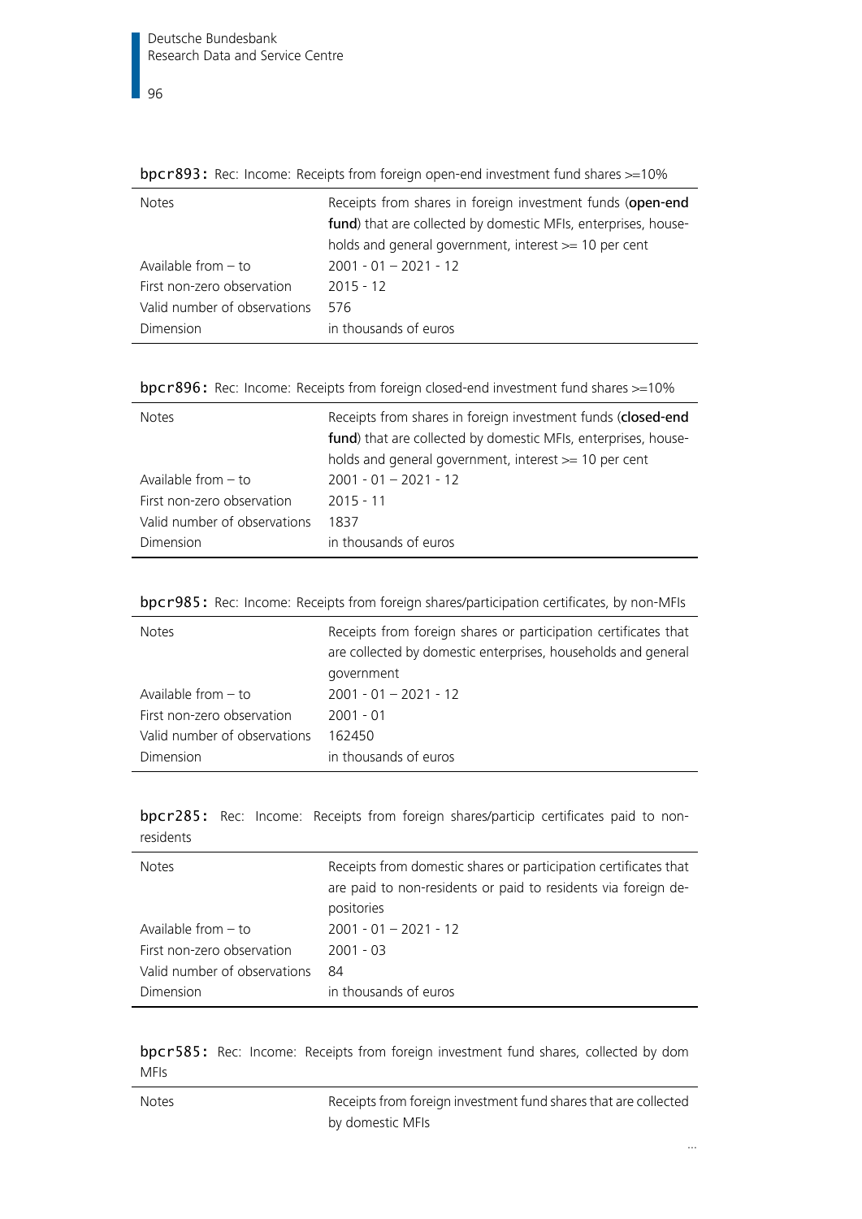**bpcr893:** Rec: Income: Receipts from foreign open-end investment fund shares >=10%

| | |
|---|---|
| Notes | Receipts from shares in foreign investment funds (**open-end fund**) that are collected by domestic MFIs, enterprises, households and general government, interest >= 10 per cent |
| Available from – to | 2001 - 01 – 2021 - 12 |
| First non-zero observation | 2015 - 12 |
| Valid number of observations | 576 |
| Dimension | in thousands of euros |

**bpcr896:** Rec: Income: Receipts from foreign closed-end investment fund shares >=10%

| | |
|---|---|
| Notes | Receipts from shares in foreign investment funds (**closed-end fund**) that are collected by domestic MFIs, enterprises, households and general government, interest >= 10 per cent |
| Available from – to | 2001 - 01 – 2021 - 12 |
| First non-zero observation | 2015 - 11 |
| Valid number of observations | 1837 |
| Dimension | in thousands of euros |

**bpcr985:** Rec: Income: Receipts from foreign shares/participation certificates, by non-MFIs

| | |
|---|---|
| Notes | Receipts from foreign shares or participation certificates that are collected by domestic enterprises, households and general government |
| Available from – to | 2001 - 01 – 2021 - 12 |
| First non-zero observation | 2001 - 01 |
| Valid number of observations | 162450 |
| Dimension | in thousands of euros |

**bpcr285:** Rec: Income: Receipts from foreign shares/particip certificates paid to non-residents

| | |
|---|---|
| Notes | Receipts from domestic shares or participation certificates that are paid to non-residents or paid to residents via foreign depositories |
| Available from – to | 2001 - 01 – 2021 - 12 |
| First non-zero observation | 2001 - 03 |
| Valid number of observations | 84 |
| Dimension | in thousands of euros |

**bpcr585:** Rec: Income: Receipts from foreign investment fund shares, collected by dom MFIs

| | |
|---|---|
| Notes | Receipts from foreign investment fund shares that are collected by domestic MFIs |

...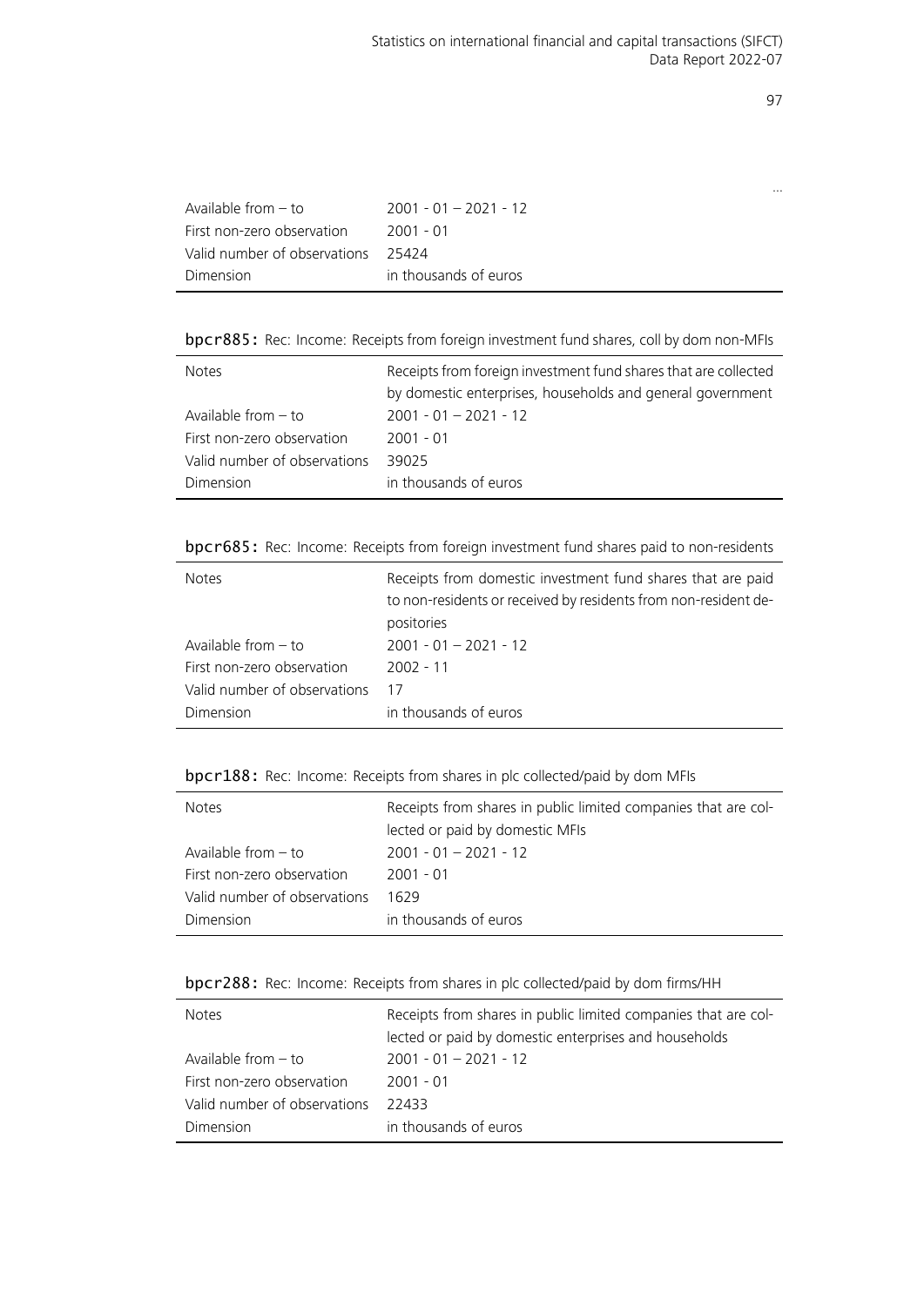…

| | |
|---|---|
| Available from – to | 2001 - 01 – 2021 - 12 |
| First non-zero observation | 2001 - 01 |
| Valid number of observations | 25424 |
| Dimension | in thousands of euros |

**bpcr885:** Rec: Income: Receipts from foreign investment fund shares, coll by dom non-MFIs

| | |
|---|---|
| Notes | Receipts from foreign investment fund shares that are collected by domestic enterprises, households and general government |
| Available from – to | 2001 - 01 – 2021 - 12 |
| First non-zero observation | 2001 - 01 |
| Valid number of observations | 39025 |
| Dimension | in thousands of euros |

**bpcr685:** Rec: Income: Receipts from foreign investment fund shares paid to non-residents

| | |
|---|---|
| Notes | Receipts from domestic investment fund shares that are paid to non-residents or received by residents from non-resident depositories |
| Available from – to | 2001 - 01 – 2021 - 12 |
| First non-zero observation | 2002 - 11 |
| Valid number of observations | 17 |
| Dimension | in thousands of euros |

**bpcr188:** Rec: Income: Receipts from shares in plc collected/paid by dom MFIs

| | |
|---|---|
| Notes | Receipts from shares in public limited companies that are collected or paid by domestic MFIs |
| Available from – to | 2001 - 01 – 2021 - 12 |
| First non-zero observation | 2001 - 01 |
| Valid number of observations | 1629 |
| Dimension | in thousands of euros |

**bpcr288:** Rec: Income: Receipts from shares in plc collected/paid by dom firms/HH

| | |
|---|---|
| Notes | Receipts from shares in public limited companies that are collected or paid by domestic enterprises and households |
| Available from – to | 2001 - 01 – 2021 - 12 |
| First non-zero observation | 2001 - 01 |
| Valid number of observations | 22433 |
| Dimension | in thousands of euros |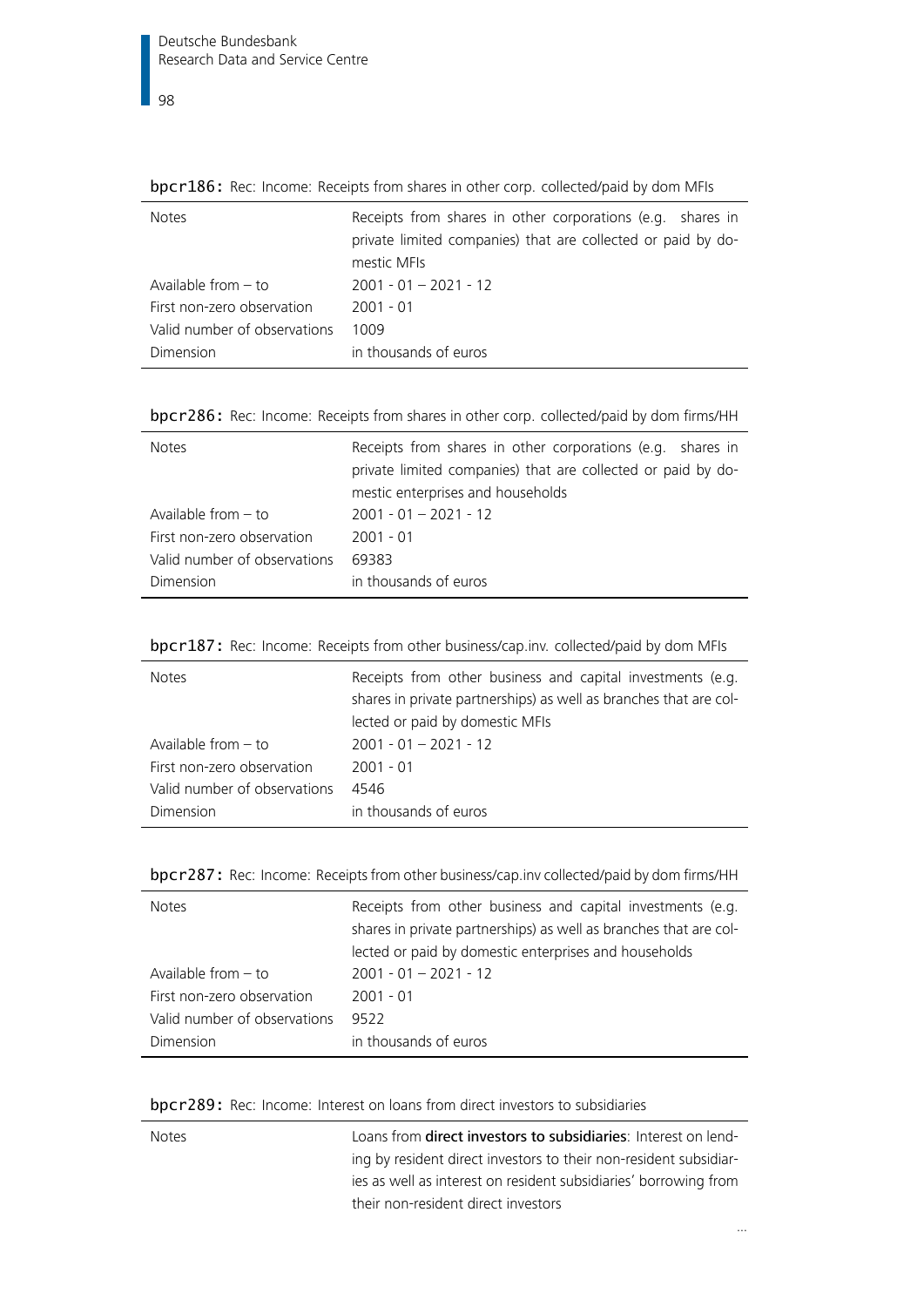**bpcr186:** Rec: Income: Receipts from shares in other corp. collected/paid by dom MFIs

| | |
|---|---|
| Notes | Receipts from shares in other corporations (e.g. shares in private limited companies) that are collected or paid by domestic MFIs |
| Available from – to | 2001 - 01 – 2021 - 12 |
| First non-zero observation | 2001 - 01 |
| Valid number of observations | 1009 |
| Dimension | in thousands of euros |

**bpcr286:** Rec: Income: Receipts from shares in other corp. collected/paid by dom firms/HH

| | |
|---|---|
| Notes | Receipts from shares in other corporations (e.g. shares in private limited companies) that are collected or paid by domestic enterprises and households |
| Available from – to | 2001 - 01 – 2021 - 12 |
| First non-zero observation | 2001 - 01 |
| Valid number of observations | 69383 |
| Dimension | in thousands of euros |

**bpcr187:** Rec: Income: Receipts from other business/cap.inv. collected/paid by dom MFIs

| | |
|---|---|
| Notes | Receipts from other business and capital investments (e.g. shares in private partnerships) as well as branches that are collected or paid by domestic MFIs |
| Available from – to | 2001 - 01 – 2021 - 12 |
| First non-zero observation | 2001 - 01 |
| Valid number of observations | 4546 |
| Dimension | in thousands of euros |

**bpcr287:** Rec: Income: Receipts from other business/cap.inv collected/paid by dom firms/HH

| | |
|---|---|
| Notes | Receipts from other business and capital investments (e.g. shares in private partnerships) as well as branches that are collected or paid by domestic enterprises and households |
| Available from – to | 2001 - 01 – 2021 - 12 |
| First non-zero observation | 2001 - 01 |
| Valid number of observations | 9522 |
| Dimension | in thousands of euros |

**bpcr289:** Rec: Income: Interest on loans from direct investors to subsidiaries

| | |
|---|---|
| Notes | Loans from **direct investors to subsidiaries**: Interest on lending by resident direct investors to their non-resident subsidiaries as well as interest on resident subsidiaries' borrowing from their non-resident direct investors |

...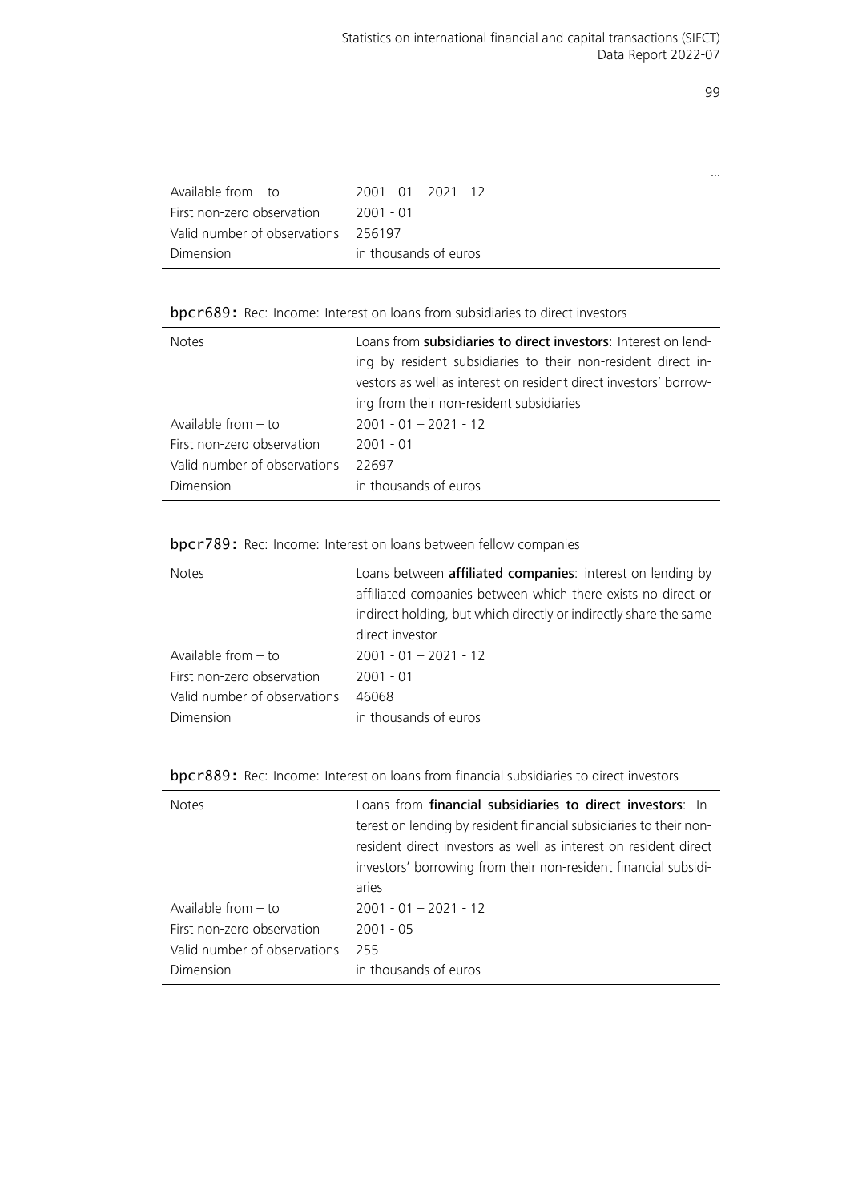...

| | |
|---|---|
| Available from – to | 2001 - 01 – 2021 - 12 |
| First non-zero observation | 2001 - 01 |
| Valid number of observations | 256197 |
| Dimension | in thousands of euros |

**bpcr689:** Rec: Income: Interest on loans from subsidiaries to direct investors

| | |
|---|---|
| Notes | Loans from **subsidiaries to direct investors**: Interest on lending by resident subsidiaries to their non-resident direct investors as well as interest on resident direct investors' borrowing from their non-resident subsidiaries |
| Available from – to | 2001 - 01 – 2021 - 12 |
| First non-zero observation | 2001 - 01 |
| Valid number of observations | 22697 |
| Dimension | in thousands of euros |

**bpcr789:** Rec: Income: Interest on loans between fellow companies

| | |
|---|---|
| Notes | Loans between **affiliated companies**: interest on lending by affiliated companies between which there exists no direct or indirect holding, but which directly or indirectly share the same direct investor |
| Available from – to | 2001 - 01 – 2021 - 12 |
| First non-zero observation | 2001 - 01 |
| Valid number of observations | 46068 |
| Dimension | in thousands of euros |

**bpcr889:** Rec: Income: Interest on loans from financial subsidiaries to direct investors

| | |
|---|---|
| Notes | Loans from **financial subsidiaries to direct investors**: Interest on lending by resident financial subsidiaries to their non-resident direct investors as well as interest on resident direct investors' borrowing from their non-resident financial subsidiaries |
| Available from – to | 2001 - 01 – 2021 - 12 |
| First non-zero observation | 2001 - 05 |
| Valid number of observations | 255 |
| Dimension | in thousands of euros |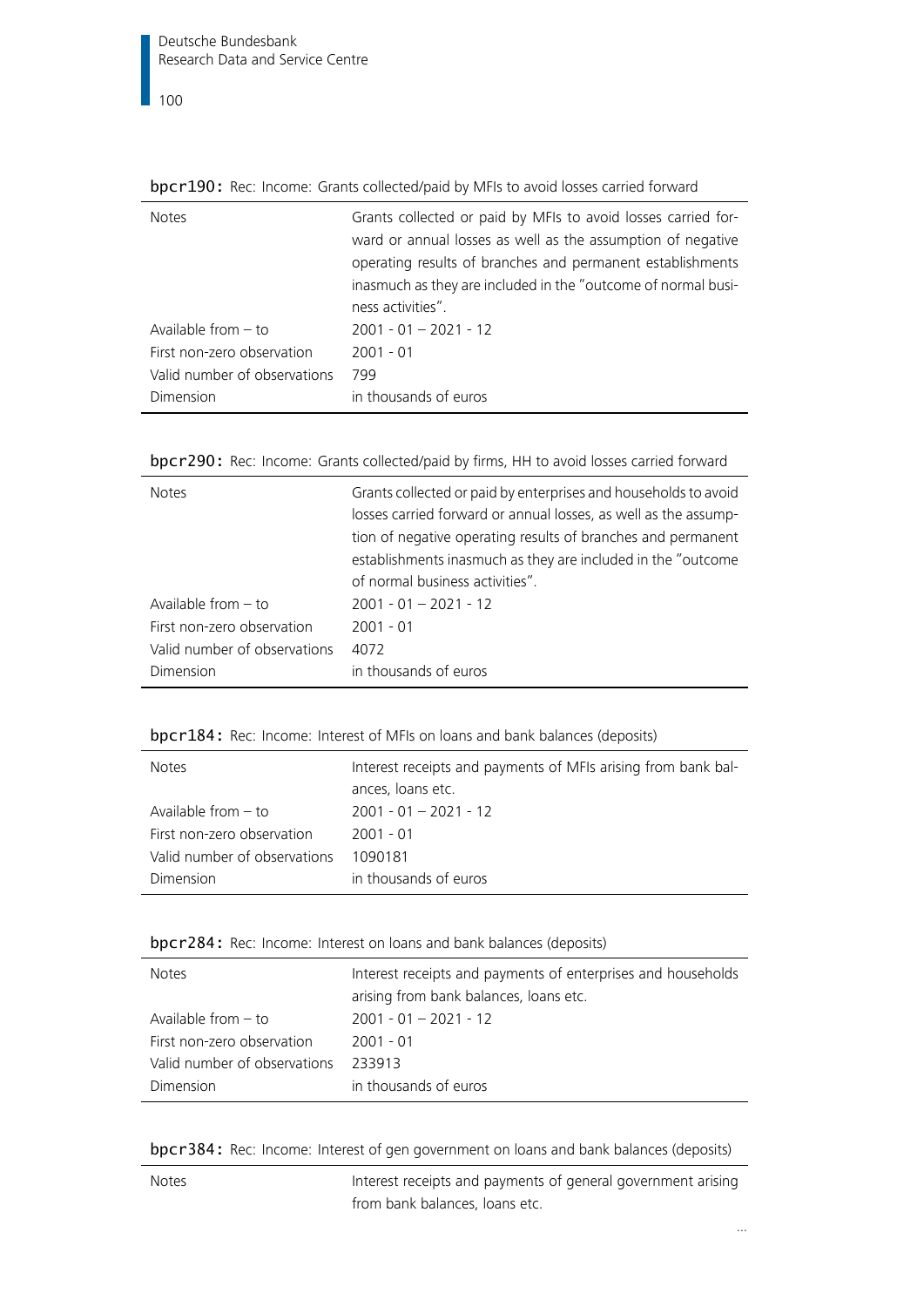**bpcr190:** Rec: Income: Grants collected/paid by MFIs to avoid losses carried forward

| | |
|---|---|
| Notes | Grants collected or paid by MFIs to avoid losses carried forward or annual losses as well as the assumption of negative operating results of branches and permanent establishments inasmuch as they are included in the "outcome of normal business activities". |
| Available from – to | 2001 - 01 – 2021 - 12 |
| First non-zero observation | 2001 - 01 |
| Valid number of observations | 799 |
| Dimension | in thousands of euros |

**bpcr290:** Rec: Income: Grants collected/paid by firms, HH to avoid losses carried forward

| | |
|---|---|
| Notes | Grants collected or paid by enterprises and households to avoid losses carried forward or annual losses, as well as the assumption of negative operating results of branches and permanent establishments inasmuch as they are included in the "outcome of normal business activities". |
| Available from – to | 2001 - 01 – 2021 - 12 |
| First non-zero observation | 2001 - 01 |
| Valid number of observations | 4072 |
| Dimension | in thousands of euros |

**bpcr184:** Rec: Income: Interest of MFIs on loans and bank balances (deposits)

| | |
|---|---|
| Notes | Interest receipts and payments of MFIs arising from bank balances, loans etc. |
| Available from – to | 2001 - 01 – 2021 - 12 |
| First non-zero observation | 2001 - 01 |
| Valid number of observations | 1090181 |
| Dimension | in thousands of euros |

**bpcr284:** Rec: Income: Interest on loans and bank balances (deposits)

| | |
|---|---|
| Notes | Interest receipts and payments of enterprises and households arising from bank balances, loans etc. |
| Available from – to | 2001 - 01 – 2021 - 12 |
| First non-zero observation | 2001 - 01 |
| Valid number of observations | 233913 |
| Dimension | in thousands of euros |

**bpcr384:** Rec: Income: Interest of gen government on loans and bank balances (deposits)

| | |
|---|---|
| Notes | Interest receipts and payments of general government arising from bank balances, loans etc. |

...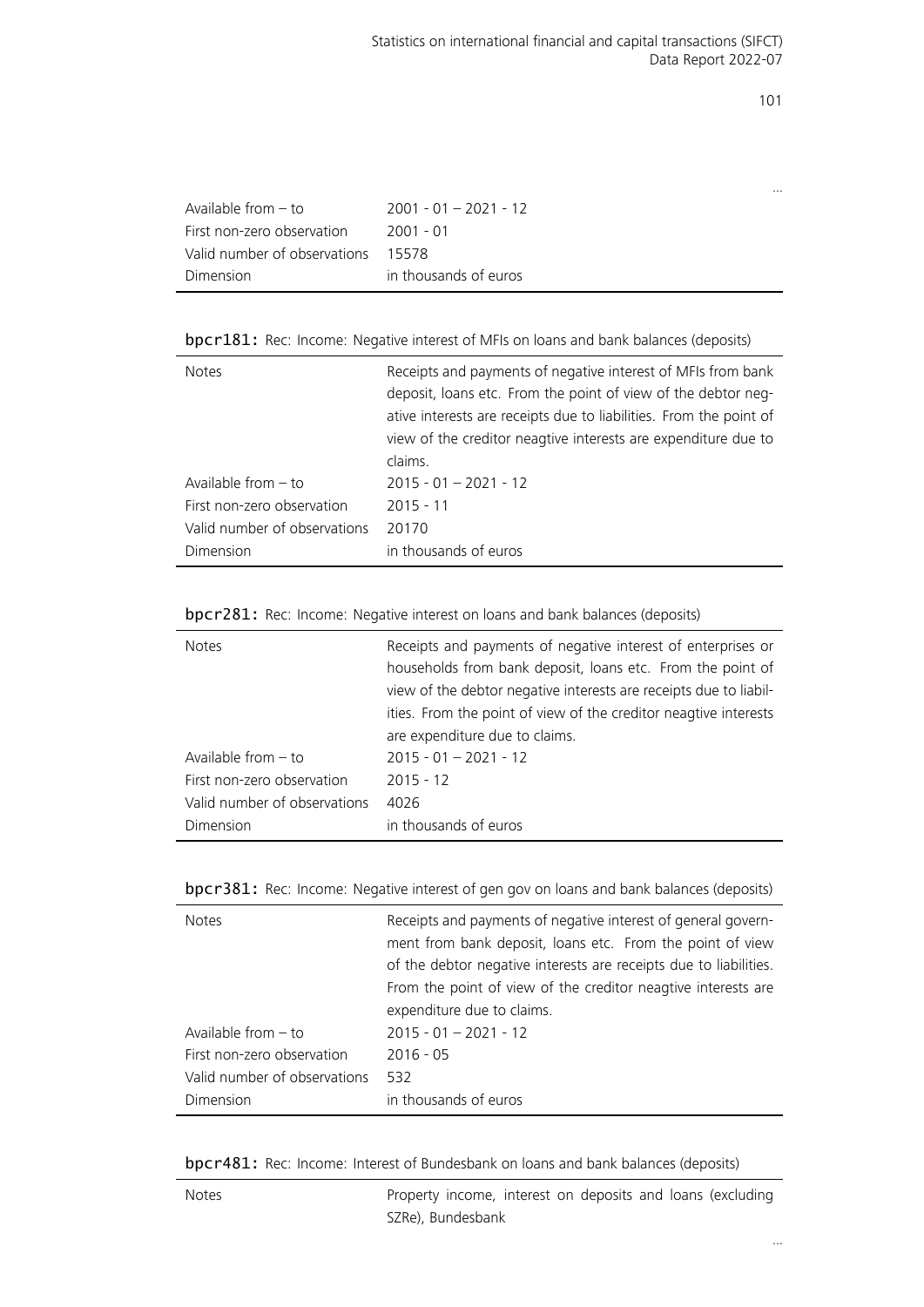...

| | |
|---|---|
| Available from – to | 2001 - 01 – 2021 - 12 |
| First non-zero observation | 2001 - 01 |
| Valid number of observations | 15578 |
| Dimension | in thousands of euros |

**bpcr181:** Rec: Income: Negative interest of MFIs on loans and bank balances (deposits)

| | |
|---|---|
| Notes | Receipts and payments of negative interest of MFIs from bank deposit, loans etc. From the point of view of the debtor negative interests are receipts due to liabilities. From the point of view of the creditor neagtive interests are expenditure due to claims. |
| Available from – to | 2015 - 01 – 2021 - 12 |
| First non-zero observation | 2015 - 11 |
| Valid number of observations | 20170 |
| Dimension | in thousands of euros |

**bpcr281:** Rec: Income: Negative interest on loans and bank balances (deposits)

| | |
|---|---|
| Notes | Receipts and payments of negative interest of enterprises or households from bank deposit, loans etc. From the point of view of the debtor negative interests are receipts due to liabilities. From the point of view of the creditor neagtive interests are expenditure due to claims. |
| Available from – to | 2015 - 01 – 2021 - 12 |
| First non-zero observation | 2015 - 12 |
| Valid number of observations | 4026 |
| Dimension | in thousands of euros |

**bpcr381:** Rec: Income: Negative interest of gen gov on loans and bank balances (deposits)

| | |
|---|---|
| Notes | Receipts and payments of negative interest of general government from bank deposit, loans etc. From the point of view of the debtor negative interests are receipts due to liabilities. From the point of view of the creditor neagtive interests are expenditure due to claims. |
| Available from – to | 2015 - 01 – 2021 - 12 |
| First non-zero observation | 2016 - 05 |
| Valid number of observations | 532 |
| Dimension | in thousands of euros |

**bpcr481:** Rec: Income: Interest of Bundesbank on loans and bank balances (deposits)

| | |
|---|---|
| Notes | Property income, interest on deposits and loans (excluding SZRe), Bundesbank |

...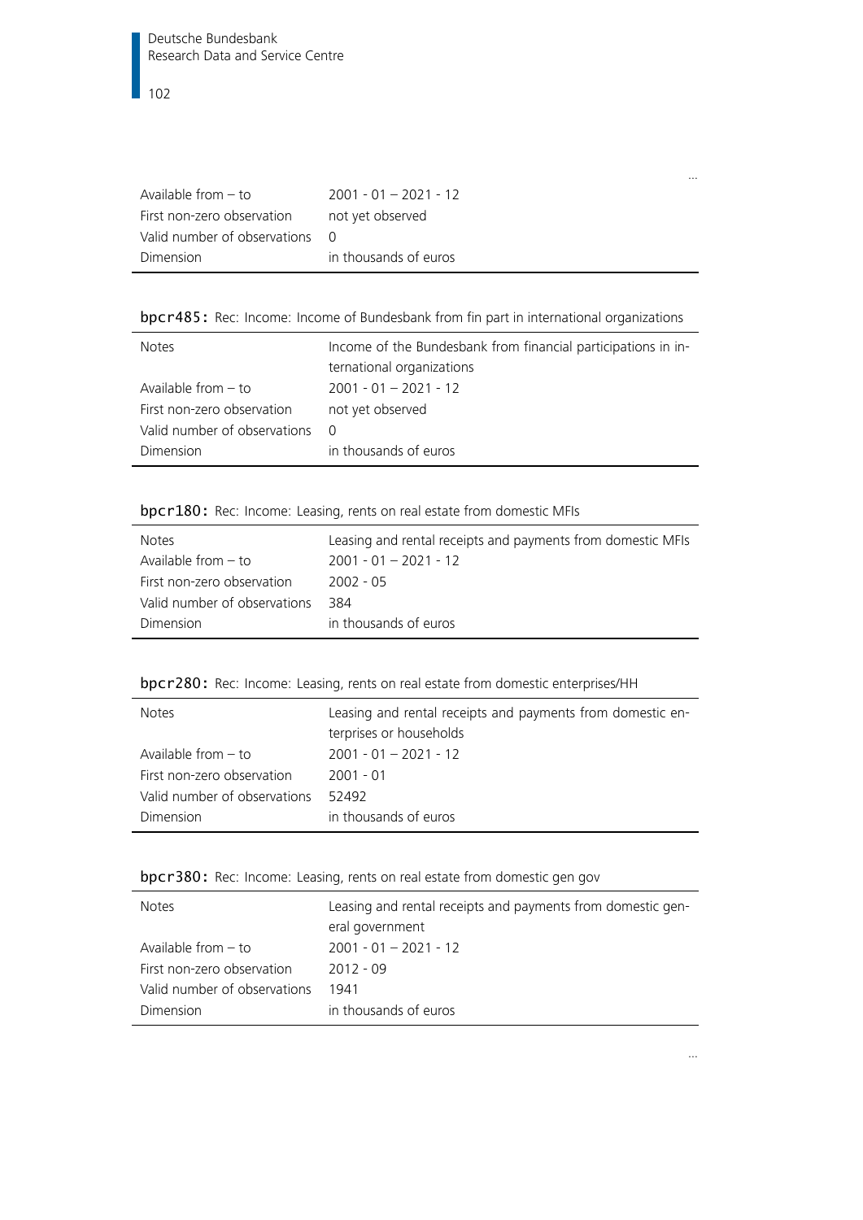...

| | |
|---|---|
| Available from – to | 2001 - 01 – 2021 - 12 |
| First non-zero observation | not yet observed |
| Valid number of observations | 0 |
| Dimension | in thousands of euros |

**bpcr485:** Rec: Income: Income of Bundesbank from fin part in international organizations

| | |
|---|---|
| Notes | Income of the Bundesbank from financial participations in international organizations |
| Available from – to | 2001 - 01 – 2021 - 12 |
| First non-zero observation | not yet observed |
| Valid number of observations | 0 |
| Dimension | in thousands of euros |

**bpcr180:** Rec: Income: Leasing, rents on real estate from domestic MFIs

| | |
|---|---|
| Notes | Leasing and rental receipts and payments from domestic MFIs |
| Available from – to | 2001 - 01 – 2021 - 12 |
| First non-zero observation | 2002 - 05 |
| Valid number of observations | 384 |
| Dimension | in thousands of euros |

**bpcr280:** Rec: Income: Leasing, rents on real estate from domestic enterprises/HH

| | |
|---|---|
| Notes | Leasing and rental receipts and payments from domestic enterprises or households |
| Available from – to | 2001 - 01 – 2021 - 12 |
| First non-zero observation | 2001 - 01 |
| Valid number of observations | 52492 |
| Dimension | in thousands of euros |

**bpcr380:** Rec: Income: Leasing, rents on real estate from domestic gen gov

| | |
|---|---|
| Notes | Leasing and rental receipts and payments from domestic general government |
| Available from – to | 2001 - 01 – 2021 - 12 |
| First non-zero observation | 2012 - 09 |
| Valid number of observations | 1941 |
| Dimension | in thousands of euros |

...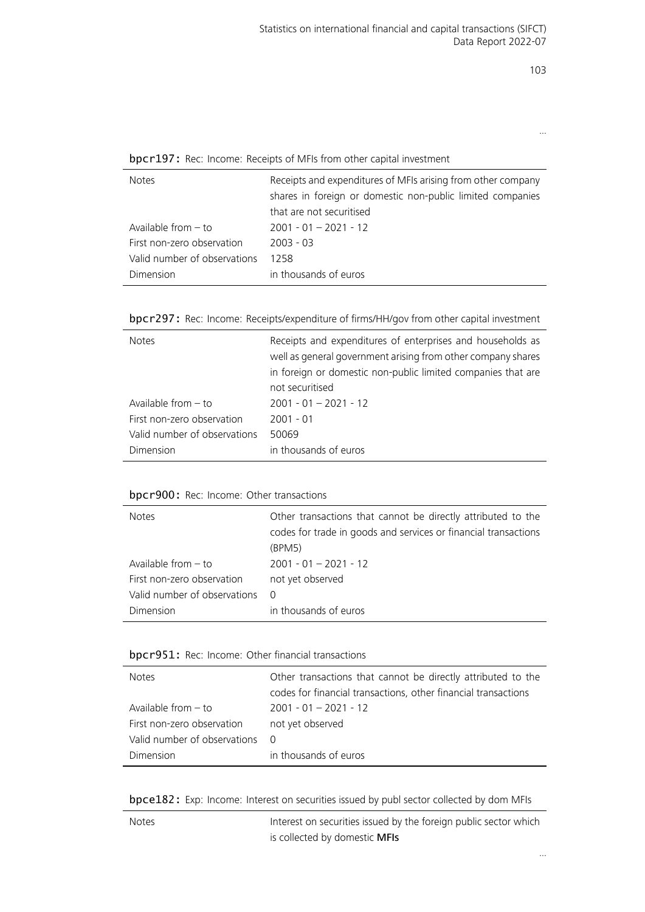…

**bpcr197:** Rec: Income: Receipts of MFIs from other capital investment

| | |
|---|---|
| Notes | Receipts and expenditures of MFIs arising from other company shares in foreign or domestic non-public limited companies that are not securitised |
| Available from – to | 2001 - 01 – 2021 - 12 |
| First non-zero observation | 2003 - 03 |
| Valid number of observations | 1258 |
| Dimension | in thousands of euros |

**bpcr297:** Rec: Income: Receipts/expenditure of firms/HH/gov from other capital investment

| | |
|---|---|
| Notes | Receipts and expenditures of enterprises and households as well as general government arising from other company shares in foreign or domestic non-public limited companies that are not securitised |
| Available from – to | 2001 - 01 – 2021 - 12 |
| First non-zero observation | 2001 - 01 |
| Valid number of observations | 50069 |
| Dimension | in thousands of euros |

**bpcr900:** Rec: Income: Other transactions

| | |
|---|---|
| Notes | Other transactions that cannot be directly attributed to the codes for trade in goods and services or financial transactions (BPM5) |
| Available from – to | 2001 - 01 – 2021 - 12 |
| First non-zero observation | not yet observed |
| Valid number of observations | 0 |
| Dimension | in thousands of euros |

**bpcr951:** Rec: Income: Other financial transactions

| | |
|---|---|
| Notes | Other transactions that cannot be directly attributed to the codes for financial transactions, other financial transactions |
| Available from – to | 2001 - 01 – 2021 - 12 |
| First non-zero observation | not yet observed |
| Valid number of observations | 0 |
| Dimension | in thousands of euros |

**bpce182:** Exp: Income: Interest on securities issued by publ sector collected by dom MFIs

| | |
|---|---|
| Notes | Interest on securities issued by the foreign public sector which is collected by domestic **MFIs** |

…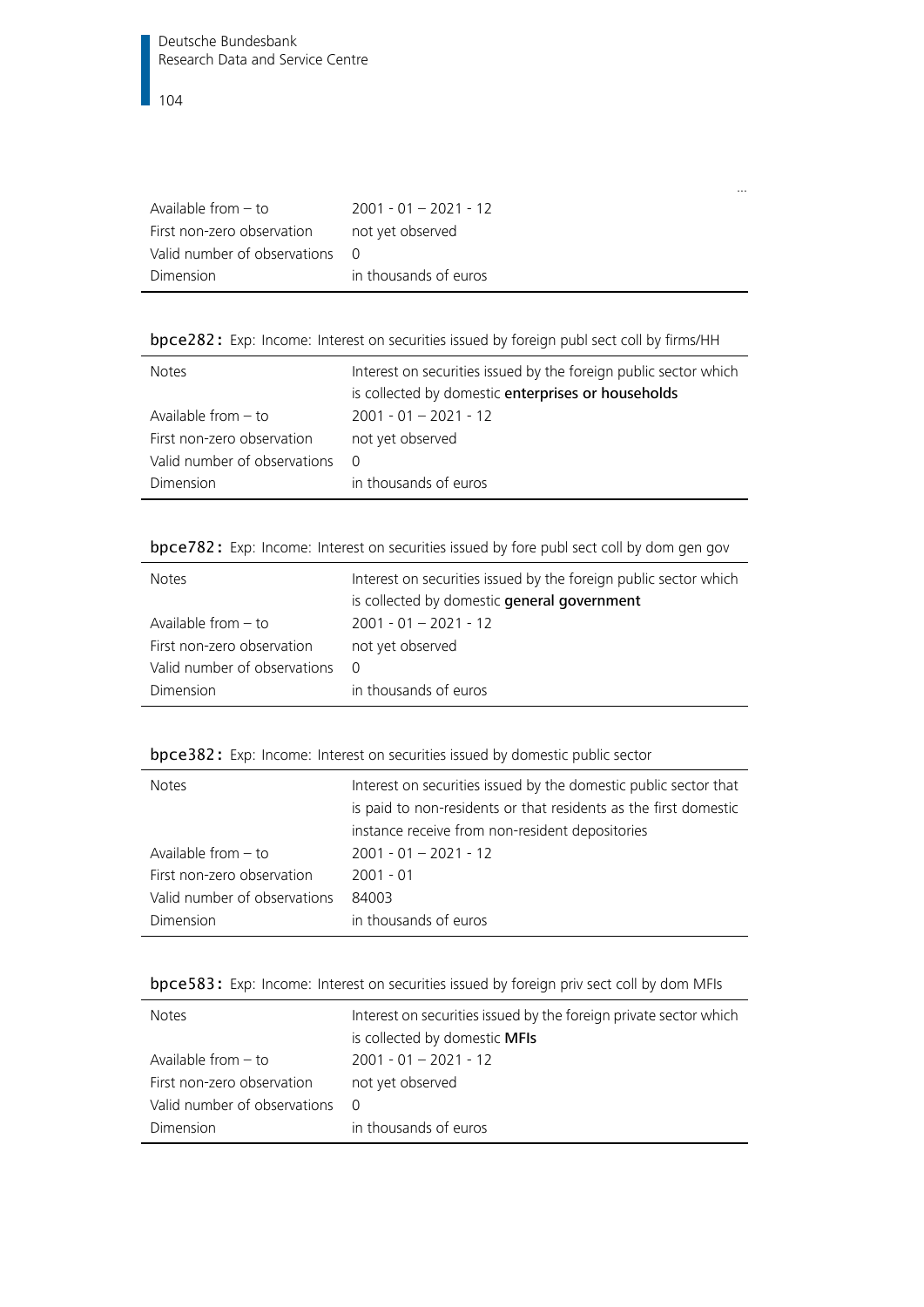...

| | |
|---|---|
| Available from – to | 2001 - 01 – 2021 - 12 |
| First non-zero observation | not yet observed |
| Valid number of observations | 0 |
| Dimension | in thousands of euros |

**bpce282:** Exp: Income: Interest on securities issued by foreign publ sect coll by firms/HH

| | |
|---|---|
| Notes | Interest on securities issued by the foreign public sector which is collected by domestic **enterprises or households** |
| Available from – to | 2001 - 01 – 2021 - 12 |
| First non-zero observation | not yet observed |
| Valid number of observations | 0 |
| Dimension | in thousands of euros |

**bpce782:** Exp: Income: Interest on securities issued by fore publ sect coll by dom gen gov

| | |
|---|---|
| Notes | Interest on securities issued by the foreign public sector which is collected by domestic **general government** |
| Available from – to | 2001 - 01 – 2021 - 12 |
| First non-zero observation | not yet observed |
| Valid number of observations | 0 |
| Dimension | in thousands of euros |

**bpce382:** Exp: Income: Interest on securities issued by domestic public sector

| | |
|---|---|
| Notes | Interest on securities issued by the domestic public sector that is paid to non-residents or that residents as the first domestic instance receive from non-resident depositories |
| Available from – to | 2001 - 01 – 2021 - 12 |
| First non-zero observation | 2001 - 01 |
| Valid number of observations | 84003 |
| Dimension | in thousands of euros |

**bpce583:** Exp: Income: Interest on securities issued by foreign priv sect coll by dom MFIs

| | |
|---|---|
| Notes | Interest on securities issued by the foreign private sector which is collected by domestic **MFIs** |
| Available from – to | 2001 - 01 – 2021 - 12 |
| First non-zero observation | not yet observed |
| Valid number of observations | 0 |
| Dimension | in thousands of euros |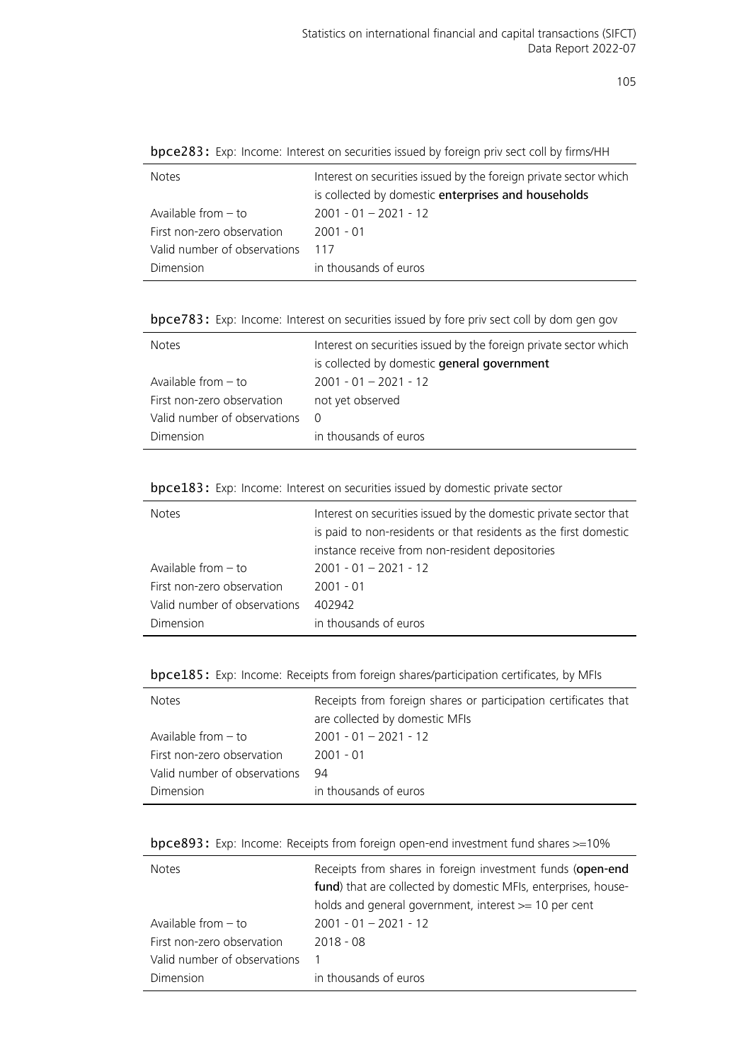**bpce283:** Exp: Income: Interest on securities issued by foreign priv sect coll by firms/HH

| | |
|---|---|
| Notes | Interest on securities issued by the foreign private sector which is collected by domestic **enterprises and households** |
| Available from – to | 2001 - 01 – 2021 - 12 |
| First non-zero observation | 2001 - 01 |
| Valid number of observations | 117 |
| Dimension | in thousands of euros |

**bpce783:** Exp: Income: Interest on securities issued by fore priv sect coll by dom gen gov

| | |
|---|---|
| Notes | Interest on securities issued by the foreign private sector which is collected by domestic **general government** |
| Available from – to | 2001 - 01 – 2021 - 12 |
| First non-zero observation | not yet observed |
| Valid number of observations | 0 |
| Dimension | in thousands of euros |

**bpce183:** Exp: Income: Interest on securities issued by domestic private sector

| | |
|---|---|
| Notes | Interest on securities issued by the domestic private sector that is paid to non-residents or that residents as the first domestic instance receive from non-resident depositories |
| Available from – to | 2001 - 01 – 2021 - 12 |
| First non-zero observation | 2001 - 01 |
| Valid number of observations | 402942 |
| Dimension | in thousands of euros |

**bpce185:** Exp: Income: Receipts from foreign shares/participation certificates, by MFIs

| | |
|---|---|
| Notes | Receipts from foreign shares or participation certificates that are collected by domestic MFIs |
| Available from – to | 2001 - 01 – 2021 - 12 |
| First non-zero observation | 2001 - 01 |
| Valid number of observations | 94 |
| Dimension | in thousands of euros |

**bpce893:** Exp: Income: Receipts from foreign open-end investment fund shares >=10%

| | |
|---|---|
| Notes | Receipts from shares in foreign investment funds (**open-end fund**) that are collected by domestic MFIs, enterprises, households and general government, interest >= 10 per cent |
| Available from – to | 2001 - 01 – 2021 - 12 |
| First non-zero observation | 2018 - 08 |
| Valid number of observations | 1 |
| Dimension | in thousands of euros |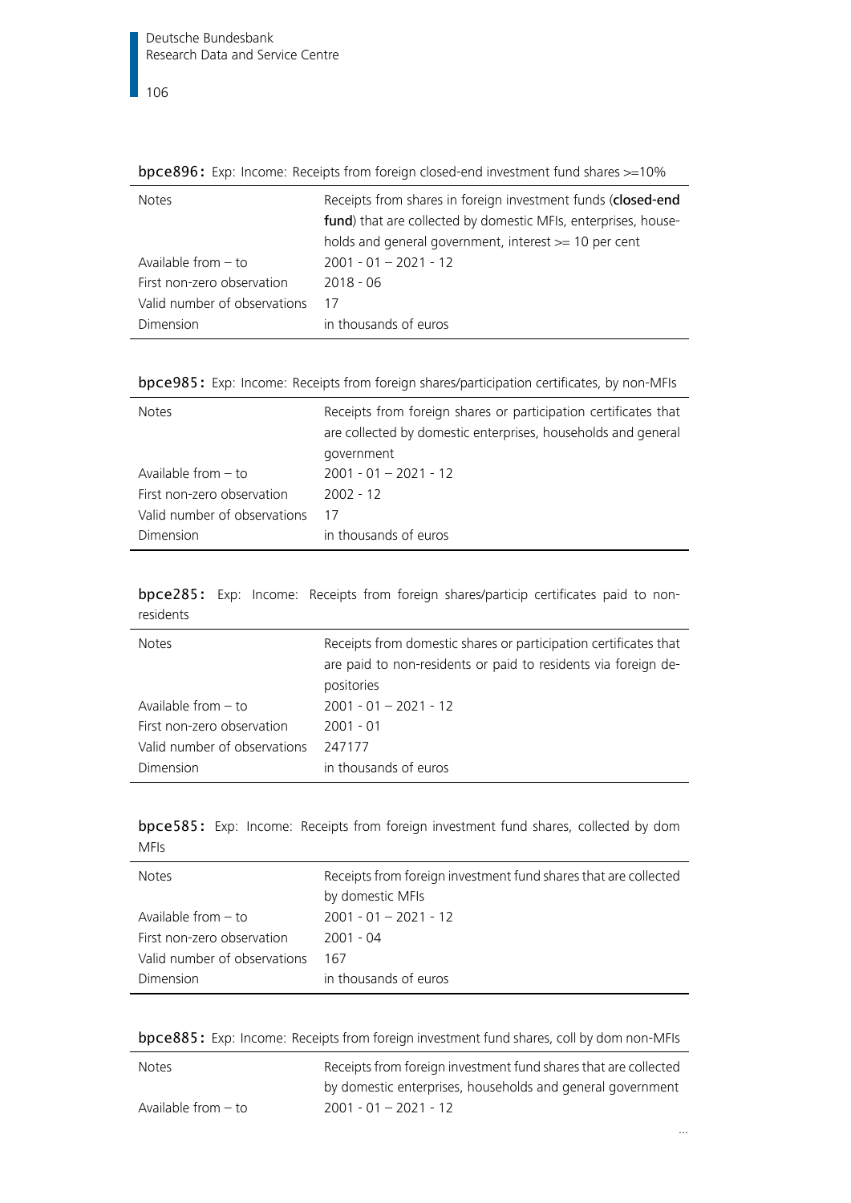**bpce896:** Exp: Income: Receipts from foreign closed-end investment fund shares >=10%

| | |
|---|---|
| Notes | Receipts from shares in foreign investment funds (**closed-end fund**) that are collected by domestic MFIs, enterprises, households and general government, interest >= 10 per cent |
| Available from – to | 2001 - 01 – 2021 - 12 |
| First non-zero observation | 2018 - 06 |
| Valid number of observations | 17 |
| Dimension | in thousands of euros |

**bpce985:** Exp: Income: Receipts from foreign shares/participation certificates, by non-MFIs

| | |
|---|---|
| Notes | Receipts from foreign shares or participation certificates that are collected by domestic enterprises, households and general government |
| Available from – to | 2001 - 01 – 2021 - 12 |
| First non-zero observation | 2002 - 12 |
| Valid number of observations | 17 |
| Dimension | in thousands of euros |

**bpce285:** Exp: Income: Receipts from foreign shares/particip certificates paid to non-residents

| | |
|---|---|
| Notes | Receipts from domestic shares or participation certificates that are paid to non-residents or paid to residents via foreign depositories |
| Available from – to | 2001 - 01 – 2021 - 12 |
| First non-zero observation | 2001 - 01 |
| Valid number of observations | 247177 |
| Dimension | in thousands of euros |

**bpce585:** Exp: Income: Receipts from foreign investment fund shares, collected by dom MFIs

| | |
|---|---|
| Notes | Receipts from foreign investment fund shares that are collected by domestic MFIs |
| Available from – to | 2001 - 01 – 2021 - 12 |
| First non-zero observation | 2001 - 04 |
| Valid number of observations | 167 |
| Dimension | in thousands of euros |

**bpce885:** Exp: Income: Receipts from foreign investment fund shares, coll by dom non-MFIs

| | |
|---|---|
| Notes | Receipts from foreign investment fund shares that are collected by domestic enterprises, households and general government |
| Available from – to | 2001 - 01 – 2021 - 12 |

...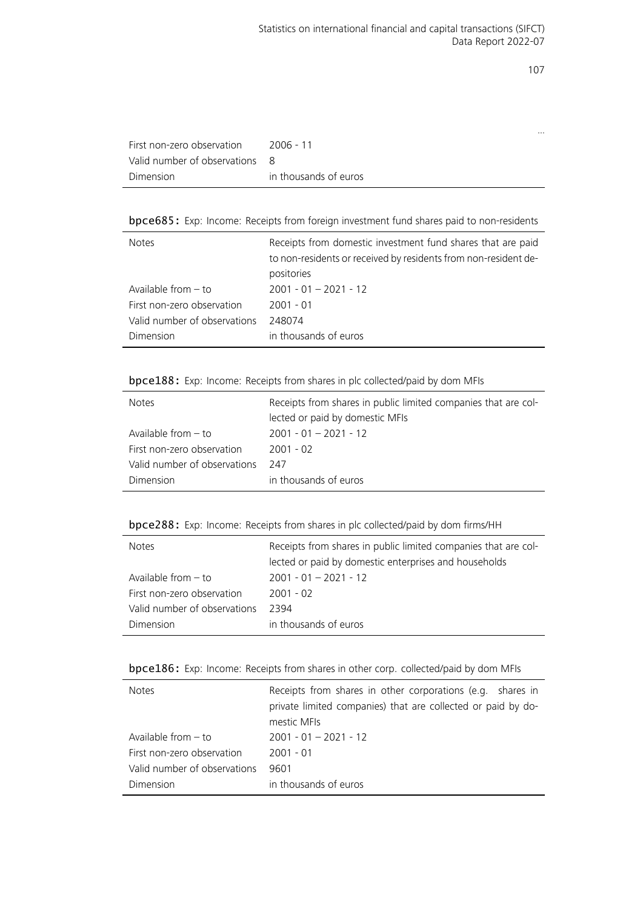…

| | |
|---|---|
| First non-zero observation | 2006 - 11 |
| Valid number of observations | 8 |
| Dimension | in thousands of euros |

**bpce685:** Exp: Income: Receipts from foreign investment fund shares paid to non-residents

| | |
|---|---|
| Notes | Receipts from domestic investment fund shares that are paid to non-residents or received by residents from non-resident depositories |
| Available from – to | 2001 - 01 – 2021 - 12 |
| First non-zero observation | 2001 - 01 |
| Valid number of observations | 248074 |
| Dimension | in thousands of euros |

**bpce188:** Exp: Income: Receipts from shares in plc collected/paid by dom MFIs

| | |
|---|---|
| Notes | Receipts from shares in public limited companies that are collected or paid by domestic MFIs |
| Available from – to | 2001 - 01 – 2021 - 12 |
| First non-zero observation | 2001 - 02 |
| Valid number of observations | 247 |
| Dimension | in thousands of euros |

**bpce288:** Exp: Income: Receipts from shares in plc collected/paid by dom firms/HH

| | |
|---|---|
| Notes | Receipts from shares in public limited companies that are collected or paid by domestic enterprises and households |
| Available from – to | 2001 - 01 – 2021 - 12 |
| First non-zero observation | 2001 - 02 |
| Valid number of observations | 2394 |
| Dimension | in thousands of euros |

**bpce186:** Exp: Income: Receipts from shares in other corp. collected/paid by dom MFIs

| | |
|---|---|
| Notes | Receipts from shares in other corporations (e.g. shares in private limited companies) that are collected or paid by domestic MFIs |
| Available from – to | 2001 - 01 – 2021 - 12 |
| First non-zero observation | 2001 - 01 |
| Valid number of observations | 9601 |
| Dimension | in thousands of euros |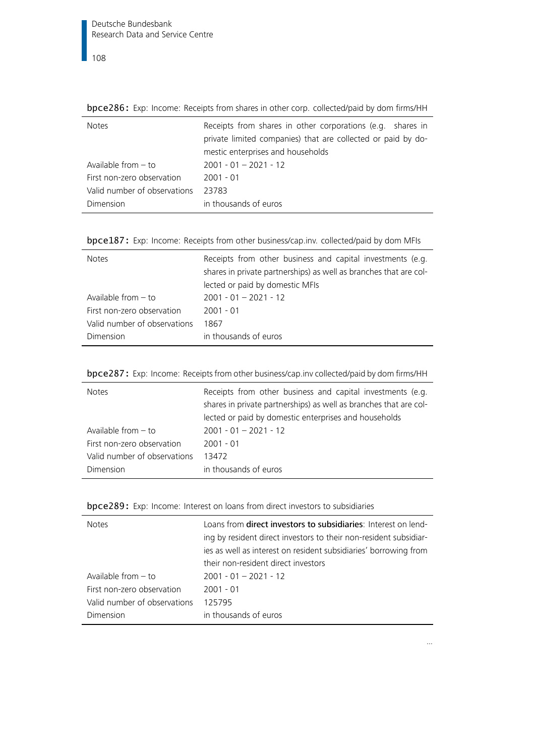**bpce286:** Exp: Income: Receipts from shares in other corp. collected/paid by dom firms/HH

| | |
|---|---|
| Notes | Receipts from shares in other corporations (e.g. shares in private limited companies) that are collected or paid by domestic enterprises and households |
| Available from – to | 2001 - 01 – 2021 - 12 |
| First non-zero observation | 2001 - 01 |
| Valid number of observations | 23783 |
| Dimension | in thousands of euros |

**bpce187:** Exp: Income: Receipts from other business/cap.inv. collected/paid by dom MFIs

| | |
|---|---|
| Notes | Receipts from other business and capital investments (e.g. shares in private partnerships) as well as branches that are collected or paid by domestic MFIs |
| Available from – to | 2001 - 01 – 2021 - 12 |
| First non-zero observation | 2001 - 01 |
| Valid number of observations | 1867 |
| Dimension | in thousands of euros |

**bpce287:** Exp: Income: Receipts from other business/cap.inv collected/paid by dom firms/HH

| | |
|---|---|
| Notes | Receipts from other business and capital investments (e.g. shares in private partnerships) as well as branches that are collected or paid by domestic enterprises and households |
| Available from – to | 2001 - 01 – 2021 - 12 |
| First non-zero observation | 2001 - 01 |
| Valid number of observations | 13472 |
| Dimension | in thousands of euros |

**bpce289:** Exp: Income: Interest on loans from direct investors to subsidiaries

| | |
|---|---|
| Notes | Loans from **direct investors to subsidiaries**: Interest on lending by resident direct investors to their non-resident subsidiaries as well as interest on resident subsidiaries' borrowing from their non-resident direct investors |
| Available from – to | 2001 - 01 – 2021 - 12 |
| First non-zero observation | 2001 - 01 |
| Valid number of observations | 125795 |
| Dimension | in thousands of euros |

...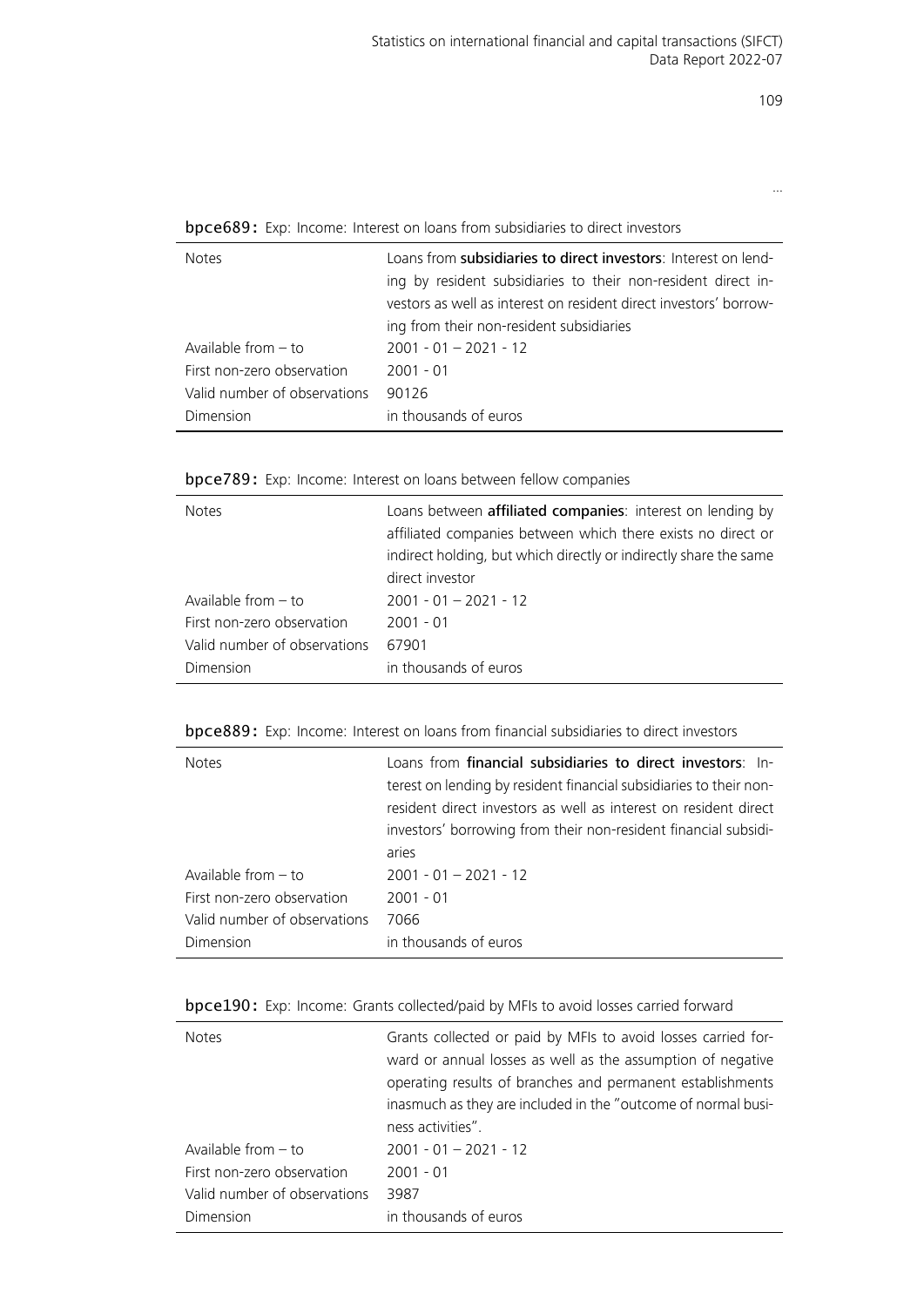...

**bpce689:** Exp: Income: Interest on loans from subsidiaries to direct investors

| | |
|---|---|
| Notes | Loans from **subsidiaries to direct investors**: Interest on lending by resident subsidiaries to their non-resident direct investors as well as interest on resident direct investors' borrowing from their non-resident subsidiaries |
| Available from – to | 2001 - 01 – 2021 - 12 |
| First non-zero observation | 2001 - 01 |
| Valid number of observations | 90126 |
| Dimension | in thousands of euros |

**bpce789:** Exp: Income: Interest on loans between fellow companies

| | |
|---|---|
| Notes | Loans between **affiliated companies**: interest on lending by affiliated companies between which there exists no direct or indirect holding, but which directly or indirectly share the same direct investor |
| Available from – to | 2001 - 01 – 2021 - 12 |
| First non-zero observation | 2001 - 01 |
| Valid number of observations | 67901 |
| Dimension | in thousands of euros |

**bpce889:** Exp: Income: Interest on loans from financial subsidiaries to direct investors

| | |
|---|---|
| Notes | Loans from **financial subsidiaries to direct investors**: Interest on lending by resident financial subsidiaries to their non-resident direct investors as well as interest on resident direct investors' borrowing from their non-resident financial subsidiaries |
| Available from – to | 2001 - 01 – 2021 - 12 |
| First non-zero observation | 2001 - 01 |
| Valid number of observations | 7066 |
| Dimension | in thousands of euros |

**bpce190:** Exp: Income: Grants collected/paid by MFIs to avoid losses carried forward

| | |
|---|---|
| Notes | Grants collected or paid by MFIs to avoid losses carried forward or annual losses as well as the assumption of negative operating results of branches and permanent establishments inasmuch as they are included in the "outcome of normal business activities". |
| Available from – to | 2001 - 01 – 2021 - 12 |
| First non-zero observation | 2001 - 01 |
| Valid number of observations | 3987 |
| Dimension | in thousands of euros |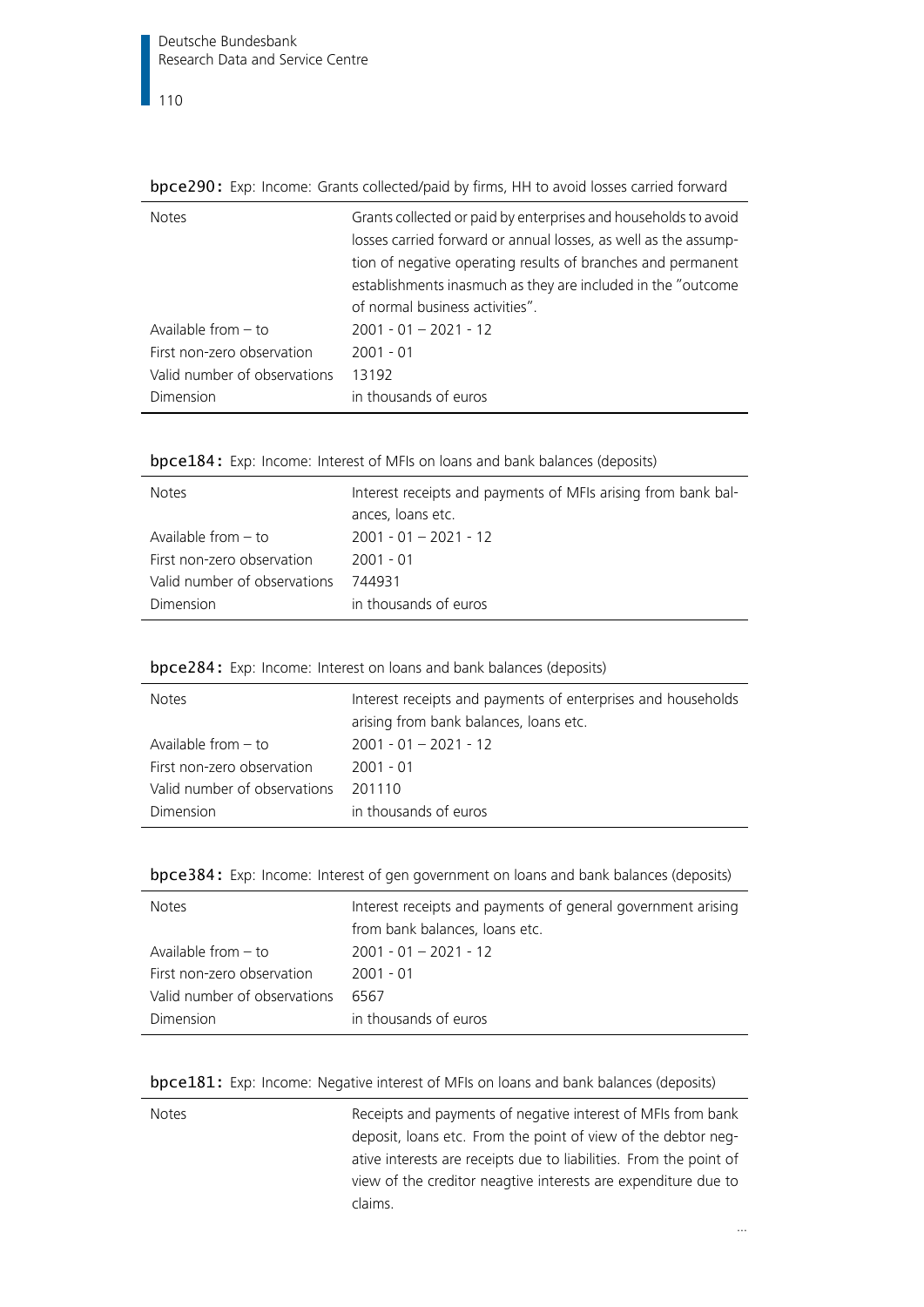**bpce290:** Exp: Income: Grants collected/paid by firms, HH to avoid losses carried forward

| | |
|---|---|
| Notes | Grants collected or paid by enterprises and households to avoid losses carried forward or annual losses, as well as the assumption of negative operating results of branches and permanent establishments inasmuch as they are included in the "outcome of normal business activities". |
| Available from – to | 2001 - 01 – 2021 - 12 |
| First non-zero observation | 2001 - 01 |
| Valid number of observations | 13192 |
| Dimension | in thousands of euros |

**bpce184:** Exp: Income: Interest of MFIs on loans and bank balances (deposits)

| | |
|---|---|
| Notes | Interest receipts and payments of MFIs arising from bank balances, loans etc. |
| Available from – to | 2001 - 01 – 2021 - 12 |
| First non-zero observation | 2001 - 01 |
| Valid number of observations | 744931 |
| Dimension | in thousands of euros |

**bpce284:** Exp: Income: Interest on loans and bank balances (deposits)

| | |
|---|---|
| Notes | Interest receipts and payments of enterprises and households arising from bank balances, loans etc. |
| Available from – to | 2001 - 01 – 2021 - 12 |
| First non-zero observation | 2001 - 01 |
| Valid number of observations | 201110 |
| Dimension | in thousands of euros |

**bpce384:** Exp: Income: Interest of gen government on loans and bank balances (deposits)

| | |
|---|---|
| Notes | Interest receipts and payments of general government arising from bank balances, loans etc. |
| Available from – to | 2001 - 01 – 2021 - 12 |
| First non-zero observation | 2001 - 01 |
| Valid number of observations | 6567 |
| Dimension | in thousands of euros |

**bpce181:** Exp: Income: Negative interest of MFIs on loans and bank balances (deposits)

| | |
|---|---|
| Notes | Receipts and payments of negative interest of MFIs from bank deposit, loans etc. From the point of view of the debtor negative interests are receipts due to liabilities. From the point of view of the creditor neagtive interests are expenditure due to claims. |

...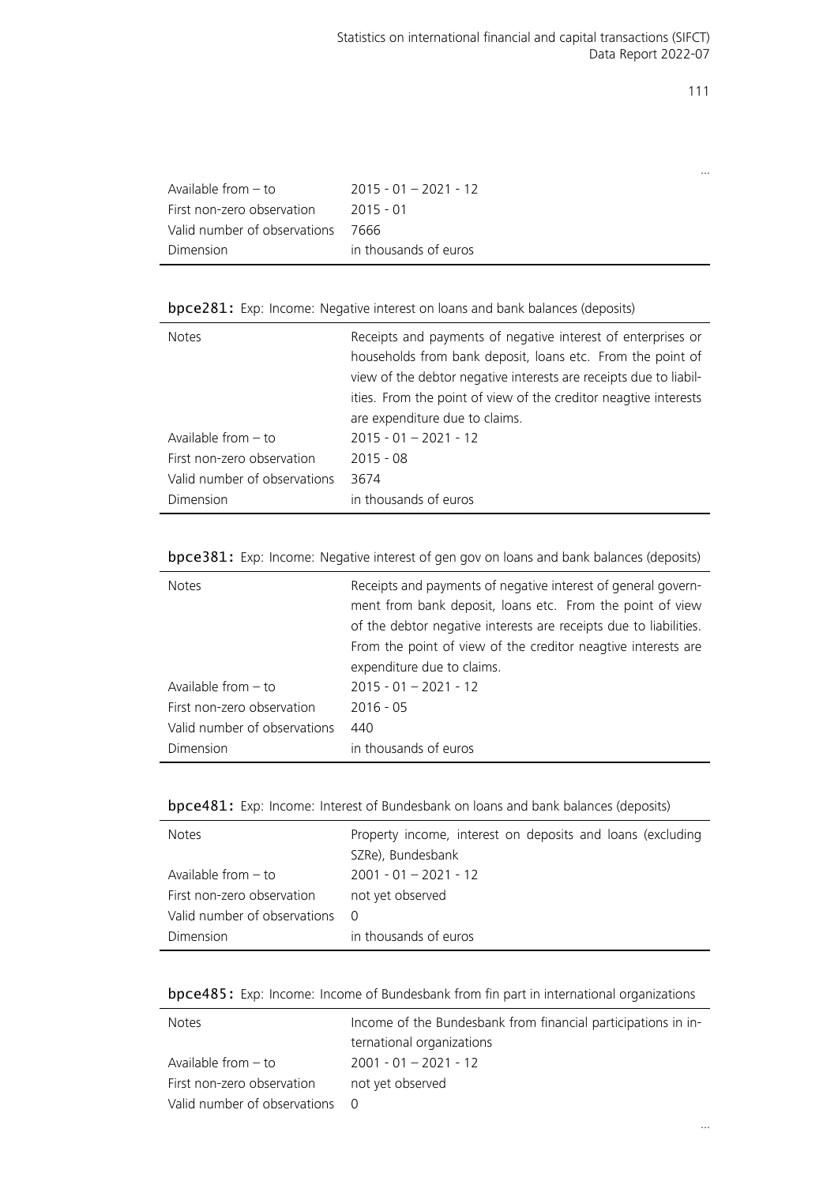…

| | |
|---|---|
| Available from – to | 2015 - 01 – 2021 - 12 |
| First non-zero observation | 2015 - 01 |
| Valid number of observations | 7666 |
| Dimension | in thousands of euros |

**bpce281:** Exp: Income: Negative interest on loans and bank balances (deposits)

| | |
|---|---|
| Notes | Receipts and payments of negative interest of enterprises or households from bank deposit, loans etc. From the point of view of the debtor negative interests are receipts due to liabilities. From the point of view of the creditor neagtive interests are expenditure due to claims. |
| Available from – to | 2015 - 01 – 2021 - 12 |
| First non-zero observation | 2015 - 08 |
| Valid number of observations | 3674 |
| Dimension | in thousands of euros |

**bpce381:** Exp: Income: Negative interest of gen gov on loans and bank balances (deposits)

| | |
|---|---|
| Notes | Receipts and payments of negative interest of general government from bank deposit, loans etc. From the point of view of the debtor negative interests are receipts due to liabilities. From the point of view of the creditor neagtive interests are expenditure due to claims. |
| Available from – to | 2015 - 01 – 2021 - 12 |
| First non-zero observation | 2016 - 05 |
| Valid number of observations | 440 |
| Dimension | in thousands of euros |

**bpce481:** Exp: Income: Interest of Bundesbank on loans and bank balances (deposits)

| | |
|---|---|
| Notes | Property income, interest on deposits and loans (excluding SZRe), Bundesbank |
| Available from – to | 2001 - 01 – 2021 - 12 |
| First non-zero observation | not yet observed |
| Valid number of observations | 0 |
| Dimension | in thousands of euros |

**bpce485:** Exp: Income: Income of Bundesbank from fin part in international organizations

| | |
|---|---|
| Notes | Income of the Bundesbank from financial participations in international organizations |
| Available from – to | 2001 - 01 – 2021 - 12 |
| First non-zero observation | not yet observed |
| Valid number of observations | 0 |

…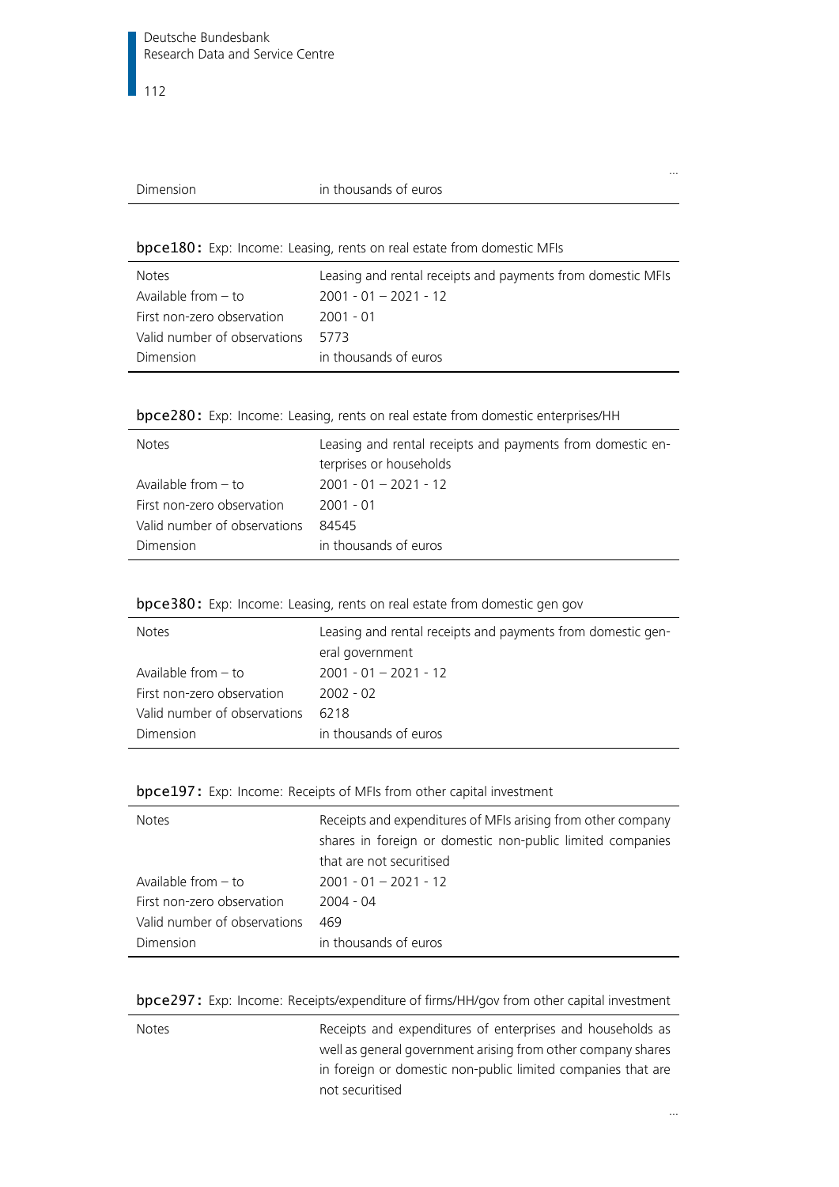| | ... |
|---|---|
| Dimension | in thousands of euros |

**bpce180:** Exp: Income: Leasing, rents on real estate from domestic MFIs

| | |
|---|---|
| Notes | Leasing and rental receipts and payments from domestic MFIs |
| Available from – to | 2001 - 01 – 2021 - 12 |
| First non-zero observation | 2001 - 01 |
| Valid number of observations | 5773 |
| Dimension | in thousands of euros |

**bpce280:** Exp: Income: Leasing, rents on real estate from domestic enterprises/HH

| | |
|---|---|
| Notes | Leasing and rental receipts and payments from domestic enterprises or households |
| Available from – to | 2001 - 01 – 2021 - 12 |
| First non-zero observation | 2001 - 01 |
| Valid number of observations | 84545 |
| Dimension | in thousands of euros |

**bpce380:** Exp: Income: Leasing, rents on real estate from domestic gen gov

| | |
|---|---|
| Notes | Leasing and rental receipts and payments from domestic general government |
| Available from – to | 2001 - 01 – 2021 - 12 |
| First non-zero observation | 2002 - 02 |
| Valid number of observations | 6218 |
| Dimension | in thousands of euros |

**bpce197:** Exp: Income: Receipts of MFIs from other capital investment

| | |
|---|---|
| Notes | Receipts and expenditures of MFIs arising from other company shares in foreign or domestic non-public limited companies that are not securitised |
| Available from – to | 2001 - 01 – 2021 - 12 |
| First non-zero observation | 2004 - 04 |
| Valid number of observations | 469 |
| Dimension | in thousands of euros |

**bpce297:** Exp: Income: Receipts/expenditure of firms/HH/gov from other capital investment

| | |
|---|---|
| Notes | Receipts and expenditures of enterprises and households as well as general government arising from other company shares in foreign or domestic non-public limited companies that are not securitised |
| | ... |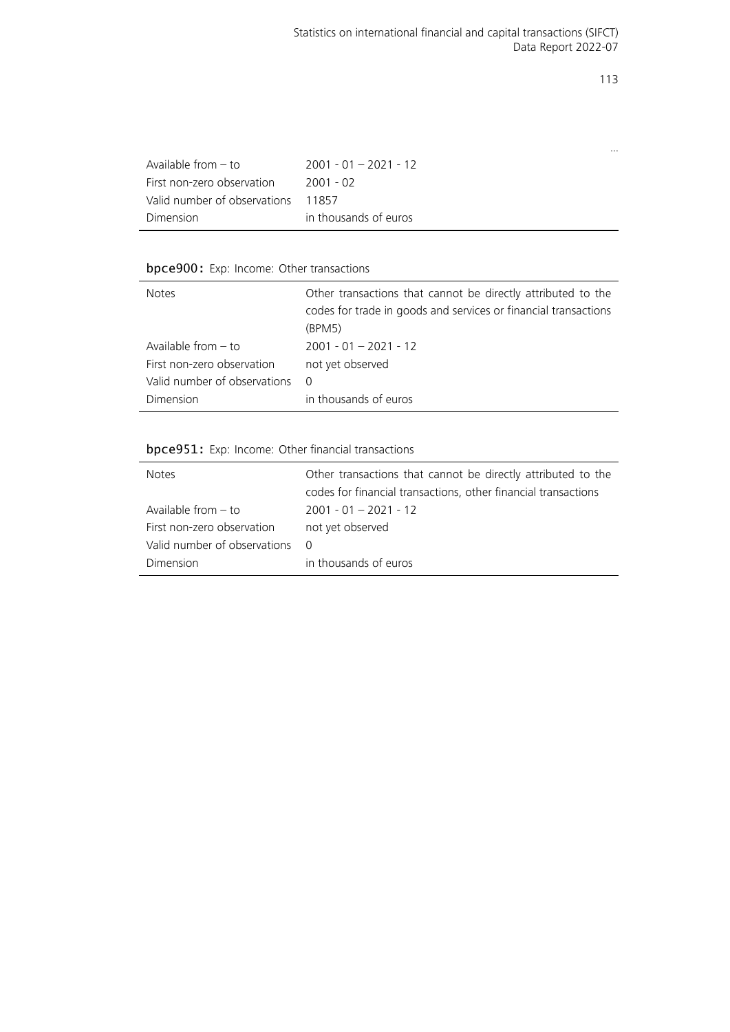…

| | |
|---|---|
| Available from – to | 2001 - 01 – 2021 - 12 |
| First non-zero observation | 2001 - 02 |
| Valid number of observations | 11857 |
| Dimension | in thousands of euros |

**bpce900:** Exp: Income: Other transactions

| | |
|---|---|
| Notes | Other transactions that cannot be directly attributed to the codes for trade in goods and services or financial transactions (BPM5) |
| Available from – to | 2001 - 01 – 2021 - 12 |
| First non-zero observation | not yet observed |
| Valid number of observations | 0 |
| Dimension | in thousands of euros |

**bpce951:** Exp: Income: Other financial transactions

| | |
|---|---|
| Notes | Other transactions that cannot be directly attributed to the codes for financial transactions, other financial transactions |
| Available from – to | 2001 - 01 – 2021 - 12 |
| First non-zero observation | not yet observed |
| Valid number of observations | 0 |
| Dimension | in thousands of euros |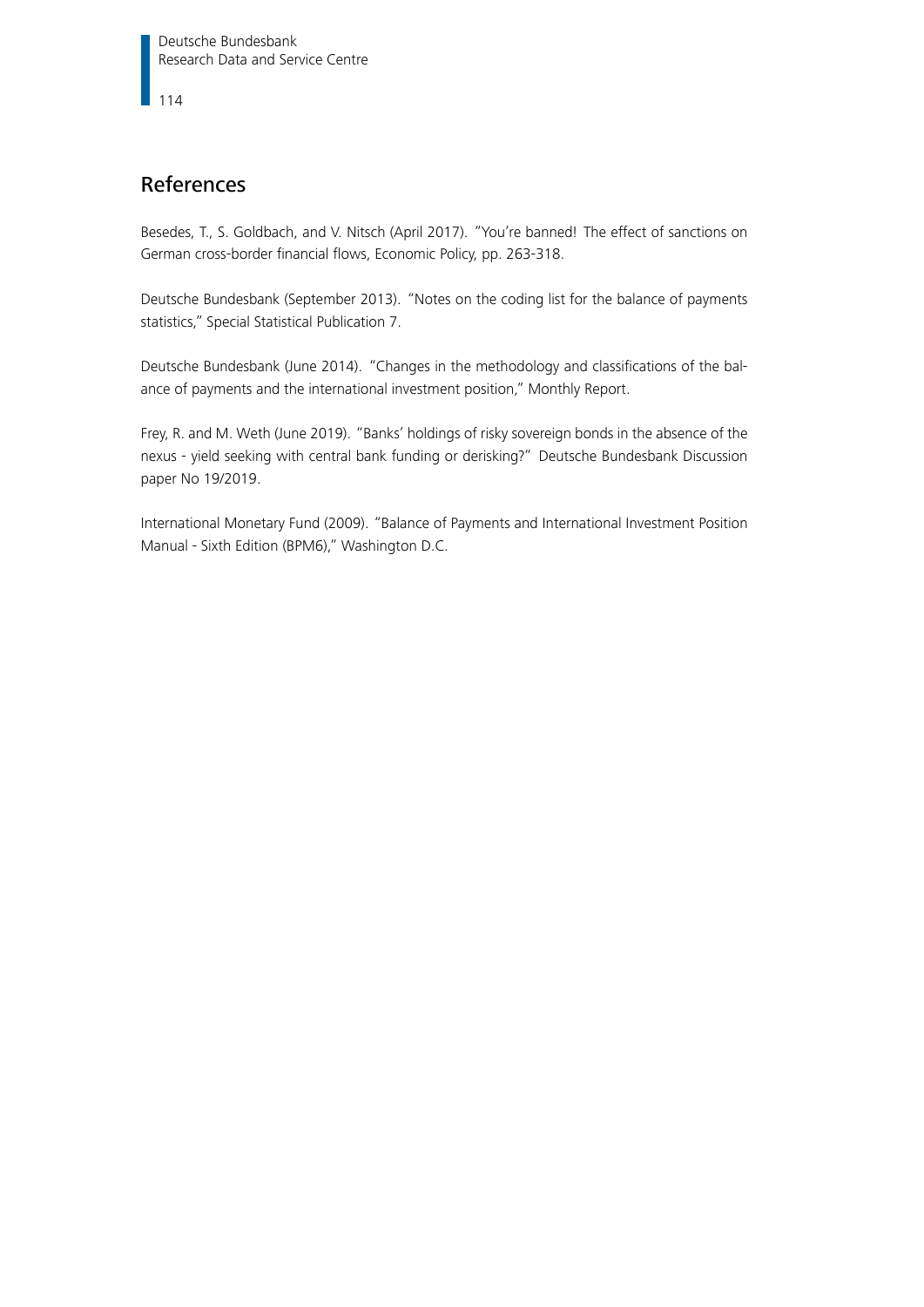## References

Besedes, T., S. Goldbach, and V. Nitsch (April 2017). "You're banned! The effect of sanctions on German cross-border financial flows, Economic Policy, pp. 263-318.

Deutsche Bundesbank (September 2013). "Notes on the coding list for the balance of payments statistics," Special Statistical Publication 7.

Deutsche Bundesbank (June 2014). "Changes in the methodology and classifications of the balance of payments and the international investment position," Monthly Report.

Frey, R. and M. Weth (June 2019). "Banks' holdings of risky sovereign bonds in the absence of the nexus - yield seeking with central bank funding or derisking?" Deutsche Bundesbank Discussion paper No 19/2019.

International Monetary Fund (2009). "Balance of Payments and International Investment Position Manual - Sixth Edition (BPM6)," Washington D.C.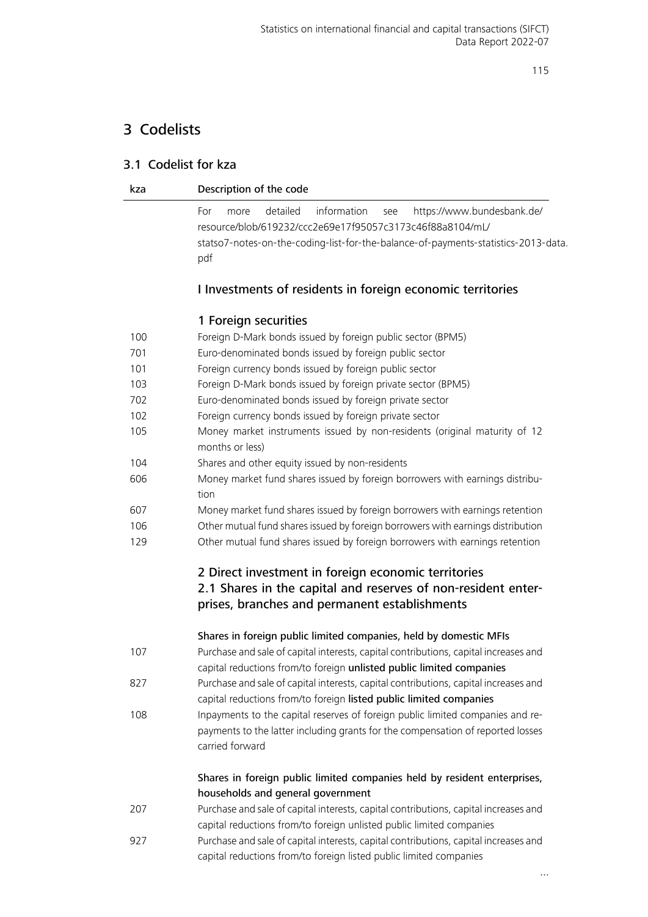# 3 Codelists

## 3.1 Codelist for kza

| kza | Description of the code |
|---|---|
| | For more detailed information see https://www.bundesbank.de/resource/blob/619232/ccc2e69e17f95057c3173c46f88a8104/mL/statso7-notes-on-the-coding-list-for-the-balance-of-payments-statistics-2013-data.pdf |
| | **I Investments of residents in foreign economic territories** |
| | **1 Foreign securities** |
| 100 | Foreign D-Mark bonds issued by foreign public sector (BPM5) |
| 701 | Euro-denominated bonds issued by foreign public sector |
| 101 | Foreign currency bonds issued by foreign public sector |
| 103 | Foreign D-Mark bonds issued by foreign private sector (BPM5) |
| 702 | Euro-denominated bonds issued by foreign private sector |
| 102 | Foreign currency bonds issued by foreign private sector |
| 105 | Money market instruments issued by non-residents (original maturity of 12 months or less) |
| 104 | Shares and other equity issued by non-residents |
| 606 | Money market fund shares issued by foreign borrowers with earnings distribution |
| 607 | Money market fund shares issued by foreign borrowers with earnings retention |
| 106 | Other mutual fund shares issued by foreign borrowers with earnings distribution |
| 129 | Other mutual fund shares issued by foreign borrowers with earnings retention |
| | **2 Direct investment in foreign economic territories** |
| | **2.1 Shares in the capital and reserves of non-resident enterprises, branches and permanent establishments** |
| | **Shares in foreign public limited companies, held by domestic MFIs** |
| 107 | Purchase and sale of capital interests, capital contributions, capital increases and capital reductions from/to foreign **unlisted public limited companies** |
| 827 | Purchase and sale of capital interests, capital contributions, capital increases and capital reductions from/to foreign **listed public limited companies** |
| 108 | Inpayments to the capital reserves of foreign public limited companies and repayments to the latter including grants for the compensation of reported losses carried forward |
| | **Shares in foreign public limited companies held by resident enterprises, households and general government** |
| 207 | Purchase and sale of capital interests, capital contributions, capital increases and capital reductions from/to foreign unlisted public limited companies |
| 927 | Purchase and sale of capital interests, capital contributions, capital increases and capital reductions from/to foreign listed public limited companies |

...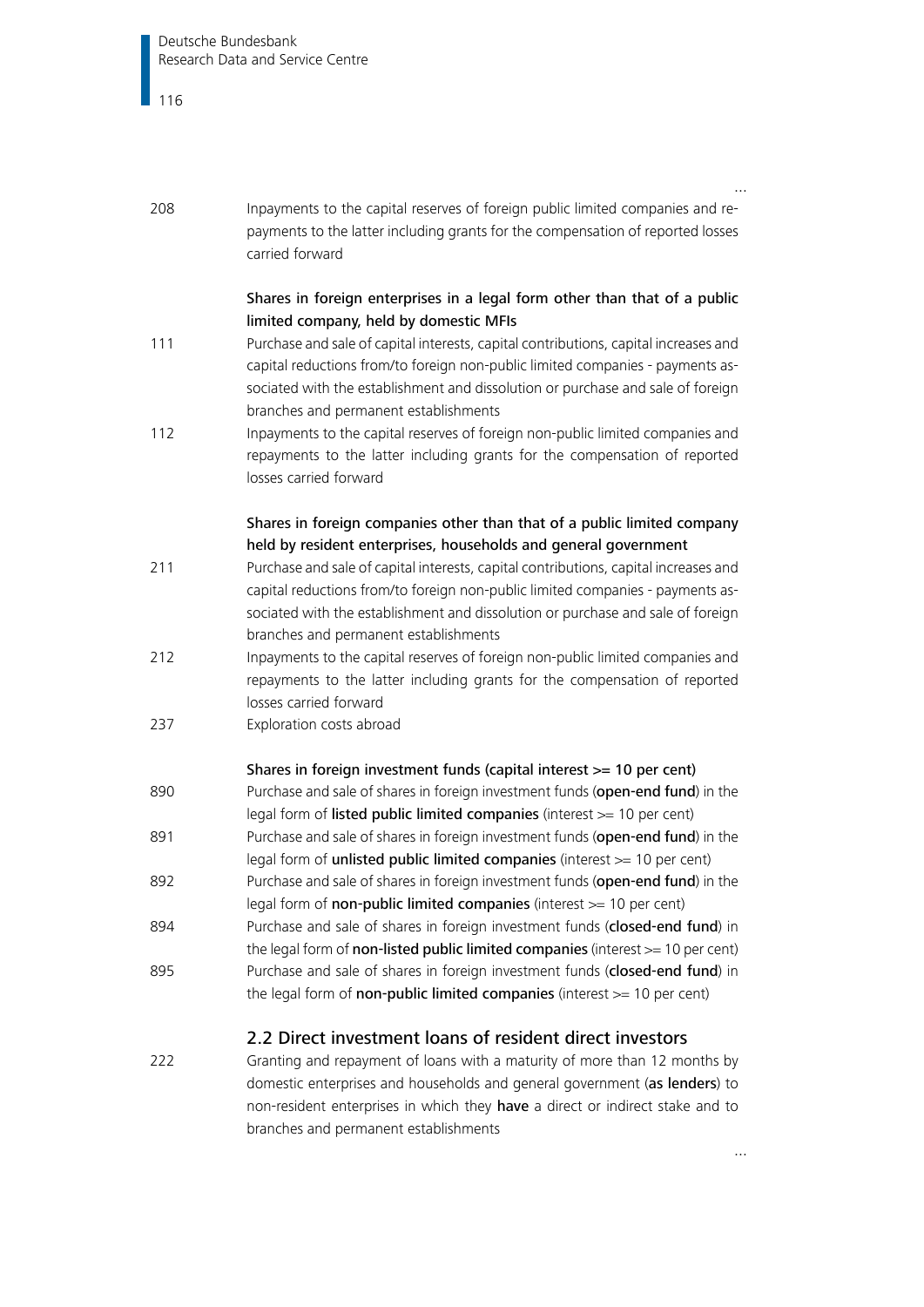…

| | |
|---|---|
| 208 | Inpayments to the capital reserves of foreign public limited companies and repayments to the latter including grants for the compensation of reported losses carried forward |
| | **Shares in foreign enterprises in a legal form other than that of a public limited company, held by domestic MFIs** |
| 111 | Purchase and sale of capital interests, capital contributions, capital increases and capital reductions from/to foreign non-public limited companies - payments associated with the establishment and dissolution or purchase and sale of foreign branches and permanent establishments |
| 112 | Inpayments to the capital reserves of foreign non-public limited companies and repayments to the latter including grants for the compensation of reported losses carried forward |
| | **Shares in foreign companies other than that of a public limited company held by resident enterprises, households and general government** |
| 211 | Purchase and sale of capital interests, capital contributions, capital increases and capital reductions from/to foreign non-public limited companies - payments associated with the establishment and dissolution or purchase and sale of foreign branches and permanent establishments |
| 212 | Inpayments to the capital reserves of foreign non-public limited companies and repayments to the latter including grants for the compensation of reported losses carried forward |
| 237 | Exploration costs abroad |
| | **Shares in foreign investment funds (capital interest >= 10 per cent)** |
| 890 | Purchase and sale of shares in foreign investment funds (**open-end fund**) in the legal form of **listed public limited companies** (interest >= 10 per cent) |
| 891 | Purchase and sale of shares in foreign investment funds (**open-end fund**) in the legal form of **unlisted public limited companies** (interest >= 10 per cent) |
| 892 | Purchase and sale of shares in foreign investment funds (**open-end fund**) in the legal form of **non-public limited companies** (interest >= 10 per cent) |
| 894 | Purchase and sale of shares in foreign investment funds (**closed-end fund**) in the legal form of **non-listed public limited companies** (interest >= 10 per cent) |
| 895 | Purchase and sale of shares in foreign investment funds (**closed-end fund**) in the legal form of **non-public limited companies** (interest >= 10 per cent) |

## 2.2 Direct investment loans of resident direct investors

| | |
|---|---|
| 222 | Granting and repayment of loans with a maturity of more than 12 months by domestic enterprises and households and general government (**as lenders**) to non-resident enterprises in which they **have** a direct or indirect stake and to branches and permanent establishments |

…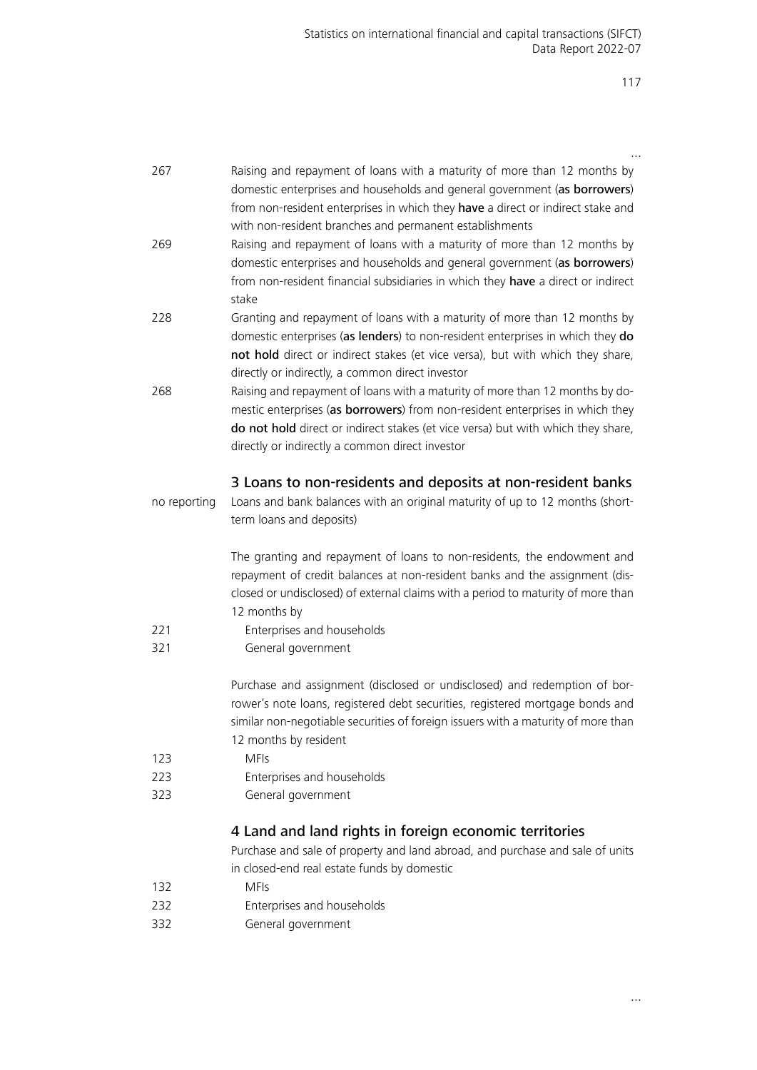…

| | |
|---|---|
| 267 | Raising and repayment of loans with a maturity of more than 12 months by domestic enterprises and households and general government (**as borrowers**) from non-resident enterprises in which they **have** a direct or indirect stake and with non-resident branches and permanent establishments |
| 269 | Raising and repayment of loans with a maturity of more than 12 months by domestic enterprises and households and general government (**as borrowers**) from non-resident financial subsidiaries in which they **have** a direct or indirect stake |
| 228 | Granting and repayment of loans with a maturity of more than 12 months by domestic enterprises (**as lenders**) to non-resident enterprises in which they **do not hold** direct or indirect stakes (et vice versa), but with which they share, directly or indirectly, a common direct investor |
| 268 | Raising and repayment of loans with a maturity of more than 12 months by domestic enterprises (**as borrowers**) from non-resident enterprises in which they **do not hold** direct or indirect stakes (et vice versa) but with which they share, directly or indirectly a common direct investor |

## 3 Loans to non-residents and deposits at non-resident banks

| | |
|---|---|
| no reporting | Loans and bank balances with an original maturity of up to 12 months (short-term loans and deposits) |
| | The granting and repayment of loans to non-residents, the endowment and repayment of credit balances at non-resident banks and the assignment (disclosed or undisclosed) of external claims with a period to maturity of more than 12 months by |
| 221 | Enterprises and households |
| 321 | General government |
| | Purchase and assignment (disclosed or undisclosed) and redemption of borrower's note loans, registered debt securities, registered mortgage bonds and similar non-negotiable securities of foreign issuers with a maturity of more than 12 months by resident |
| 123 | MFIs |
| 223 | Enterprises and households |
| 323 | General government |

## 4 Land and land rights in foreign economic territories

Purchase and sale of property and land abroad, and purchase and sale of units in closed-end real estate funds by domestic

| | |
|---|---|
| 132 | MFIs |
| 232 | Enterprises and households |
| 332 | General government |

…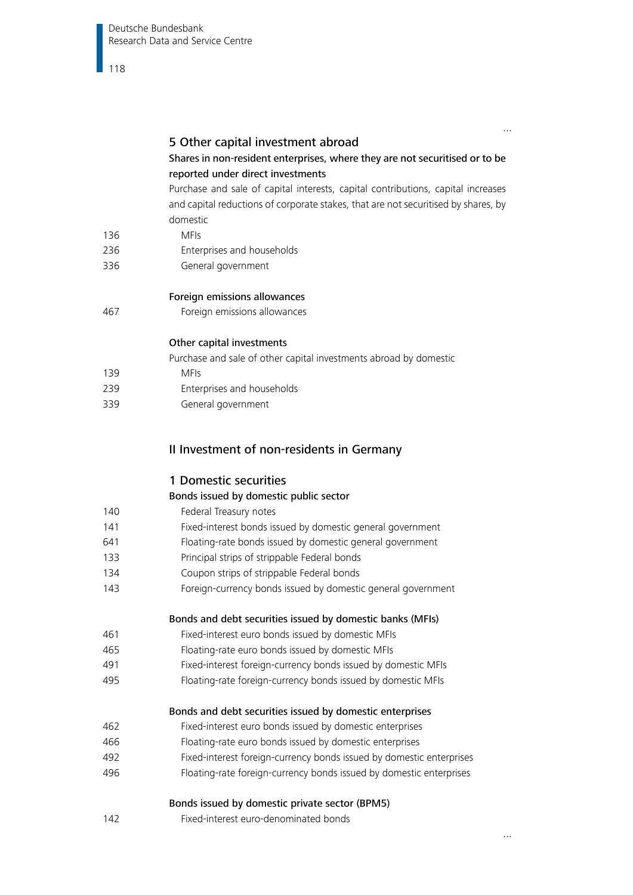…

## 5 Other capital investment abroad

**Shares in non-resident enterprises, where they are not securitised or to be reported under direct investments**

Purchase and sale of capital interests, capital contributions, capital increases and capital reductions of corporate stakes, that are not securitised by shares, by domestic

| | |
|---|---|
| 136 | MFIs |
| 236 | Enterprises and households |
| 336 | General government |

**Foreign emissions allowances**

| | |
|---|---|
| 467 | Foreign emissions allowances |

**Other capital investments**

Purchase and sale of other capital investments abroad by domestic

| | |
|---|---|
| 139 | MFIs |
| 239 | Enterprises and households |
| 339 | General government |

# II Investment of non-residents in Germany

## 1 Domestic securities

**Bonds issued by domestic public sector**

| | |
|---|---|
| 140 | Federal Treasury notes |
| 141 | Fixed-interest bonds issued by domestic general government |
| 641 | Floating-rate bonds issued by domestic general government |
| 133 | Principal strips of strippable Federal bonds |
| 134 | Coupon strips of strippable Federal bonds |
| 143 | Foreign-currency bonds issued by domestic general government |

**Bonds and debt securities issued by domestic banks (MFIs)**

| | |
|---|---|
| 461 | Fixed-interest euro bonds issued by domestic MFIs |
| 465 | Floating-rate euro bonds issued by domestic MFIs |
| 491 | Fixed-interest foreign-currency bonds issued by domestic MFIs |
| 495 | Floating-rate foreign-currency bonds issued by domestic MFIs |

**Bonds and debt securities issued by domestic enterprises**

| | |
|---|---|
| 462 | Fixed-interest euro bonds issued by domestic enterprises |
| 466 | Floating-rate euro bonds issued by domestic enterprises |
| 492 | Fixed-interest foreign-currency bonds issued by domestic enterprises |
| 496 | Floating-rate foreign-currency bonds issued by domestic enterprises |

**Bonds issued by domestic private sector (BPM5)**

| | |
|---|---|
| 142 | Fixed-interest euro-denominated bonds |

…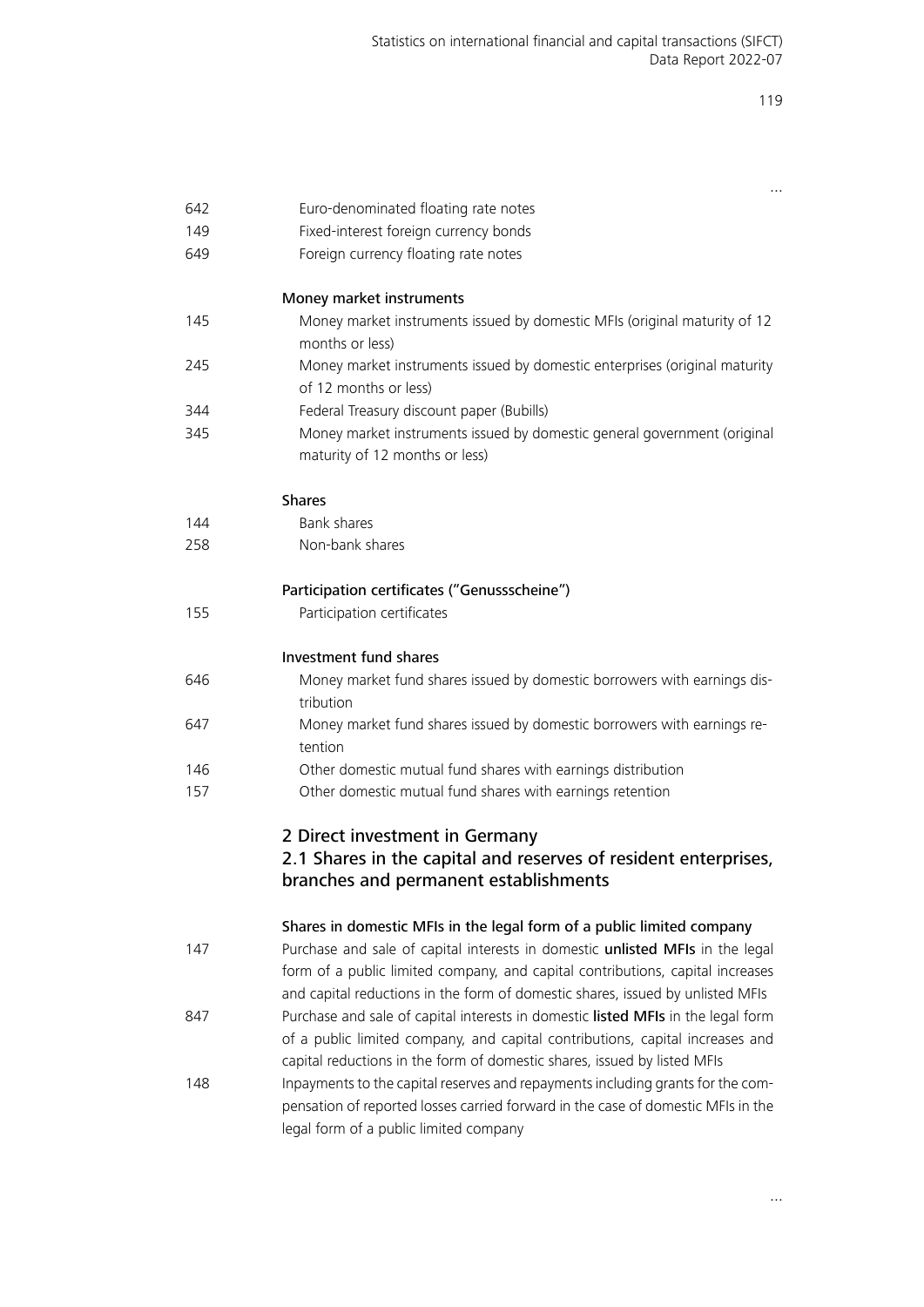…

| | |
|---|---|
| 642 | Euro-denominated floating rate notes |
| 149 | Fixed-interest foreign currency bonds |
| 649 | Foreign currency floating rate notes |
| | **Money market instruments** |
| 145 | Money market instruments issued by domestic MFIs (original maturity of 12 months or less) |
| 245 | Money market instruments issued by domestic enterprises (original maturity of 12 months or less) |
| 344 | Federal Treasury discount paper (Bubills) |
| 345 | Money market instruments issued by domestic general government (original maturity of 12 months or less) |
| | **Shares** |
| 144 | Bank shares |
| 258 | Non-bank shares |
| | **Participation certificates ("Genussscheine")** |
| 155 | Participation certificates |
| | **Investment fund shares** |
| 646 | Money market fund shares issued by domestic borrowers with earnings distribution |
| 647 | Money market fund shares issued by domestic borrowers with earnings retention |
| 146 | Other domestic mutual fund shares with earnings distribution |
| 157 | Other domestic mutual fund shares with earnings retention |

## 2 Direct investment in Germany

### 2.1 Shares in the capital and reserves of resident enterprises, branches and permanent establishments

| | |
|---|---|
| | **Shares in domestic MFIs in the legal form of a public limited company** |
| 147 | Purchase and sale of capital interests in domestic **unlisted MFIs** in the legal form of a public limited company, and capital contributions, capital increases and capital reductions in the form of domestic shares, issued by unlisted MFIs |
| 847 | Purchase and sale of capital interests in domestic **listed MFIs** in the legal form of a public limited company, and capital contributions, capital increases and capital reductions in the form of domestic shares, issued by listed MFIs |
| 148 | Inpayments to the capital reserves and repayments including grants for the compensation of reported losses carried forward in the case of domestic MFIs in the legal form of a public limited company |

…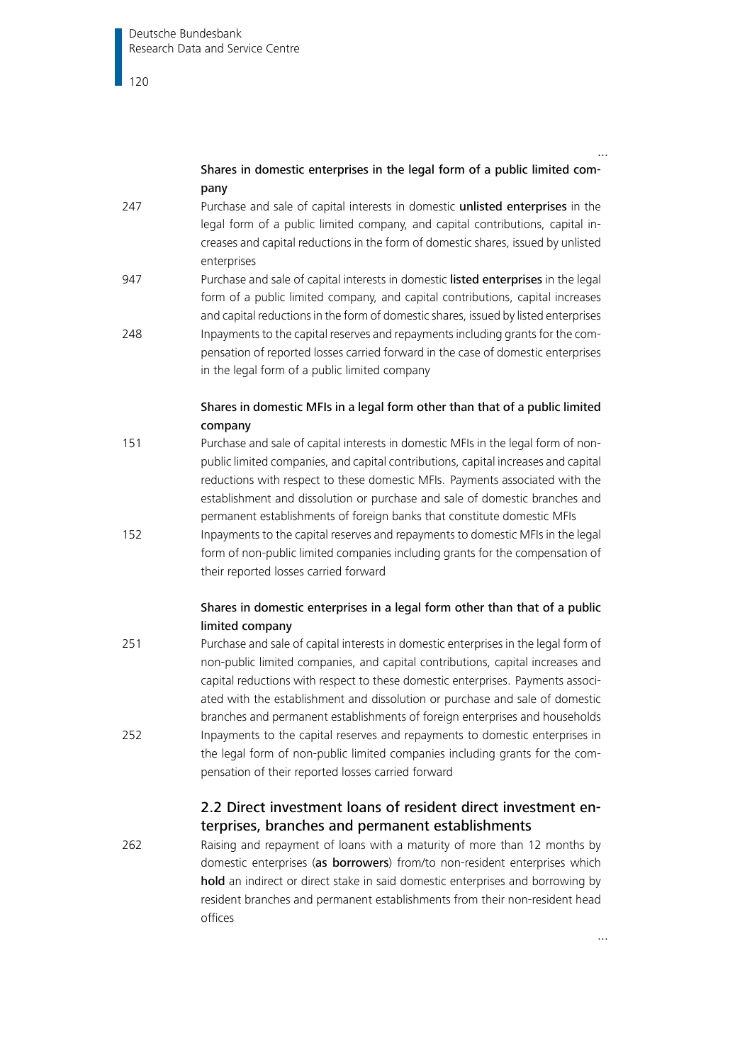…

**Shares in domestic enterprises in the legal form of a public limited company**

247 Purchase and sale of capital interests in domestic **unlisted enterprises** in the legal form of a public limited company, and capital contributions, capital increases and capital reductions in the form of domestic shares, issued by unlisted enterprises

947 Purchase and sale of capital interests in domestic **listed enterprises** in the legal form of a public limited company, and capital contributions, capital increases and capital reductions in the form of domestic shares, issued by listed enterprises

248 Inpayments to the capital reserves and repayments including grants for the compensation of reported losses carried forward in the case of domestic enterprises in the legal form of a public limited company

**Shares in domestic MFIs in a legal form other than that of a public limited company**

151 Purchase and sale of capital interests in domestic MFIs in the legal form of non-public limited companies, and capital contributions, capital increases and capital reductions with respect to these domestic MFIs. Payments associated with the establishment and dissolution or purchase and sale of domestic branches and permanent establishments of foreign banks that constitute domestic MFIs

152 Inpayments to the capital reserves and repayments to domestic MFIs in the legal form of non-public limited companies including grants for the compensation of their reported losses carried forward

**Shares in domestic enterprises in a legal form other than that of a public limited company**

251 Purchase and sale of capital interests in domestic enterprises in the legal form of non-public limited companies, and capital contributions, capital increases and capital reductions with respect to these domestic enterprises. Payments associated with the establishment and dissolution or purchase and sale of domestic branches and permanent establishments of foreign enterprises and households

252 Inpayments to the capital reserves and repayments to domestic enterprises in the legal form of non-public limited companies including grants for the compensation of their reported losses carried forward

## 2.2 Direct investment loans of resident direct investment enterprises, branches and permanent establishments

262 Raising and repayment of loans with a maturity of more than 12 months by domestic enterprises (**as borrowers**) from/to non-resident enterprises which **hold** an indirect or direct stake in said domestic enterprises and borrowing by resident branches and permanent establishments from their non-resident head offices

…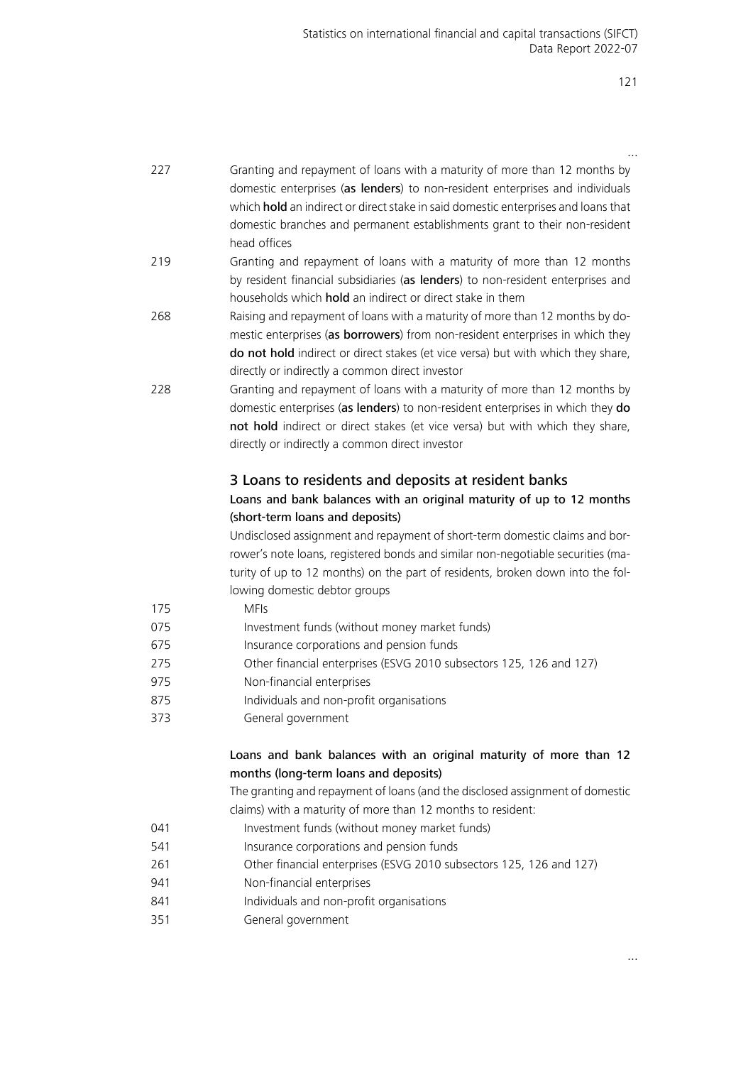…

| | |
|---|---|
| 227 | Granting and repayment of loans with a maturity of more than 12 months by domestic enterprises (**as lenders**) to non-resident enterprises and individuals which **hold** an indirect or direct stake in said domestic enterprises and loans that domestic branches and permanent establishments grant to their non-resident head offices |
| 219 | Granting and repayment of loans with a maturity of more than 12 months by resident financial subsidiaries (**as lenders**) to non-resident enterprises and households which **hold** an indirect or direct stake in them |
| 268 | Raising and repayment of loans with a maturity of more than 12 months by domestic enterprises (**as borrowers**) from non-resident enterprises in which they **do not hold** indirect or direct stakes (et vice versa) but with which they share, directly or indirectly a common direct investor |
| 228 | Granting and repayment of loans with a maturity of more than 12 months by domestic enterprises (**as lenders**) to non-resident enterprises in which they **do not hold** indirect or direct stakes (et vice versa) but with which they share, directly or indirectly a common direct investor |

## 3 Loans to residents and deposits at resident banks

### Loans and bank balances with an original maturity of up to 12 months (short-term loans and deposits)

Undisclosed assignment and repayment of short-term domestic claims and borrower's note loans, registered bonds and similar non-negotiable securities (maturity of up to 12 months) on the part of residents, broken down into the following domestic debtor groups

| | |
|---|---|
| 175 | MFIs |
| 075 | Investment funds (without money market funds) |
| 675 | Insurance corporations and pension funds |
| 275 | Other financial enterprises (ESVG 2010 subsectors 125, 126 and 127) |
| 975 | Non-financial enterprises |
| 875 | Individuals and non-profit organisations |
| 373 | General government |

### Loans and bank balances with an original maturity of more than 12 months (long-term loans and deposits)

The granting and repayment of loans (and the disclosed assignment of domestic claims) with a maturity of more than 12 months to resident:

| | |
|---|---|
| 041 | Investment funds (without money market funds) |
| 541 | Insurance corporations and pension funds |
| 261 | Other financial enterprises (ESVG 2010 subsectors 125, 126 and 127) |
| 941 | Non-financial enterprises |
| 841 | Individuals and non-profit organisations |
| 351 | General government |

…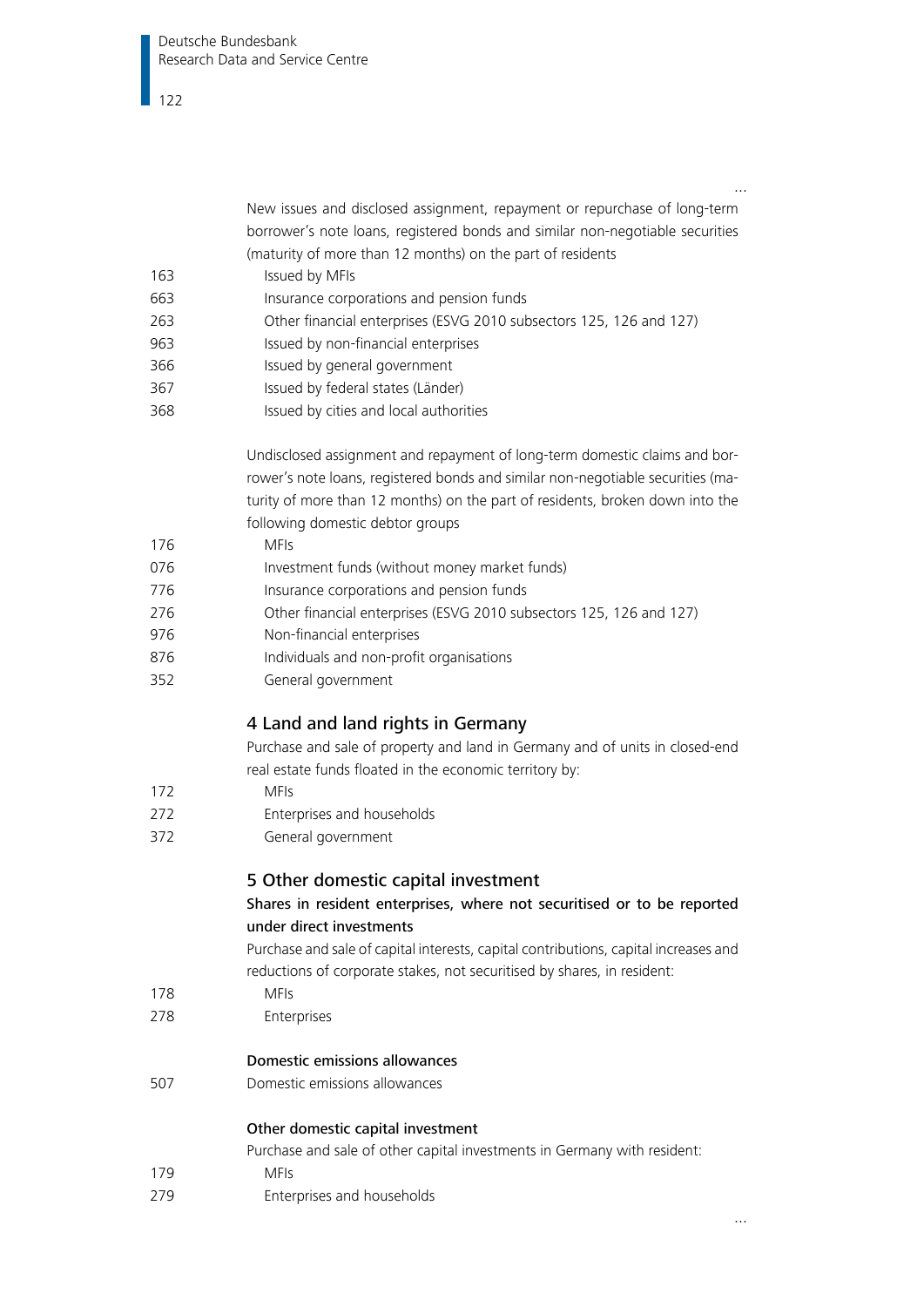…

| Code | Description |
|---|---|
| | New issues and disclosed assignment, repayment or repurchase of long-term borrower's note loans, registered bonds and similar non-negotiable securities (maturity of more than 12 months) on the part of residents |
| 163 | Issued by MFIs |
| 663 | Insurance corporations and pension funds |
| 263 | Other financial enterprises (ESVG 2010 subsectors 125, 126 and 127) |
| 963 | Issued by non-financial enterprises |
| 366 | Issued by general government |
| 367 | Issued by federal states (Länder) |
| 368 | Issued by cities and local authorities |
| | Undisclosed assignment and repayment of long-term domestic claims and borrower's note loans, registered bonds and similar non-negotiable securities (maturity of more than 12 months) on the part of residents, broken down into the following domestic debtor groups |
| 176 | MFIs |
| 076 | Investment funds (without money market funds) |
| 776 | Insurance corporations and pension funds |
| 276 | Other financial enterprises (ESVG 2010 subsectors 125, 126 and 127) |
| 976 | Non-financial enterprises |
| 876 | Individuals and non-profit organisations |
| 352 | General government |

## 4 Land and land rights in Germany

Purchase and sale of property and land in Germany and of units in closed-end real estate funds floated in the economic territory by:

| Code | Description |
|---|---|
| 172 | MFIs |
| 272 | Enterprises and households |
| 372 | General government |

## 5 Other domestic capital investment

### Shares in resident enterprises, where not securitised or to be reported under direct investments

Purchase and sale of capital interests, capital contributions, capital increases and reductions of corporate stakes, not securitised by shares, in resident:

| Code | Description |
|---|---|
| 178 | MFIs |
| 278 | Enterprises |

### Domestic emissions allowances

| Code | Description |
|---|---|
| 507 | Domestic emissions allowances |

### Other domestic capital investment

Purchase and sale of other capital investments in Germany with resident:

| Code | Description |
|---|---|
| 179 | MFIs |
| 279 | Enterprises and households |

…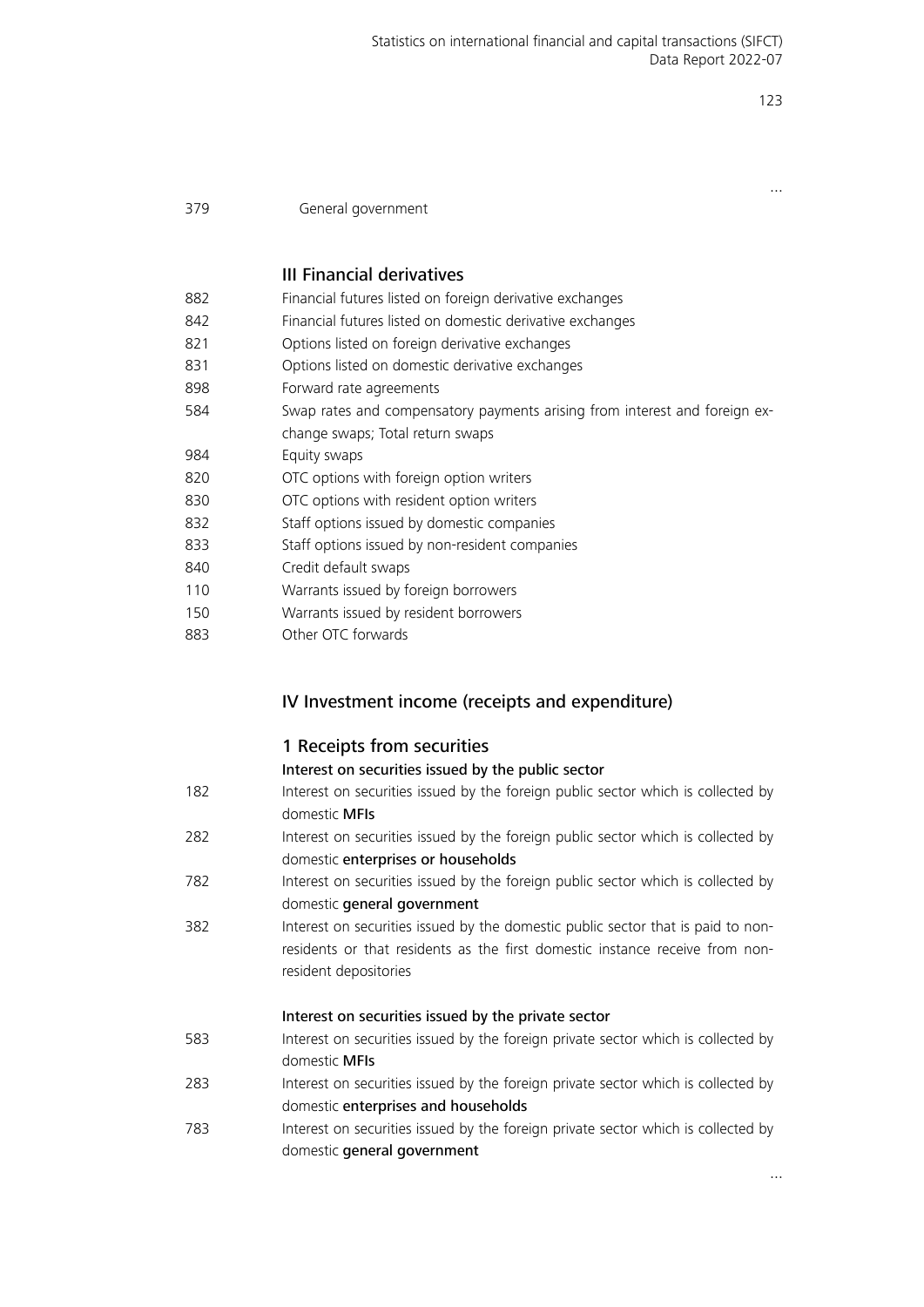…

379 General government

## III Financial derivatives

| | |
|---|---|
| 882 | Financial futures listed on foreign derivative exchanges |
| 842 | Financial futures listed on domestic derivative exchanges |
| 821 | Options listed on foreign derivative exchanges |
| 831 | Options listed on domestic derivative exchanges |
| 898 | Forward rate agreements |
| 584 | Swap rates and compensatory payments arising from interest and foreign exchange swaps; Total return swaps |
| 984 | Equity swaps |
| 820 | OTC options with foreign option writers |
| 830 | OTC options with resident option writers |
| 832 | Staff options issued by domestic companies |
| 833 | Staff options issued by non-resident companies |
| 840 | Credit default swaps |
| 110 | Warrants issued by foreign borrowers |
| 150 | Warrants issued by resident borrowers |
| 883 | Other OTC forwards |

## IV Investment income (receipts and expenditure)

### 1 Receipts from securities

**Interest on securities issued by the public sector**

| | |
|---|---|
| 182 | Interest on securities issued by the foreign public sector which is collected by domestic **MFIs** |
| 282 | Interest on securities issued by the foreign public sector which is collected by domestic **enterprises or households** |
| 782 | Interest on securities issued by the foreign public sector which is collected by domestic **general government** |
| 382 | Interest on securities issued by the domestic public sector that is paid to non-residents or that residents as the first domestic instance receive from non-resident depositories |

**Interest on securities issued by the private sector**

| | |
|---|---|
| 583 | Interest on securities issued by the foreign private sector which is collected by domestic **MFIs** |
| 283 | Interest on securities issued by the foreign private sector which is collected by domestic **enterprises and households** |
| 783 | Interest on securities issued by the foreign private sector which is collected by domestic **general government** |

…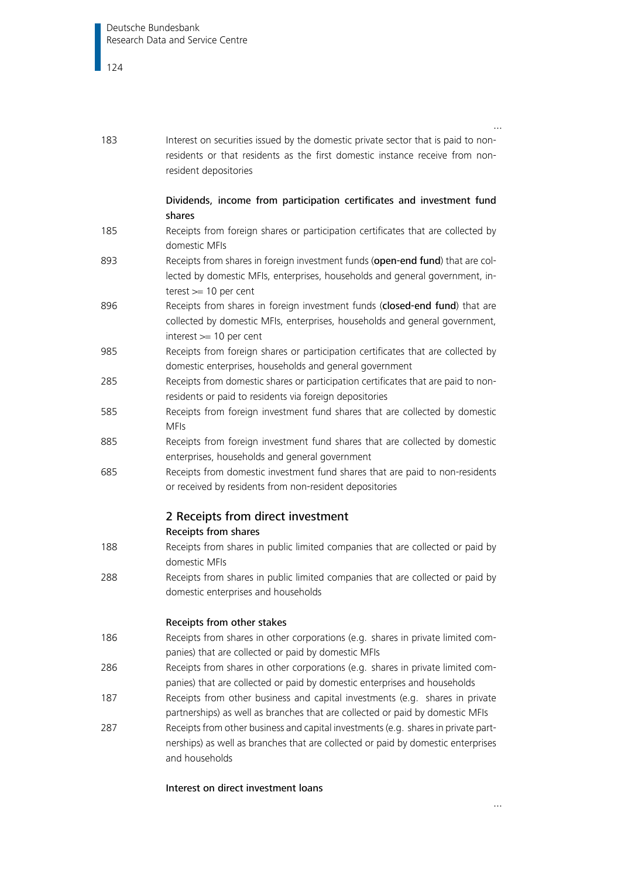…

| | |
|---|---|
| 183 | Interest on securities issued by the domestic private sector that is paid to non-residents or that residents as the first domestic instance receive from non-resident depositories |
| | **Dividends, income from participation certificates and investment fund shares** |
| 185 | Receipts from foreign shares or participation certificates that are collected by domestic MFIs |
| 893 | Receipts from shares in foreign investment funds (**open-end fund**) that are collected by domestic MFIs, enterprises, households and general government, interest >= 10 per cent |
| 896 | Receipts from shares in foreign investment funds (**closed-end fund**) that are collected by domestic MFIs, enterprises, households and general government, interest >= 10 per cent |
| 985 | Receipts from foreign shares or participation certificates that are collected by domestic enterprises, households and general government |
| 285 | Receipts from domestic shares or participation certificates that are paid to non-residents or paid to residents via foreign depositories |
| 585 | Receipts from foreign investment fund shares that are collected by domestic MFIs |
| 885 | Receipts from foreign investment fund shares that are collected by domestic enterprises, households and general government |
| 685 | Receipts from domestic investment fund shares that are paid to non-residents or received by residents from non-resident depositories |

## 2 Receipts from direct investment

**Receipts from shares**

| | |
|---|---|
| 188 | Receipts from shares in public limited companies that are collected or paid by domestic MFIs |
| 288 | Receipts from shares in public limited companies that are collected or paid by domestic enterprises and households |

**Receipts from other stakes**

| | |
|---|---|
| 186 | Receipts from shares in other corporations (e.g. shares in private limited companies) that are collected or paid by domestic MFIs |
| 286 | Receipts from shares in other corporations (e.g. shares in private limited companies) that are collected or paid by domestic enterprises and households |
| 187 | Receipts from other business and capital investments (e.g. shares in private partnerships) as well as branches that are collected or paid by domestic MFIs |
| 287 | Receipts from other business and capital investments (e.g. shares in private partnerships) as well as branches that are collected or paid by domestic enterprises and households |

**Interest on direct investment loans**

…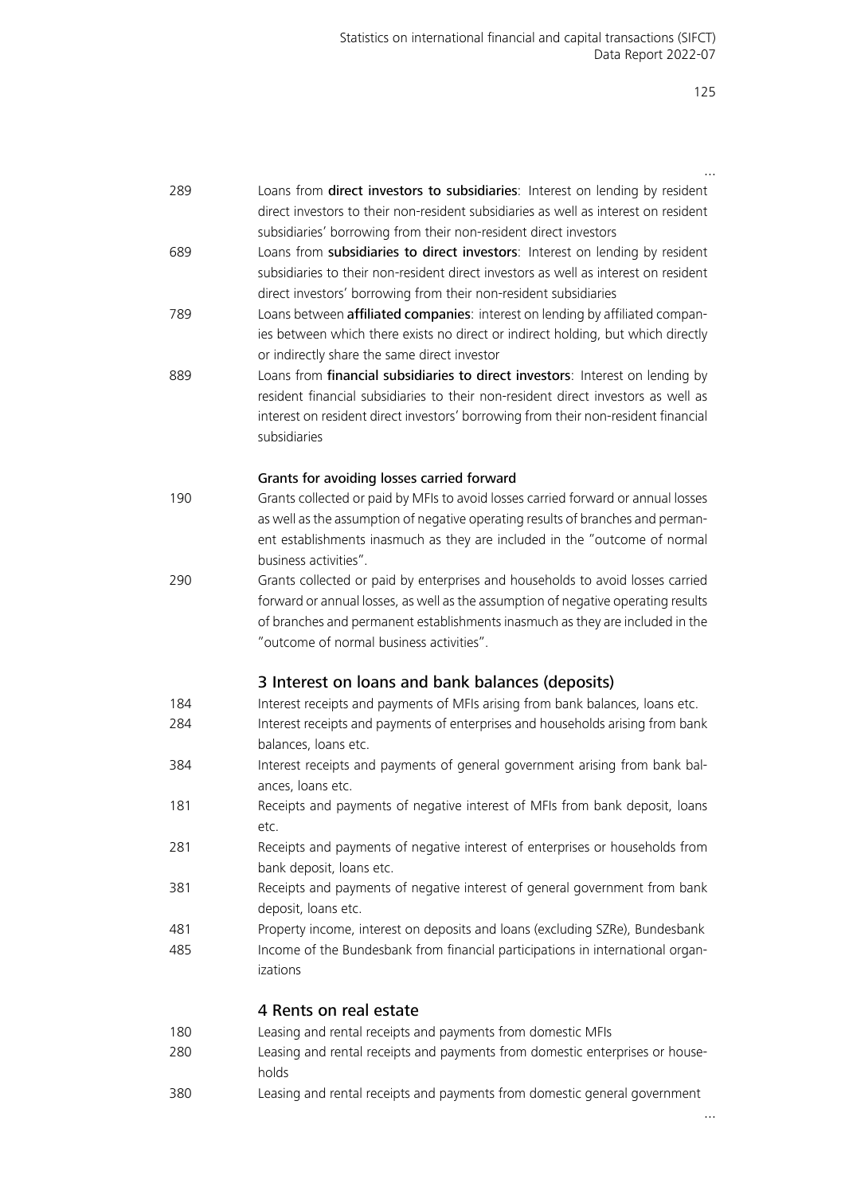...

| | |
|---|---|
| 289 | Loans from **direct investors to subsidiaries**: Interest on lending by resident direct investors to their non-resident subsidiaries as well as interest on resident subsidiaries' borrowing from their non-resident direct investors |
| 689 | Loans from **subsidiaries to direct investors**: Interest on lending by resident subsidiaries to their non-resident direct investors as well as interest on resident direct investors' borrowing from their non-resident subsidiaries |
| 789 | Loans between **affiliated companies**: interest on lending by affiliated companies between which there exists no direct or indirect holding, but which directly or indirectly share the same direct investor |
| 889 | Loans from **financial subsidiaries to direct investors**: Interest on lending by resident financial subsidiaries to their non-resident direct investors as well as interest on resident direct investors' borrowing from their non-resident financial subsidiaries |

**Grants for avoiding losses carried forward**

| | |
|---|---|
| 190 | Grants collected or paid by MFIs to avoid losses carried forward or annual losses as well as the assumption of negative operating results of branches and permanent establishments inasmuch as they are included in the "outcome of normal business activities". |
| 290 | Grants collected or paid by enterprises and households to avoid losses carried forward or annual losses, as well as the assumption of negative operating results of branches and permanent establishments inasmuch as they are included in the "outcome of normal business activities". |

## 3 Interest on loans and bank balances (deposits)

| | |
|---|---|
| 184 | Interest receipts and payments of MFIs arising from bank balances, loans etc. |
| 284 | Interest receipts and payments of enterprises and households arising from bank balances, loans etc. |
| 384 | Interest receipts and payments of general government arising from bank balances, loans etc. |
| 181 | Receipts and payments of negative interest of MFIs from bank deposit, loans etc. |
| 281 | Receipts and payments of negative interest of enterprises or households from bank deposit, loans etc. |
| 381 | Receipts and payments of negative interest of general government from bank deposit, loans etc. |
| 481 | Property income, interest on deposits and loans (excluding SZRe), Bundesbank |
| 485 | Income of the Bundesbank from financial participations in international organizations |

## 4 Rents on real estate

| | |
|---|---|
| 180 | Leasing and rental receipts and payments from domestic MFIs |
| 280 | Leasing and rental receipts and payments from domestic enterprises or households |
| 380 | Leasing and rental receipts and payments from domestic general government |

...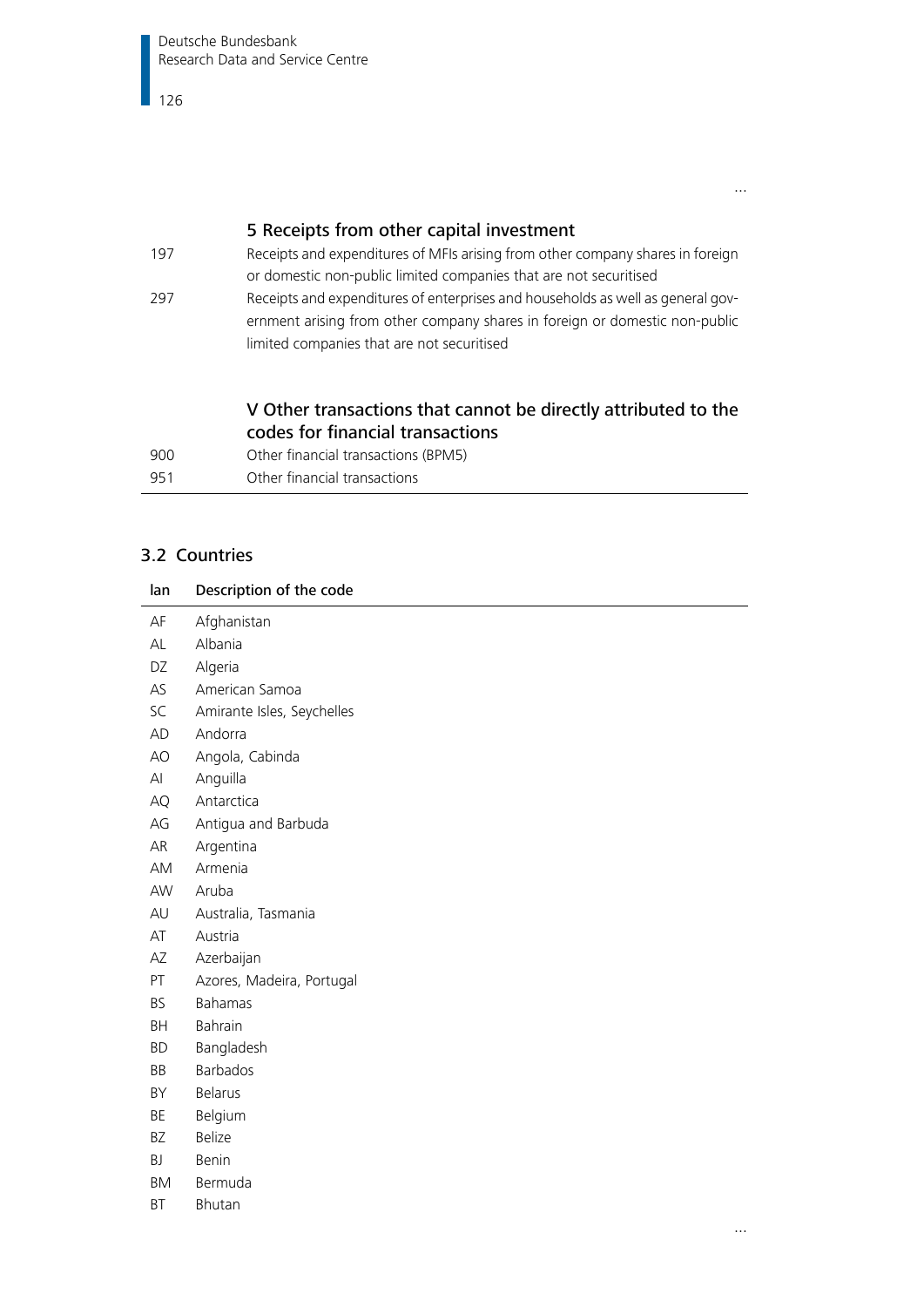…

| | 5 Receipts from other capital investment |
|---|---|
| 197 | Receipts and expenditures of MFIs arising from other company shares in foreign or domestic non-public limited companies that are not securitised |
| 297 | Receipts and expenditures of enterprises and households as well as general government arising from other company shares in foreign or domestic non-public limited companies that are not securitised |
| | **V Other transactions that cannot be directly attributed to the codes for financial transactions** |
| 900 | Other financial transactions (BPM5) |
| 951 | Other financial transactions |

## 3.2 Countries

| lan | Description of the code |
|---|---|
| AF | Afghanistan |
| AL | Albania |
| DZ | Algeria |
| AS | American Samoa |
| SC | Amirante Isles, Seychelles |
| AD | Andorra |
| AO | Angola, Cabinda |
| AI | Anguilla |
| AQ | Antarctica |
| AG | Antigua and Barbuda |
| AR | Argentina |
| AM | Armenia |
| AW | Aruba |
| AU | Australia, Tasmania |
| AT | Austria |
| AZ | Azerbaijan |
| PT | Azores, Madeira, Portugal |
| BS | Bahamas |
| BH | Bahrain |
| BD | Bangladesh |
| BB | Barbados |
| BY | Belarus |
| BE | Belgium |
| BZ | Belize |
| BJ | Benin |
| BM | Bermuda |
| BT | Bhutan |

…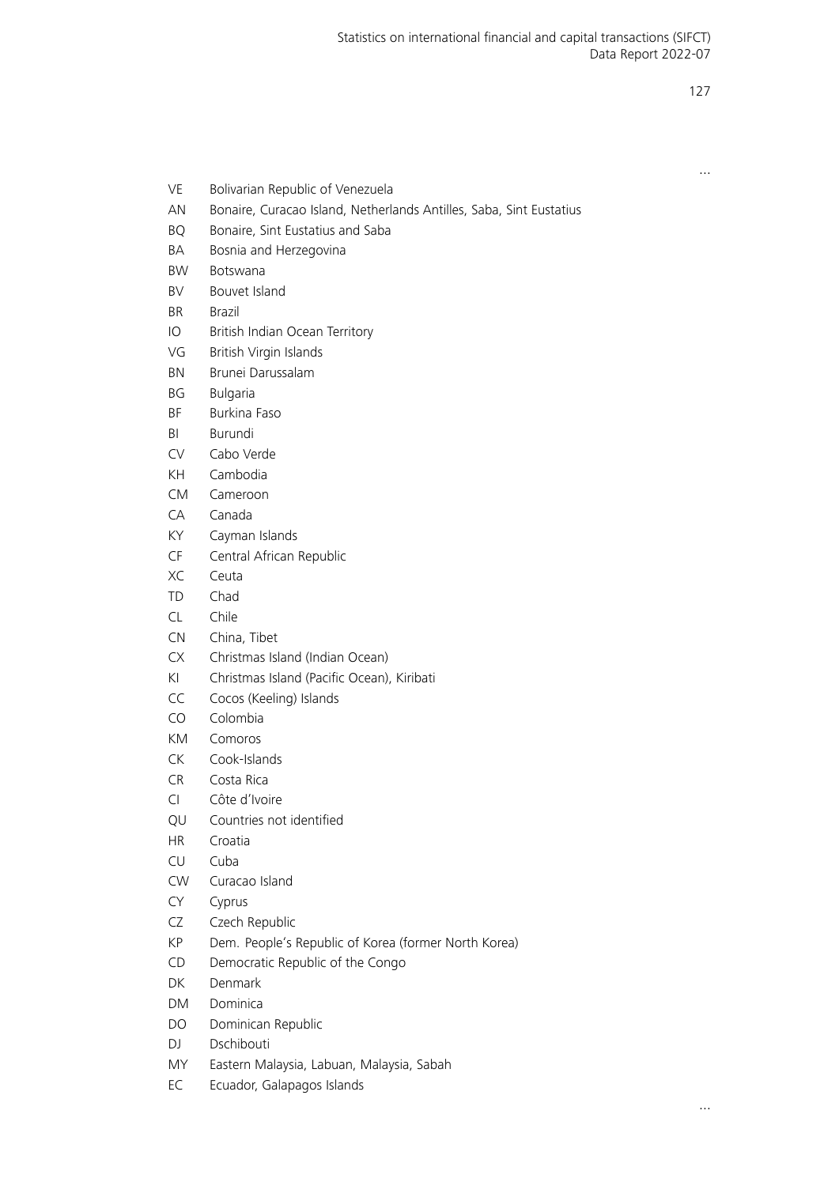…

| | |
|---|---|
| VE | Bolivarian Republic of Venezuela |
| AN | Bonaire, Curacao Island, Netherlands Antilles, Saba, Sint Eustatius |
| BQ | Bonaire, Sint Eustatius and Saba |
| BA | Bosnia and Herzegovina |
| BW | Botswana |
| BV | Bouvet Island |
| BR | Brazil |
| IO | British Indian Ocean Territory |
| VG | British Virgin Islands |
| BN | Brunei Darussalam |
| BG | Bulgaria |
| BF | Burkina Faso |
| BI | Burundi |
| CV | Cabo Verde |
| KH | Cambodia |
| CM | Cameroon |
| CA | Canada |
| KY | Cayman Islands |
| CF | Central African Republic |
| XC | Ceuta |
| TD | Chad |
| CL | Chile |
| CN | China, Tibet |
| CX | Christmas Island (Indian Ocean) |
| KI | Christmas Island (Pacific Ocean), Kiribati |
| CC | Cocos (Keeling) Islands |
| CO | Colombia |
| KM | Comoros |
| CK | Cook-Islands |
| CR | Costa Rica |
| CI | Côte d'Ivoire |
| QU | Countries not identified |
| HR | Croatia |
| CU | Cuba |
| CW | Curacao Island |
| CY | Cyprus |
| CZ | Czech Republic |
| KP | Dem. People's Republic of Korea (former North Korea) |
| CD | Democratic Republic of the Congo |
| DK | Denmark |
| DM | Dominica |
| DO | Dominican Republic |
| DJ | Dschibouti |
| MY | Eastern Malaysia, Labuan, Malaysia, Sabah |
| EC | Ecuador, Galapagos Islands |

…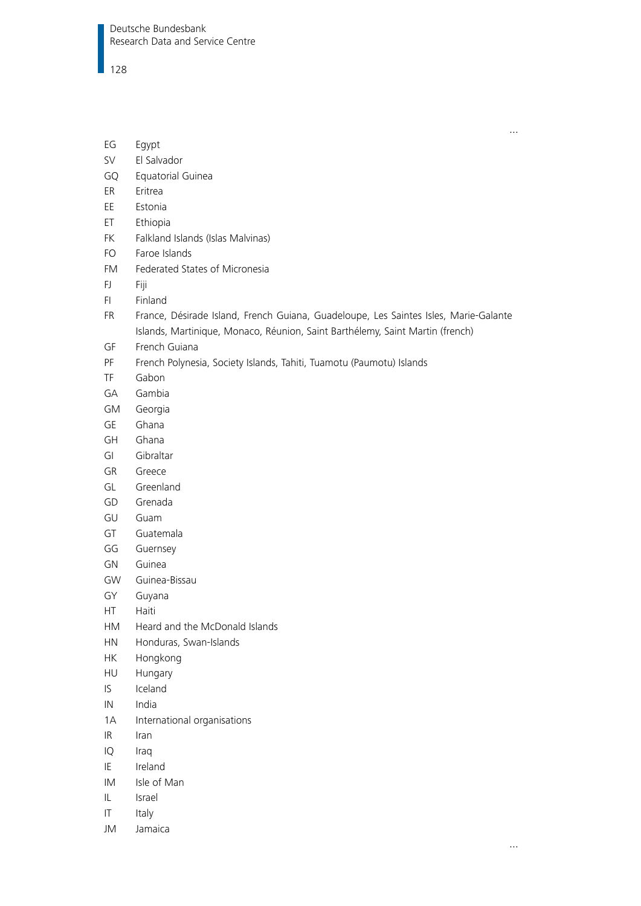…

| | |
|---|---|
| EG | Egypt |
| SV | El Salvador |
| GQ | Equatorial Guinea |
| ER | Eritrea |
| EE | Estonia |
| ET | Ethiopia |
| FK | Falkland Islands (Islas Malvinas) |
| FO | Faroe Islands |
| FM | Federated States of Micronesia |
| FJ | Fiji |
| FI | Finland |
| FR | France, Désirade Island, French Guiana, Guadeloupe, Les Saintes Isles, Marie-Galante Islands, Martinique, Monaco, Réunion, Saint Barthélemy, Saint Martin (french) |
| GF | French Guiana |
| PF | French Polynesia, Society Islands, Tahiti, Tuamotu (Paumotu) Islands |
| TF | Gabon |
| GA | Gambia |
| GM | Georgia |
| GE | Ghana |
| GH | Ghana |
| GI | Gibraltar |
| GR | Greece |
| GL | Greenland |
| GD | Grenada |
| GU | Guam |
| GT | Guatemala |
| GG | Guernsey |
| GN | Guinea |
| GW | Guinea-Bissau |
| GY | Guyana |
| HT | Haiti |
| HM | Heard and the McDonald Islands |
| HN | Honduras, Swan-Islands |
| HK | Hongkong |
| HU | Hungary |
| IS | Iceland |
| IN | India |
| 1A | International organisations |
| IR | Iran |
| IQ | Iraq |
| IE | Ireland |
| IM | Isle of Man |
| IL | Israel |
| IT | Italy |
| JM | Jamaica |

…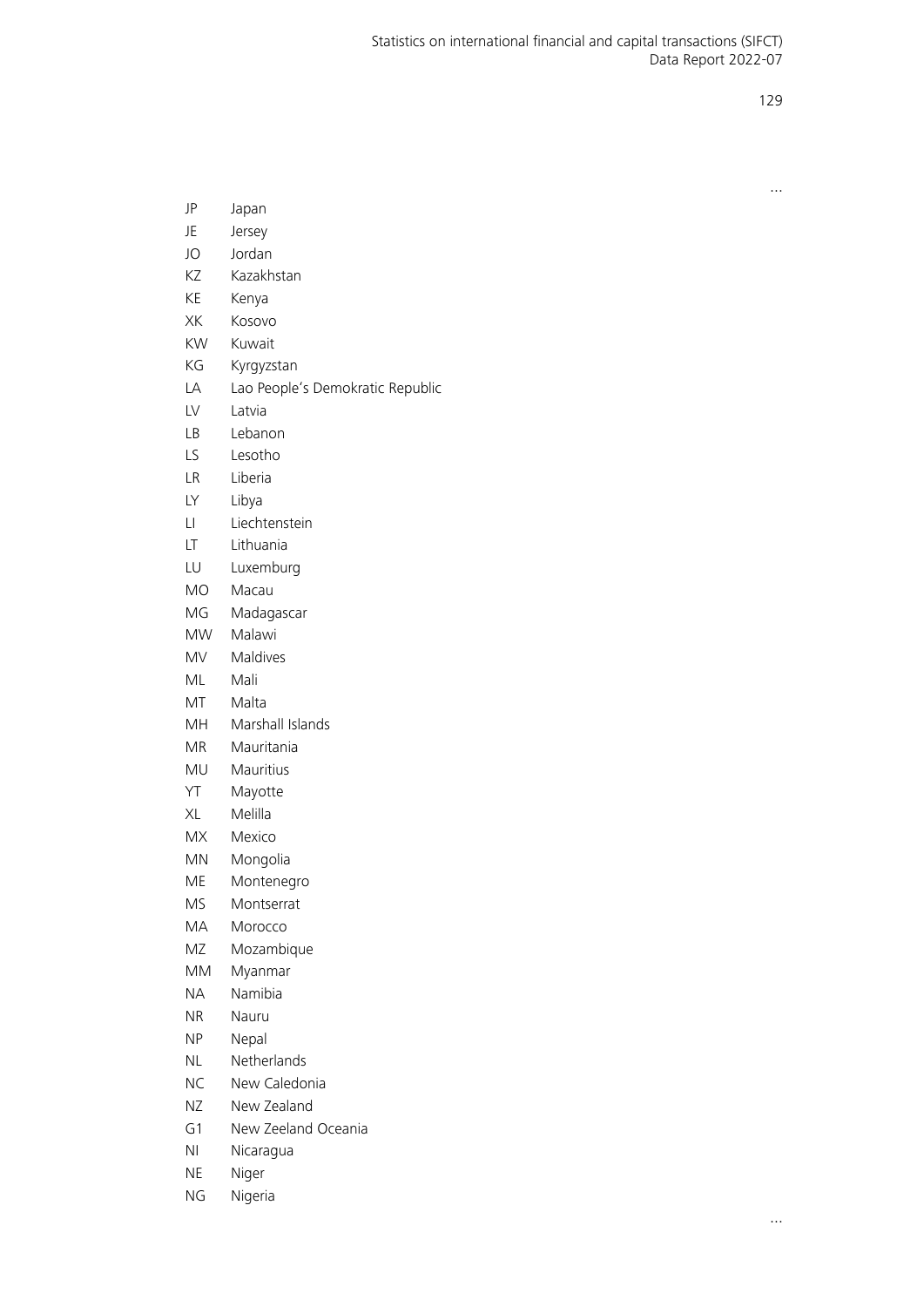...

| | |
|---|---|
| JP | Japan |
| JE | Jersey |
| JO | Jordan |
| KZ | Kazakhstan |
| KE | Kenya |
| XK | Kosovo |
| KW | Kuwait |
| KG | Kyrgyzstan |
| LA | Lao People's Demokratic Republic |
| LV | Latvia |
| LB | Lebanon |
| LS | Lesotho |
| LR | Liberia |
| LY | Libya |
| LI | Liechtenstein |
| LT | Lithuania |
| LU | Luxemburg |
| MO | Macau |
| MG | Madagascar |
| MW | Malawi |
| MV | Maldives |
| ML | Mali |
| MT | Malta |
| MH | Marshall Islands |
| MR | Mauritania |
| MU | Mauritius |
| YT | Mayotte |
| XL | Melilla |
| MX | Mexico |
| MN | Mongolia |
| ME | Montenegro |
| MS | Montserrat |
| MA | Morocco |
| MZ | Mozambique |
| MM | Myanmar |
| NA | Namibia |
| NR | Nauru |
| NP | Nepal |
| NL | Netherlands |
| NC | New Caledonia |
| NZ | New Zealand |
| G1 | New Zeeland Oceania |
| NI | Nicaragua |
| NE | Niger |
| NG | Nigeria |

...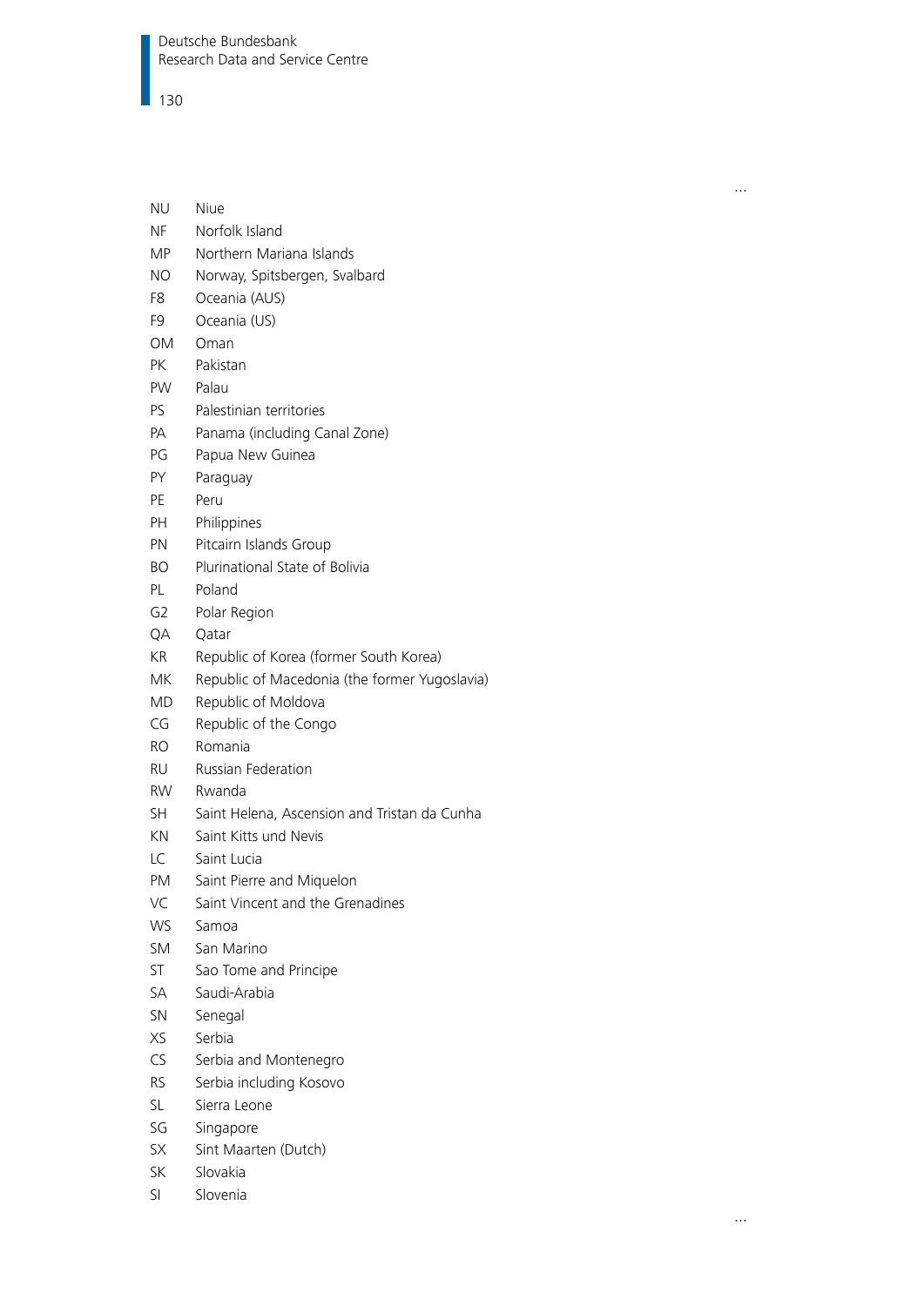…

| | |
|---|---|
| NU | Niue |
| NF | Norfolk Island |
| MP | Northern Mariana Islands |
| NO | Norway, Spitsbergen, Svalbard |
| F8 | Oceania (AUS) |
| F9 | Oceania (US) |
| OM | Oman |
| PK | Pakistan |
| PW | Palau |
| PS | Palestinian territories |
| PA | Panama (including Canal Zone) |
| PG | Papua New Guinea |
| PY | Paraguay |
| PE | Peru |
| PH | Philippines |
| PN | Pitcairn Islands Group |
| BO | Plurinational State of Bolivia |
| PL | Poland |
| G2 | Polar Region |
| QA | Qatar |
| KR | Republic of Korea (former South Korea) |
| MK | Republic of Macedonia (the former Yugoslavia) |
| MD | Republic of Moldova |
| CG | Republic of the Congo |
| RO | Romania |
| RU | Russian Federation |
| RW | Rwanda |
| SH | Saint Helena, Ascension and Tristan da Cunha |
| KN | Saint Kitts und Nevis |
| LC | Saint Lucia |
| PM | Saint Pierre and Miquelon |
| VC | Saint Vincent and the Grenadines |
| WS | Samoa |
| SM | San Marino |
| ST | Sao Tome and Principe |
| SA | Saudi-Arabia |
| SN | Senegal |
| XS | Serbia |
| CS | Serbia and Montenegro |
| RS | Serbia including Kosovo |
| SL | Sierra Leone |
| SG | Singapore |
| SX | Sint Maarten (Dutch) |
| SK | Slovakia |
| SI | Slovenia |

…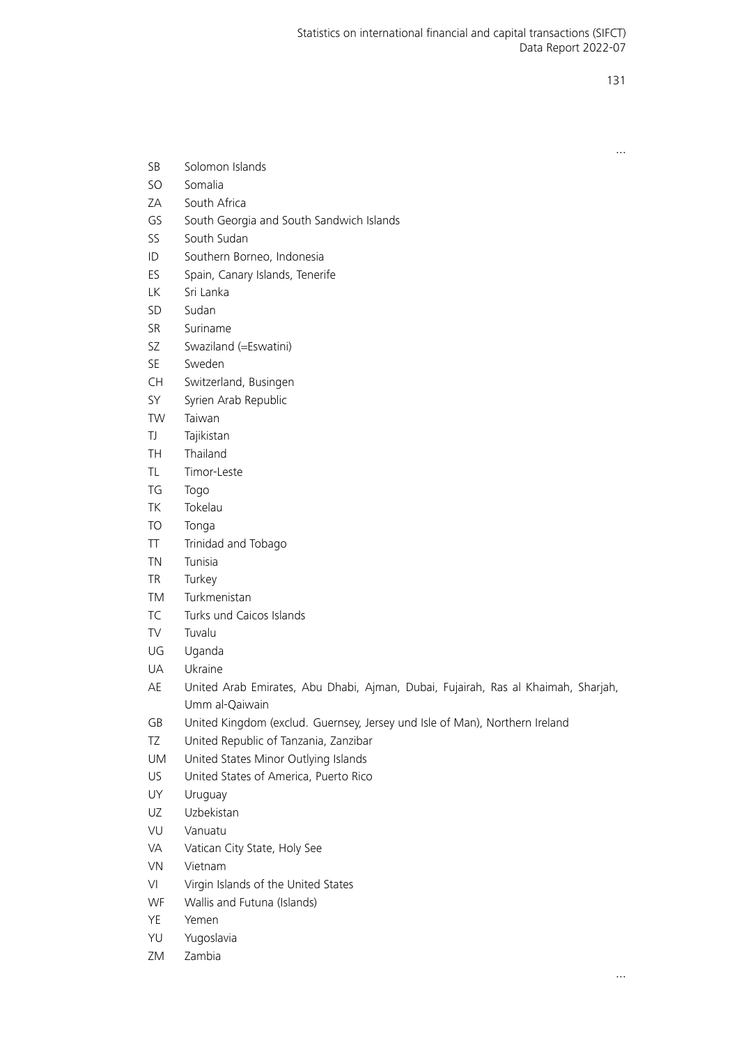…

| | |
|---|---|
| SB | Solomon Islands |
| SO | Somalia |
| ZA | South Africa |
| GS | South Georgia and South Sandwich Islands |
| SS | South Sudan |
| ID | Southern Borneo, Indonesia |
| ES | Spain, Canary Islands, Tenerife |
| LK | Sri Lanka |
| SD | Sudan |
| SR | Suriname |
| SZ | Swaziland (=Eswatini) |
| SE | Sweden |
| CH | Switzerland, Busingen |
| SY | Syrien Arab Republic |
| TW | Taiwan |
| TJ | Tajikistan |
| TH | Thailand |
| TL | Timor-Leste |
| TG | Togo |
| TK | Tokelau |
| TO | Tonga |
| TT | Trinidad and Tobago |
| TN | Tunisia |
| TR | Turkey |
| TM | Turkmenistan |
| TC | Turks und Caicos Islands |
| TV | Tuvalu |
| UG | Uganda |
| UA | Ukraine |
| AE | United Arab Emirates, Abu Dhabi, Ajman, Dubai, Fujairah, Ras al Khaimah, Sharjah, Umm al-Qaiwain |
| GB | United Kingdom (exclud. Guernsey, Jersey und Isle of Man), Northern Ireland |
| TZ | United Republic of Tanzania, Zanzibar |
| UM | United States Minor Outlying Islands |
| US | United States of America, Puerto Rico |
| UY | Uruguay |
| UZ | Uzbekistan |
| VU | Vanuatu |
| VA | Vatican City State, Holy See |
| VN | Vietnam |
| VI | Virgin Islands of the United States |
| WF | Wallis and Futuna (Islands) |
| YE | Yemen |
| YU | Yugoslavia |
| ZM | Zambia |

…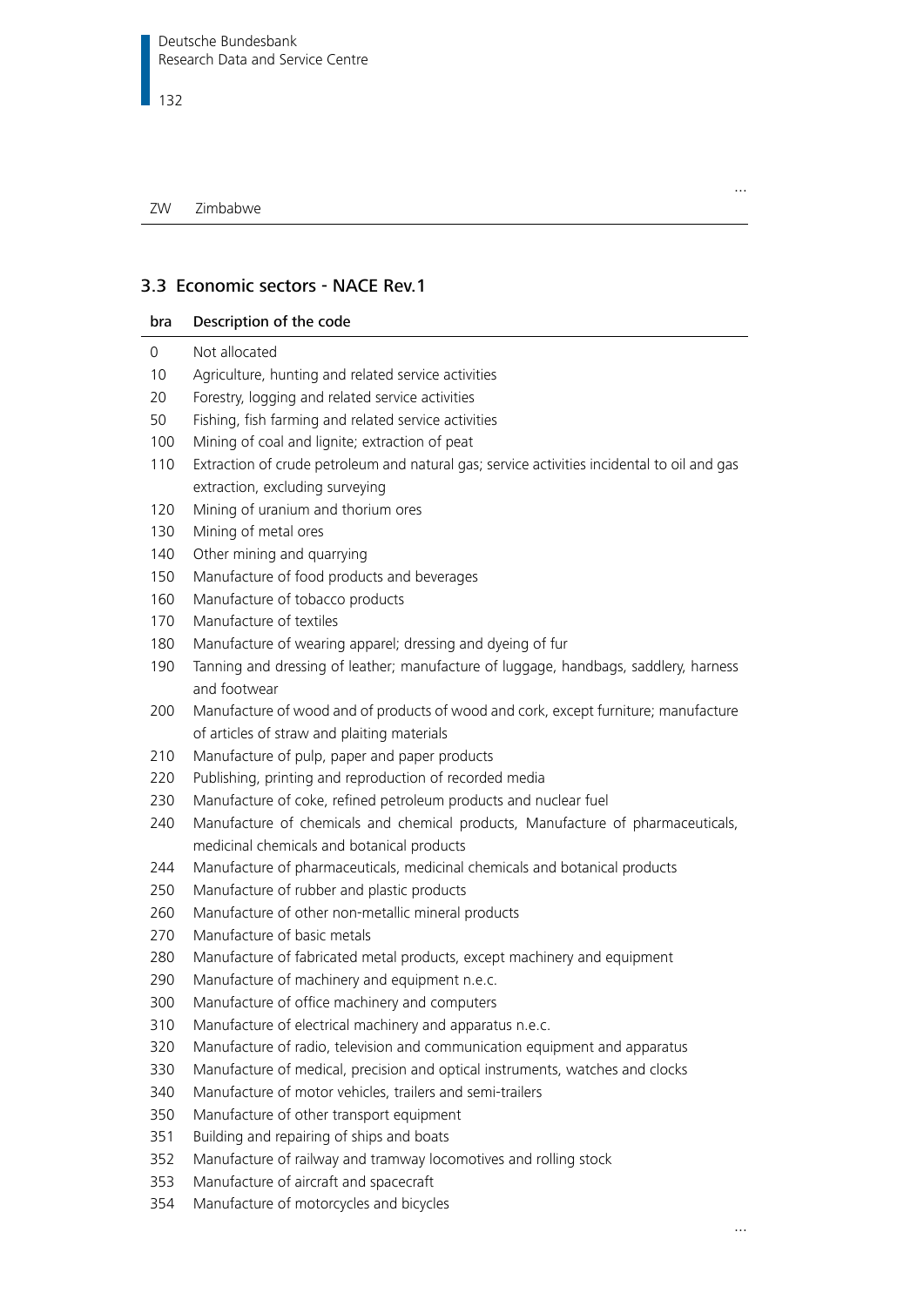...

| | |
|---|---|
| ZW | Zimbabwe |

## 3.3 Economic sectors - NACE Rev.1

| bra | Description of the code |
|---|---|
| 0 | Not allocated |
| 10 | Agriculture, hunting and related service activities |
| 20 | Forestry, logging and related service activities |
| 50 | Fishing, fish farming and related service activities |
| 100 | Mining of coal and lignite; extraction of peat |
| 110 | Extraction of crude petroleum and natural gas; service activities incidental to oil and gas extraction, excluding surveying |
| 120 | Mining of uranium and thorium ores |
| 130 | Mining of metal ores |
| 140 | Other mining and quarrying |
| 150 | Manufacture of food products and beverages |
| 160 | Manufacture of tobacco products |
| 170 | Manufacture of textiles |
| 180 | Manufacture of wearing apparel; dressing and dyeing of fur |
| 190 | Tanning and dressing of leather; manufacture of luggage, handbags, saddlery, harness and footwear |
| 200 | Manufacture of wood and of products of wood and cork, except furniture; manufacture of articles of straw and plaiting materials |
| 210 | Manufacture of pulp, paper and paper products |
| 220 | Publishing, printing and reproduction of recorded media |
| 230 | Manufacture of coke, refined petroleum products and nuclear fuel |
| 240 | Manufacture of chemicals and chemical products, Manufacture of pharmaceuticals, medicinal chemicals and botanical products |
| 244 | Manufacture of pharmaceuticals, medicinal chemicals and botanical products |
| 250 | Manufacture of rubber and plastic products |
| 260 | Manufacture of other non-metallic mineral products |
| 270 | Manufacture of basic metals |
| 280 | Manufacture of fabricated metal products, except machinery and equipment |
| 290 | Manufacture of machinery and equipment n.e.c. |
| 300 | Manufacture of office machinery and computers |
| 310 | Manufacture of electrical machinery and apparatus n.e.c. |
| 320 | Manufacture of radio, television and communication equipment and apparatus |
| 330 | Manufacture of medical, precision and optical instruments, watches and clocks |
| 340 | Manufacture of motor vehicles, trailers and semi-trailers |
| 350 | Manufacture of other transport equipment |
| 351 | Building and repairing of ships and boats |
| 352 | Manufacture of railway and tramway locomotives and rolling stock |
| 353 | Manufacture of aircraft and spacecraft |
| 354 | Manufacture of motorcycles and bicycles |

...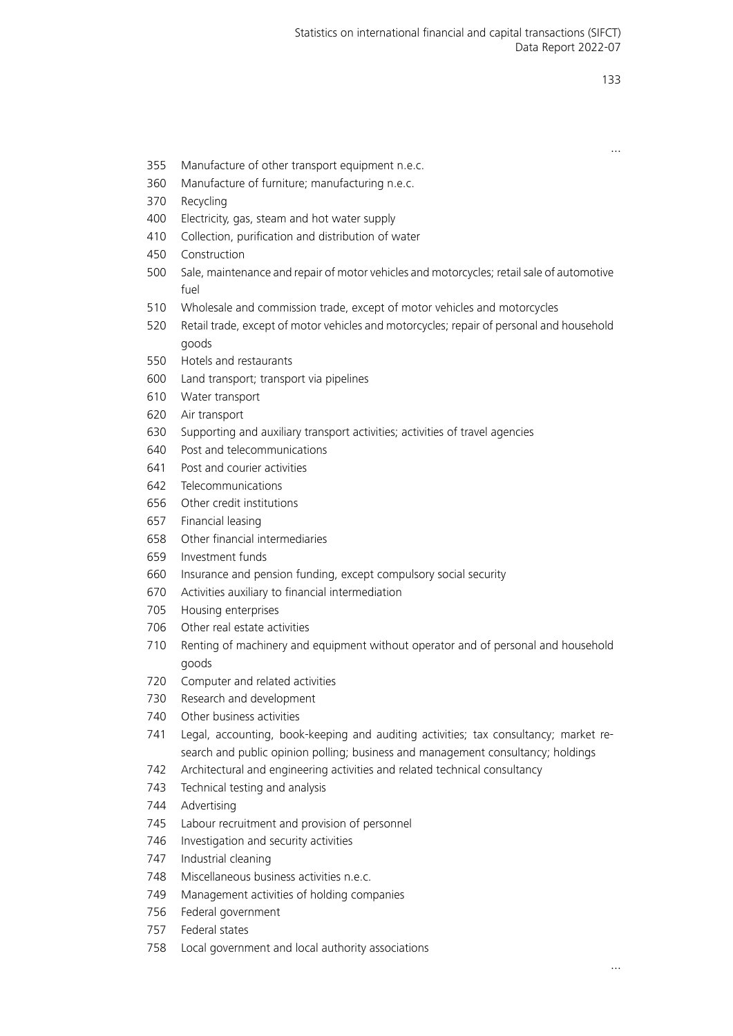…

| | |
|---|---|
| 355 | Manufacture of other transport equipment n.e.c. |
| 360 | Manufacture of furniture; manufacturing n.e.c. |
| 370 | Recycling |
| 400 | Electricity, gas, steam and hot water supply |
| 410 | Collection, purification and distribution of water |
| 450 | Construction |
| 500 | Sale, maintenance and repair of motor vehicles and motorcycles; retail sale of automotive fuel |
| 510 | Wholesale and commission trade, except of motor vehicles and motorcycles |
| 520 | Retail trade, except of motor vehicles and motorcycles; repair of personal and household goods |
| 550 | Hotels and restaurants |
| 600 | Land transport; transport via pipelines |
| 610 | Water transport |
| 620 | Air transport |
| 630 | Supporting and auxiliary transport activities; activities of travel agencies |
| 640 | Post and telecommunications |
| 641 | Post and courier activities |
| 642 | Telecommunications |
| 656 | Other credit institutions |
| 657 | Financial leasing |
| 658 | Other financial intermediaries |
| 659 | Investment funds |
| 660 | Insurance and pension funding, except compulsory social security |
| 670 | Activities auxiliary to financial intermediation |
| 705 | Housing enterprises |
| 706 | Other real estate activities |
| 710 | Renting of machinery and equipment without operator and of personal and household goods |
| 720 | Computer and related activities |
| 730 | Research and development |
| 740 | Other business activities |
| 741 | Legal, accounting, book-keeping and auditing activities; tax consultancy; market research and public opinion polling; business and management consultancy; holdings |
| 742 | Architectural and engineering activities and related technical consultancy |
| 743 | Technical testing and analysis |
| 744 | Advertising |
| 745 | Labour recruitment and provision of personnel |
| 746 | Investigation and security activities |
| 747 | Industrial cleaning |
| 748 | Miscellaneous business activities n.e.c. |
| 749 | Management activities of holding companies |
| 756 | Federal government |
| 757 | Federal states |
| 758 | Local government and local authority associations |

…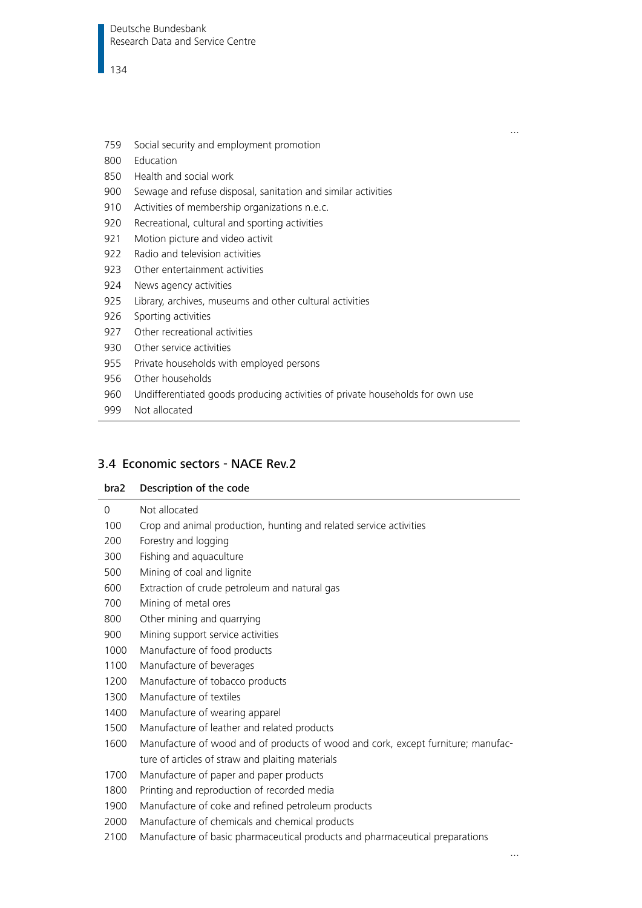…

| | |
|---|---|
| 759 | Social security and employment promotion |
| 800 | Education |
| 850 | Health and social work |
| 900 | Sewage and refuse disposal, sanitation and similar activities |
| 910 | Activities of membership organizations n.e.c. |
| 920 | Recreational, cultural and sporting activities |
| 921 | Motion picture and video activit |
| 922 | Radio and television activities |
| 923 | Other entertainment activities |
| 924 | News agency activities |
| 925 | Library, archives, museums and other cultural activities |
| 926 | Sporting activities |
| 927 | Other recreational activities |
| 930 | Other service activities |
| 955 | Private households with employed persons |
| 956 | Other households |
| 960 | Undifferentiated goods producing activities of private households for own use |
| 999 | Not allocated |

## 3.4 Economic sectors - NACE Rev.2

| bra2 | Description of the code |
|---|---|
| 0 | Not allocated |
| 100 | Crop and animal production, hunting and related service activities |
| 200 | Forestry and logging |
| 300 | Fishing and aquaculture |
| 500 | Mining of coal and lignite |
| 600 | Extraction of crude petroleum and natural gas |
| 700 | Mining of metal ores |
| 800 | Other mining and quarrying |
| 900 | Mining support service activities |
| 1000 | Manufacture of food products |
| 1100 | Manufacture of beverages |
| 1200 | Manufacture of tobacco products |
| 1300 | Manufacture of textiles |
| 1400 | Manufacture of wearing apparel |
| 1500 | Manufacture of leather and related products |
| 1600 | Manufacture of wood and of products of wood and cork, except furniture; manufacture of articles of straw and plaiting materials |
| 1700 | Manufacture of paper and paper products |
| 1800 | Printing and reproduction of recorded media |
| 1900 | Manufacture of coke and refined petroleum products |
| 2000 | Manufacture of chemicals and chemical products |
| 2100 | Manufacture of basic pharmaceutical products and pharmaceutical preparations |

…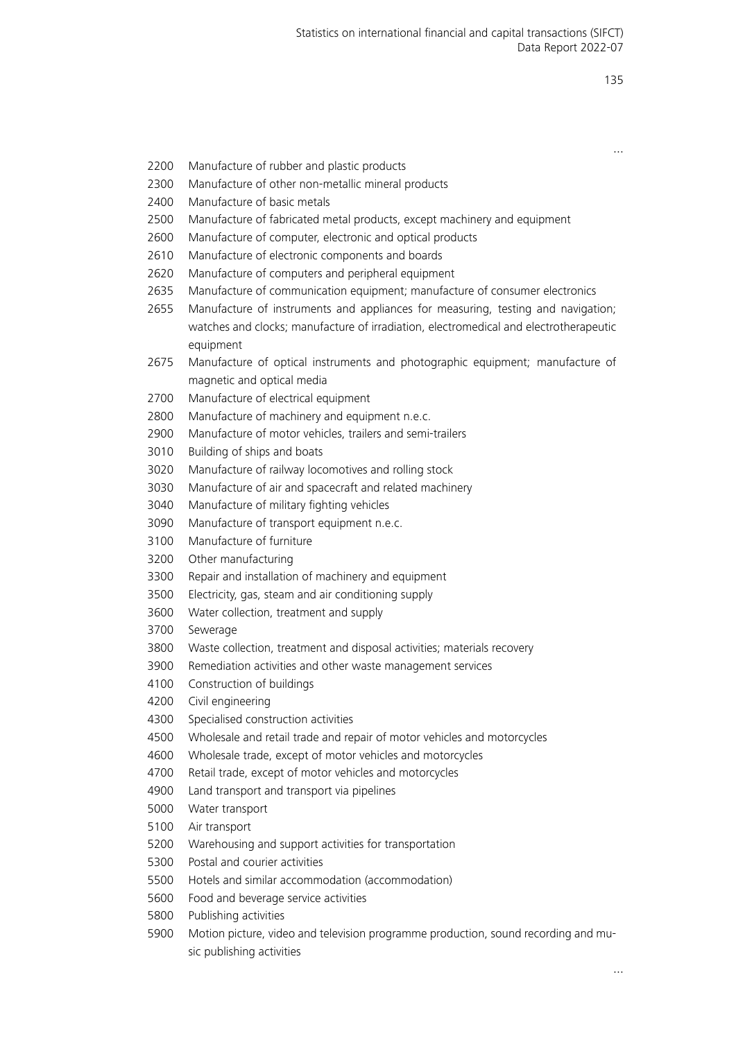…

2200 Manufacture of rubber and plastic products
2300 Manufacture of other non-metallic mineral products
2400 Manufacture of basic metals
2500 Manufacture of fabricated metal products, except machinery and equipment
2600 Manufacture of computer, electronic and optical products
2610 Manufacture of electronic components and boards
2620 Manufacture of computers and peripheral equipment
2635 Manufacture of communication equipment; manufacture of consumer electronics
2655 Manufacture of instruments and appliances for measuring, testing and navigation; watches and clocks; manufacture of irradiation, electromedical and electrotherapeutic equipment
2675 Manufacture of optical instruments and photographic equipment; manufacture of magnetic and optical media
2700 Manufacture of electrical equipment
2800 Manufacture of machinery and equipment n.e.c.
2900 Manufacture of motor vehicles, trailers and semi-trailers
3010 Building of ships and boats
3020 Manufacture of railway locomotives and rolling stock
3030 Manufacture of air and spacecraft and related machinery
3040 Manufacture of military fighting vehicles
3090 Manufacture of transport equipment n.e.c.
3100 Manufacture of furniture
3200 Other manufacturing
3300 Repair and installation of machinery and equipment
3500 Electricity, gas, steam and air conditioning supply
3600 Water collection, treatment and supply
3700 Sewerage
3800 Waste collection, treatment and disposal activities; materials recovery
3900 Remediation activities and other waste management services
4100 Construction of buildings
4200 Civil engineering
4300 Specialised construction activities
4500 Wholesale and retail trade and repair of motor vehicles and motorcycles
4600 Wholesale trade, except of motor vehicles and motorcycles
4700 Retail trade, except of motor vehicles and motorcycles
4900 Land transport and transport via pipelines
5000 Water transport
5100 Air transport
5200 Warehousing and support activities for transportation
5300 Postal and courier activities
5500 Hotels and similar accommodation (accommodation)
5600 Food and beverage service activities
5800 Publishing activities
5900 Motion picture, video and television programme production, sound recording and music publishing activities

…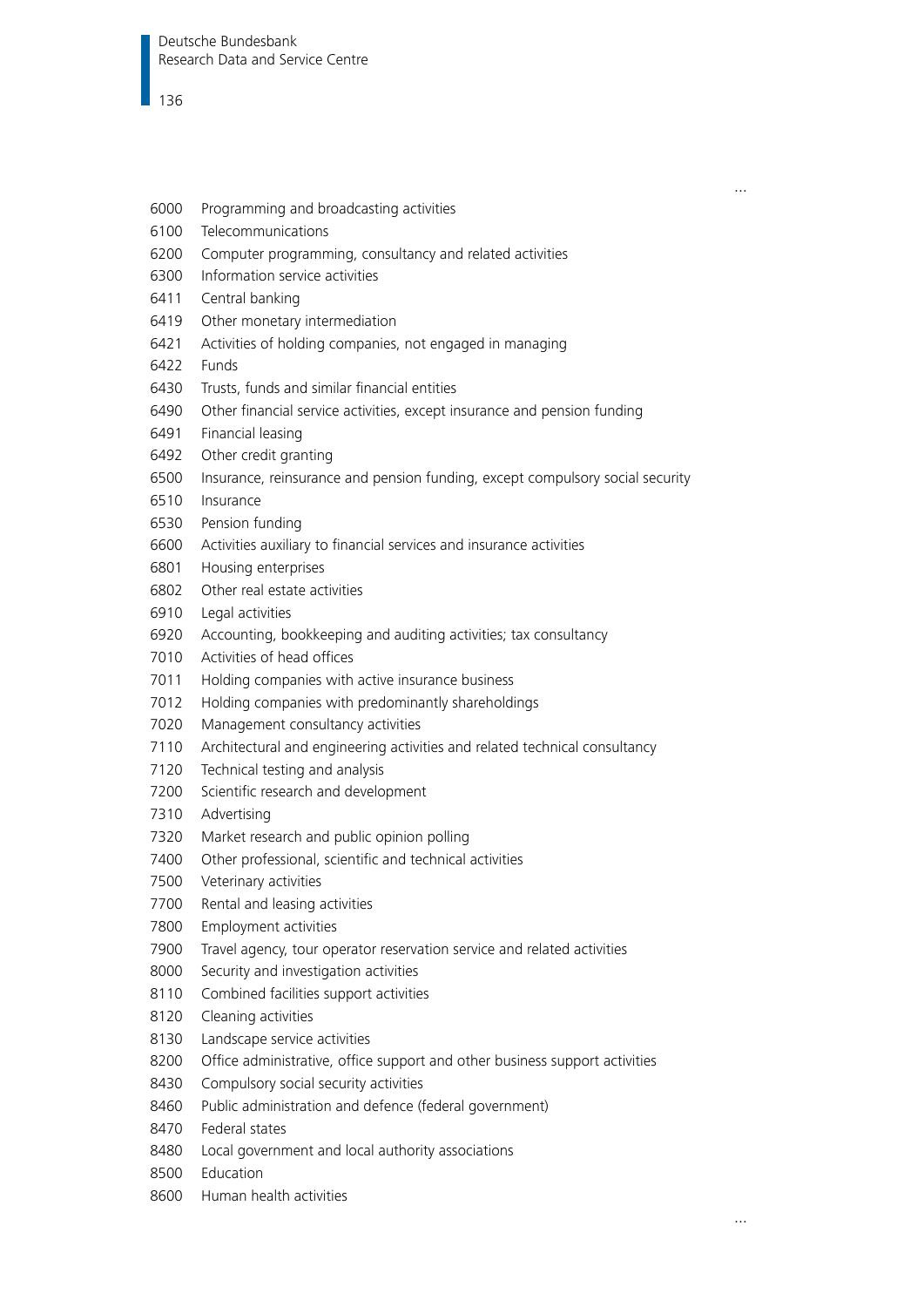…

| | |
|---|---|
| 6000 | Programming and broadcasting activities |
| 6100 | Telecommunications |
| 6200 | Computer programming, consultancy and related activities |
| 6300 | Information service activities |
| 6411 | Central banking |
| 6419 | Other monetary intermediation |
| 6421 | Activities of holding companies, not engaged in managing |
| 6422 | Funds |
| 6430 | Trusts, funds and similar financial entities |
| 6490 | Other financial service activities, except insurance and pension funding |
| 6491 | Financial leasing |
| 6492 | Other credit granting |
| 6500 | Insurance, reinsurance and pension funding, except compulsory social security |
| 6510 | Insurance |
| 6530 | Pension funding |
| 6600 | Activities auxiliary to financial services and insurance activities |
| 6801 | Housing enterprises |
| 6802 | Other real estate activities |
| 6910 | Legal activities |
| 6920 | Accounting, bookkeeping and auditing activities; tax consultancy |
| 7010 | Activities of head offices |
| 7011 | Holding companies with active insurance business |
| 7012 | Holding companies with predominantly shareholdings |
| 7020 | Management consultancy activities |
| 7110 | Architectural and engineering activities and related technical consultancy |
| 7120 | Technical testing and analysis |
| 7200 | Scientific research and development |
| 7310 | Advertising |
| 7320 | Market research and public opinion polling |
| 7400 | Other professional, scientific and technical activities |
| 7500 | Veterinary activities |
| 7700 | Rental and leasing activities |
| 7800 | Employment activities |
| 7900 | Travel agency, tour operator reservation service and related activities |
| 8000 | Security and investigation activities |
| 8110 | Combined facilities support activities |
| 8120 | Cleaning activities |
| 8130 | Landscape service activities |
| 8200 | Office administrative, office support and other business support activities |
| 8430 | Compulsory social security activities |
| 8460 | Public administration and defence (federal government) |
| 8470 | Federal states |
| 8480 | Local government and local authority associations |
| 8500 | Education |
| 8600 | Human health activities |

…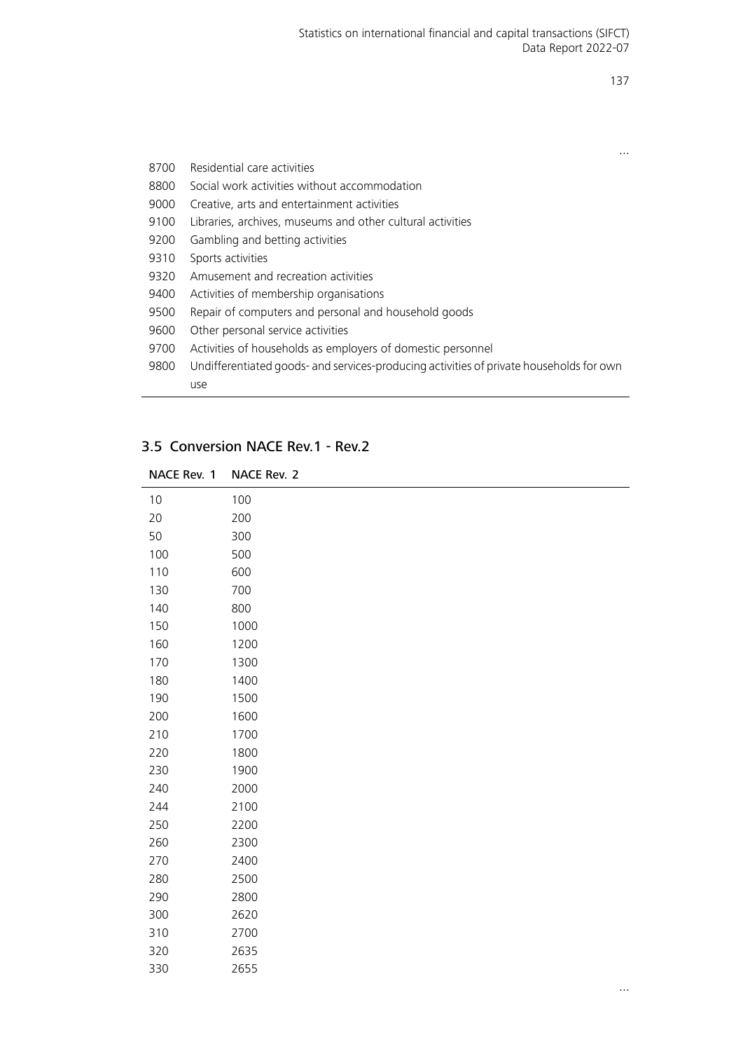…

| | |
|---|---|
| 8700 | Residential care activities |
| 8800 | Social work activities without accommodation |
| 9000 | Creative, arts and entertainment activities |
| 9100 | Libraries, archives, museums and other cultural activities |
| 9200 | Gambling and betting activities |
| 9310 | Sports activities |
| 9320 | Amusement and recreation activities |
| 9400 | Activities of membership organisations |
| 9500 | Repair of computers and personal and household goods |
| 9600 | Other personal service activities |
| 9700 | Activities of households as employers of domestic personnel |
| 9800 | Undifferentiated goods- and services-producing activities of private households for own use |

## 3.5 Conversion NACE Rev.1 - Rev.2

| NACE Rev. 1 | NACE Rev. 2 |
|---|---|
| 10 | 100 |
| 20 | 200 |
| 50 | 300 |
| 100 | 500 |
| 110 | 600 |
| 130 | 700 |
| 140 | 800 |
| 150 | 1000 |
| 160 | 1200 |
| 170 | 1300 |
| 180 | 1400 |
| 190 | 1500 |
| 200 | 1600 |
| 210 | 1700 |
| 220 | 1800 |
| 230 | 1900 |
| 240 | 2000 |
| 244 | 2100 |
| 250 | 2200 |
| 260 | 2300 |
| 270 | 2400 |
| 280 | 2500 |
| 290 | 2800 |
| 300 | 2620 |
| 310 | 2700 |
| 320 | 2635 |
| 330 | 2655 |

…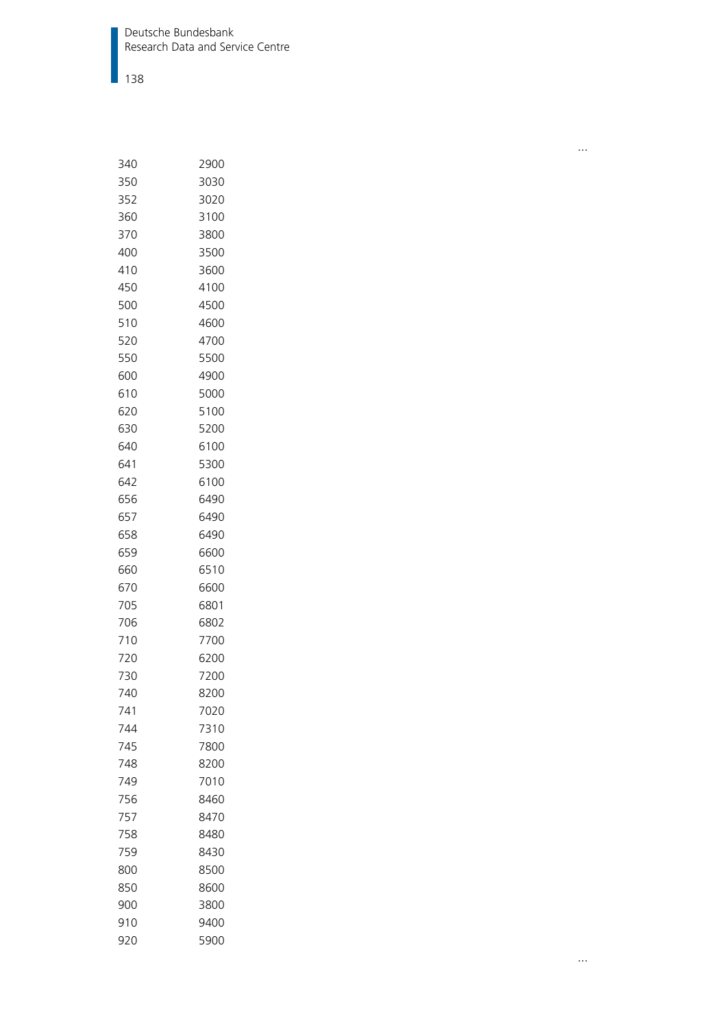…

| | |
|---|---|
| 340 | 2900 |
| 350 | 3030 |
| 352 | 3020 |
| 360 | 3100 |
| 370 | 3800 |
| 400 | 3500 |
| 410 | 3600 |
| 450 | 4100 |
| 500 | 4500 |
| 510 | 4600 |
| 520 | 4700 |
| 550 | 5500 |
| 600 | 4900 |
| 610 | 5000 |
| 620 | 5100 |
| 630 | 5200 |
| 640 | 6100 |
| 641 | 5300 |
| 642 | 6100 |
| 656 | 6490 |
| 657 | 6490 |
| 658 | 6490 |
| 659 | 6600 |
| 660 | 6510 |
| 670 | 6600 |
| 705 | 6801 |
| 706 | 6802 |
| 710 | 7700 |
| 720 | 6200 |
| 730 | 7200 |
| 740 | 8200 |
| 741 | 7020 |
| 744 | 7310 |
| 745 | 7800 |
| 748 | 8200 |
| 749 | 7010 |
| 756 | 8460 |
| 757 | 8470 |
| 758 | 8480 |
| 759 | 8430 |
| 800 | 8500 |
| 850 | 8600 |
| 900 | 3800 |
| 910 | 9400 |
| 920 | 5900 |

…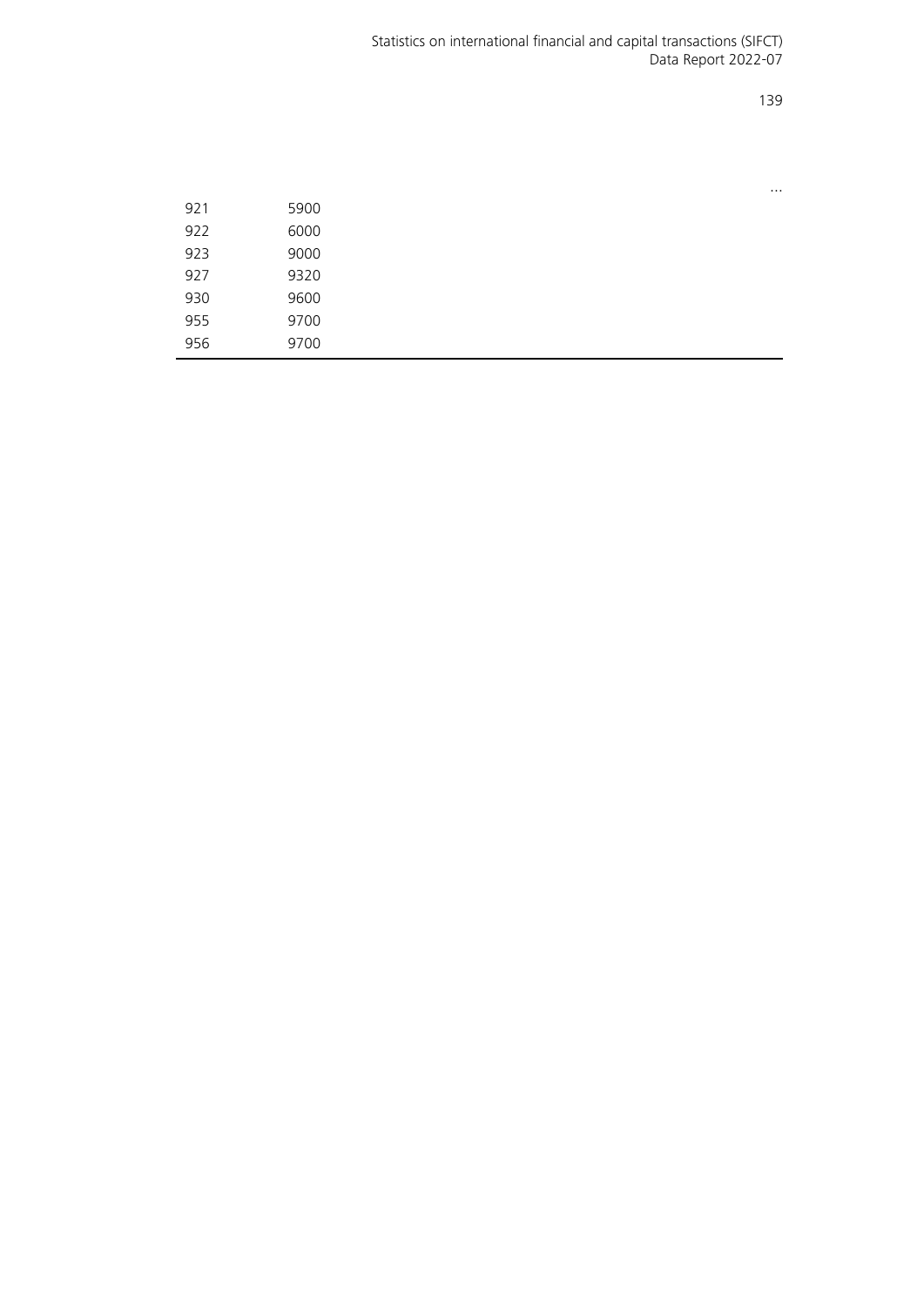...

| | |
|---|---|
| 921 | 5900 |
| 922 | 6000 |
| 923 | 9000 |
| 927 | 9320 |
| 930 | 9600 |
| 955 | 9700 |
| 956 | 9700 |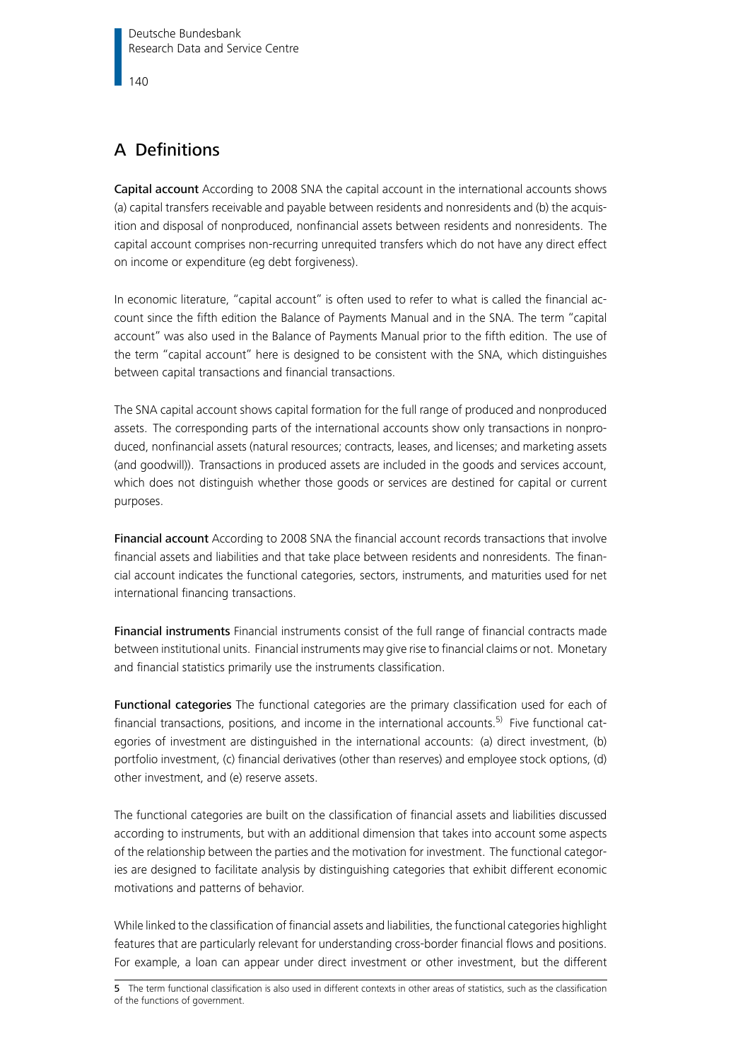## A Definitions

**Capital account** According to 2008 SNA the capital account in the international accounts shows (a) capital transfers receivable and payable between residents and nonresidents and (b) the acquisition and disposal of nonproduced, nonfinancial assets between residents and nonresidents. The capital account comprises non-recurring unrequited transfers which do not have any direct effect on income or expenditure (eg debt forgiveness).

In economic literature, "capital account" is often used to refer to what is called the financial account since the fifth edition the Balance of Payments Manual and in the SNA. The term "capital account" was also used in the Balance of Payments Manual prior to the fifth edition. The use of the term "capital account" here is designed to be consistent with the SNA, which distinguishes between capital transactions and financial transactions.

The SNA capital account shows capital formation for the full range of produced and nonproduced assets. The corresponding parts of the international accounts show only transactions in nonproduced, nonfinancial assets (natural resources; contracts, leases, and licenses; and marketing assets (and goodwill)). Transactions in produced assets are included in the goods and services account, which does not distinguish whether those goods or services are destined for capital or current purposes.

**Financial account** According to 2008 SNA the financial account records transactions that involve financial assets and liabilities and that take place between residents and nonresidents. The financial account indicates the functional categories, sectors, instruments, and maturities used for net international financing transactions.

**Financial instruments** Financial instruments consist of the full range of financial contracts made between institutional units. Financial instruments may give rise to financial claims or not. Monetary and financial statistics primarily use the instruments classification.

**Functional categories** The functional categories are the primary classification used for each of financial transactions, positions, and income in the international accounts.[5] Five functional categories of investment are distinguished in the international accounts: (a) direct investment, (b) portfolio investment, (c) financial derivatives (other than reserves) and employee stock options, (d) other investment, and (e) reserve assets.

The functional categories are built on the classification of financial assets and liabilities discussed according to instruments, but with an additional dimension that takes into account some aspects of the relationship between the parties and the motivation for investment. The functional categories are designed to facilitate analysis by distinguishing categories that exhibit different economic motivations and patterns of behavior.

While linked to the classification of financial assets and liabilities, the functional categories highlight features that are particularly relevant for understanding cross-border financial flows and positions. For example, a loan can appear under direct investment or other investment, but the different

5 The term functional classification is also used in different contexts in other areas of statistics, such as the classification of the functions of government.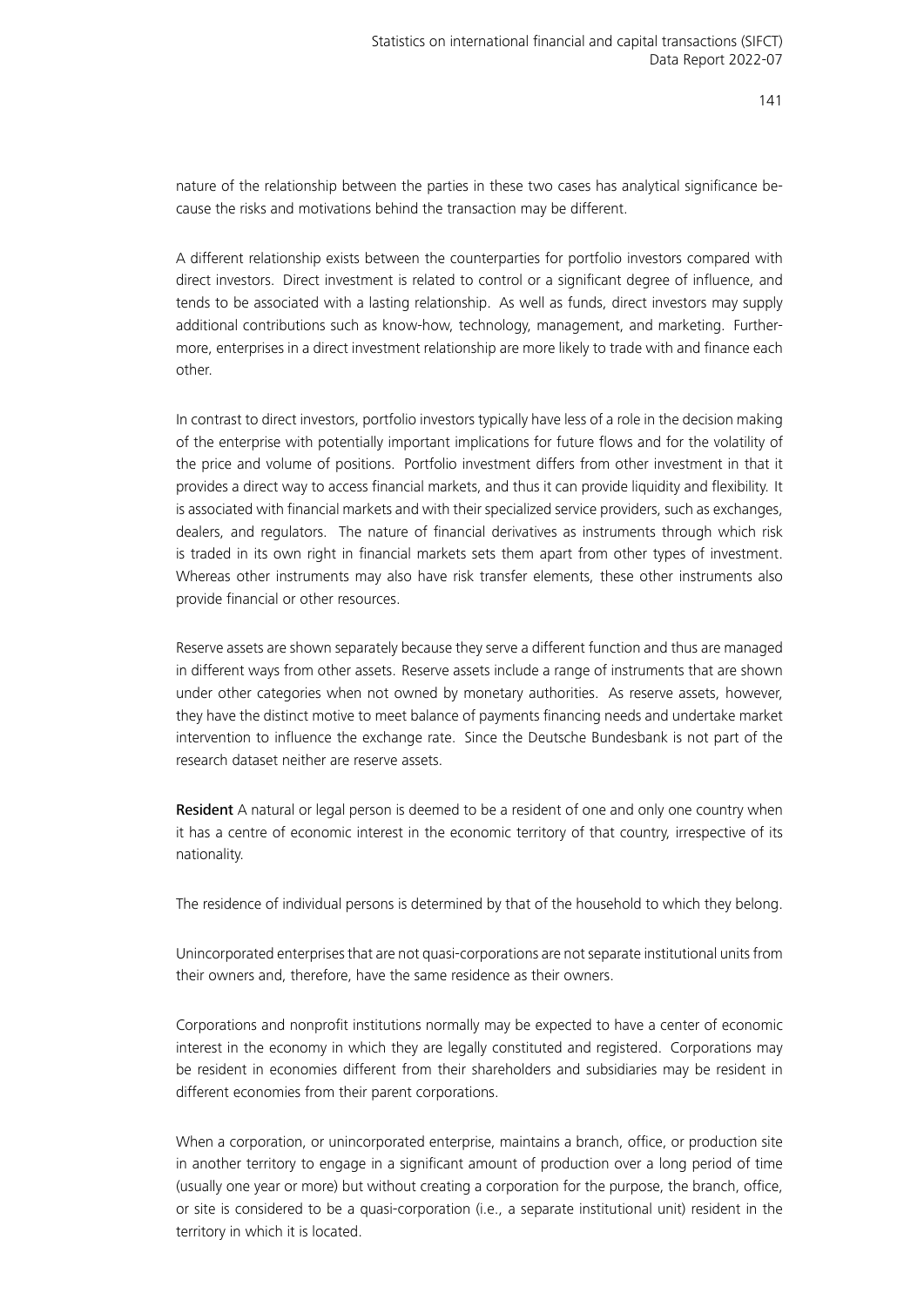nature of the relationship between the parties in these two cases has analytical significance because the risks and motivations behind the transaction may be different.

A different relationship exists between the counterparties for portfolio investors compared with direct investors. Direct investment is related to control or a significant degree of influence, and tends to be associated with a lasting relationship. As well as funds, direct investors may supply additional contributions such as know-how, technology, management, and marketing. Furthermore, enterprises in a direct investment relationship are more likely to trade with and finance each other.

In contrast to direct investors, portfolio investors typically have less of a role in the decision making of the enterprise with potentially important implications for future flows and for the volatility of the price and volume of positions. Portfolio investment differs from other investment in that it provides a direct way to access financial markets, and thus it can provide liquidity and flexibility. It is associated with financial markets and with their specialized service providers, such as exchanges, dealers, and regulators. The nature of financial derivatives as instruments through which risk is traded in its own right in financial markets sets them apart from other types of investment. Whereas other instruments may also have risk transfer elements, these other instruments also provide financial or other resources.

Reserve assets are shown separately because they serve a different function and thus are managed in different ways from other assets. Reserve assets include a range of instruments that are shown under other categories when not owned by monetary authorities. As reserve assets, however, they have the distinct motive to meet balance of payments financing needs and undertake market intervention to influence the exchange rate. Since the Deutsche Bundesbank is not part of the research dataset neither are reserve assets.

**Resident** A natural or legal person is deemed to be a resident of one and only one country when it has a centre of economic interest in the economic territory of that country, irrespective of its nationality.

The residence of individual persons is determined by that of the household to which they belong.

Unincorporated enterprises that are not quasi-corporations are not separate institutional units from their owners and, therefore, have the same residence as their owners.

Corporations and nonprofit institutions normally may be expected to have a center of economic interest in the economy in which they are legally constituted and registered. Corporations may be resident in economies different from their shareholders and subsidiaries may be resident in different economies from their parent corporations.

When a corporation, or unincorporated enterprise, maintains a branch, office, or production site in another territory to engage in a significant amount of production over a long period of time (usually one year or more) but without creating a corporation for the purpose, the branch, office, or site is considered to be a quasi-corporation (i.e., a separate institutional unit) resident in the territory in which it is located.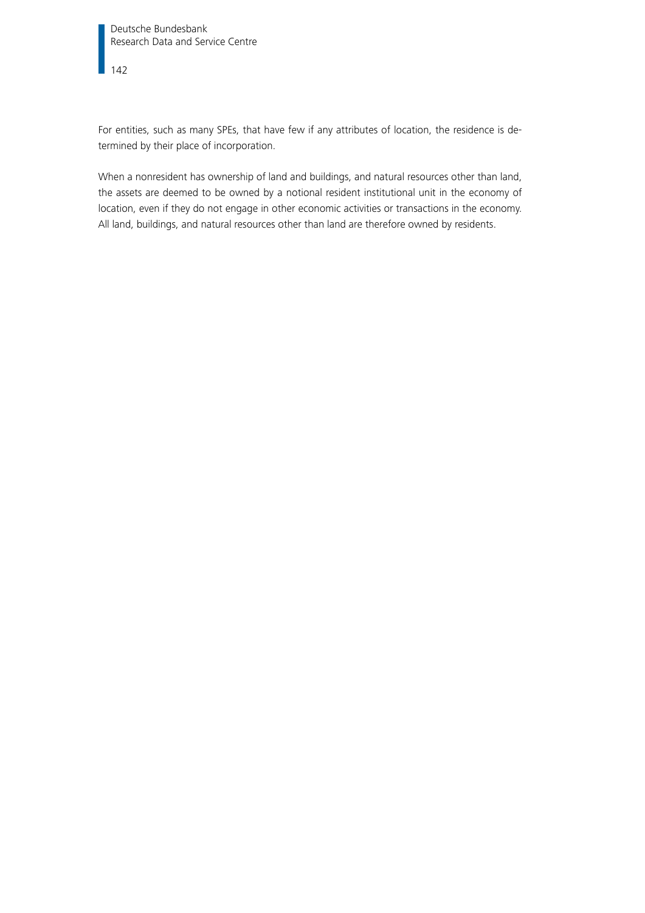For entities, such as many SPEs, that have few if any attributes of location, the residence is determined by their place of incorporation.

When a nonresident has ownership of land and buildings, and natural resources other than land, the assets are deemed to be owned by a notional resident institutional unit in the economy of location, even if they do not engage in other economic activities or transactions in the economy. All land, buildings, and natural resources other than land are therefore owned by residents.